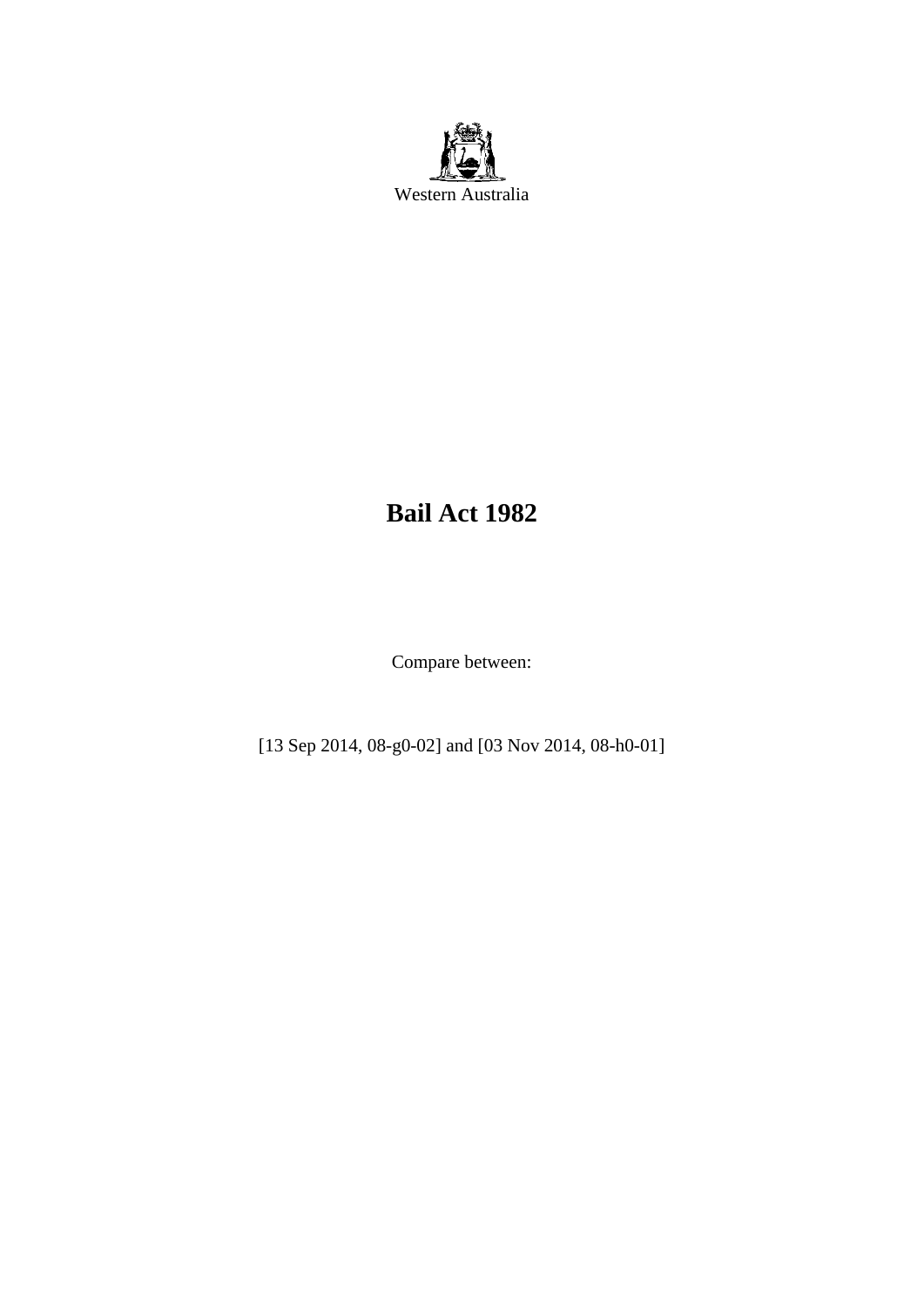Western Australia

# Bail Act 1982

Compare between:

[13 Sep 2014, 08-g0-02] and [03 Nov 2014, 08-h0-01]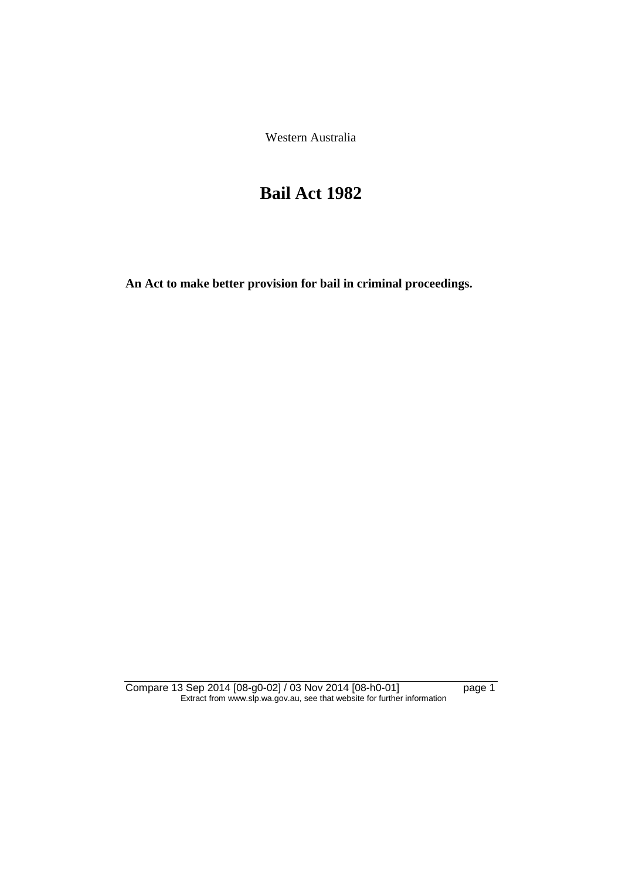Western Australia

# Bail Act 1982

**An Act to make better provision for bail in criminal proceedings.**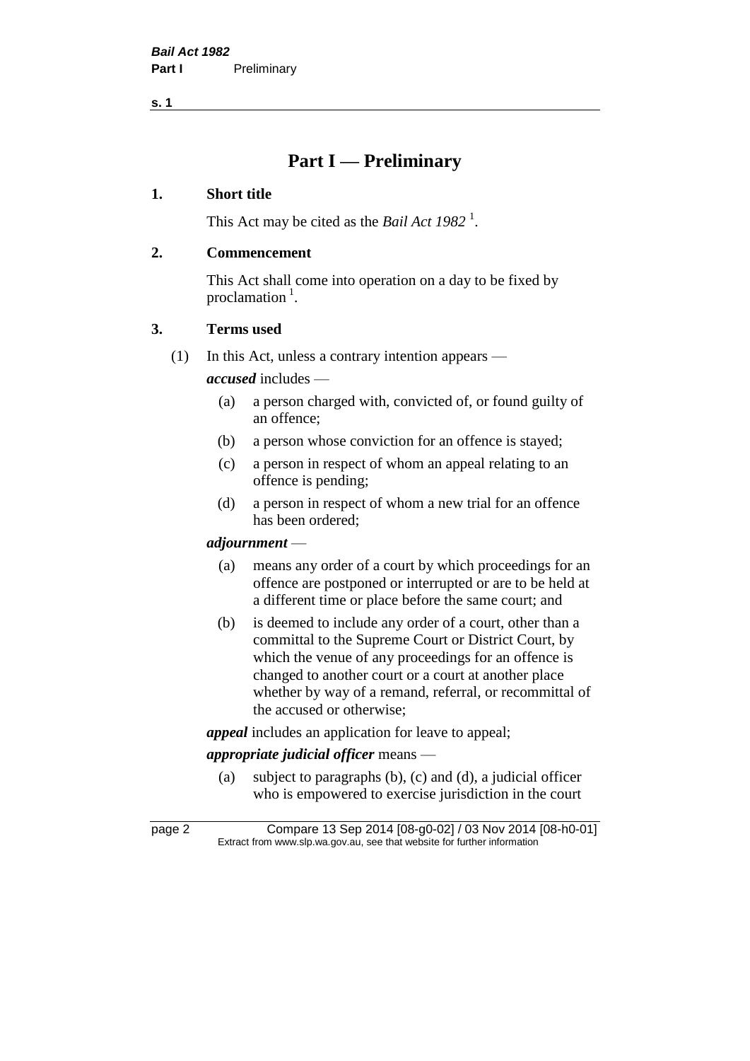# Part I — Preliminary

## 1. Short title

This Act may be cited as the *Bail Act 1982* [1].

## 2. Commencement

This Act shall come into operation on a day to be fixed by proclamation [1].

## 3. Terms used

(1) In this Act, unless a contrary intention appears —

***accused*** includes —

(a) a person charged with, convicted of, or found guilty of an offence;

(b) a person whose conviction for an offence is stayed;

(c) a person in respect of whom an appeal relating to an offence is pending;

(d) a person in respect of whom a new trial for an offence has been ordered;

***adjournment*** —

(a) means any order of a court by which proceedings for an offence are postponed or interrupted or are to be held at a different time or place before the same court; and

(b) is deemed to include any order of a court, other than a committal to the Supreme Court or District Court, by which the venue of any proceedings for an offence is changed to another court or a court at another place whether by way of a remand, referral, or recommittal of the accused or otherwise;

***appeal*** includes an application for leave to appeal;

***appropriate judicial officer*** means —

(a) subject to paragraphs (b), (c) and (d), a judicial officer who is empowered to exercise jurisdiction in the court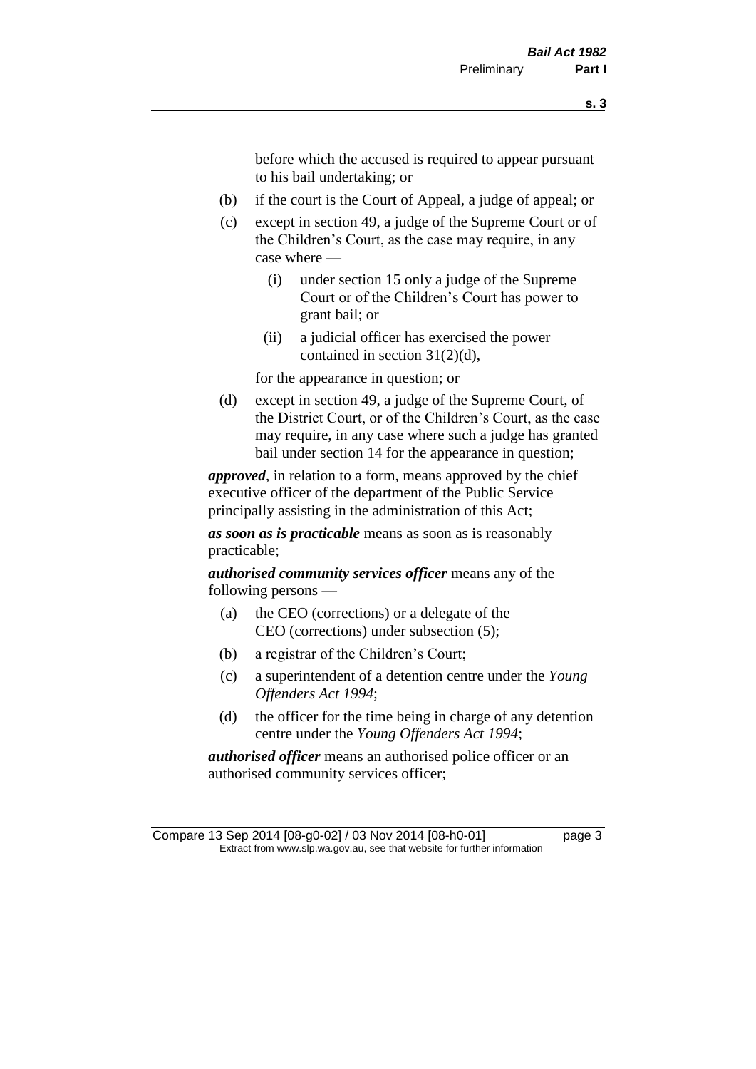before which the accused is required to appear pursuant to his bail undertaking; or

(b) if the court is the Court of Appeal, a judge of appeal; or

(c) except in section 49, a judge of the Supreme Court or of the Children's Court, as the case may require, in any case where —

  (i) under section 15 only a judge of the Supreme Court or of the Children's Court has power to grant bail; or

  (ii) a judicial officer has exercised the power contained in section 31(2)(d),

for the appearance in question; or

(d) except in section 49, a judge of the Supreme Court, of the District Court, or of the Children's Court, as the case may require, in any case where such a judge has granted bail under section 14 for the appearance in question;

***approved***, in relation to a form, means approved by the chief executive officer of the department of the Public Service principally assisting in the administration of this Act;

***as soon as is practicable*** means as soon as is reasonably practicable;

***authorised community services officer*** means any of the following persons —

(a) the CEO (corrections) or a delegate of the CEO (corrections) under subsection (5);

(b) a registrar of the Children's Court;

(c) a superintendent of a detention centre under the *Young Offenders Act 1994*;

(d) the officer for the time being in charge of any detention centre under the *Young Offenders Act 1994*;

***authorised officer*** means an authorised police officer or an authorised community services officer;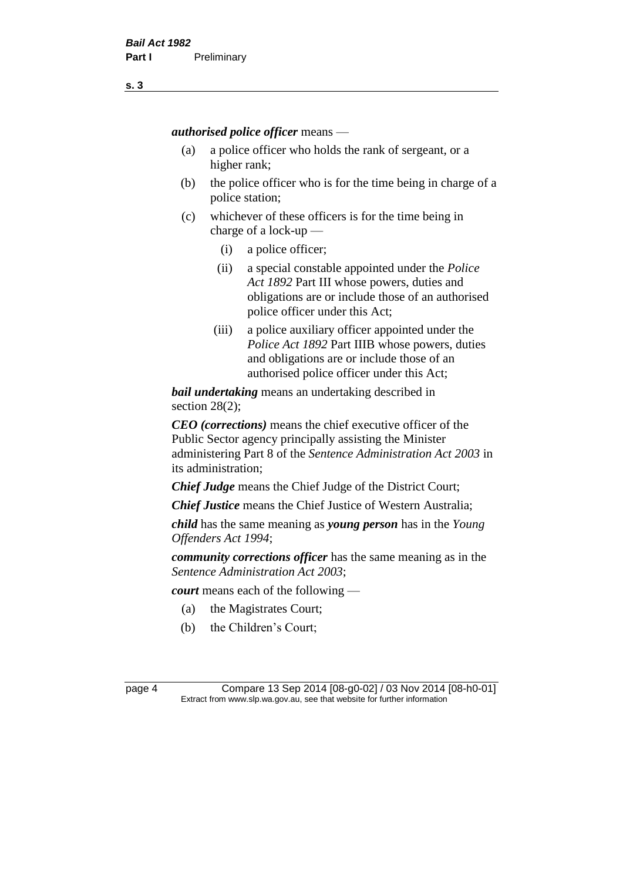***authorised police officer*** means —

(a) a police officer who holds the rank of sergeant, or a higher rank;

(b) the police officer who is for the time being in charge of a police station;

(c) whichever of these officers is for the time being in charge of a lock-up —

  (i) a police officer;

  (ii) a special constable appointed under the *Police Act 1892* Part III whose powers, duties and obligations are or include those of an authorised police officer under this Act;

  (iii) a police auxiliary officer appointed under the *Police Act 1892* Part IIIB whose powers, duties and obligations are or include those of an authorised police officer under this Act;

***bail undertaking*** means an undertaking described in section 28(2);

***CEO (corrections)*** means the chief executive officer of the Public Sector agency principally assisting the Minister administering Part 8 of the *Sentence Administration Act 2003* in its administration;

***Chief Judge*** means the Chief Judge of the District Court;

***Chief Justice*** means the Chief Justice of Western Australia;

***child*** has the same meaning as ***young person*** has in the *Young Offenders Act 1994*;

***community corrections officer*** has the same meaning as in the *Sentence Administration Act 2003*;

***court*** means each of the following —

(a) the Magistrates Court;

(b) the Children's Court;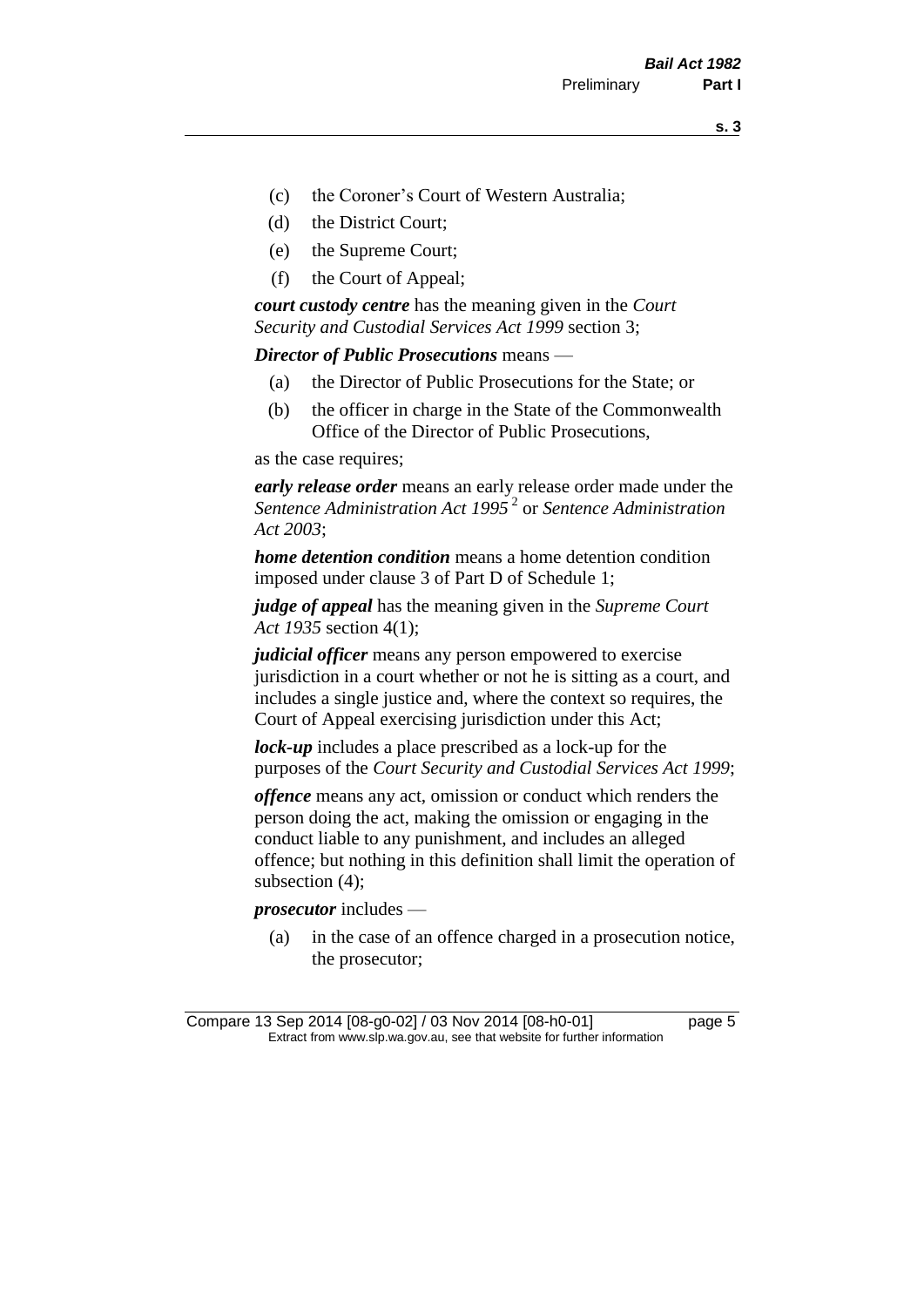(c) the Coroner's Court of Western Australia;

(d) the District Court;

(e) the Supreme Court;

(f) the Court of Appeal;

***court custody centre*** has the meaning given in the *Court Security and Custodial Services Act 1999* section 3;

***Director of Public Prosecutions*** means —

(a) the Director of Public Prosecutions for the State; or

(b) the officer in charge in the State of the Commonwealth Office of the Director of Public Prosecutions,

as the case requires;

***early release order*** means an early release order made under the *Sentence Administration Act 1995* [2] or *Sentence Administration Act 2003*;

***home detention condition*** means a home detention condition imposed under clause 3 of Part D of Schedule 1;

***judge of appeal*** has the meaning given in the *Supreme Court Act 1935* section 4(1);

***judicial officer*** means any person empowered to exercise jurisdiction in a court whether or not he is sitting as a court, and includes a single justice and, where the context so requires, the Court of Appeal exercising jurisdiction under this Act;

***lock-up*** includes a place prescribed as a lock-up for the purposes of the *Court Security and Custodial Services Act 1999*;

***offence*** means any act, omission or conduct which renders the person doing the act, making the omission or engaging in the conduct liable to any punishment, and includes an alleged offence; but nothing in this definition shall limit the operation of subsection (4);

***prosecutor*** includes —

(a) in the case of an offence charged in a prosecution notice, the prosecutor;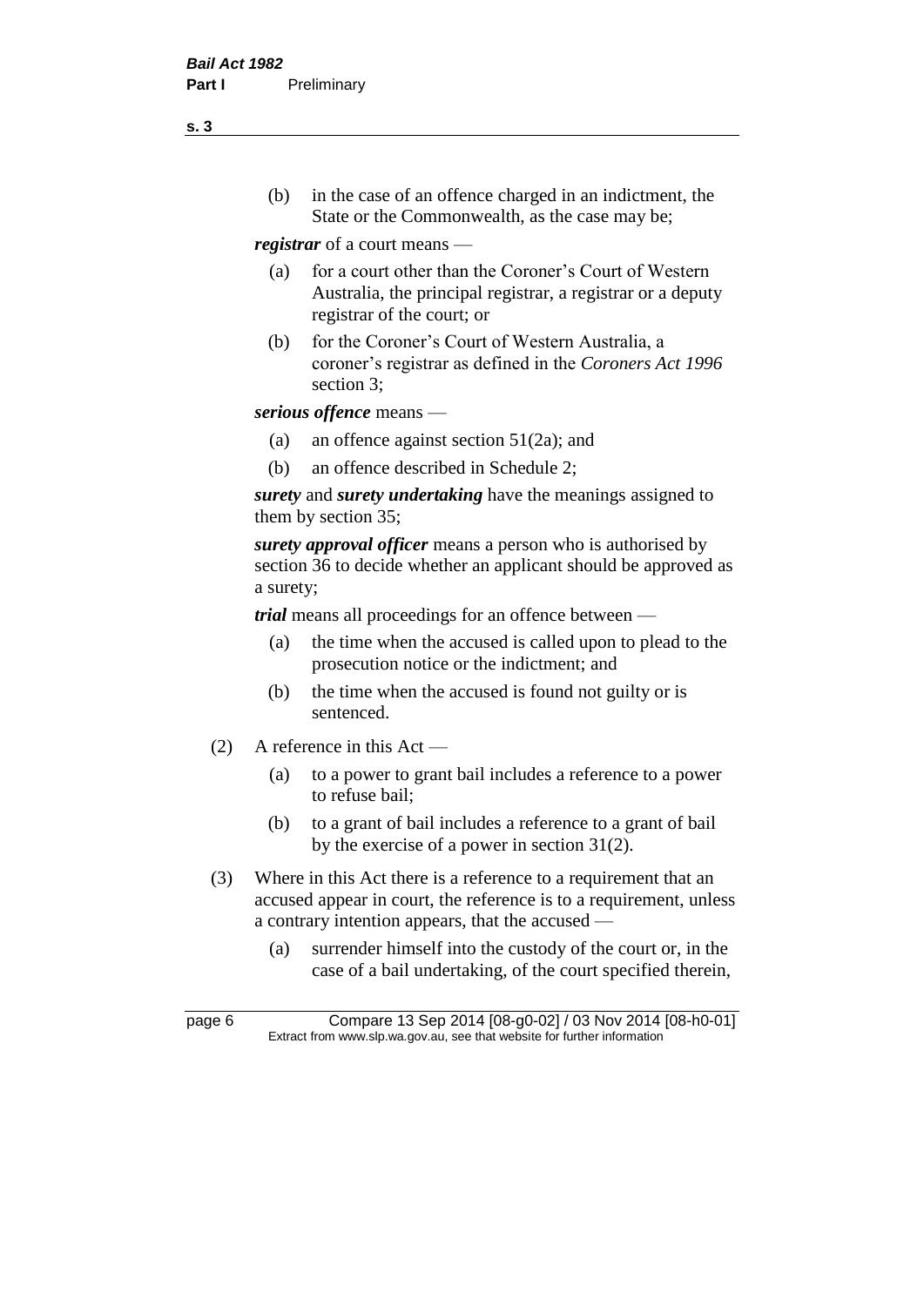(b) in the case of an offence charged in an indictment, the State or the Commonwealth, as the case may be;

***registrar*** of a court means —

(a) for a court other than the Coroner's Court of Western Australia, the principal registrar, a registrar or a deputy registrar of the court; or

(b) for the Coroner's Court of Western Australia, a coroner's registrar as defined in the *Coroners Act 1996* section 3;

***serious offence*** means —

(a) an offence against section 51(2a); and

(b) an offence described in Schedule 2;

***surety*** and ***surety undertaking*** have the meanings assigned to them by section 35;

***surety approval officer*** means a person who is authorised by section 36 to decide whether an applicant should be approved as a surety;

***trial*** means all proceedings for an offence between —

(a) the time when the accused is called upon to plead to the prosecution notice or the indictment; and

(b) the time when the accused is found not guilty or is sentenced.

(2) A reference in this Act —

(a) to a power to grant bail includes a reference to a power to refuse bail;

(b) to a grant of bail includes a reference to a grant of bail by the exercise of a power in section 31(2).

(3) Where in this Act there is a reference to a requirement that an accused appear in court, the reference is to a requirement, unless a contrary intention appears, that the accused —

(a) surrender himself into the custody of the court or, in the case of a bail undertaking, of the court specified therein,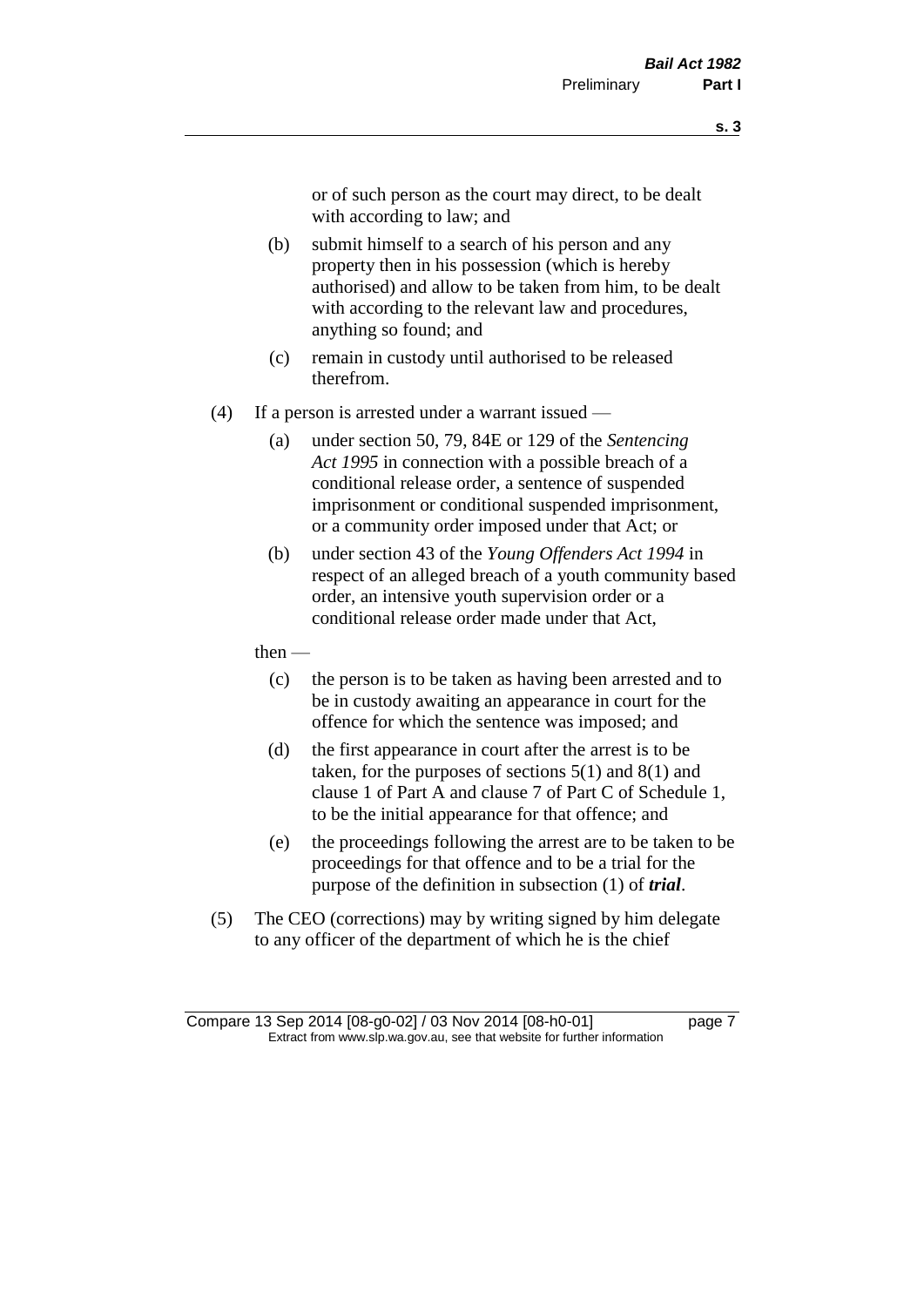or of such person as the court may direct, to be dealt with according to law; and

(b) submit himself to a search of his person and any property then in his possession (which is hereby authorised) and allow to be taken from him, to be dealt with according to the relevant law and procedures, anything so found; and

(c) remain in custody until authorised to be released therefrom.

(4) If a person is arrested under a warrant issued —

(a) under section 50, 79, 84E or 129 of the *Sentencing Act 1995* in connection with a possible breach of a conditional release order, a sentence of suspended imprisonment or conditional suspended imprisonment, or a community order imposed under that Act; or

(b) under section 43 of the *Young Offenders Act 1994* in respect of an alleged breach of a youth community based order, an intensive youth supervision order or a conditional release order made under that Act,

then —

(c) the person is to be taken as having been arrested and to be in custody awaiting an appearance in court for the offence for which the sentence was imposed; and

(d) the first appearance in court after the arrest is to be taken, for the purposes of sections 5(1) and 8(1) and clause 1 of Part A and clause 7 of Part C of Schedule 1, to be the initial appearance for that offence; and

(e) the proceedings following the arrest are to be taken to be proceedings for that offence and to be a trial for the purpose of the definition in subsection (1) of ***trial***.

(5) The CEO (corrections) may by writing signed by him delegate to any officer of the department of which he is the chief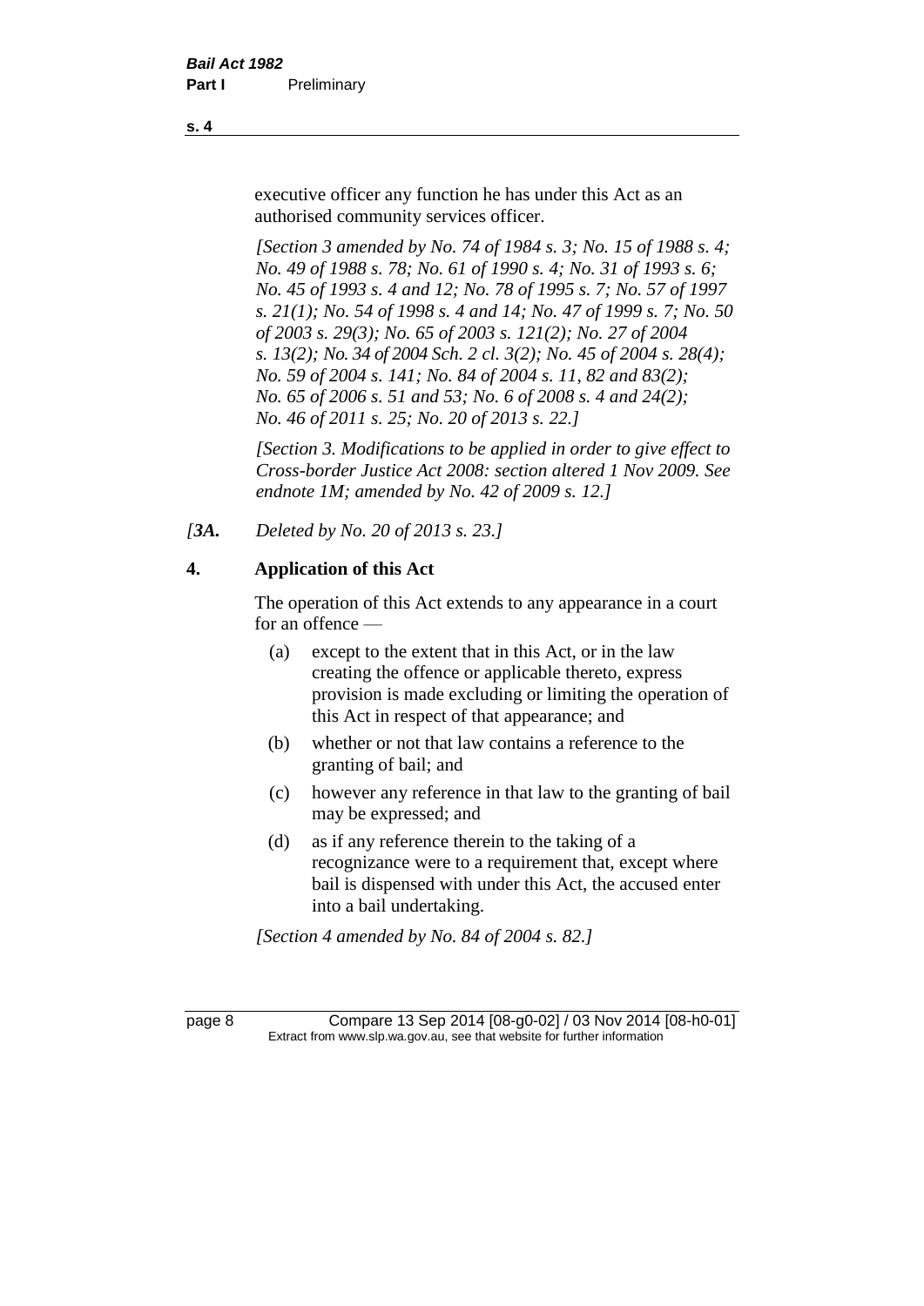executive officer any function he has under this Act as an authorised community services officer.

*[Section 3 amended by No. 74 of 1984 s. 3; No. 15 of 1988 s. 4; No. 49 of 1988 s. 78; No. 61 of 1990 s. 4; No. 31 of 1993 s. 6; No. 45 of 1993 s. 4 and 12; No. 78 of 1995 s. 7; No. 57 of 1997 s. 21(1); No. 54 of 1998 s. 4 and 14; No. 47 of 1999 s. 7; No. 50 of 2003 s. 29(3); No. 65 of 2003 s. 121(2); No. 27 of 2004 s. 13(2); No. 34 of 2004 Sch. 2 cl. 3(2); No. 45 of 2004 s. 28(4); No. 59 of 2004 s. 141; No. 84 of 2004 s. 11, 82 and 83(2); No. 65 of 2006 s. 51 and 53; No. 6 of 2008 s. 4 and 24(2); No. 46 of 2011 s. 25; No. 20 of 2013 s. 22.]*

*[Section 3. Modifications to be applied in order to give effect to Cross-border Justice Act 2008: section altered 1 Nov 2009. See endnote 1M; amended by No. 42 of 2009 s. 12.]*

*[3A. Deleted by No. 20 of 2013 s. 23.]*

**4. Application of this Act**

The operation of this Act extends to any appearance in a court for an offence —

(a) except to the extent that in this Act, or in the law creating the offence or applicable thereto, express provision is made excluding or limiting the operation of this Act in respect of that appearance; and

(b) whether or not that law contains a reference to the granting of bail; and

(c) however any reference in that law to the granting of bail may be expressed; and

(d) as if any reference therein to the taking of a recognizance were to a requirement that, except where bail is dispensed with under this Act, the accused enter into a bail undertaking.

*[Section 4 amended by No. 84 of 2004 s. 82.]*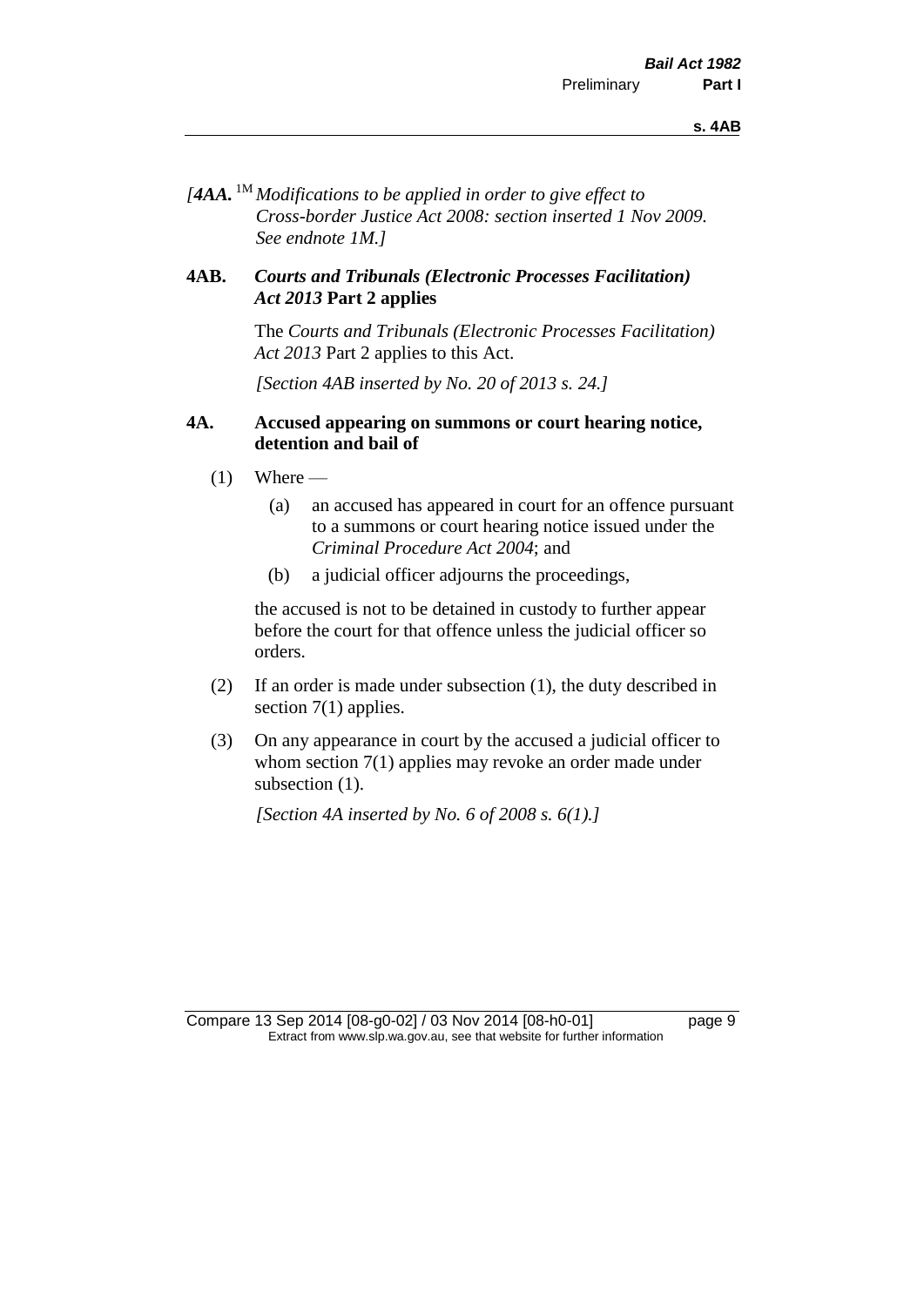*[4AA.* [1M] *Modifications to be applied in order to give effect to Cross-border Justice Act 2008: section inserted 1 Nov 2009. See endnote 1M.]*

## 4AB. *Courts and Tribunals (Electronic Processes Facilitation) Act 2013* Part 2 applies

The *Courts and Tribunals (Electronic Processes Facilitation) Act 2013* Part 2 applies to this Act.

*[Section 4AB inserted by No. 20 of 2013 s. 24.]*

## 4A. Accused appearing on summons or court hearing notice, detention and bail of

(1) Where —

(a) an accused has appeared in court for an offence pursuant to a summons or court hearing notice issued under the *Criminal Procedure Act 2004*; and

(b) a judicial officer adjourns the proceedings,

the accused is not to be detained in custody to further appear before the court for that offence unless the judicial officer so orders.

(2) If an order is made under subsection (1), the duty described in section 7(1) applies.

(3) On any appearance in court by the accused a judicial officer to whom section 7(1) applies may revoke an order made under subsection (1).

*[Section 4A inserted by No. 6 of 2008 s. 6(1).]*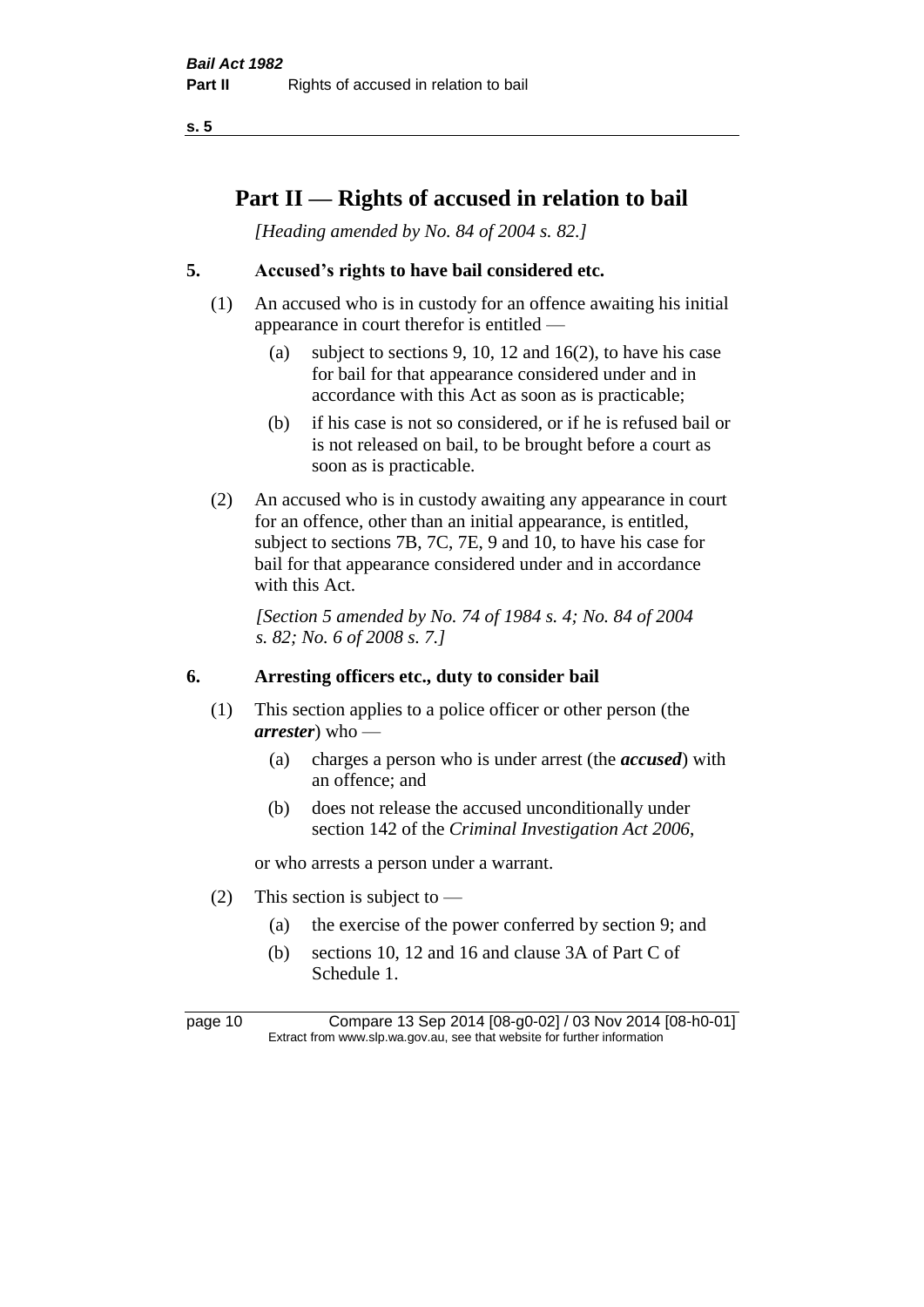# Part II — Rights of accused in relation to bail

*[Heading amended by No. 84 of 2004 s. 82.]*

## 5. Accused's rights to have bail considered etc.

(1) An accused who is in custody for an offence awaiting his initial appearance in court therefor is entitled —

  (a) subject to sections 9, 10, 12 and 16(2), to have his case for bail for that appearance considered under and in accordance with this Act as soon as is practicable;

  (b) if his case is not so considered, or if he is refused bail or is not released on bail, to be brought before a court as soon as is practicable.

(2) An accused who is in custody awaiting any appearance in court for an offence, other than an initial appearance, is entitled, subject to sections 7B, 7C, 7E, 9 and 10, to have his case for bail for that appearance considered under and in accordance with this Act.

*[Section 5 amended by No. 74 of 1984 s. 4; No. 84 of 2004 s. 82; No. 6 of 2008 s. 7.]*

## 6. Arresting officers etc., duty to consider bail

(1) This section applies to a police officer or other person (the ***arrester***) who —

  (a) charges a person who is under arrest (the ***accused***) with an offence; and

  (b) does not release the accused unconditionally under section 142 of the *Criminal Investigation Act 2006*,

or who arrests a person under a warrant.

(2) This section is subject to —

  (a) the exercise of the power conferred by section 9; and

  (b) sections 10, 12 and 16 and clause 3A of Part C of Schedule 1.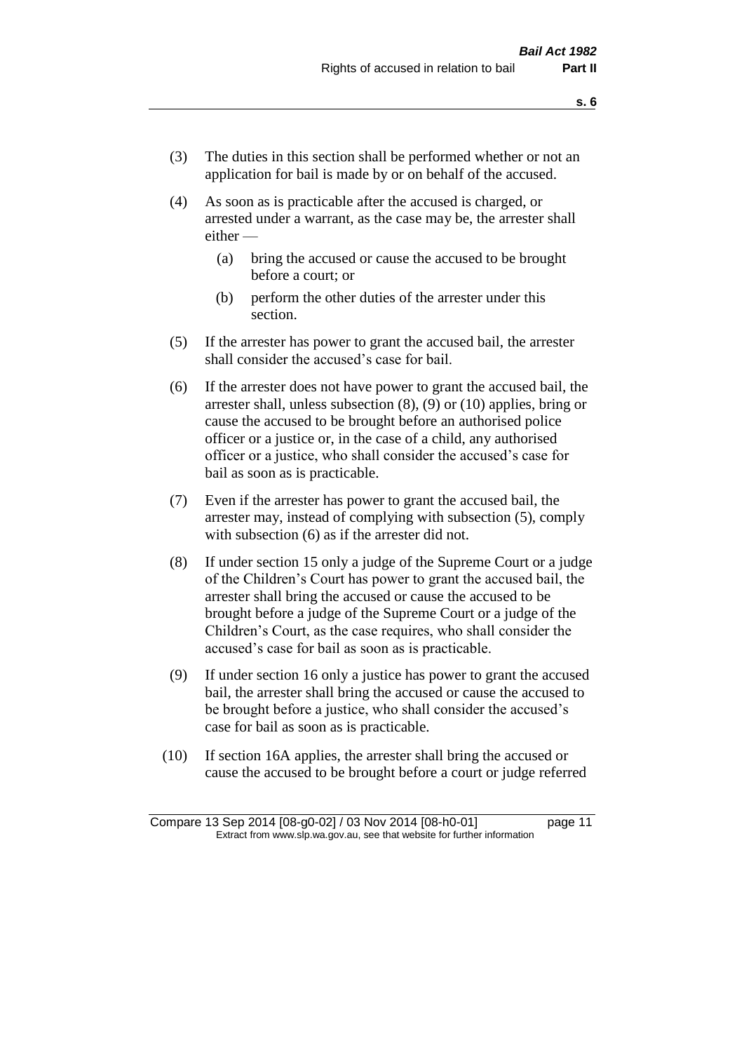(3) The duties in this section shall be performed whether or not an application for bail is made by or on behalf of the accused.

(4) As soon as is practicable after the accused is charged, or arrested under a warrant, as the case may be, the arrester shall either —

  (a) bring the accused or cause the accused to be brought before a court; or

  (b) perform the other duties of the arrester under this section.

(5) If the arrester has power to grant the accused bail, the arrester shall consider the accused's case for bail.

(6) If the arrester does not have power to grant the accused bail, the arrester shall, unless subsection (8), (9) or (10) applies, bring or cause the accused to be brought before an authorised police officer or a justice or, in the case of a child, any authorised officer or a justice, who shall consider the accused's case for bail as soon as is practicable.

(7) Even if the arrester has power to grant the accused bail, the arrester may, instead of complying with subsection (5), comply with subsection (6) as if the arrester did not.

(8) If under section 15 only a judge of the Supreme Court or a judge of the Children's Court has power to grant the accused bail, the arrester shall bring the accused or cause the accused to be brought before a judge of the Supreme Court or a judge of the Children's Court, as the case requires, who shall consider the accused's case for bail as soon as is practicable.

(9) If under section 16 only a justice has power to grant the accused bail, the arrester shall bring the accused or cause the accused to be brought before a justice, who shall consider the accused's case for bail as soon as is practicable.

(10) If section 16A applies, the arrester shall bring the accused or cause the accused to be brought before a court or judge referred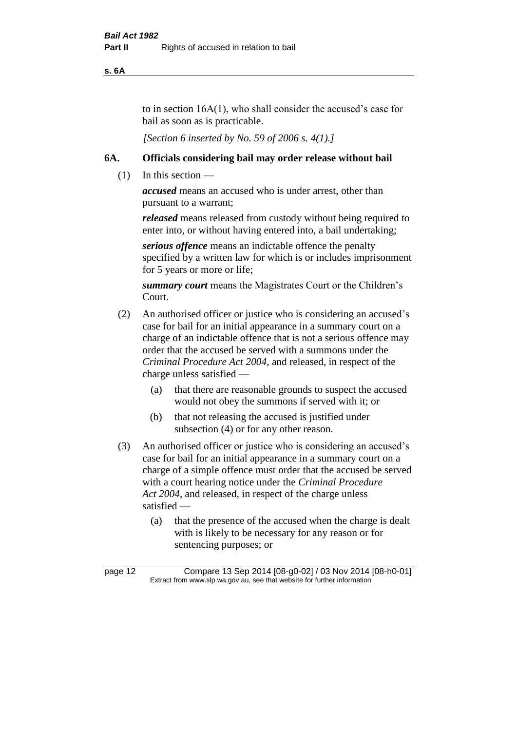to in section 16A(1), who shall consider the accused's case for bail as soon as is practicable.

*[Section 6 inserted by No. 59 of 2006 s. 4(1).]*

### 6A. Officials considering bail may order release without bail

(1) In this section —

***accused*** means an accused who is under arrest, other than pursuant to a warrant;

***released*** means released from custody without being required to enter into, or without having entered into, a bail undertaking;

***serious offence*** means an indictable offence the penalty specified by a written law for which is or includes imprisonment for 5 years or more or life;

***summary court*** means the Magistrates Court or the Children's Court.

(2) An authorised officer or justice who is considering an accused's case for bail for an initial appearance in a summary court on a charge of an indictable offence that is not a serious offence may order that the accused be served with a summons under the *Criminal Procedure Act 2004*, and released, in respect of the charge unless satisfied —

- (a) that there are reasonable grounds to suspect the accused would not obey the summons if served with it; or
- (b) that not releasing the accused is justified under subsection (4) or for any other reason.

(3) An authorised officer or justice who is considering an accused's case for bail for an initial appearance in a summary court on a charge of a simple offence must order that the accused be served with a court hearing notice under the *Criminal Procedure Act 2004*, and released, in respect of the charge unless satisfied —

- (a) that the presence of the accused when the charge is dealt with is likely to be necessary for any reason or for sentencing purposes; or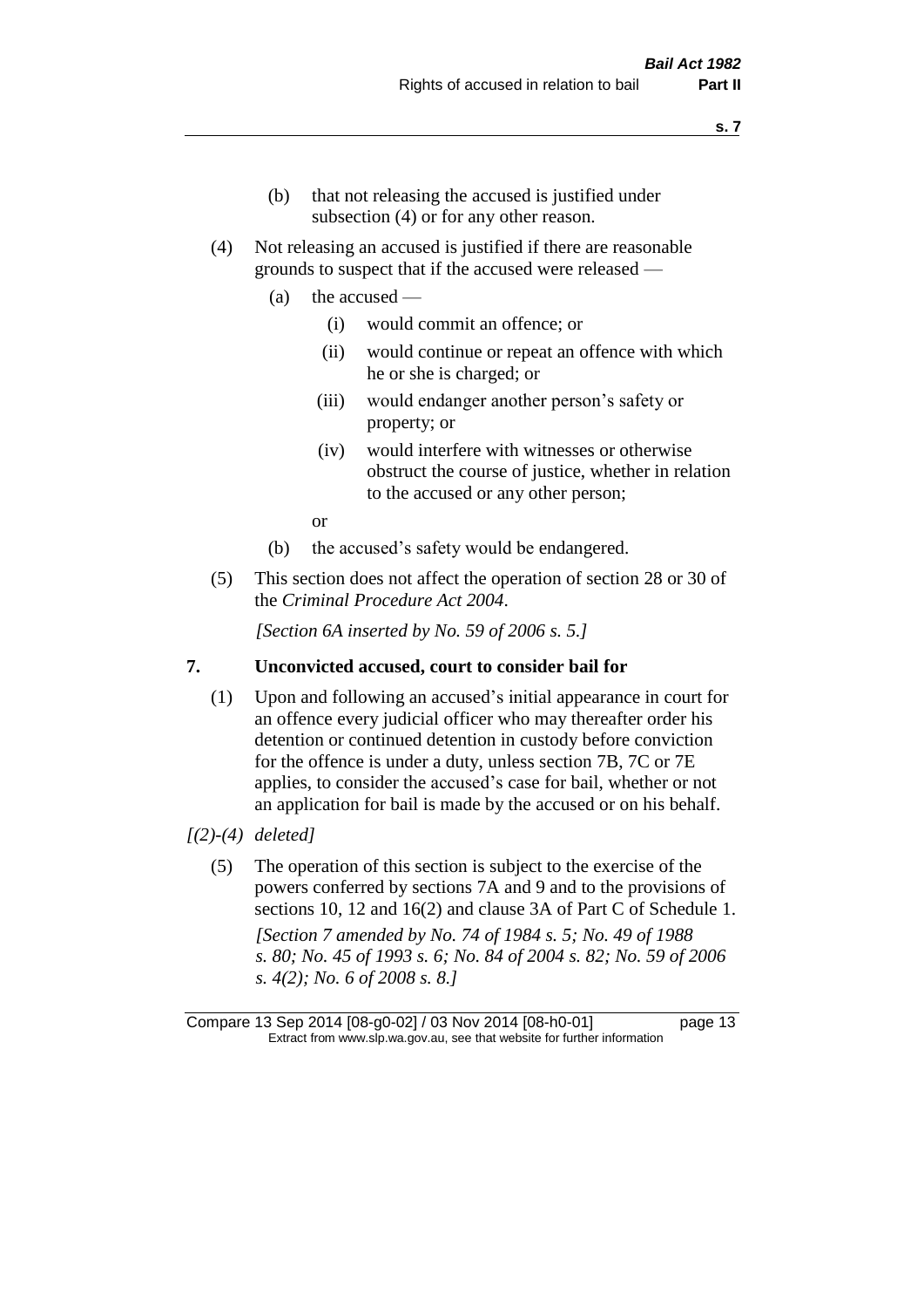(b) that not releasing the accused is justified under subsection (4) or for any other reason.

(4) Not releasing an accused is justified if there are reasonable grounds to suspect that if the accused were released —

- (a) the accused —
  - (i) would commit an offence; or
  - (ii) would continue or repeat an offence with which he or she is charged; or
  - (iii) would endanger another person's safety or property; or
  - (iv) would interfere with witnesses or otherwise obstruct the course of justice, whether in relation to the accused or any other person;

  or
- (b) the accused's safety would be endangered.

(5) This section does not affect the operation of section 28 or 30 of the *Criminal Procedure Act 2004*.

*[Section 6A inserted by No. 59 of 2006 s. 5.]*

### 7. Unconvicted accused, court to consider bail for

(1) Upon and following an accused's initial appearance in court for an offence every judicial officer who may thereafter order his detention or continued detention in custody before conviction for the offence is under a duty, unless section 7B, 7C or 7E applies, to consider the accused's case for bail, whether or not an application for bail is made by the accused or on his behalf.

*[(2)-(4) deleted]*

(5) The operation of this section is subject to the exercise of the powers conferred by sections 7A and 9 and to the provisions of sections 10, 12 and 16(2) and clause 3A of Part C of Schedule 1.

*[Section 7 amended by No. 74 of 1984 s. 5; No. 49 of 1988 s. 80; No. 45 of 1993 s. 6; No. 84 of 2004 s. 82; No. 59 of 2006 s. 4(2); No. 6 of 2008 s. 8.]*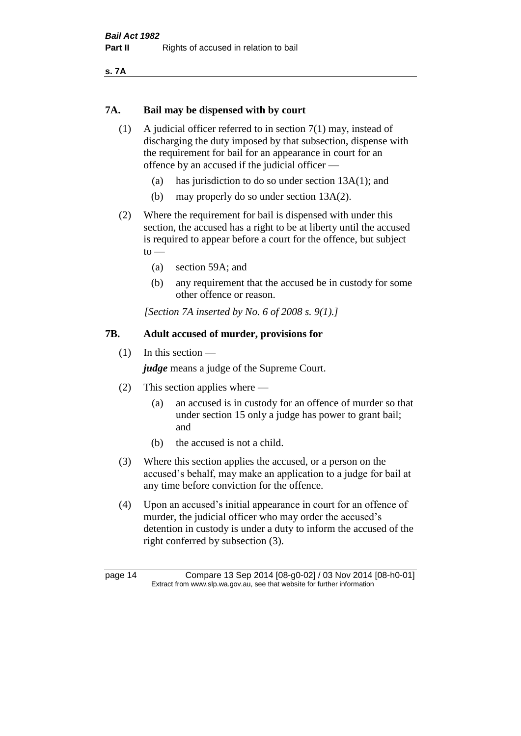## 7A. Bail may be dispensed with by court

(1) A judicial officer referred to in section 7(1) may, instead of discharging the duty imposed by that subsection, dispense with the requirement for bail for an appearance in court for an offence by an accused if the judicial officer —

(a) has jurisdiction to do so under section 13A(1); and

(b) may properly do so under section 13A(2).

(2) Where the requirement for bail is dispensed with under this section, the accused has a right to be at liberty until the accused is required to appear before a court for the offence, but subject to —

(a) section 59A; and

(b) any requirement that the accused be in custody for some other offence or reason.

*[Section 7A inserted by No. 6 of 2008 s. 9(1).]*

## 7B. Adult accused of murder, provisions for

(1) In this section —

***judge*** means a judge of the Supreme Court.

(2) This section applies where —

(a) an accused is in custody for an offence of murder so that under section 15 only a judge has power to grant bail; and

(b) the accused is not a child.

(3) Where this section applies the accused, or a person on the accused's behalf, may make an application to a judge for bail at any time before conviction for the offence.

(4) Upon an accused's initial appearance in court for an offence of murder, the judicial officer who may order the accused's detention in custody is under a duty to inform the accused of the right conferred by subsection (3).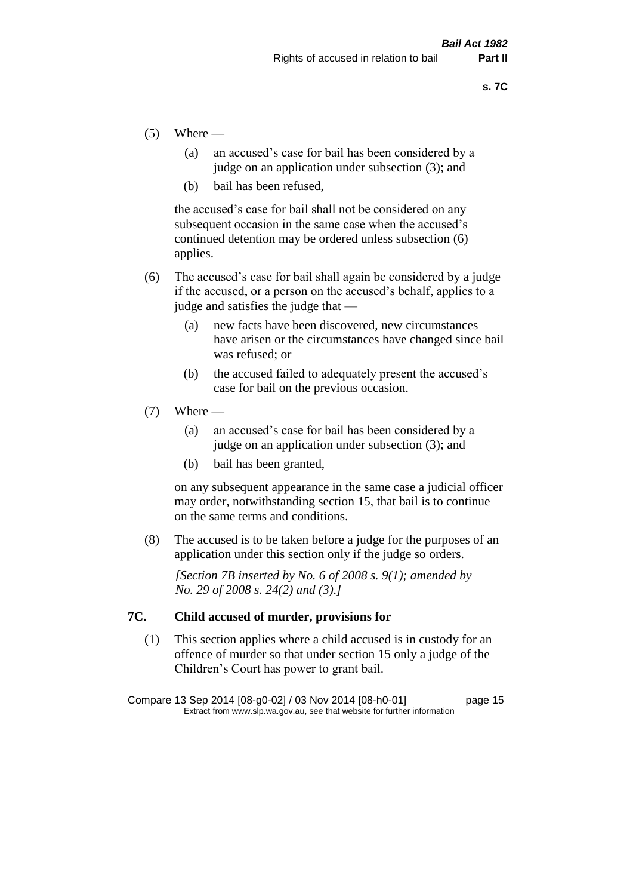(5) Where —

  (a) an accused's case for bail has been considered by a judge on an application under subsection (3); and

  (b) bail has been refused,

  the accused's case for bail shall not be considered on any subsequent occasion in the same case when the accused's continued detention may be ordered unless subsection (6) applies.

(6) The accused's case for bail shall again be considered by a judge if the accused, or a person on the accused's behalf, applies to a judge and satisfies the judge that —

  (a) new facts have been discovered, new circumstances have arisen or the circumstances have changed since bail was refused; or

  (b) the accused failed to adequately present the accused's case for bail on the previous occasion.

(7) Where —

  (a) an accused's case for bail has been considered by a judge on an application under subsection (3); and

  (b) bail has been granted,

  on any subsequent appearance in the same case a judicial officer may order, notwithstanding section 15, that bail is to continue on the same terms and conditions.

(8) The accused is to be taken before a judge for the purposes of an application under this section only if the judge so orders.

*[Section 7B inserted by No. 6 of 2008 s. 9(1); amended by No. 29 of 2008 s. 24(2) and (3).]*

## 7C. Child accused of murder, provisions for

(1) This section applies where a child accused is in custody for an offence of murder so that under section 15 only a judge of the Children's Court has power to grant bail.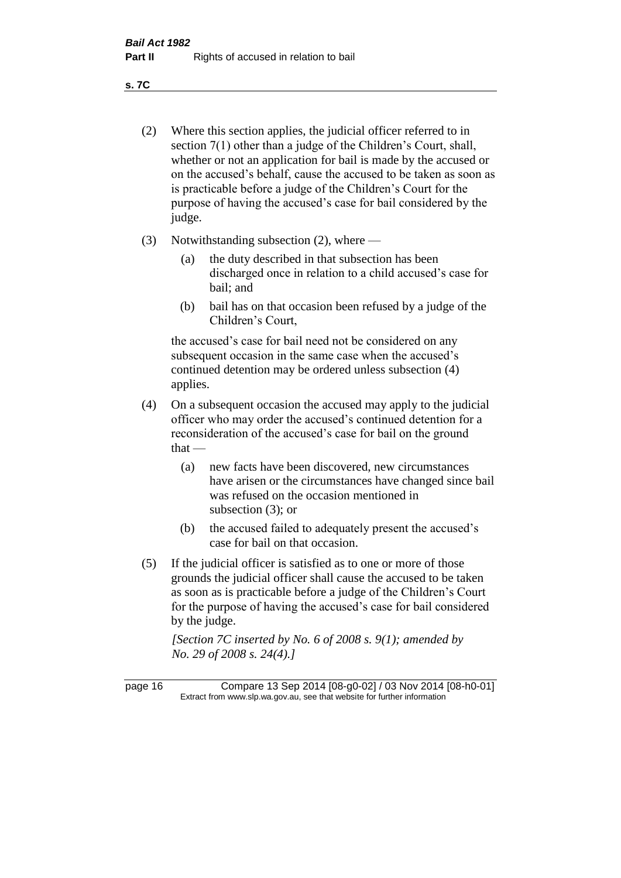(2) Where this section applies, the judicial officer referred to in section 7(1) other than a judge of the Children's Court, shall, whether or not an application for bail is made by the accused or on the accused's behalf, cause the accused to be taken as soon as is practicable before a judge of the Children's Court for the purpose of having the accused's case for bail considered by the judge.

(3) Notwithstanding subsection (2), where —

  (a) the duty described in that subsection has been discharged once in relation to a child accused's case for bail; and

  (b) bail has on that occasion been refused by a judge of the Children's Court,

the accused's case for bail need not be considered on any subsequent occasion in the same case when the accused's continued detention may be ordered unless subsection (4) applies.

(4) On a subsequent occasion the accused may apply to the judicial officer who may order the accused's continued detention for a reconsideration of the accused's case for bail on the ground that —

  (a) new facts have been discovered, new circumstances have arisen or the circumstances have changed since bail was refused on the occasion mentioned in subsection (3); or

  (b) the accused failed to adequately present the accused's case for bail on that occasion.

(5) If the judicial officer is satisfied as to one or more of those grounds the judicial officer shall cause the accused to be taken as soon as is practicable before a judge of the Children's Court for the purpose of having the accused's case for bail considered by the judge.

*[Section 7C inserted by No. 6 of 2008 s. 9(1); amended by No. 29 of 2008 s. 24(4).]*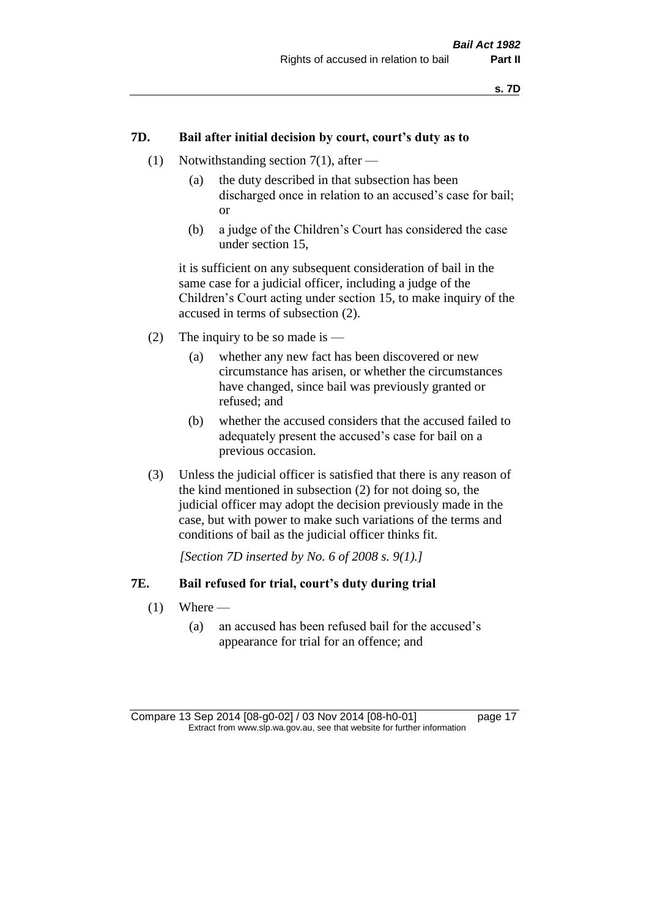### 7D. Bail after initial decision by court, court's duty as to

(1) Notwithstanding section 7(1), after —

  (a) the duty described in that subsection has been discharged once in relation to an accused's case for bail; or

  (b) a judge of the Children's Court has considered the case under section 15,

it is sufficient on any subsequent consideration of bail in the same case for a judicial officer, including a judge of the Children's Court acting under section 15, to make inquiry of the accused in terms of subsection (2).

(2) The inquiry to be so made is —

  (a) whether any new fact has been discovered or new circumstance has arisen, or whether the circumstances have changed, since bail was previously granted or refused; and

  (b) whether the accused considers that the accused failed to adequately present the accused's case for bail on a previous occasion.

(3) Unless the judicial officer is satisfied that there is any reason of the kind mentioned in subsection (2) for not doing so, the judicial officer may adopt the decision previously made in the case, but with power to make such variations of the terms and conditions of bail as the judicial officer thinks fit.

*[Section 7D inserted by No. 6 of 2008 s. 9(1).]*

### 7E. Bail refused for trial, court's duty during trial

(1) Where —

  (a) an accused has been refused bail for the accused's appearance for trial for an offence; and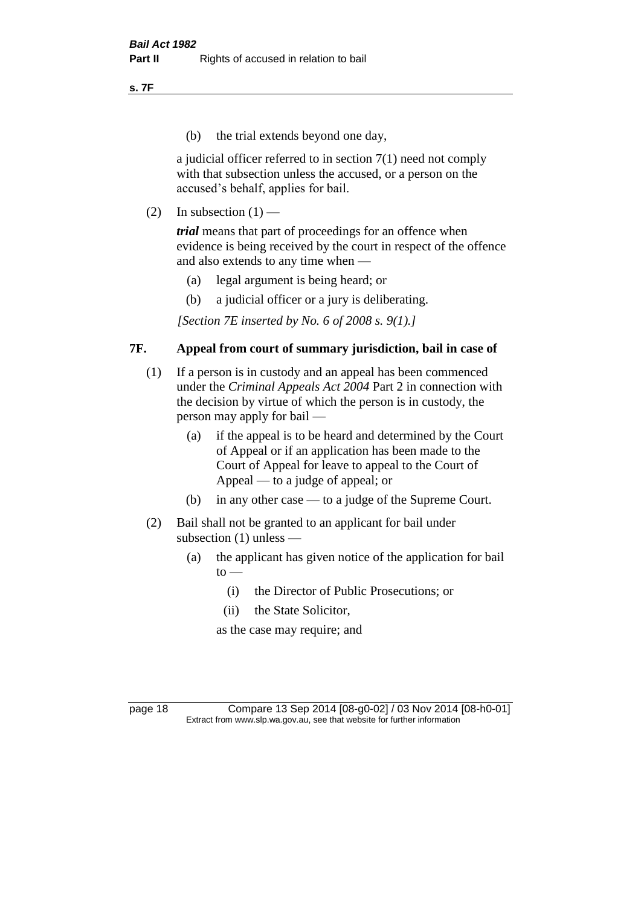(b) the trial extends beyond one day,

a judicial officer referred to in section 7(1) need not comply with that subsection unless the accused, or a person on the accused's behalf, applies for bail.

(2) In subsection (1) —

***trial*** means that part of proceedings for an offence when evidence is being received by the court in respect of the offence and also extends to any time when —

(a) legal argument is being heard; or

(b) a judicial officer or a jury is deliberating.

*[Section 7E inserted by No. 6 of 2008 s. 9(1).]*

## 7F. Appeal from court of summary jurisdiction, bail in case of

(1) If a person is in custody and an appeal has been commenced under the *Criminal Appeals Act 2004* Part 2 in connection with the decision by virtue of which the person is in custody, the person may apply for bail —

(a) if the appeal is to be heard and determined by the Court of Appeal or if an application has been made to the Court of Appeal for leave to appeal to the Court of Appeal — to a judge of appeal; or

(b) in any other case — to a judge of the Supreme Court.

(2) Bail shall not be granted to an applicant for bail under subsection (1) unless —

(a) the applicant has given notice of the application for bail to —

(i) the Director of Public Prosecutions; or

(ii) the State Solicitor,

as the case may require; and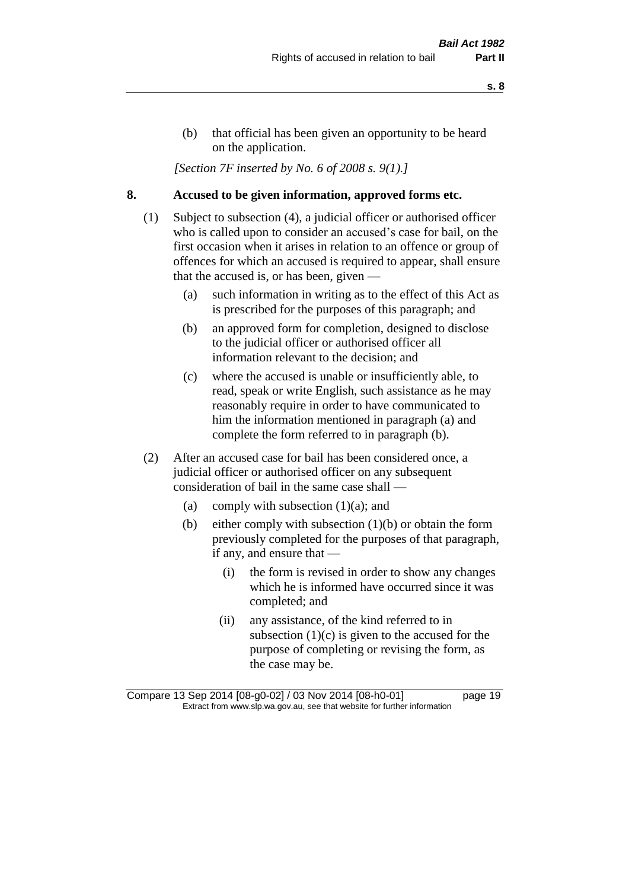(b) that official has been given an opportunity to be heard on the application.

*[Section 7F inserted by No. 6 of 2008 s. 9(1).]*

## 8. Accused to be given information, approved forms etc.

(1) Subject to subsection (4), a judicial officer or authorised officer who is called upon to consider an accused's case for bail, on the first occasion when it arises in relation to an offence or group of offences for which an accused is required to appear, shall ensure that the accused is, or has been, given —

- (a) such information in writing as to the effect of this Act as is prescribed for the purposes of this paragraph; and
- (b) an approved form for completion, designed to disclose to the judicial officer or authorised officer all information relevant to the decision; and
- (c) where the accused is unable or insufficiently able, to read, speak or write English, such assistance as he may reasonably require in order to have communicated to him the information mentioned in paragraph (a) and complete the form referred to in paragraph (b).

(2) After an accused case for bail has been considered once, a judicial officer or authorised officer on any subsequent consideration of bail in the same case shall —

- (a) comply with subsection (1)(a); and
- (b) either comply with subsection (1)(b) or obtain the form previously completed for the purposes of that paragraph, if any, and ensure that —
  - (i) the form is revised in order to show any changes which he is informed have occurred since it was completed; and
  - (ii) any assistance, of the kind referred to in subsection (1)(c) is given to the accused for the purpose of completing or revising the form, as the case may be.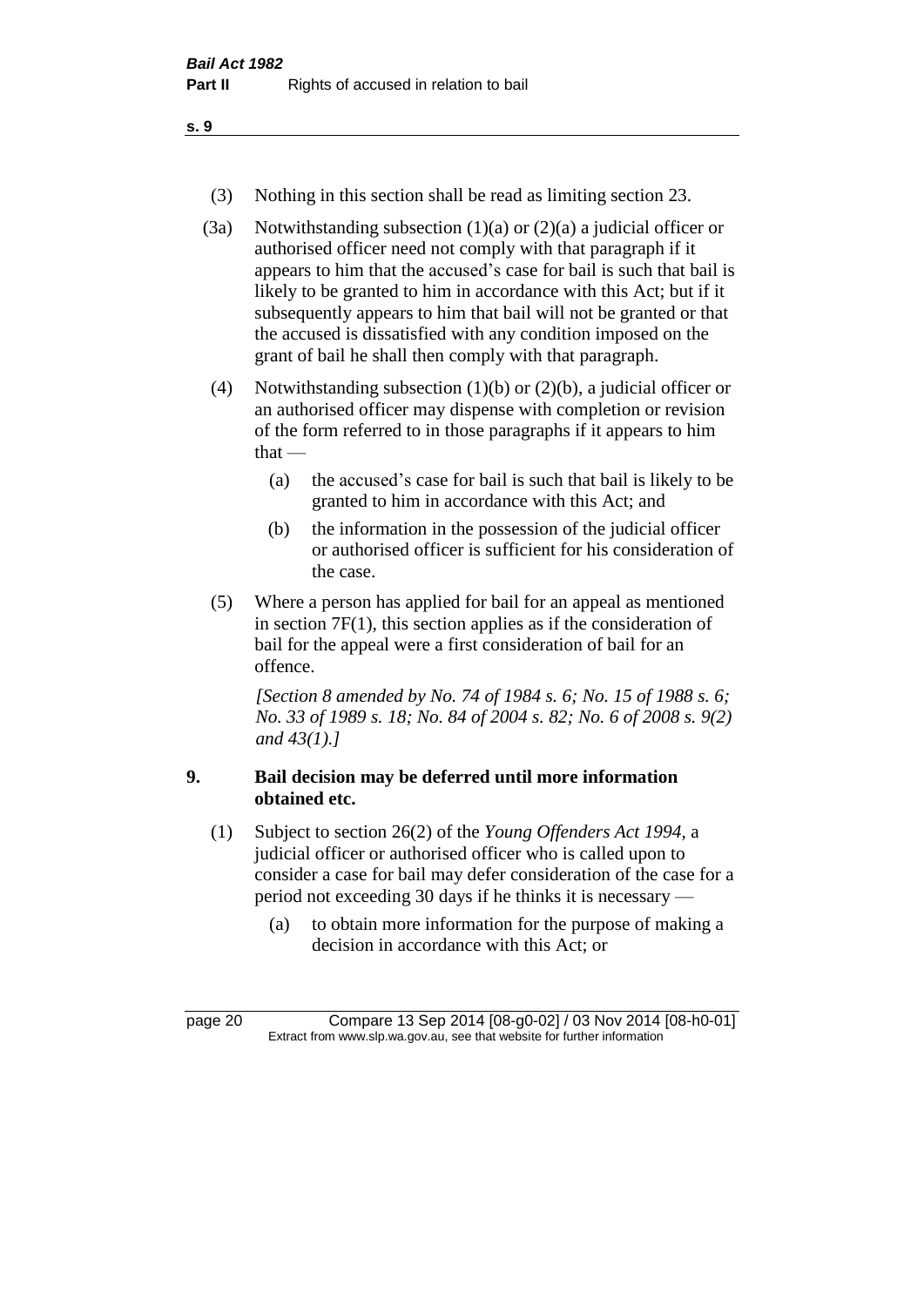(3) Nothing in this section shall be read as limiting section 23.

(3a) Notwithstanding subsection (1)(a) or (2)(a) a judicial officer or authorised officer need not comply with that paragraph if it appears to him that the accused's case for bail is such that bail is likely to be granted to him in accordance with this Act; but if it subsequently appears to him that bail will not be granted or that the accused is dissatisfied with any condition imposed on the grant of bail he shall then comply with that paragraph.

(4) Notwithstanding subsection (1)(b) or (2)(b), a judicial officer or an authorised officer may dispense with completion or revision of the form referred to in those paragraphs if it appears to him that —

(a) the accused's case for bail is such that bail is likely to be granted to him in accordance with this Act; and

(b) the information in the possession of the judicial officer or authorised officer is sufficient for his consideration of the case.

(5) Where a person has applied for bail for an appeal as mentioned in section 7F(1), this section applies as if the consideration of bail for the appeal were a first consideration of bail for an offence.

*[Section 8 amended by No. 74 of 1984 s. 6; No. 15 of 1988 s. 6; No. 33 of 1989 s. 18; No. 84 of 2004 s. 82; No. 6 of 2008 s. 9(2) and 43(1).]*

## 9. Bail decision may be deferred until more information obtained etc.

(1) Subject to section 26(2) of the *Young Offenders Act 1994*, a judicial officer or authorised officer who is called upon to consider a case for bail may defer consideration of the case for a period not exceeding 30 days if he thinks it is necessary —

(a) to obtain more information for the purpose of making a decision in accordance with this Act; or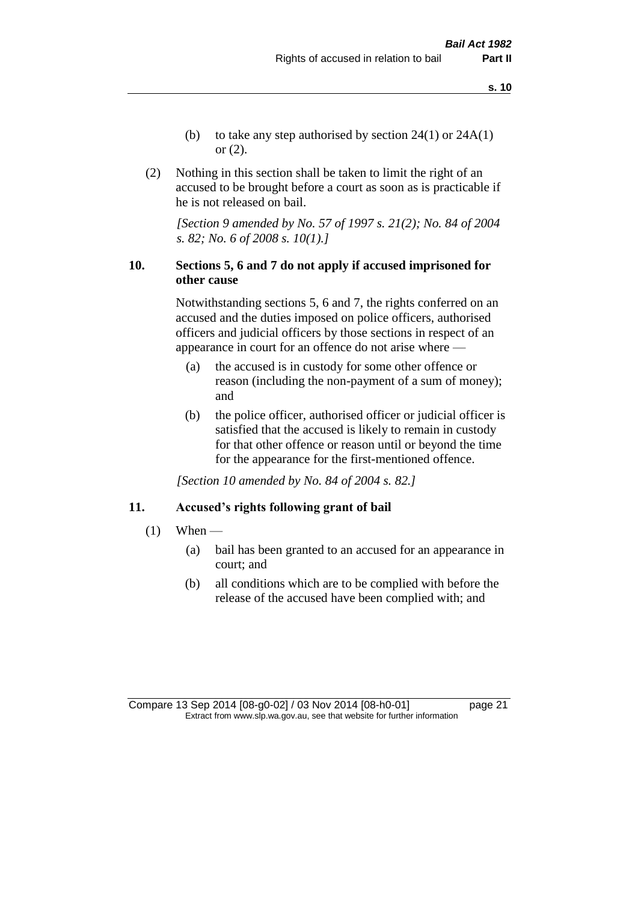(b) to take any step authorised by section 24(1) or 24A(1) or (2).

(2) Nothing in this section shall be taken to limit the right of an accused to be brought before a court as soon as is practicable if he is not released on bail.

*[Section 9 amended by No. 57 of 1997 s. 21(2); No. 84 of 2004 s. 82; No. 6 of 2008 s. 10(1).]*

### 10. Sections 5, 6 and 7 do not apply if accused imprisoned for other cause

Notwithstanding sections 5, 6 and 7, the rights conferred on an accused and the duties imposed on police officers, authorised officers and judicial officers by those sections in respect of an appearance in court for an offence do not arise where —

(a) the accused is in custody for some other offence or reason (including the non-payment of a sum of money); and

(b) the police officer, authorised officer or judicial officer is satisfied that the accused is likely to remain in custody for that other offence or reason until or beyond the time for the appearance for the first-mentioned offence.

*[Section 10 amended by No. 84 of 2004 s. 82.]*

### 11. Accused's rights following grant of bail

(1) When —

(a) bail has been granted to an accused for an appearance in court; and

(b) all conditions which are to be complied with before the release of the accused have been complied with; and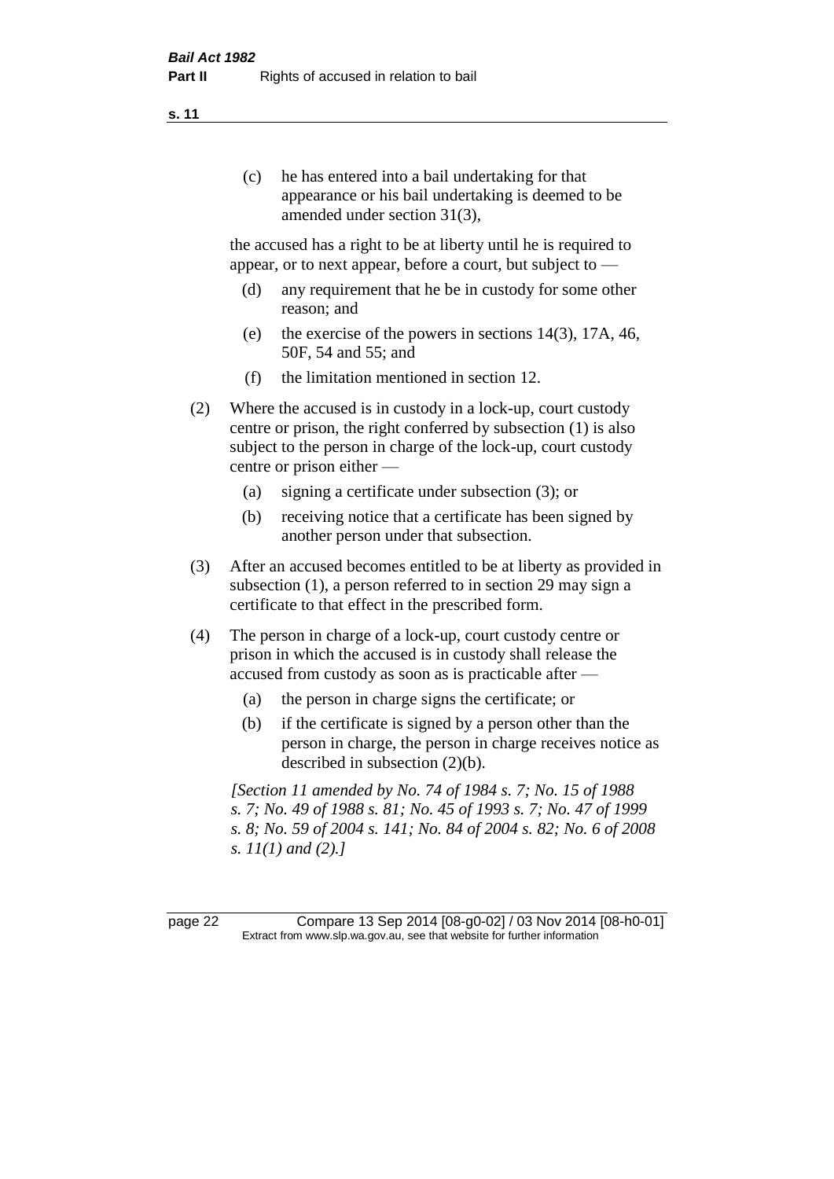(c) he has entered into a bail undertaking for that appearance or his bail undertaking is deemed to be amended under section 31(3),

the accused has a right to be at liberty until he is required to appear, or to next appear, before a court, but subject to —

(d) any requirement that he be in custody for some other reason; and

(e) the exercise of the powers in sections 14(3), 17A, 46, 50F, 54 and 55; and

(f) the limitation mentioned in section 12.

(2) Where the accused is in custody in a lock-up, court custody centre or prison, the right conferred by subsection (1) is also subject to the person in charge of the lock-up, court custody centre or prison either —

(a) signing a certificate under subsection (3); or

(b) receiving notice that a certificate has been signed by another person under that subsection.

(3) After an accused becomes entitled to be at liberty as provided in subsection (1), a person referred to in section 29 may sign a certificate to that effect in the prescribed form.

(4) The person in charge of a lock-up, court custody centre or prison in which the accused is in custody shall release the accused from custody as soon as is practicable after —

(a) the person in charge signs the certificate; or

(b) if the certificate is signed by a person other than the person in charge, the person in charge receives notice as described in subsection (2)(b).

*[Section 11 amended by No. 74 of 1984 s. 7; No. 15 of 1988 s. 7; No. 49 of 1988 s. 81; No. 45 of 1993 s. 7; No. 47 of 1999 s. 8; No. 59 of 2004 s. 141; No. 84 of 2004 s. 82; No. 6 of 2008 s. 11(1) and (2).]*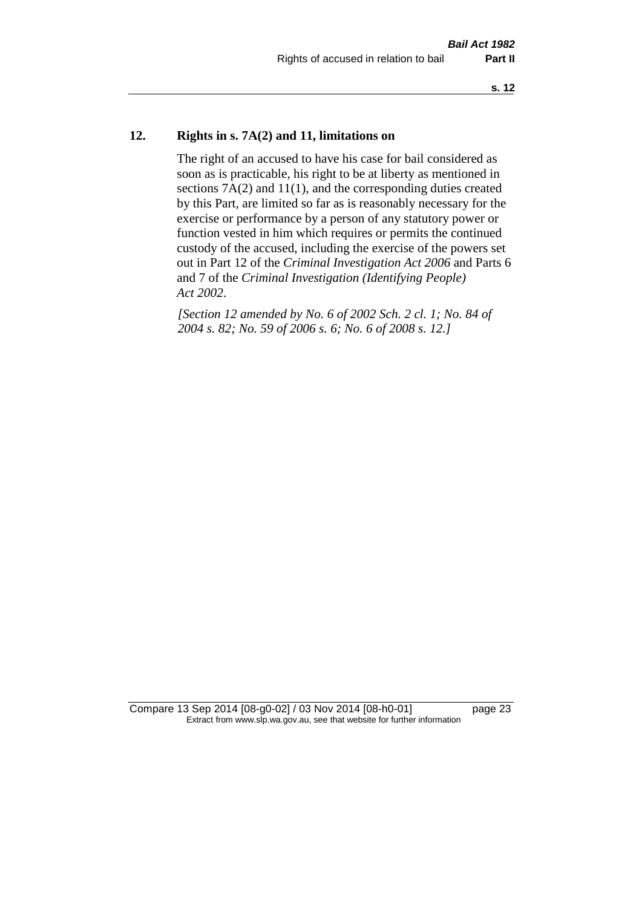## 12. Rights in s. 7A(2) and 11, limitations on

The right of an accused to have his case for bail considered as soon as is practicable, his right to be at liberty as mentioned in sections 7A(2) and 11(1), and the corresponding duties created by this Part, are limited so far as is reasonably necessary for the exercise or performance by a person of any statutory power or function vested in him which requires or permits the continued custody of the accused, including the exercise of the powers set out in Part 12 of the *Criminal Investigation Act 2006* and Parts 6 and 7 of the *Criminal Investigation (Identifying People) Act 2002*.

*[Section 12 amended by No. 6 of 2002 Sch. 2 cl. 1; No. 84 of 2004 s. 82; No. 59 of 2006 s. 6; No. 6 of 2008 s. 12.]*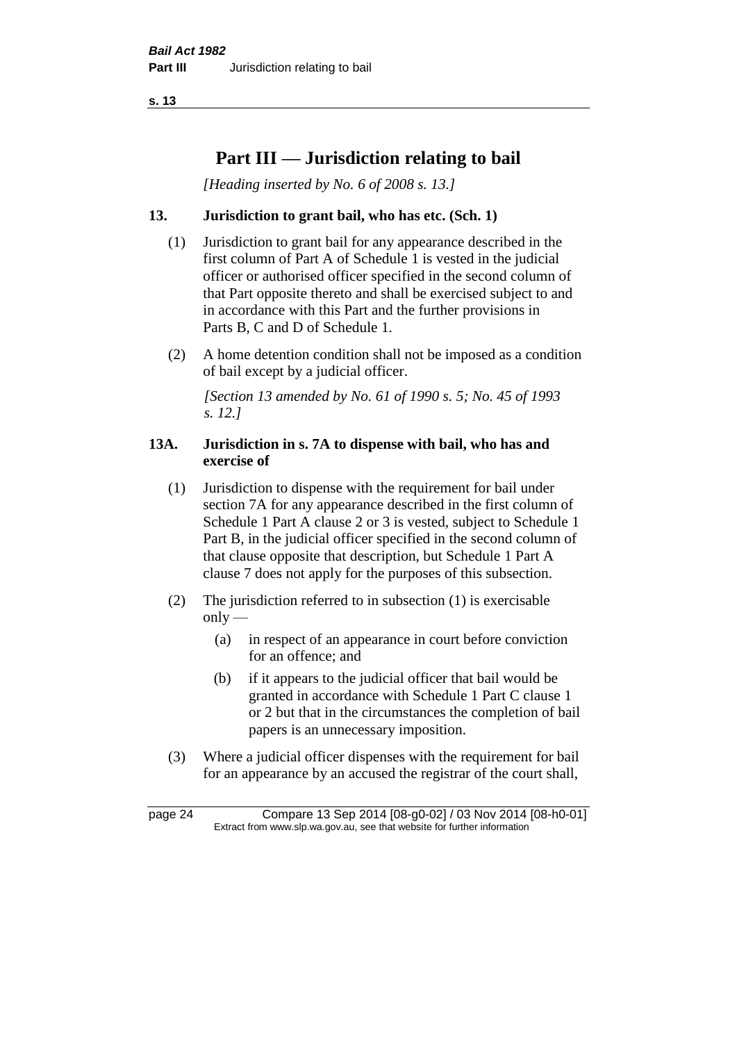# Part III — Jurisdiction relating to bail

*[Heading inserted by No. 6 of 2008 s. 13.]*

### 13. Jurisdiction to grant bail, who has etc. (Sch. 1)

(1) Jurisdiction to grant bail for any appearance described in the first column of Part A of Schedule 1 is vested in the judicial officer or authorised officer specified in the second column of that Part opposite thereto and shall be exercised subject to and in accordance with this Part and the further provisions in Parts B, C and D of Schedule 1.

(2) A home detention condition shall not be imposed as a condition of bail except by a judicial officer.

*[Section 13 amended by No. 61 of 1990 s. 5; No. 45 of 1993 s. 12.]*

### 13A. Jurisdiction in s. 7A to dispense with bail, who has and exercise of

(1) Jurisdiction to dispense with the requirement for bail under section 7A for any appearance described in the first column of Schedule 1 Part A clause 2 or 3 is vested, subject to Schedule 1 Part B, in the judicial officer specified in the second column of that clause opposite that description, but Schedule 1 Part A clause 7 does not apply for the purposes of this subsection.

(2) The jurisdiction referred to in subsection (1) is exercisable only —

(a) in respect of an appearance in court before conviction for an offence; and

(b) if it appears to the judicial officer that bail would be granted in accordance with Schedule 1 Part C clause 1 or 2 but that in the circumstances the completion of bail papers is an unnecessary imposition.

(3) Where a judicial officer dispenses with the requirement for bail for an appearance by an accused the registrar of the court shall,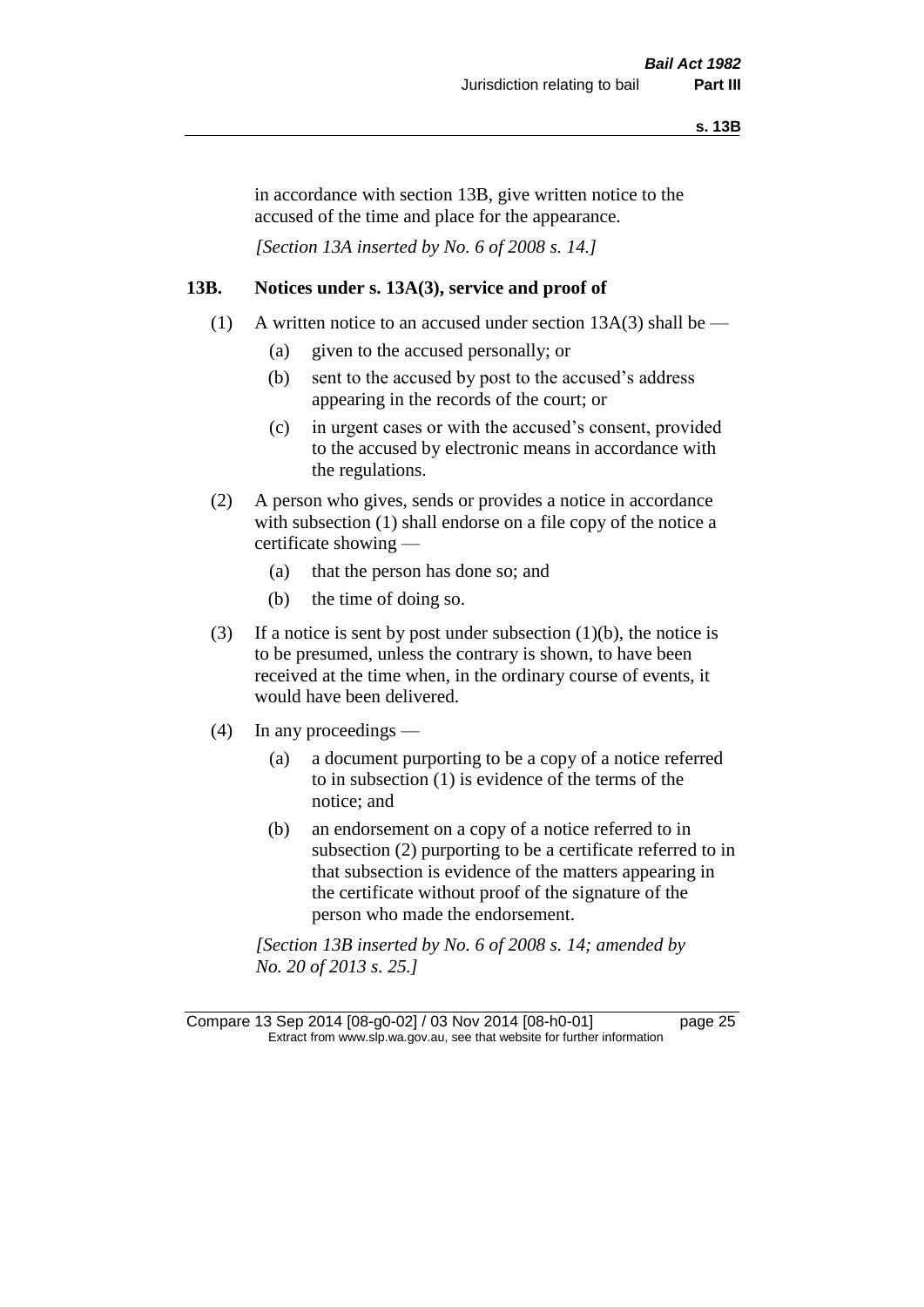in accordance with section 13B, give written notice to the accused of the time and place for the appearance.

*[Section 13A inserted by No. 6 of 2008 s. 14.]*

## 13B. Notices under s. 13A(3), service and proof of

(1) A written notice to an accused under section 13A(3) shall be —

(a) given to the accused personally; or

(b) sent to the accused by post to the accused's address appearing in the records of the court; or

(c) in urgent cases or with the accused's consent, provided to the accused by electronic means in accordance with the regulations.

(2) A person who gives, sends or provides a notice in accordance with subsection (1) shall endorse on a file copy of the notice a certificate showing —

(a) that the person has done so; and

(b) the time of doing so.

(3) If a notice is sent by post under subsection (1)(b), the notice is to be presumed, unless the contrary is shown, to have been received at the time when, in the ordinary course of events, it would have been delivered.

(4) In any proceedings —

(a) a document purporting to be a copy of a notice referred to in subsection (1) is evidence of the terms of the notice; and

(b) an endorsement on a copy of a notice referred to in subsection (2) purporting to be a certificate referred to in that subsection is evidence of the matters appearing in the certificate without proof of the signature of the person who made the endorsement.

*[Section 13B inserted by No. 6 of 2008 s. 14; amended by No. 20 of 2013 s. 25.]*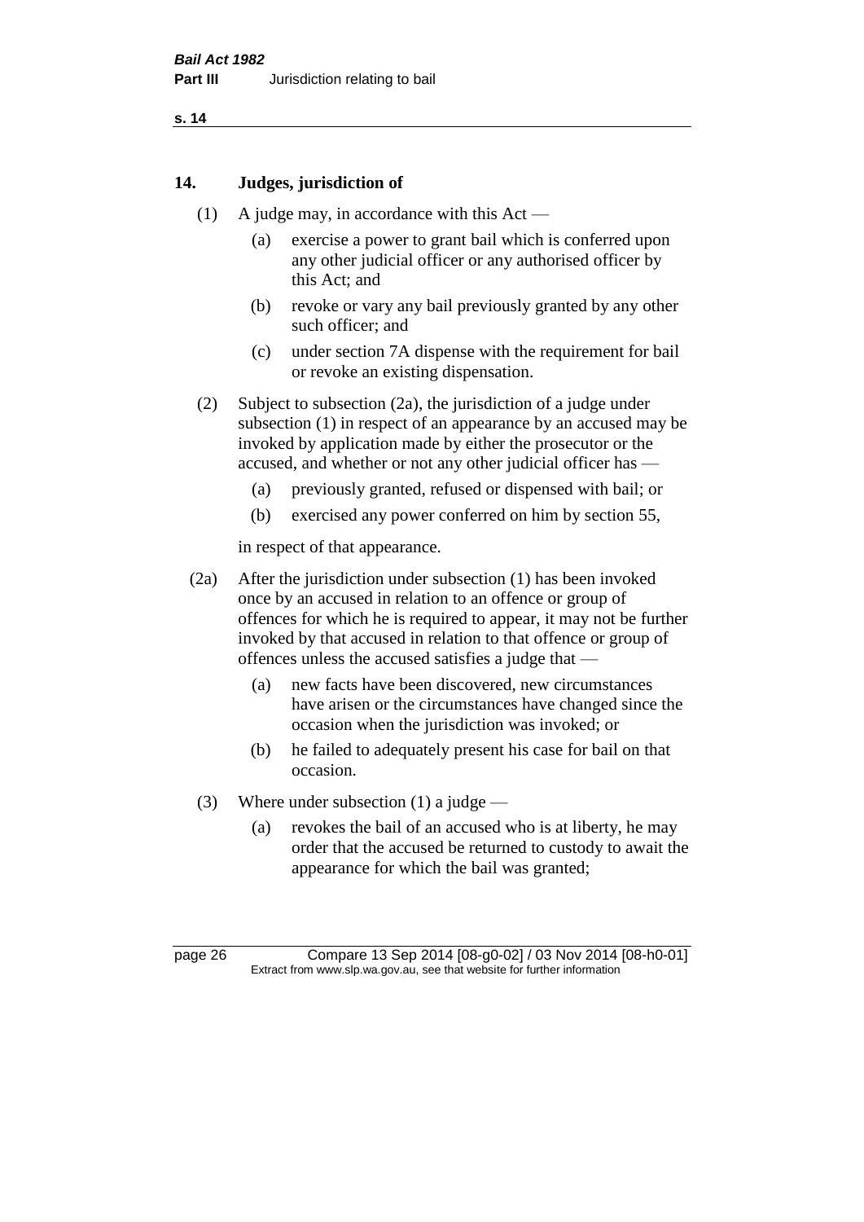## 14. Judges, jurisdiction of

(1) A judge may, in accordance with this Act —

(a) exercise a power to grant bail which is conferred upon any other judicial officer or any authorised officer by this Act; and

(b) revoke or vary any bail previously granted by any other such officer; and

(c) under section 7A dispense with the requirement for bail or revoke an existing dispensation.

(2) Subject to subsection (2a), the jurisdiction of a judge under subsection (1) in respect of an appearance by an accused may be invoked by application made by either the prosecutor or the accused, and whether or not any other judicial officer has —

(a) previously granted, refused or dispensed with bail; or

(b) exercised any power conferred on him by section 55,

in respect of that appearance.

(2a) After the jurisdiction under subsection (1) has been invoked once by an accused in relation to an offence or group of offences for which he is required to appear, it may not be further invoked by that accused in relation to that offence or group of offences unless the accused satisfies a judge that —

(a) new facts have been discovered, new circumstances have arisen or the circumstances have changed since the occasion when the jurisdiction was invoked; or

(b) he failed to adequately present his case for bail on that occasion.

(3) Where under subsection (1) a judge —

(a) revokes the bail of an accused who is at liberty, he may order that the accused be returned to custody to await the appearance for which the bail was granted;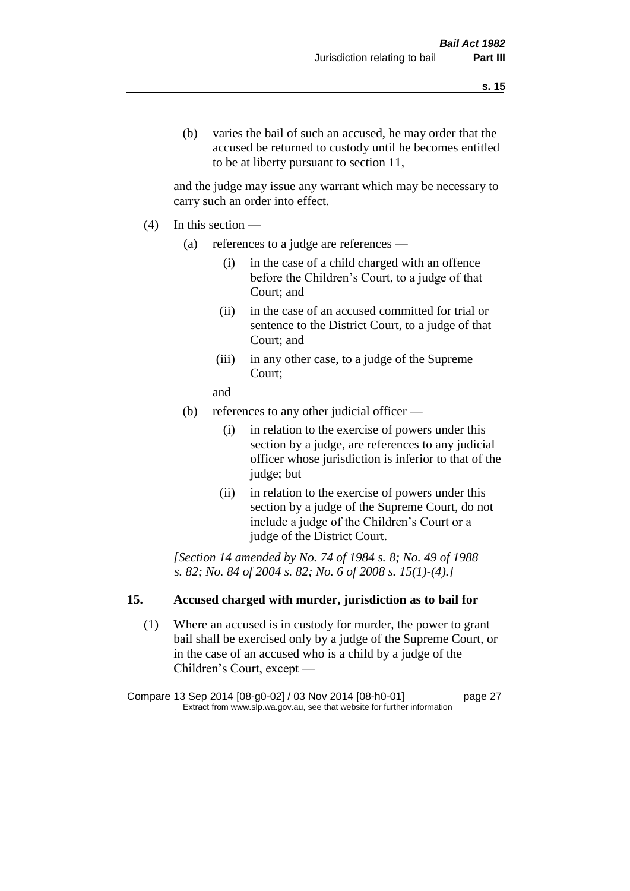(b) varies the bail of such an accused, he may order that the accused be returned to custody until he becomes entitled to be at liberty pursuant to section 11,

and the judge may issue any warrant which may be necessary to carry such an order into effect.

(4) In this section —

(a) references to a judge are references —

(i) in the case of a child charged with an offence before the Children's Court, to a judge of that Court; and

(ii) in the case of an accused committed for trial or sentence to the District Court, to a judge of that Court; and

(iii) in any other case, to a judge of the Supreme Court;

and

(b) references to any other judicial officer —

(i) in relation to the exercise of powers under this section by a judge, are references to any judicial officer whose jurisdiction is inferior to that of the judge; but

(ii) in relation to the exercise of powers under this section by a judge of the Supreme Court, do not include a judge of the Children's Court or a judge of the District Court.

*[Section 14 amended by No. 74 of 1984 s. 8; No. 49 of 1988 s. 82; No. 84 of 2004 s. 82; No. 6 of 2008 s. 15(1)-(4).]*

## 15. Accused charged with murder, jurisdiction as to bail for

(1) Where an accused is in custody for murder, the power to grant bail shall be exercised only by a judge of the Supreme Court, or in the case of an accused who is a child by a judge of the Children's Court, except —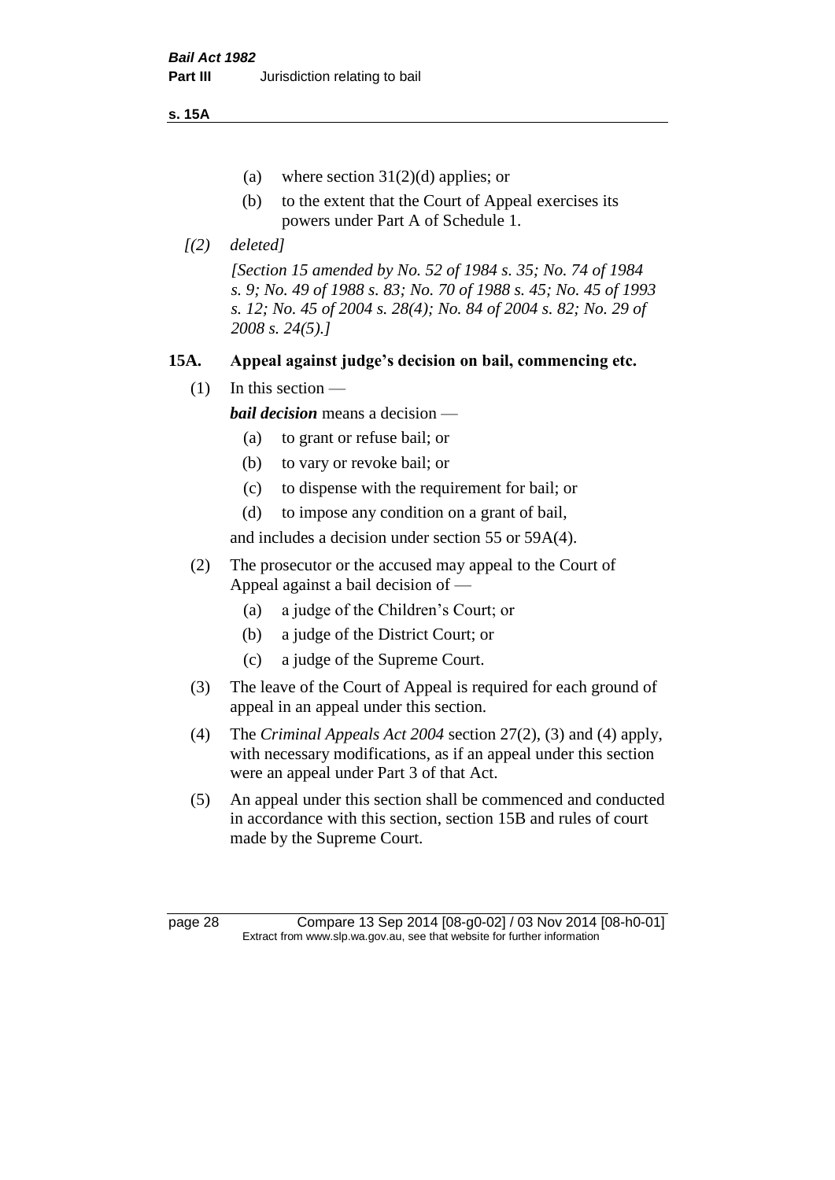(a) where section 31(2)(d) applies; or

(b) to the extent that the Court of Appeal exercises its powers under Part A of Schedule 1.

*[(2) deleted]*

*[Section 15 amended by No. 52 of 1984 s. 35; No. 74 of 1984 s. 9; No. 49 of 1988 s. 83; No. 70 of 1988 s. 45; No. 45 of 1993 s. 12; No. 45 of 2004 s. 28(4); No. 84 of 2004 s. 82; No. 29 of 2008 s. 24(5).]*

### 15A. Appeal against judge's decision on bail, commencing etc.

(1) In this section —

***bail decision*** means a decision —

(a) to grant or refuse bail; or

(b) to vary or revoke bail; or

(c) to dispense with the requirement for bail; or

(d) to impose any condition on a grant of bail,

and includes a decision under section 55 or 59A(4).

(2) The prosecutor or the accused may appeal to the Court of Appeal against a bail decision of —

(a) a judge of the Children's Court; or

(b) a judge of the District Court; or

(c) a judge of the Supreme Court.

(3) The leave of the Court of Appeal is required for each ground of appeal in an appeal under this section.

(4) The *Criminal Appeals Act 2004* section 27(2), (3) and (4) apply, with necessary modifications, as if an appeal under this section were an appeal under Part 3 of that Act.

(5) An appeal under this section shall be commenced and conducted in accordance with this section, section 15B and rules of court made by the Supreme Court.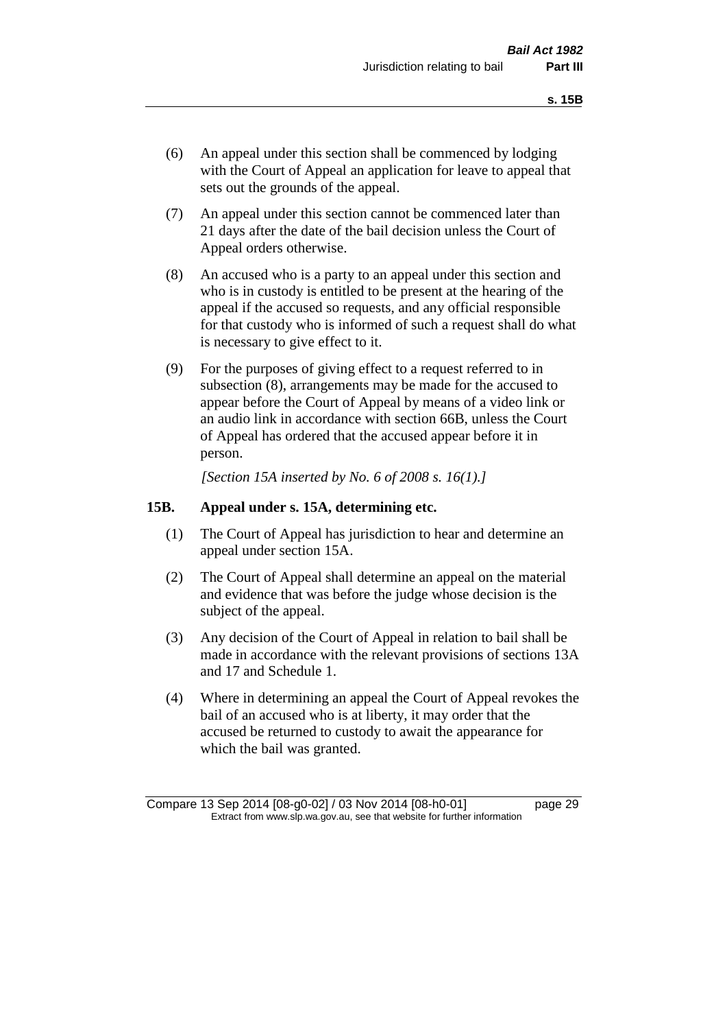(6) An appeal under this section shall be commenced by lodging with the Court of Appeal an application for leave to appeal that sets out the grounds of the appeal.

(7) An appeal under this section cannot be commenced later than 21 days after the date of the bail decision unless the Court of Appeal orders otherwise.

(8) An accused who is a party to an appeal under this section and who is in custody is entitled to be present at the hearing of the appeal if the accused so requests, and any official responsible for that custody who is informed of such a request shall do what is necessary to give effect to it.

(9) For the purposes of giving effect to a request referred to in subsection (8), arrangements may be made for the accused to appear before the Court of Appeal by means of a video link or an audio link in accordance with section 66B, unless the Court of Appeal has ordered that the accused appear before it in person.

*[Section 15A inserted by No. 6 of 2008 s. 16(1).]*

### 15B. Appeal under s. 15A, determining etc.

(1) The Court of Appeal has jurisdiction to hear and determine an appeal under section 15A.

(2) The Court of Appeal shall determine an appeal on the material and evidence that was before the judge whose decision is the subject of the appeal.

(3) Any decision of the Court of Appeal in relation to bail shall be made in accordance with the relevant provisions of sections 13A and 17 and Schedule 1.

(4) Where in determining an appeal the Court of Appeal revokes the bail of an accused who is at liberty, it may order that the accused be returned to custody to await the appearance for which the bail was granted.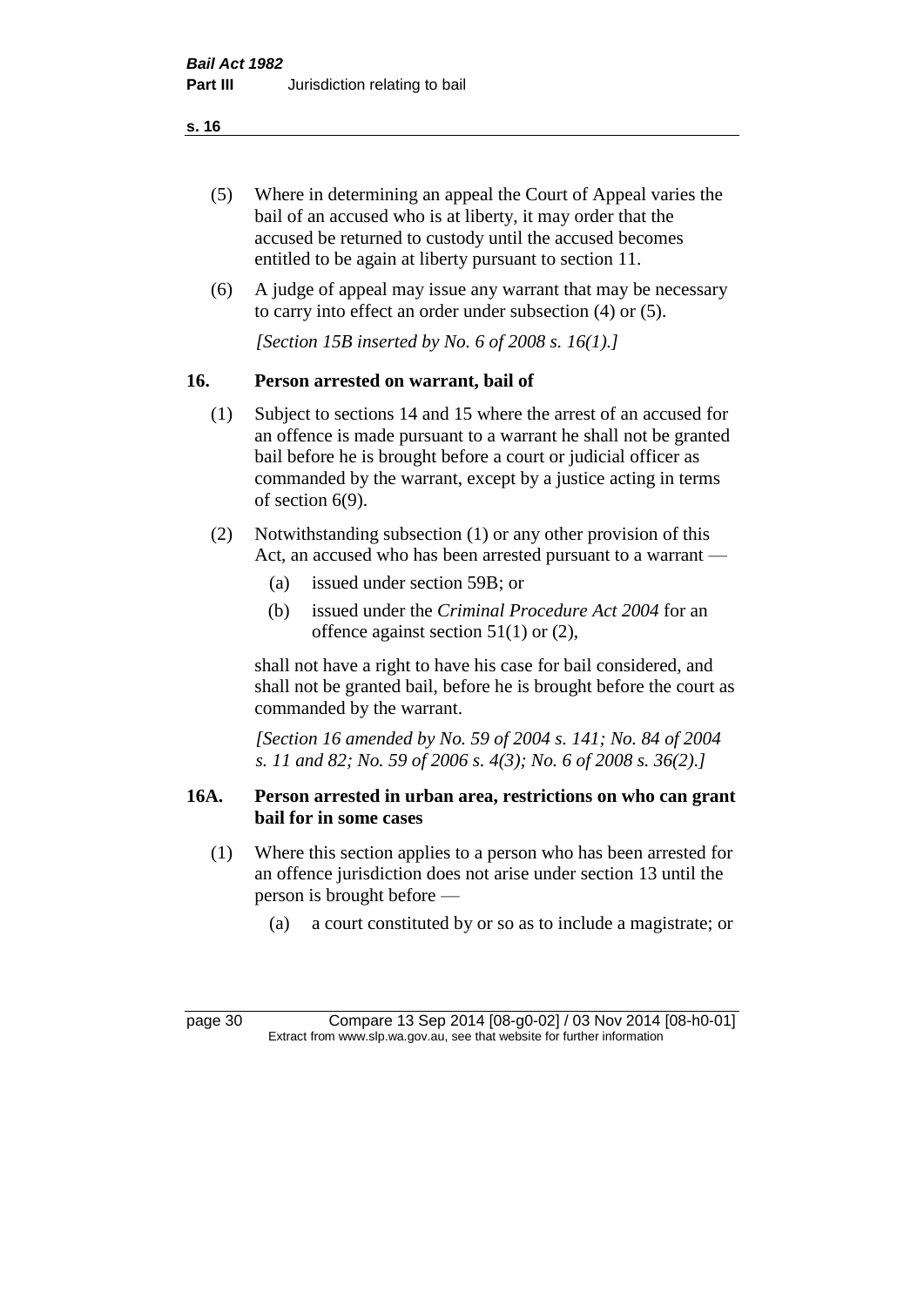(5) Where in determining an appeal the Court of Appeal varies the bail of an accused who is at liberty, it may order that the accused be returned to custody until the accused becomes entitled to be again at liberty pursuant to section 11.

(6) A judge of appeal may issue any warrant that may be necessary to carry into effect an order under subsection (4) or (5).

*[Section 15B inserted by No. 6 of 2008 s. 16(1).]*

## 16. Person arrested on warrant, bail of

(1) Subject to sections 14 and 15 where the arrest of an accused for an offence is made pursuant to a warrant he shall not be granted bail before he is brought before a court or judicial officer as commanded by the warrant, except by a justice acting in terms of section 6(9).

(2) Notwithstanding subsection (1) or any other provision of this Act, an accused who has been arrested pursuant to a warrant —

- (a) issued under section 59B; or
- (b) issued under the *Criminal Procedure Act 2004* for an offence against section 51(1) or (2),

shall not have a right to have his case for bail considered, and shall not be granted bail, before he is brought before the court as commanded by the warrant.

*[Section 16 amended by No. 59 of 2004 s. 141; No. 84 of 2004 s. 11 and 82; No. 59 of 2006 s. 4(3); No. 6 of 2008 s. 36(2).]*

## 16A. Person arrested in urban area, restrictions on who can grant bail for in some cases

(1) Where this section applies to a person who has been arrested for an offence jurisdiction does not arise under section 13 until the person is brought before —

- (a) a court constituted by or so as to include a magistrate; or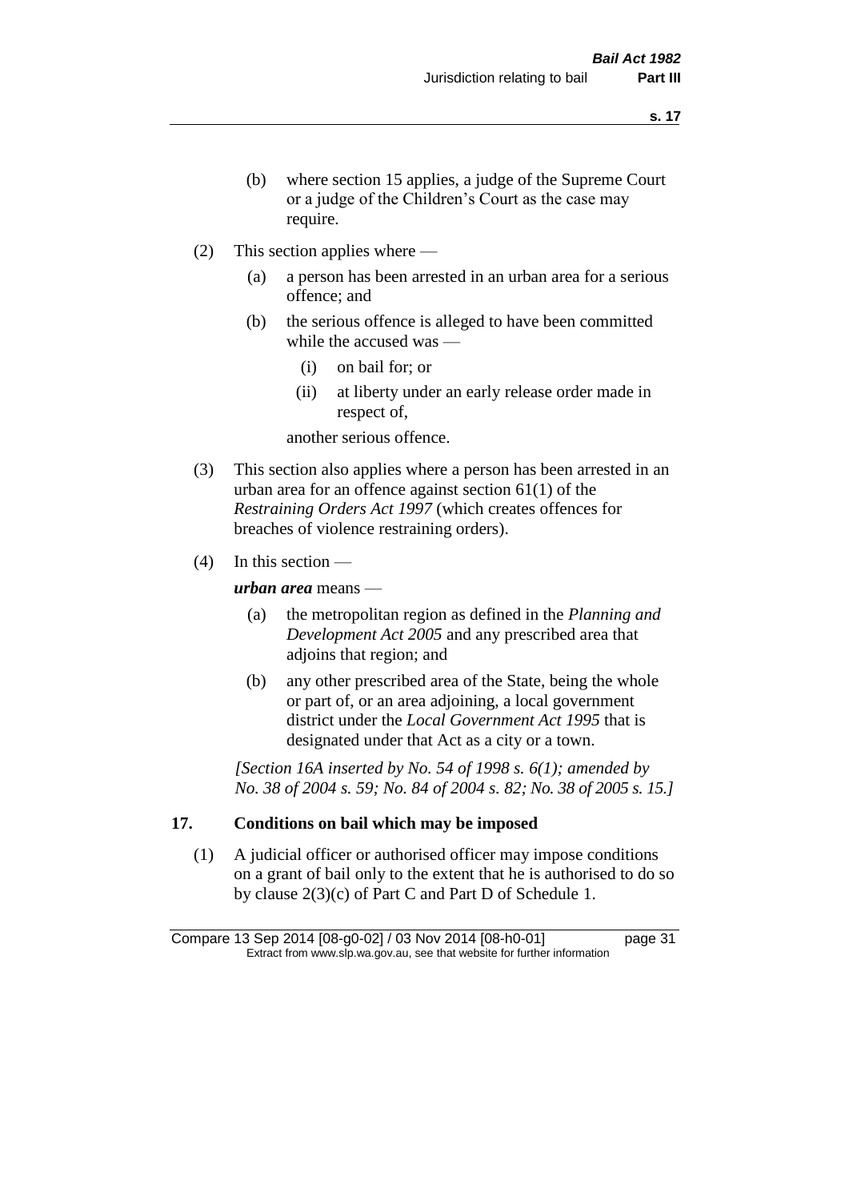(b) where section 15 applies, a judge of the Supreme Court or a judge of the Children's Court as the case may require.

(2) This section applies where —

(a) a person has been arrested in an urban area for a serious offence; and

(b) the serious offence is alleged to have been committed while the accused was —

(i) on bail for; or

(ii) at liberty under an early release order made in respect of,

another serious offence.

(3) This section also applies where a person has been arrested in an urban area for an offence against section 61(1) of the *Restraining Orders Act 1997* (which creates offences for breaches of violence restraining orders).

(4) In this section —

***urban area*** means —

(a) the metropolitan region as defined in the *Planning and Development Act 2005* and any prescribed area that adjoins that region; and

(b) any other prescribed area of the State, being the whole or part of, or an area adjoining, a local government district under the *Local Government Act 1995* that is designated under that Act as a city or a town.

*[Section 16A inserted by No. 54 of 1998 s. 6(1); amended by No. 38 of 2004 s. 59; No. 84 of 2004 s. 82; No. 38 of 2005 s. 15.]*

## 17. Conditions on bail which may be imposed

(1) A judicial officer or authorised officer may impose conditions on a grant of bail only to the extent that he is authorised to do so by clause 2(3)(c) of Part C and Part D of Schedule 1.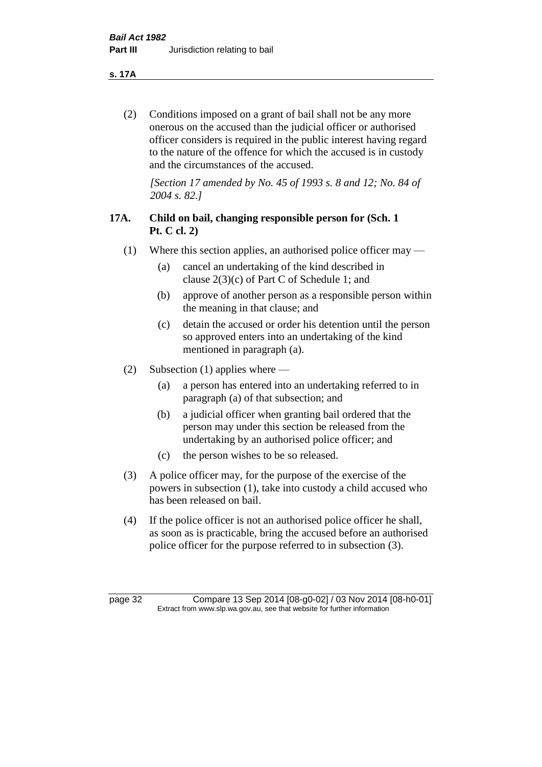(2) Conditions imposed on a grant of bail shall not be any more onerous on the accused than the judicial officer or authorised officer considers is required in the public interest having regard to the nature of the offence for which the accused is in custody and the circumstances of the accused.

*[Section 17 amended by No. 45 of 1993 s. 8 and 12; No. 84 of 2004 s. 82.]*

## 17A. Child on bail, changing responsible person for (Sch. 1 Pt. C cl. 2)

(1) Where this section applies, an authorised police officer may —

- (a) cancel an undertaking of the kind described in clause 2(3)(c) of Part C of Schedule 1; and
- (b) approve of another person as a responsible person within the meaning in that clause; and
- (c) detain the accused or order his detention until the person so approved enters into an undertaking of the kind mentioned in paragraph (a).

(2) Subsection (1) applies where —

- (a) a person has entered into an undertaking referred to in paragraph (a) of that subsection; and
- (b) a judicial officer when granting bail ordered that the person may under this section be released from the undertaking by an authorised police officer; and
- (c) the person wishes to be so released.

(3) A police officer may, for the purpose of the exercise of the powers in subsection (1), take into custody a child accused who has been released on bail.

(4) If the police officer is not an authorised police officer he shall, as soon as is practicable, bring the accused before an authorised police officer for the purpose referred to in subsection (3).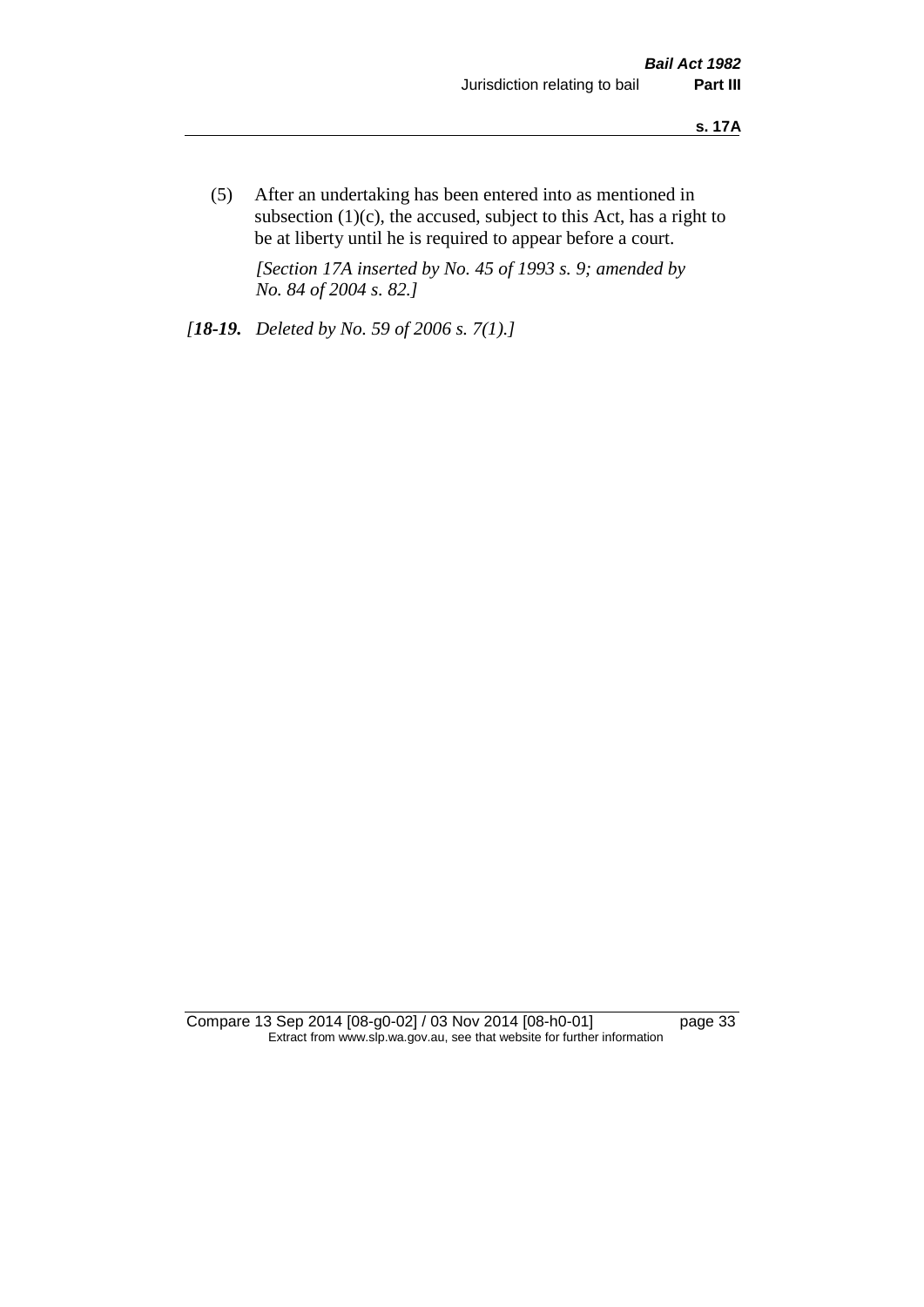(5) After an undertaking has been entered into as mentioned in subsection (1)(c), the accused, subject to this Act, has a right to be at liberty until he is required to appear before a court.

*[Section 17A inserted by No. 45 of 1993 s. 9; amended by No. 84 of 2004 s. 82.]*

*[**18-19.** Deleted by No. 59 of 2006 s. 7(1).]*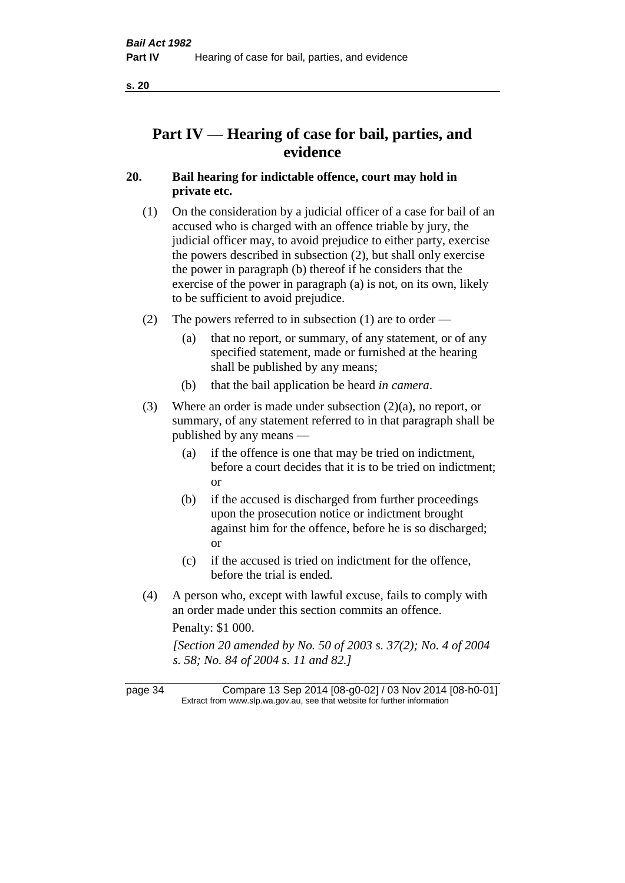# Part IV — Hearing of case for bail, parties, and evidence

## 20. Bail hearing for indictable offence, court may hold in private etc.

(1) On the consideration by a judicial officer of a case for bail of an accused who is charged with an offence triable by jury, the judicial officer may, to avoid prejudice to either party, exercise the powers described in subsection (2), but shall only exercise the power in paragraph (b) thereof if he considers that the exercise of the power in paragraph (a) is not, on its own, likely to be sufficient to avoid prejudice.

(2) The powers referred to in subsection (1) are to order —

(a) that no report, or summary, of any statement, or of any specified statement, made or furnished at the hearing shall be published by any means;

(b) that the bail application be heard *in camera*.

(3) Where an order is made under subsection (2)(a), no report, or summary, of any statement referred to in that paragraph shall be published by any means —

(a) if the offence is one that may be tried on indictment, before a court decides that it is to be tried on indictment; or

(b) if the accused is discharged from further proceedings upon the prosecution notice or indictment brought against him for the offence, before he is so discharged; or

(c) if the accused is tried on indictment for the offence, before the trial is ended.

(4) A person who, except with lawful excuse, fails to comply with an order made under this section commits an offence.

Penalty: $1 000.

*[Section 20 amended by No. 50 of 2003 s. 37(2); No. 4 of 2004 s. 58; No. 84 of 2004 s. 11 and 82.]*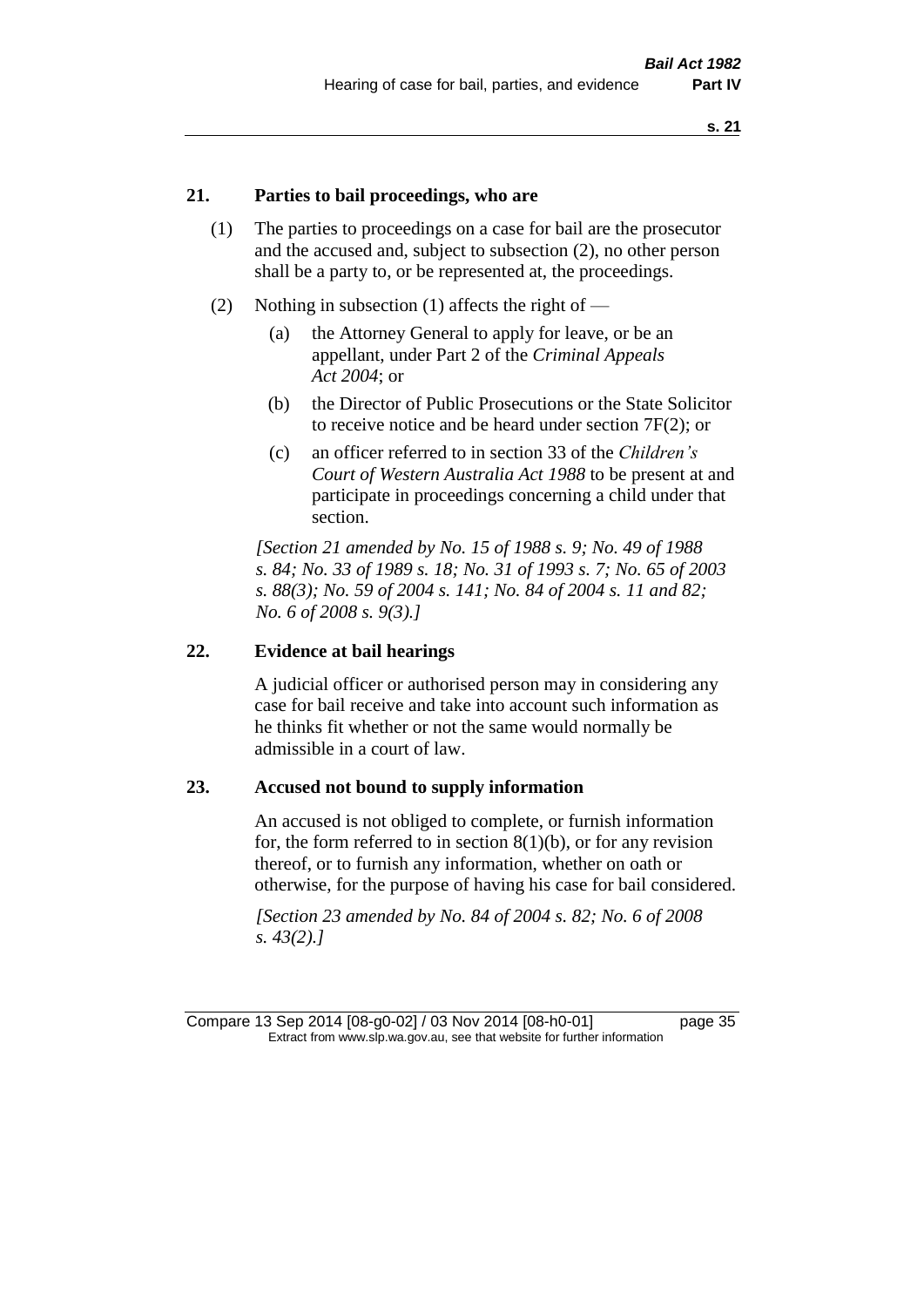## 21. Parties to bail proceedings, who are

(1) The parties to proceedings on a case for bail are the prosecutor and the accused and, subject to subsection (2), no other person shall be a party to, or be represented at, the proceedings.

(2) Nothing in subsection (1) affects the right of —

(a) the Attorney General to apply for leave, or be an appellant, under Part 2 of the *Criminal Appeals Act 2004*; or

(b) the Director of Public Prosecutions or the State Solicitor to receive notice and be heard under section 7F(2); or

(c) an officer referred to in section 33 of the *Children's Court of Western Australia Act 1988* to be present at and participate in proceedings concerning a child under that section.

*[Section 21 amended by No. 15 of 1988 s. 9; No. 49 of 1988 s. 84; No. 33 of 1989 s. 18; No. 31 of 1993 s. 7; No. 65 of 2003 s. 88(3); No. 59 of 2004 s. 141; No. 84 of 2004 s. 11 and 82; No. 6 of 2008 s. 9(3).]*

## 22. Evidence at bail hearings

A judicial officer or authorised person may in considering any case for bail receive and take into account such information as he thinks fit whether or not the same would normally be admissible in a court of law.

## 23. Accused not bound to supply information

An accused is not obliged to complete, or furnish information for, the form referred to in section 8(1)(b), or for any revision thereof, or to furnish any information, whether on oath or otherwise, for the purpose of having his case for bail considered.

*[Section 23 amended by No. 84 of 2004 s. 82; No. 6 of 2008 s. 43(2).]*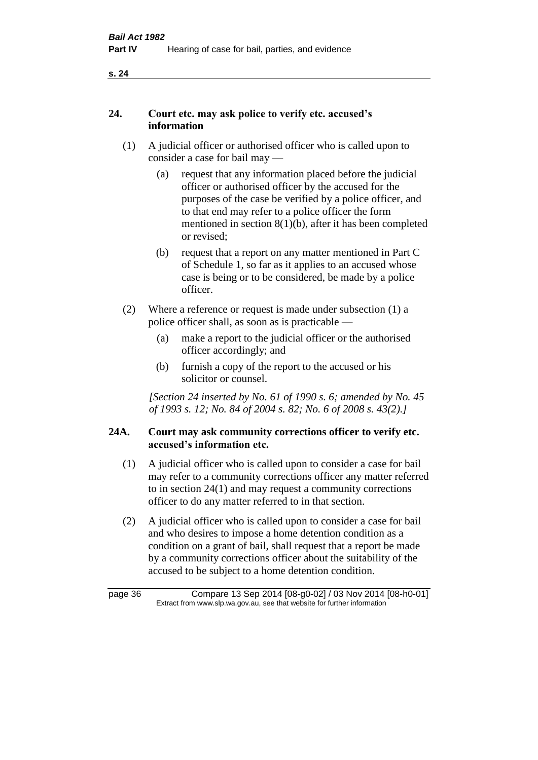## 24. Court etc. may ask police to verify etc. accused's information

(1) A judicial officer or authorised officer who is called upon to consider a case for bail may —

(a) request that any information placed before the judicial officer or authorised officer by the accused for the purposes of the case be verified by a police officer, and to that end may refer to a police officer the form mentioned in section 8(1)(b), after it has been completed or revised;

(b) request that a report on any matter mentioned in Part C of Schedule 1, so far as it applies to an accused whose case is being or to be considered, be made by a police officer.

(2) Where a reference or request is made under subsection (1) a police officer shall, as soon as is practicable —

(a) make a report to the judicial officer or the authorised officer accordingly; and

(b) furnish a copy of the report to the accused or his solicitor or counsel.

*[Section 24 inserted by No. 61 of 1990 s. 6; amended by No. 45 of 1993 s. 12; No. 84 of 2004 s. 82; No. 6 of 2008 s. 43(2).]*

## 24A. Court may ask community corrections officer to verify etc. accused's information etc.

(1) A judicial officer who is called upon to consider a case for bail may refer to a community corrections officer any matter referred to in section 24(1) and may request a community corrections officer to do any matter referred to in that section.

(2) A judicial officer who is called upon to consider a case for bail and who desires to impose a home detention condition as a condition on a grant of bail, shall request that a report be made by a community corrections officer about the suitability of the accused to be subject to a home detention condition.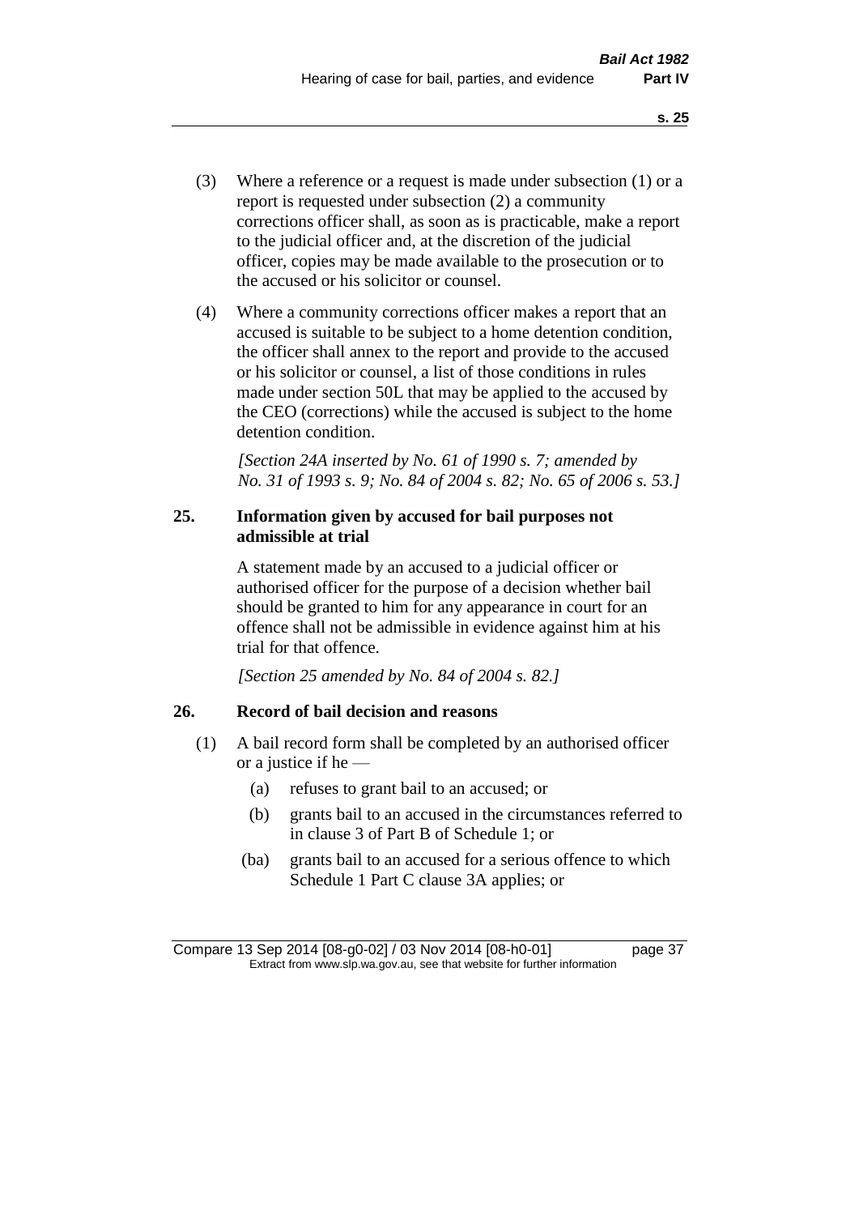(3) Where a reference or a request is made under subsection (1) or a report is requested under subsection (2) a community corrections officer shall, as soon as is practicable, make a report to the judicial officer and, at the discretion of the judicial officer, copies may be made available to the prosecution or to the accused or his solicitor or counsel.

(4) Where a community corrections officer makes a report that an accused is suitable to be subject to a home detention condition, the officer shall annex to the report and provide to the accused or his solicitor or counsel, a list of those conditions in rules made under section 50L that may be applied to the accused by the CEO (corrections) while the accused is subject to the home detention condition.

*[Section 24A inserted by No. 61 of 1990 s. 7; amended by No. 31 of 1993 s. 9; No. 84 of 2004 s. 82; No. 65 of 2006 s. 53.]*

### 25. Information given by accused for bail purposes not admissible at trial

A statement made by an accused to a judicial officer or authorised officer for the purpose of a decision whether bail should be granted to him for any appearance in court for an offence shall not be admissible in evidence against him at his trial for that offence.

*[Section 25 amended by No. 84 of 2004 s. 82.]*

### 26. Record of bail decision and reasons

(1) A bail record form shall be completed by an authorised officer or a justice if he —

- (a) refuses to grant bail to an accused; or
- (b) grants bail to an accused in the circumstances referred to in clause 3 of Part B of Schedule 1; or
- (ba) grants bail to an accused for a serious offence to which Schedule 1 Part C clause 3A applies; or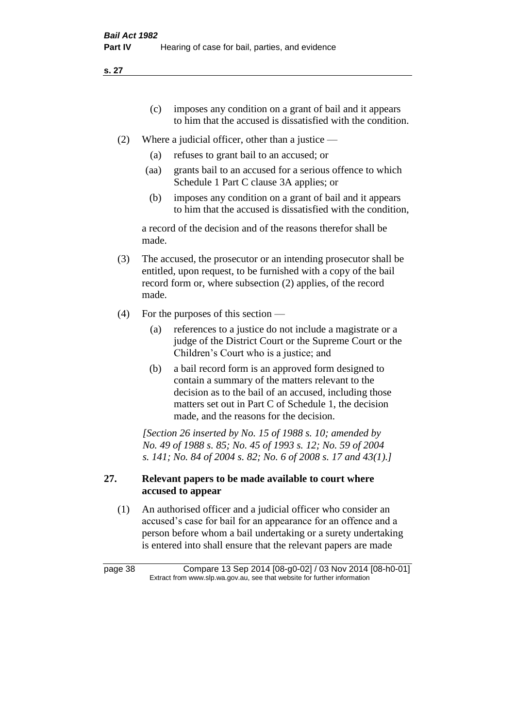(c) imposes any condition on a grant of bail and it appears to him that the accused is dissatisfied with the condition.

(2) Where a judicial officer, other than a justice —

(a) refuses to grant bail to an accused; or

(aa) grants bail to an accused for a serious offence to which Schedule 1 Part C clause 3A applies; or

(b) imposes any condition on a grant of bail and it appears to him that the accused is dissatisfied with the condition,

a record of the decision and of the reasons therefor shall be made.

(3) The accused, the prosecutor or an intending prosecutor shall be entitled, upon request, to be furnished with a copy of the bail record form or, where subsection (2) applies, of the record made.

(4) For the purposes of this section —

(a) references to a justice do not include a magistrate or a judge of the District Court or the Supreme Court or the Children's Court who is a justice; and

(b) a bail record form is an approved form designed to contain a summary of the matters relevant to the decision as to the bail of an accused, including those matters set out in Part C of Schedule 1, the decision made, and the reasons for the decision.

*[Section 26 inserted by No. 15 of 1988 s. 10; amended by No. 49 of 1988 s. 85; No. 45 of 1993 s. 12; No. 59 of 2004 s. 141; No. 84 of 2004 s. 82; No. 6 of 2008 s. 17 and 43(1).]*

## 27. Relevant papers to be made available to court where accused to appear

(1) An authorised officer and a judicial officer who consider an accused's case for bail for an appearance for an offence and a person before whom a bail undertaking or a surety undertaking is entered into shall ensure that the relevant papers are made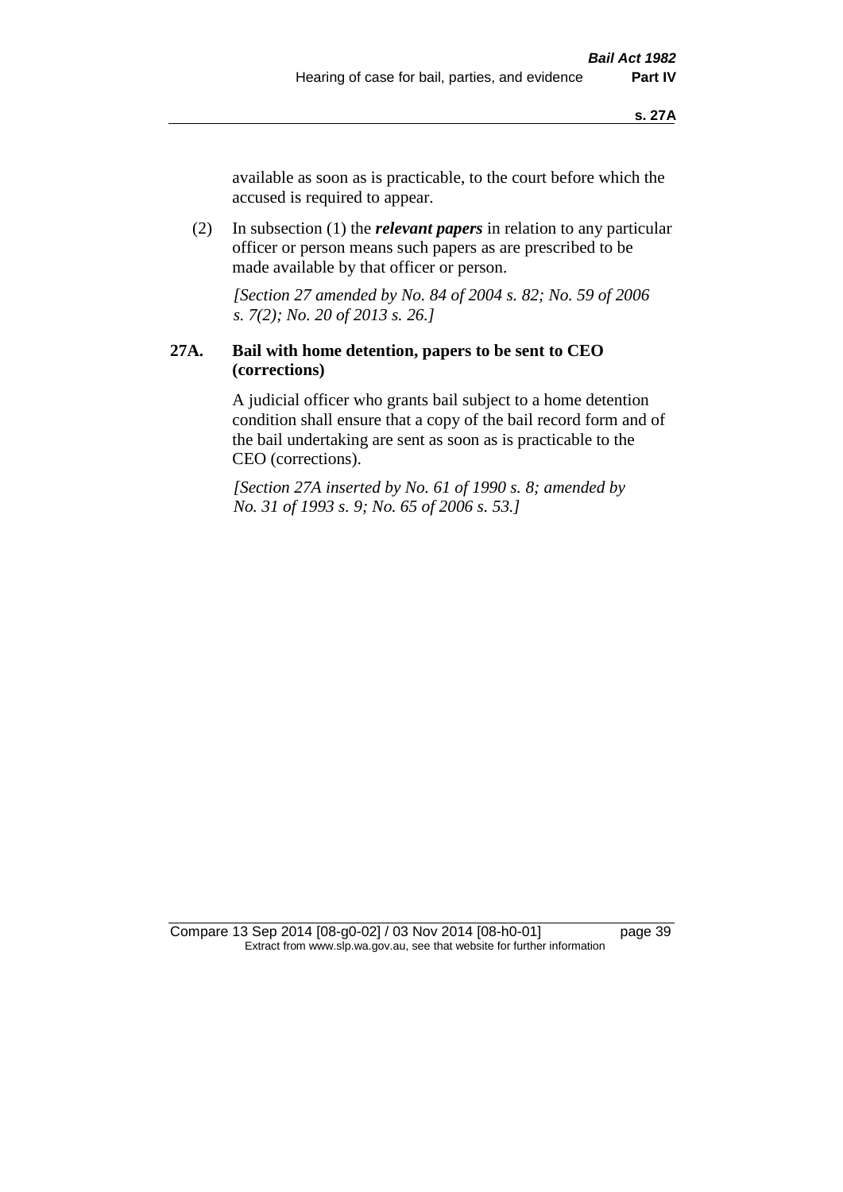available as soon as is practicable, to the court before which the accused is required to appear.

(2) In subsection (1) the ***relevant papers*** in relation to any particular officer or person means such papers as are prescribed to be made available by that officer or person.

*[Section 27 amended by No. 84 of 2004 s. 82; No. 59 of 2006 s. 7(2); No. 20 of 2013 s. 26.]*

### 27A. Bail with home detention, papers to be sent to CEO (corrections)

A judicial officer who grants bail subject to a home detention condition shall ensure that a copy of the bail record form and of the bail undertaking are sent as soon as is practicable to the CEO (corrections).

*[Section 27A inserted by No. 61 of 1990 s. 8; amended by No. 31 of 1993 s. 9; No. 65 of 2006 s. 53.]*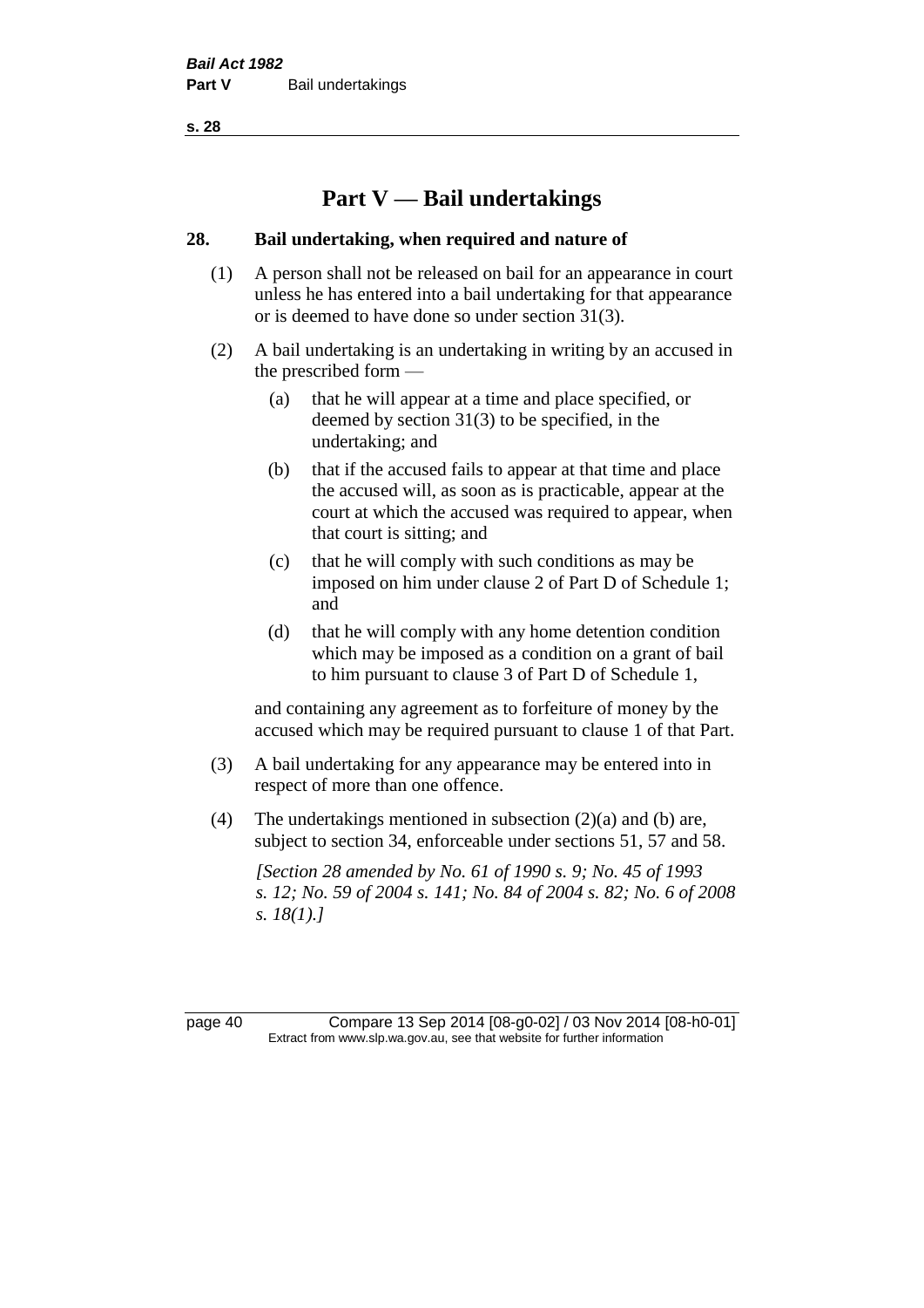# Part V — Bail undertakings

## 28. Bail undertaking, when required and nature of

(1) A person shall not be released on bail for an appearance in court unless he has entered into a bail undertaking for that appearance or is deemed to have done so under section 31(3).

(2) A bail undertaking is an undertaking in writing by an accused in the prescribed form —

(a) that he will appear at a time and place specified, or deemed by section 31(3) to be specified, in the undertaking; and

(b) that if the accused fails to appear at that time and place the accused will, as soon as is practicable, appear at the court at which the accused was required to appear, when that court is sitting; and

(c) that he will comply with such conditions as may be imposed on him under clause 2 of Part D of Schedule 1; and

(d) that he will comply with any home detention condition which may be imposed as a condition on a grant of bail to him pursuant to clause 3 of Part D of Schedule 1,

and containing any agreement as to forfeiture of money by the accused which may be required pursuant to clause 1 of that Part.

(3) A bail undertaking for any appearance may be entered into in respect of more than one offence.

(4) The undertakings mentioned in subsection (2)(a) and (b) are, subject to section 34, enforceable under sections 51, 57 and 58.

*[Section 28 amended by No. 61 of 1990 s. 9; No. 45 of 1993 s. 12; No. 59 of 2004 s. 141; No. 84 of 2004 s. 82; No. 6 of 2008 s. 18(1).]*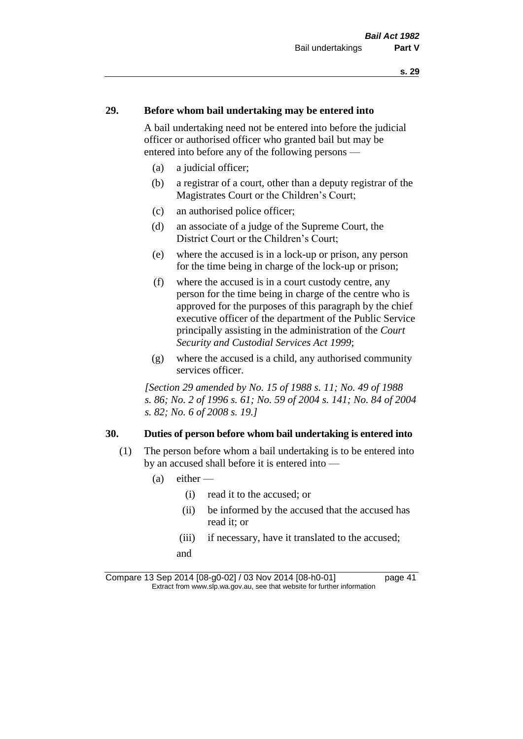## 29. Before whom bail undertaking may be entered into

A bail undertaking need not be entered into before the judicial officer or authorised officer who granted bail but may be entered into before any of the following persons —

- (a) a judicial officer;
- (b) a registrar of a court, other than a deputy registrar of the Magistrates Court or the Children's Court;
- (c) an authorised police officer;
- (d) an associate of a judge of the Supreme Court, the District Court or the Children's Court;
- (e) where the accused is in a lock-up or prison, any person for the time being in charge of the lock-up or prison;
- (f) where the accused is in a court custody centre, any person for the time being in charge of the centre who is approved for the purposes of this paragraph by the chief executive officer of the department of the Public Service principally assisting in the administration of the *Court Security and Custodial Services Act 1999*;
- (g) where the accused is a child, any authorised community services officer.

*[Section 29 amended by No. 15 of 1988 s. 11; No. 49 of 1988 s. 86; No. 2 of 1996 s. 61; No. 59 of 2004 s. 141; No. 84 of 2004 s. 82; No. 6 of 2008 s. 19.]*

## 30. Duties of person before whom bail undertaking is entered into

(1) The person before whom a bail undertaking is to be entered into by an accused shall before it is entered into —

- (a) either —
  - (i) read it to the accused; or
  - (ii) be informed by the accused that the accused has read it; or
  - (iii) if necessary, have it translated to the accused;

  and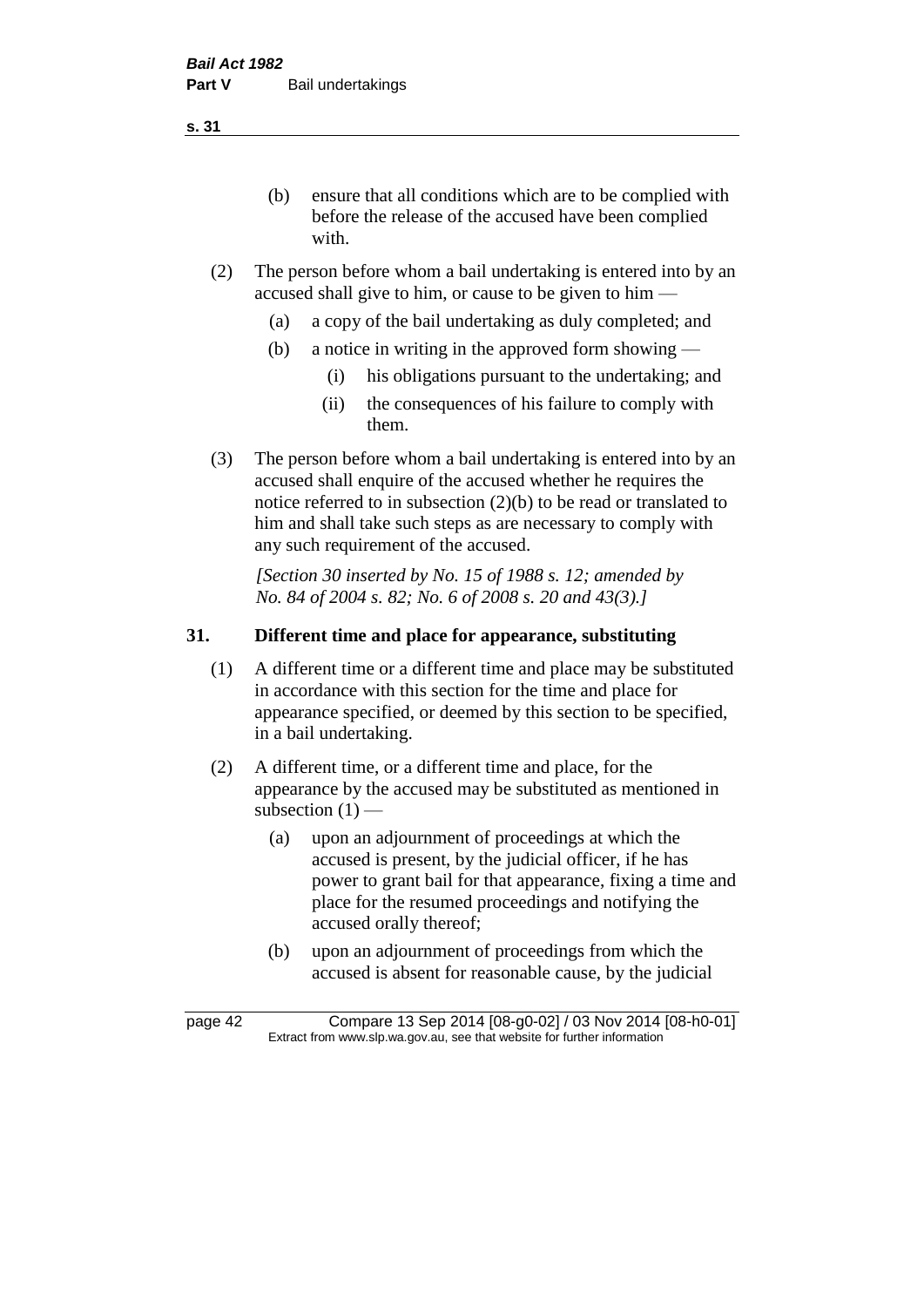(b) ensure that all conditions which are to be complied with before the release of the accused have been complied with.

(2) The person before whom a bail undertaking is entered into by an accused shall give to him, or cause to be given to him —

(a) a copy of the bail undertaking as duly completed; and

(b) a notice in writing in the approved form showing —

(i) his obligations pursuant to the undertaking; and

(ii) the consequences of his failure to comply with them.

(3) The person before whom a bail undertaking is entered into by an accused shall enquire of the accused whether he requires the notice referred to in subsection (2)(b) to be read or translated to him and shall take such steps as are necessary to comply with any such requirement of the accused.

*[Section 30 inserted by No. 15 of 1988 s. 12; amended by No. 84 of 2004 s. 82; No. 6 of 2008 s. 20 and 43(3).]*

## 31. Different time and place for appearance, substituting

(1) A different time or a different time and place may be substituted in accordance with this section for the time and place for appearance specified, or deemed by this section to be specified, in a bail undertaking.

(2) A different time, or a different time and place, for the appearance by the accused may be substituted as mentioned in subsection (1) —

(a) upon an adjournment of proceedings at which the accused is present, by the judicial officer, if he has power to grant bail for that appearance, fixing a time and place for the resumed proceedings and notifying the accused orally thereof;

(b) upon an adjournment of proceedings from which the accused is absent for reasonable cause, by the judicial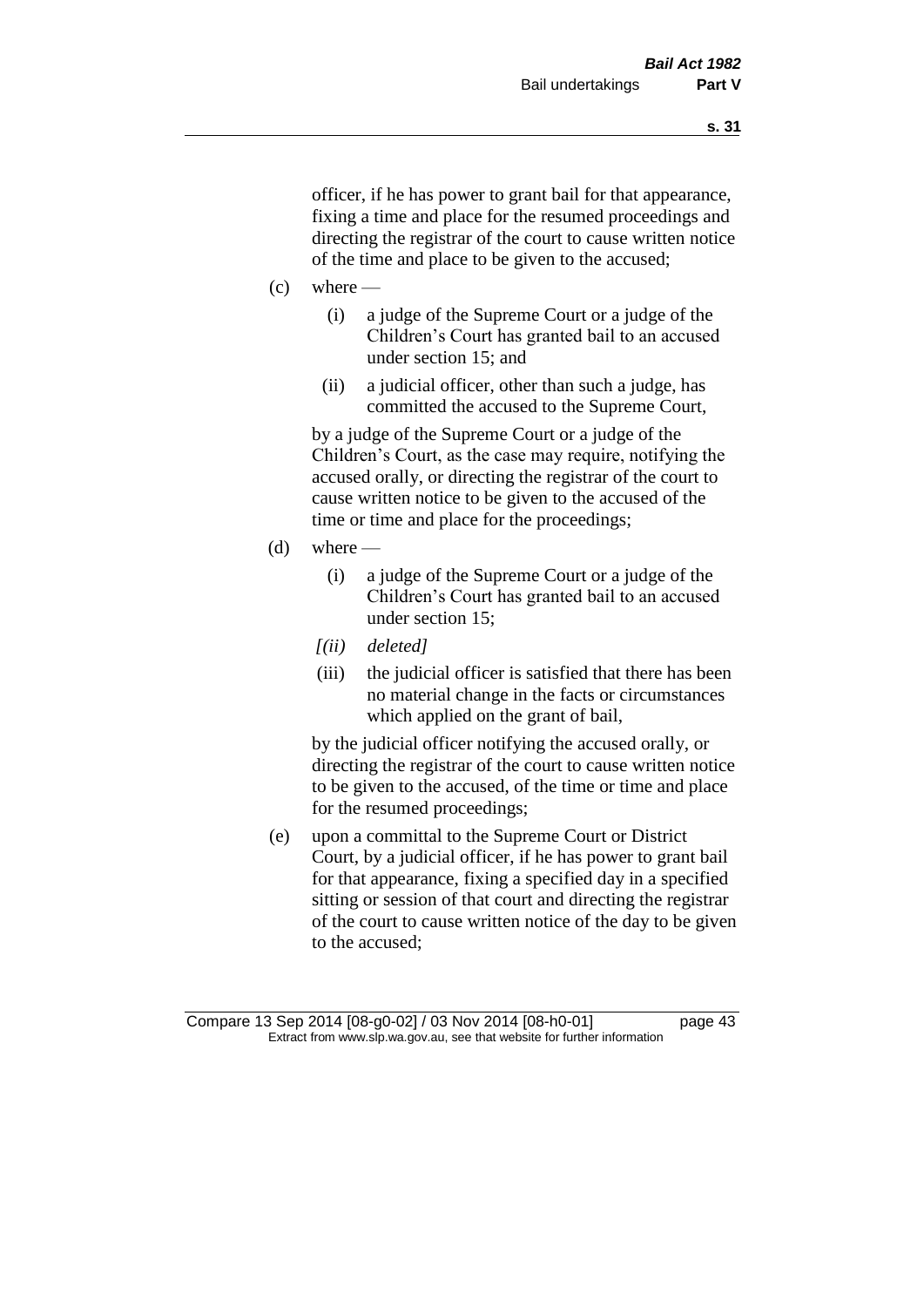officer, if he has power to grant bail for that appearance, fixing a time and place for the resumed proceedings and directing the registrar of the court to cause written notice of the time and place to be given to the accused;

(c) where —

(i) a judge of the Supreme Court or a judge of the Children's Court has granted bail to an accused under section 15; and

(ii) a judicial officer, other than such a judge, has committed the accused to the Supreme Court,

by a judge of the Supreme Court or a judge of the Children's Court, as the case may require, notifying the accused orally, or directing the registrar of the court to cause written notice to be given to the accused of the time or time and place for the proceedings;

(d) where —

(i) a judge of the Supreme Court or a judge of the Children's Court has granted bail to an accused under section 15;

*[(ii) deleted]*

(iii) the judicial officer is satisfied that there has been no material change in the facts or circumstances which applied on the grant of bail,

by the judicial officer notifying the accused orally, or directing the registrar of the court to cause written notice to be given to the accused, of the time or time and place for the resumed proceedings;

(e) upon a committal to the Supreme Court or District Court, by a judicial officer, if he has power to grant bail for that appearance, fixing a specified day in a specified sitting or session of that court and directing the registrar of the court to cause written notice of the day to be given to the accused;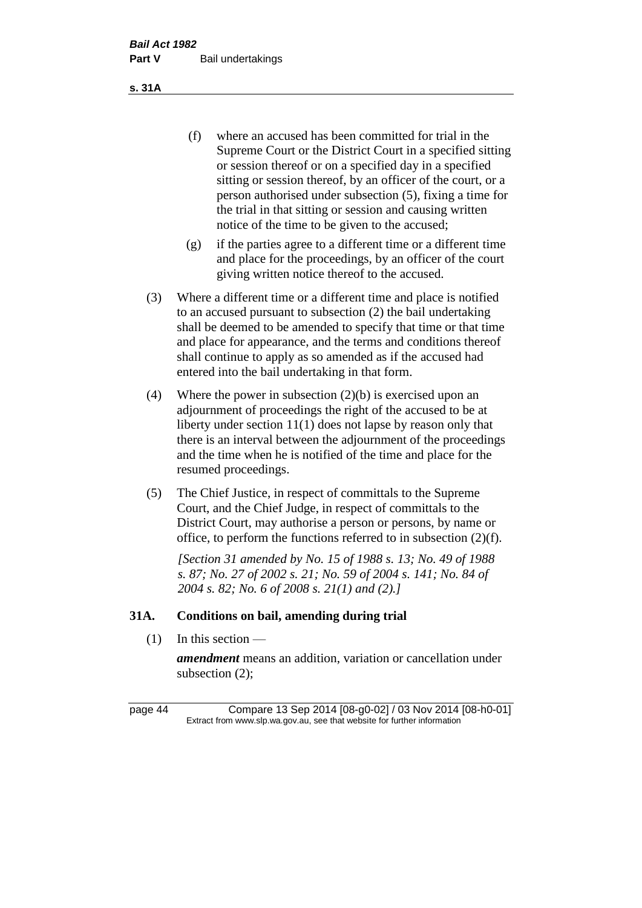(f) where an accused has been committed for trial in the Supreme Court or the District Court in a specified sitting or session thereof or on a specified day in a specified sitting or session thereof, by an officer of the court, or a person authorised under subsection (5), fixing a time for the trial in that sitting or session and causing written notice of the time to be given to the accused;

(g) if the parties agree to a different time or a different time and place for the proceedings, by an officer of the court giving written notice thereof to the accused.

(3) Where a different time or a different time and place is notified to an accused pursuant to subsection (2) the bail undertaking shall be deemed to be amended to specify that time or that time and place for appearance, and the terms and conditions thereof shall continue to apply as so amended as if the accused had entered into the bail undertaking in that form.

(4) Where the power in subsection (2)(b) is exercised upon an adjournment of proceedings the right of the accused to be at liberty under section 11(1) does not lapse by reason only that there is an interval between the adjournment of the proceedings and the time when he is notified of the time and place for the resumed proceedings.

(5) The Chief Justice, in respect of committals to the Supreme Court, and the Chief Judge, in respect of committals to the District Court, may authorise a person or persons, by name or office, to perform the functions referred to in subsection (2)(f).

*[Section 31 amended by No. 15 of 1988 s. 13; No. 49 of 1988 s. 87; No. 27 of 2002 s. 21; No. 59 of 2004 s. 141; No. 84 of 2004 s. 82; No. 6 of 2008 s. 21(1) and (2).]*

### 31A. Conditions on bail, amending during trial

(1) In this section —

***amendment*** means an addition, variation or cancellation under subsection (2);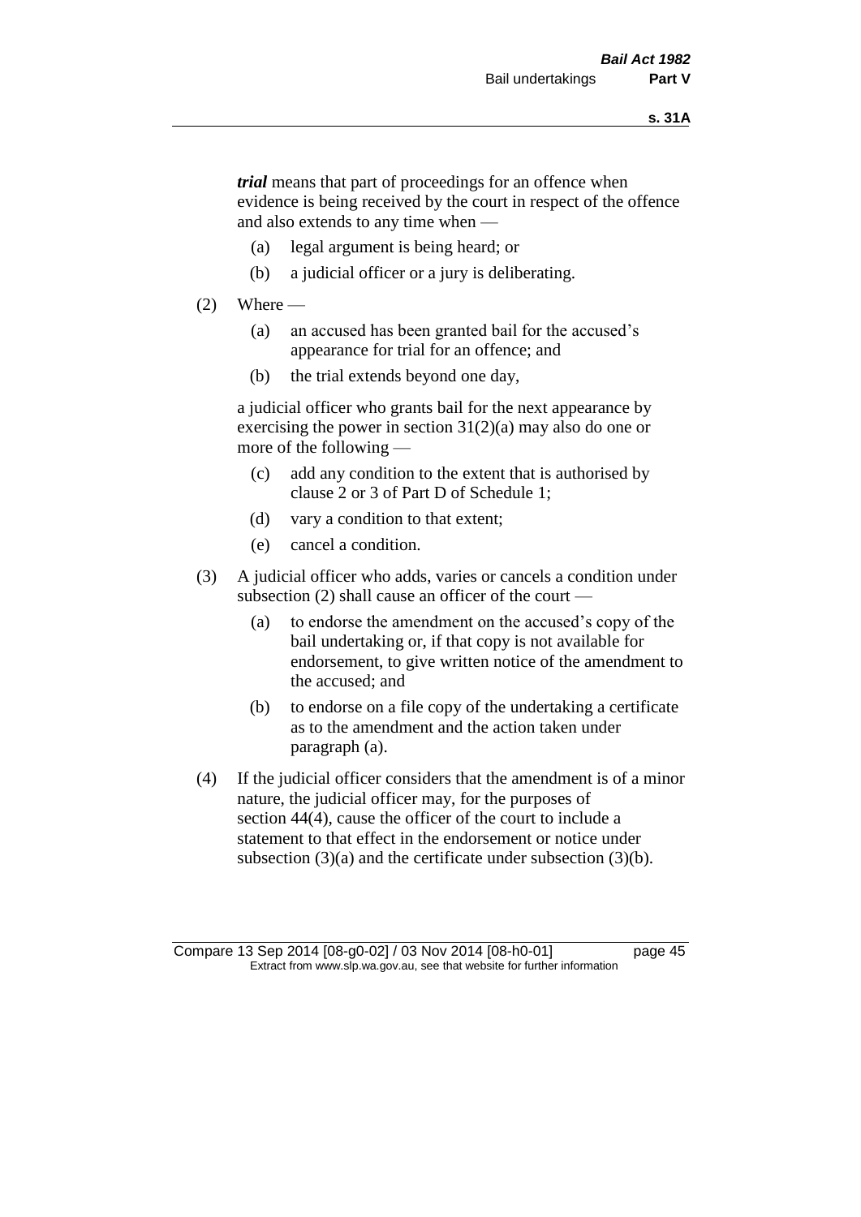***trial*** means that part of proceedings for an offence when evidence is being received by the court in respect of the offence and also extends to any time when —

(a) legal argument is being heard; or

(b) a judicial officer or a jury is deliberating.

(2) Where —

(a) an accused has been granted bail for the accused's appearance for trial for an offence; and

(b) the trial extends beyond one day,

a judicial officer who grants bail for the next appearance by exercising the power in section 31(2)(a) may also do one or more of the following —

(c) add any condition to the extent that is authorised by clause 2 or 3 of Part D of Schedule 1;

(d) vary a condition to that extent;

(e) cancel a condition.

(3) A judicial officer who adds, varies or cancels a condition under subsection (2) shall cause an officer of the court —

(a) to endorse the amendment on the accused's copy of the bail undertaking or, if that copy is not available for endorsement, to give written notice of the amendment to the accused; and

(b) to endorse on a file copy of the undertaking a certificate as to the amendment and the action taken under paragraph (a).

(4) If the judicial officer considers that the amendment is of a minor nature, the judicial officer may, for the purposes of section 44(4), cause the officer of the court to include a statement to that effect in the endorsement or notice under subsection (3)(a) and the certificate under subsection (3)(b).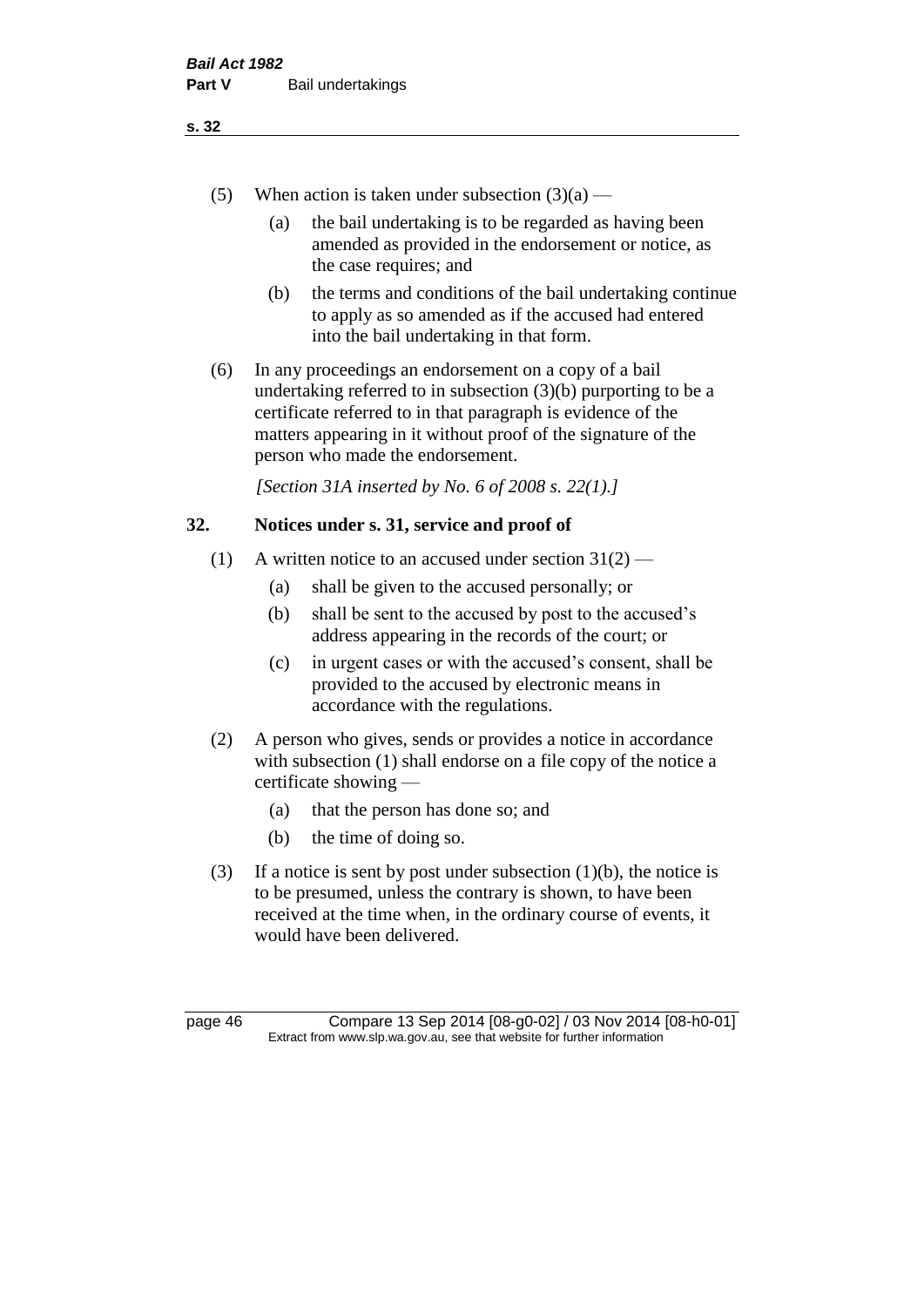(5) When action is taken under subsection (3)(a) —

(a) the bail undertaking is to be regarded as having been amended as provided in the endorsement or notice, as the case requires; and

(b) the terms and conditions of the bail undertaking continue to apply as so amended as if the accused had entered into the bail undertaking in that form.

(6) In any proceedings an endorsement on a copy of a bail undertaking referred to in subsection (3)(b) purporting to be a certificate referred to in that paragraph is evidence of the matters appearing in it without proof of the signature of the person who made the endorsement.

*[Section 31A inserted by No. 6 of 2008 s. 22(1).]*

## 32. Notices under s. 31, service and proof of

(1) A written notice to an accused under section 31(2) —

(a) shall be given to the accused personally; or

(b) shall be sent to the accused by post to the accused's address appearing in the records of the court; or

(c) in urgent cases or with the accused's consent, shall be provided to the accused by electronic means in accordance with the regulations.

(2) A person who gives, sends or provides a notice in accordance with subsection (1) shall endorse on a file copy of the notice a certificate showing —

(a) that the person has done so; and

(b) the time of doing so.

(3) If a notice is sent by post under subsection (1)(b), the notice is to be presumed, unless the contrary is shown, to have been received at the time when, in the ordinary course of events, it would have been delivered.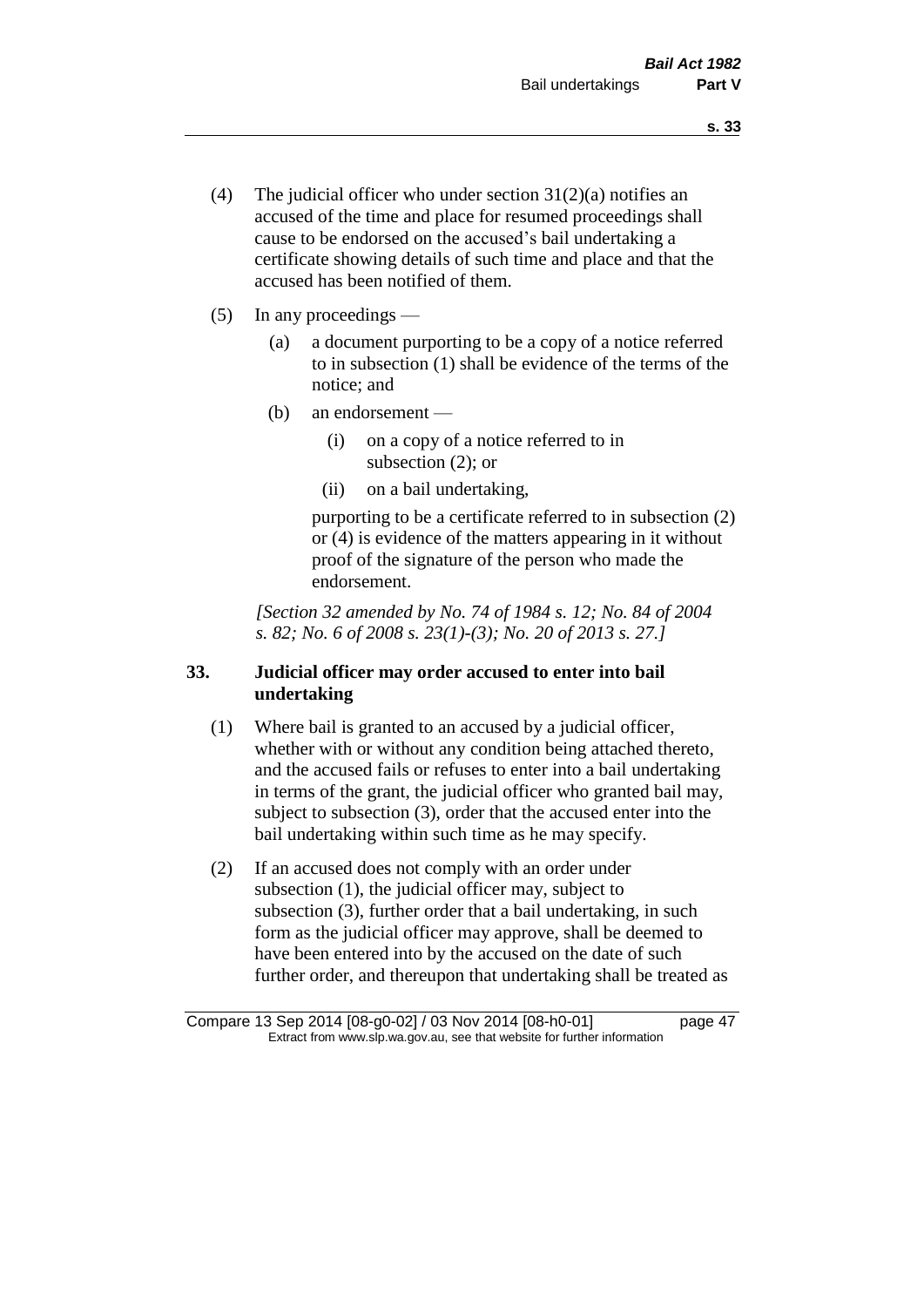(4) The judicial officer who under section 31(2)(a) notifies an accused of the time and place for resumed proceedings shall cause to be endorsed on the accused's bail undertaking a certificate showing details of such time and place and that the accused has been notified of them.

(5) In any proceedings —

  (a) a document purporting to be a copy of a notice referred to in subsection (1) shall be evidence of the terms of the notice; and

  (b) an endorsement —

    (i) on a copy of a notice referred to in subsection (2); or

    (ii) on a bail undertaking,

  purporting to be a certificate referred to in subsection (2) or (4) is evidence of the matters appearing in it without proof of the signature of the person who made the endorsement.

*[Section 32 amended by No. 74 of 1984 s. 12; No. 84 of 2004 s. 82; No. 6 of 2008 s. 23(1)-(3); No. 20 of 2013 s. 27.]*

### 33. Judicial officer may order accused to enter into bail undertaking

(1) Where bail is granted to an accused by a judicial officer, whether with or without any condition being attached thereto, and the accused fails or refuses to enter into a bail undertaking in terms of the grant, the judicial officer who granted bail may, subject to subsection (3), order that the accused enter into the bail undertaking within such time as he may specify.

(2) If an accused does not comply with an order under subsection (1), the judicial officer may, subject to subsection (3), further order that a bail undertaking, in such form as the judicial officer may approve, shall be deemed to have been entered into by the accused on the date of such further order, and thereupon that undertaking shall be treated as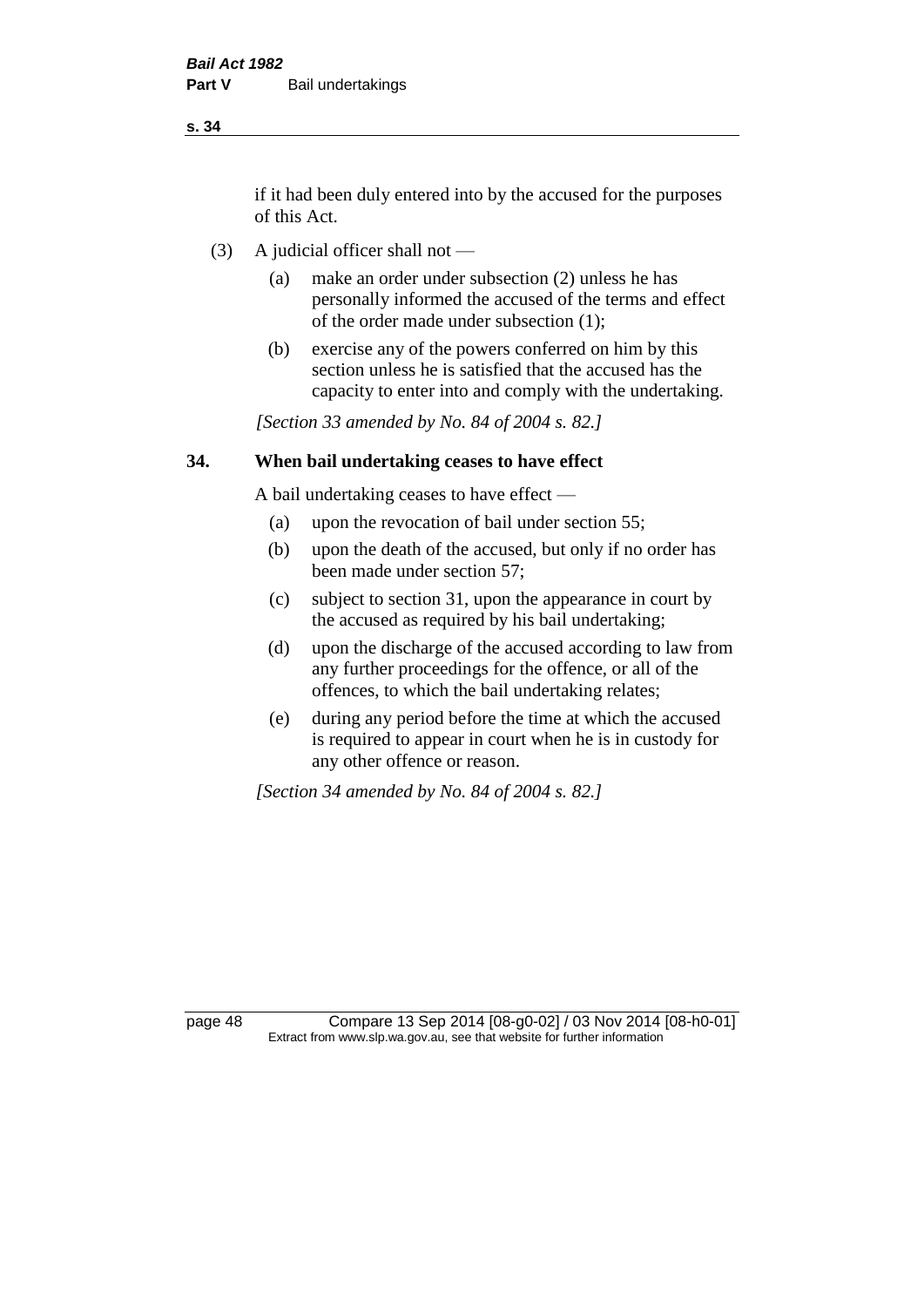if it had been duly entered into by the accused for the purposes of this Act.

(3) A judicial officer shall not —

(a) make an order under subsection (2) unless he has personally informed the accused of the terms and effect of the order made under subsection (1);

(b) exercise any of the powers conferred on him by this section unless he is satisfied that the accused has the capacity to enter into and comply with the undertaking.

*[Section 33 amended by No. 84 of 2004 s. 82.]*

## 34. When bail undertaking ceases to have effect

A bail undertaking ceases to have effect —

(a) upon the revocation of bail under section 55;

(b) upon the death of the accused, but only if no order has been made under section 57;

(c) subject to section 31, upon the appearance in court by the accused as required by his bail undertaking;

(d) upon the discharge of the accused according to law from any further proceedings for the offence, or all of the offences, to which the bail undertaking relates;

(e) during any period before the time at which the accused is required to appear in court when he is in custody for any other offence or reason.

*[Section 34 amended by No. 84 of 2004 s. 82.]*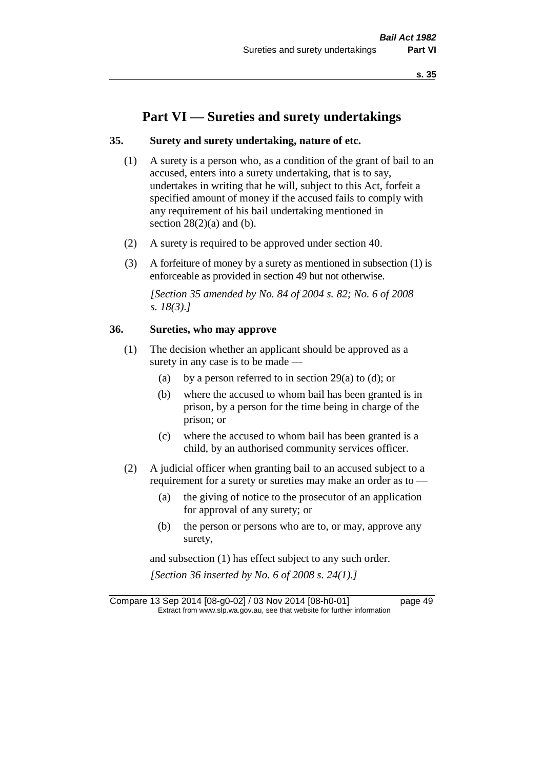# Part VI — Sureties and surety undertakings

## 35. Surety and surety undertaking, nature of etc.

(1) A surety is a person who, as a condition of the grant of bail to an accused, enters into a surety undertaking, that is to say, undertakes in writing that he will, subject to this Act, forfeit a specified amount of money if the accused fails to comply with any requirement of his bail undertaking mentioned in section 28(2)(a) and (b).

(2) A surety is required to be approved under section 40.

(3) A forfeiture of money by a surety as mentioned in subsection (1) is enforceable as provided in section 49 but not otherwise.

*[Section 35 amended by No. 84 of 2004 s. 82; No. 6 of 2008 s. 18(3).]*

## 36. Sureties, who may approve

(1) The decision whether an applicant should be approved as a surety in any case is to be made —

- (a) by a person referred to in section 29(a) to (d); or
- (b) where the accused to whom bail has been granted is in prison, by a person for the time being in charge of the prison; or
- (c) where the accused to whom bail has been granted is a child, by an authorised community services officer.

(2) A judicial officer when granting bail to an accused subject to a requirement for a surety or sureties may make an order as to —

- (a) the giving of notice to the prosecutor of an application for approval of any surety; or
- (b) the person or persons who are to, or may, approve any surety,

and subsection (1) has effect subject to any such order.

*[Section 36 inserted by No. 6 of 2008 s. 24(1).]*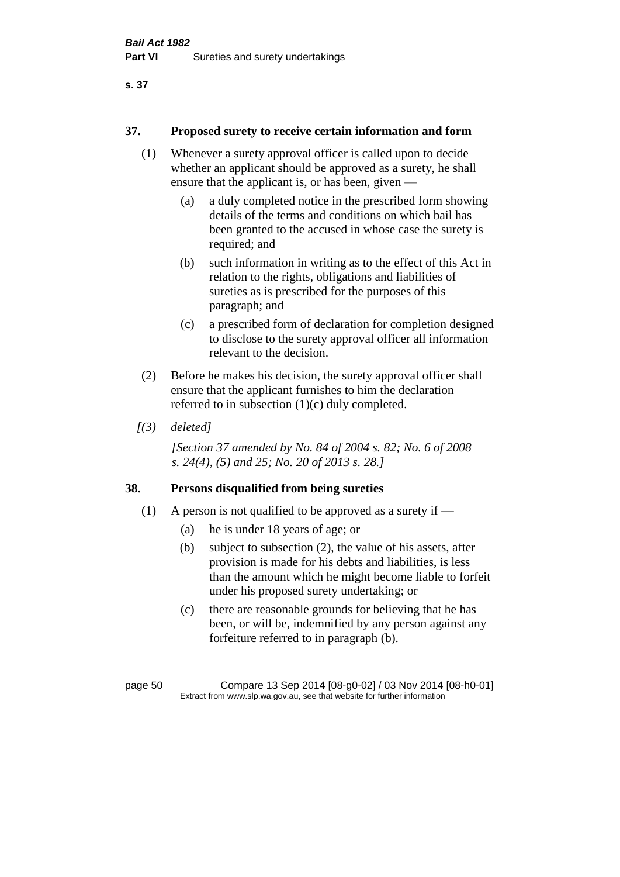## 37. Proposed surety to receive certain information and form

(1) Whenever a surety approval officer is called upon to decide whether an applicant should be approved as a surety, he shall ensure that the applicant is, or has been, given —

(a) a duly completed notice in the prescribed form showing details of the terms and conditions on which bail has been granted to the accused in whose case the surety is required; and

(b) such information in writing as to the effect of this Act in relation to the rights, obligations and liabilities of sureties as is prescribed for the purposes of this paragraph; and

(c) a prescribed form of declaration for completion designed to disclose to the surety approval officer all information relevant to the decision.

(2) Before he makes his decision, the surety approval officer shall ensure that the applicant furnishes to him the declaration referred to in subsection (1)(c) duly completed.

*[(3) deleted]*

*[Section 37 amended by No. 84 of 2004 s. 82; No. 6 of 2008 s. 24(4), (5) and 25; No. 20 of 2013 s. 28.]*

## 38. Persons disqualified from being sureties

(1) A person is not qualified to be approved as a surety if —

(a) he is under 18 years of age; or

(b) subject to subsection (2), the value of his assets, after provision is made for his debts and liabilities, is less than the amount which he might become liable to forfeit under his proposed surety undertaking; or

(c) there are reasonable grounds for believing that he has been, or will be, indemnified by any person against any forfeiture referred to in paragraph (b).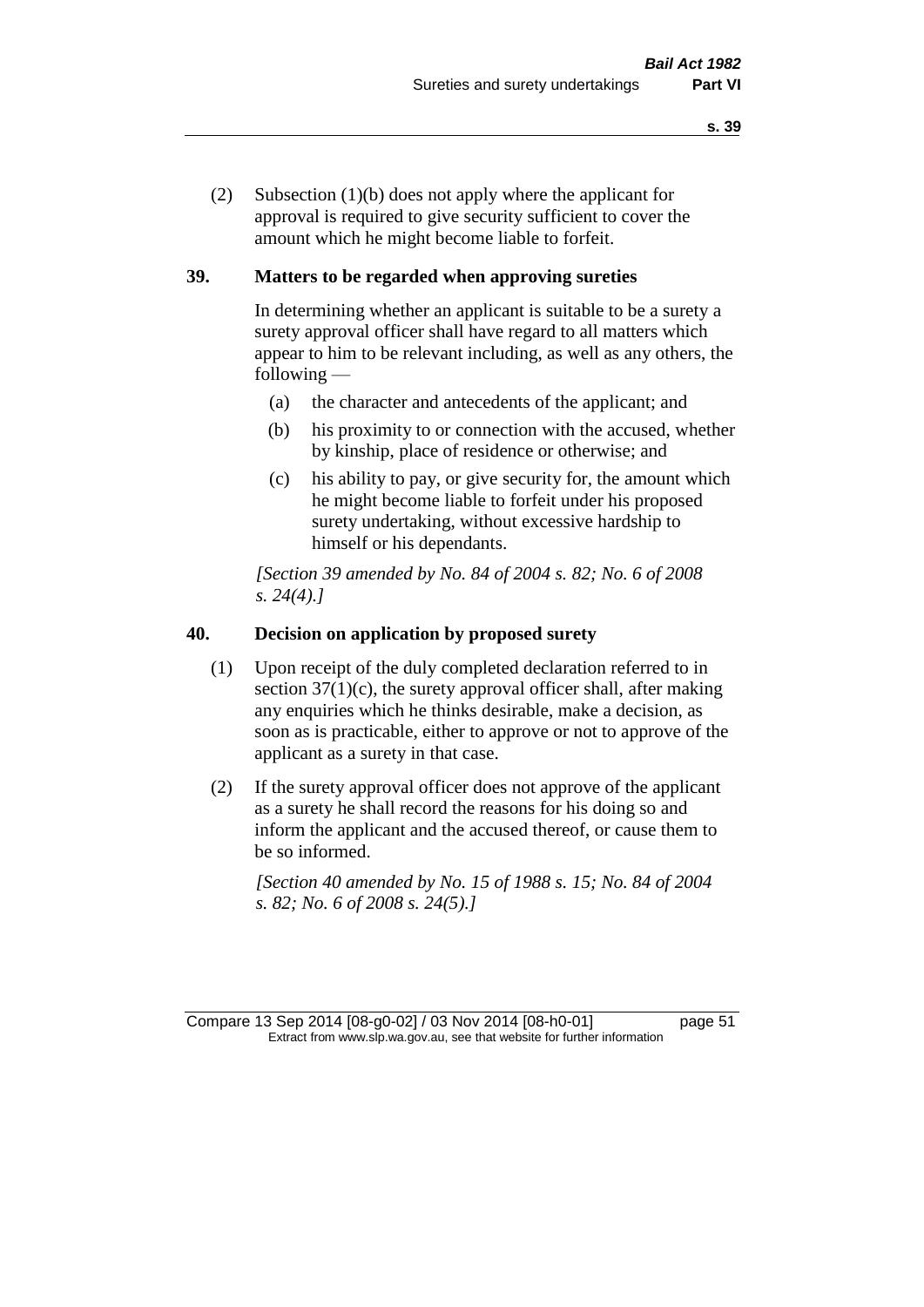(2) Subsection (1)(b) does not apply where the applicant for approval is required to give security sufficient to cover the amount which he might become liable to forfeit.

## 39. Matters to be regarded when approving sureties

In determining whether an applicant is suitable to be a surety a surety approval officer shall have regard to all matters which appear to him to be relevant including, as well as any others, the following —

(a) the character and antecedents of the applicant; and

(b) his proximity to or connection with the accused, whether by kinship, place of residence or otherwise; and

(c) his ability to pay, or give security for, the amount which he might become liable to forfeit under his proposed surety undertaking, without excessive hardship to himself or his dependants.

*[Section 39 amended by No. 84 of 2004 s. 82; No. 6 of 2008 s. 24(4).]*

## 40. Decision on application by proposed surety

(1) Upon receipt of the duly completed declaration referred to in section 37(1)(c), the surety approval officer shall, after making any enquiries which he thinks desirable, make a decision, as soon as is practicable, either to approve or not to approve of the applicant as a surety in that case.

(2) If the surety approval officer does not approve of the applicant as a surety he shall record the reasons for his doing so and inform the applicant and the accused thereof, or cause them to be so informed.

*[Section 40 amended by No. 15 of 1988 s. 15; No. 84 of 2004 s. 82; No. 6 of 2008 s. 24(5).]*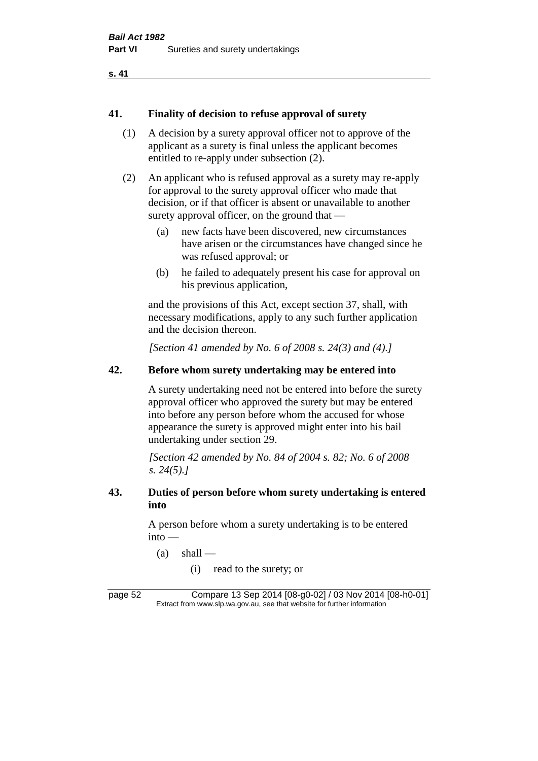## 41. Finality of decision to refuse approval of surety

(1) A decision by a surety approval officer not to approve of the applicant as a surety is final unless the applicant becomes entitled to re-apply under subsection (2).

(2) An applicant who is refused approval as a surety may re-apply for approval to the surety approval officer who made that decision, or if that officer is absent or unavailable to another surety approval officer, on the ground that —

  (a) new facts have been discovered, new circumstances have arisen or the circumstances have changed since he was refused approval; or

  (b) he failed to adequately present his case for approval on his previous application,

and the provisions of this Act, except section 37, shall, with necessary modifications, apply to any such further application and the decision thereon.

*[Section 41 amended by No. 6 of 2008 s. 24(3) and (4).]*

## 42. Before whom surety undertaking may be entered into

A surety undertaking need not be entered into before the surety approval officer who approved the surety but may be entered into before any person before whom the accused for whose appearance the surety is approved might enter into his bail undertaking under section 29.

*[Section 42 amended by No. 84 of 2004 s. 82; No. 6 of 2008 s. 24(5).]*

## 43. Duties of person before whom surety undertaking is entered into

A person before whom a surety undertaking is to be entered into —

  (a) shall —

    (i) read to the surety; or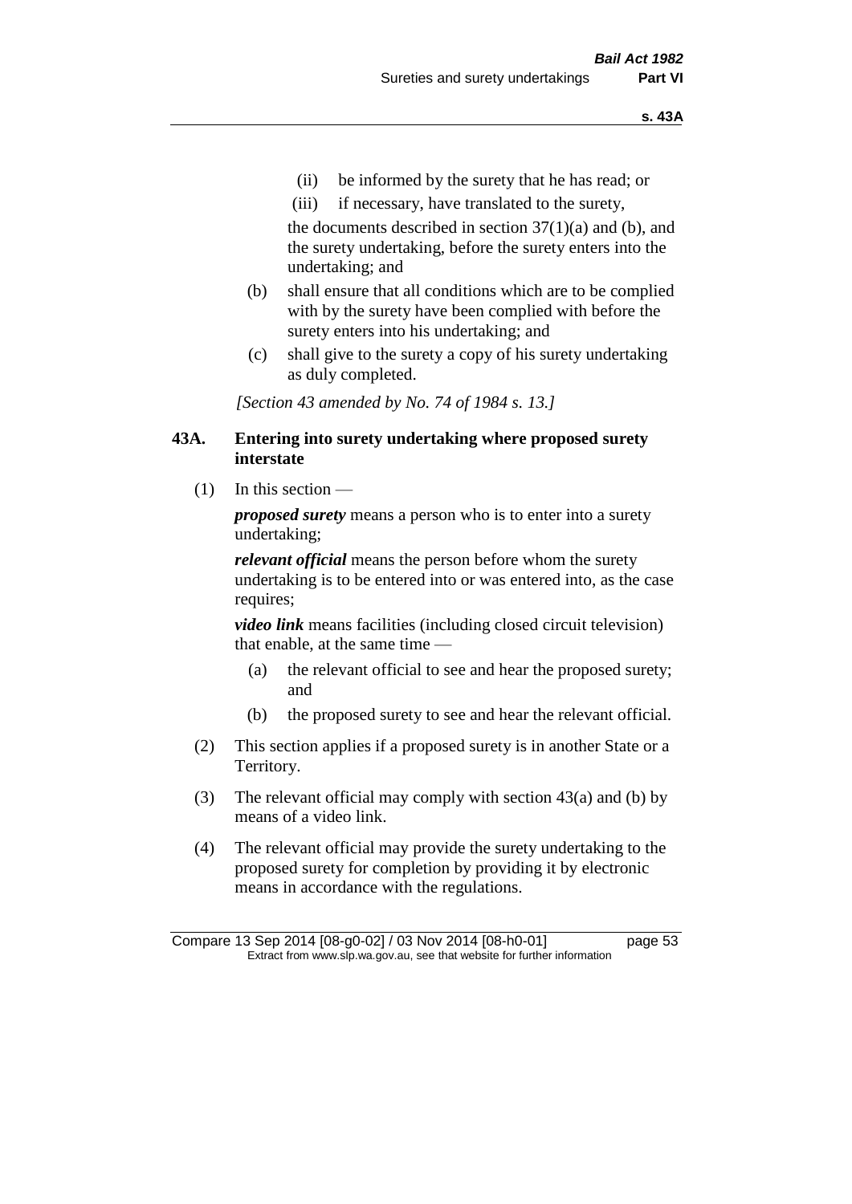(ii) be informed by the surety that he has read; or

(iii) if necessary, have translated to the surety,

the documents described in section 37(1)(a) and (b), and the surety undertaking, before the surety enters into the undertaking; and

(b) shall ensure that all conditions which are to be complied with by the surety have been complied with before the surety enters into his undertaking; and

(c) shall give to the surety a copy of his surety undertaking as duly completed.

*[Section 43 amended by No. 74 of 1984 s. 13.]*

### 43A. Entering into surety undertaking where proposed surety interstate

(1) In this section —

***proposed surety*** means a person who is to enter into a surety undertaking;

***relevant official*** means the person before whom the surety undertaking is to be entered into or was entered into, as the case requires;

***video link*** means facilities (including closed circuit television) that enable, at the same time —

(a) the relevant official to see and hear the proposed surety; and

(b) the proposed surety to see and hear the relevant official.

(2) This section applies if a proposed surety is in another State or a Territory.

(3) The relevant official may comply with section 43(a) and (b) by means of a video link.

(4) The relevant official may provide the surety undertaking to the proposed surety for completion by providing it by electronic means in accordance with the regulations.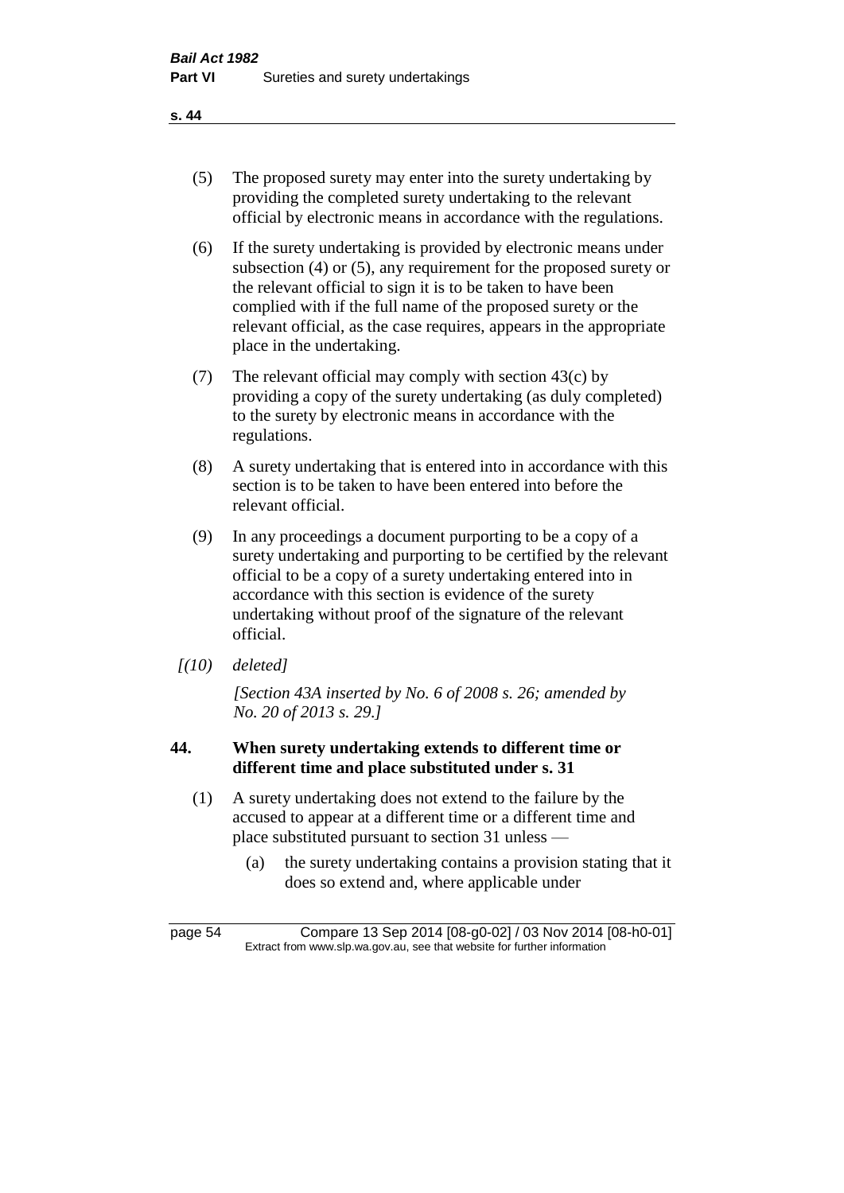(5) The proposed surety may enter into the surety undertaking by providing the completed surety undertaking to the relevant official by electronic means in accordance with the regulations.

(6) If the surety undertaking is provided by electronic means under subsection (4) or (5), any requirement for the proposed surety or the relevant official to sign it is to be taken to have been complied with if the full name of the proposed surety or the relevant official, as the case requires, appears in the appropriate place in the undertaking.

(7) The relevant official may comply with section 43(c) by providing a copy of the surety undertaking (as duly completed) to the surety by electronic means in accordance with the regulations.

(8) A surety undertaking that is entered into in accordance with this section is to be taken to have been entered into before the relevant official.

(9) In any proceedings a document purporting to be a copy of a surety undertaking and purporting to be certified by the relevant official to be a copy of a surety undertaking entered into in accordance with this section is evidence of the surety undertaking without proof of the signature of the relevant official.

*[(10) deleted]*

*[Section 43A inserted by No. 6 of 2008 s. 26; amended by No. 20 of 2013 s. 29.]*

### 44. When surety undertaking extends to different time or different time and place substituted under s. 31

(1) A surety undertaking does not extend to the failure by the accused to appear at a different time or a different time and place substituted pursuant to section 31 unless —

(a) the surety undertaking contains a provision stating that it does so extend and, where applicable under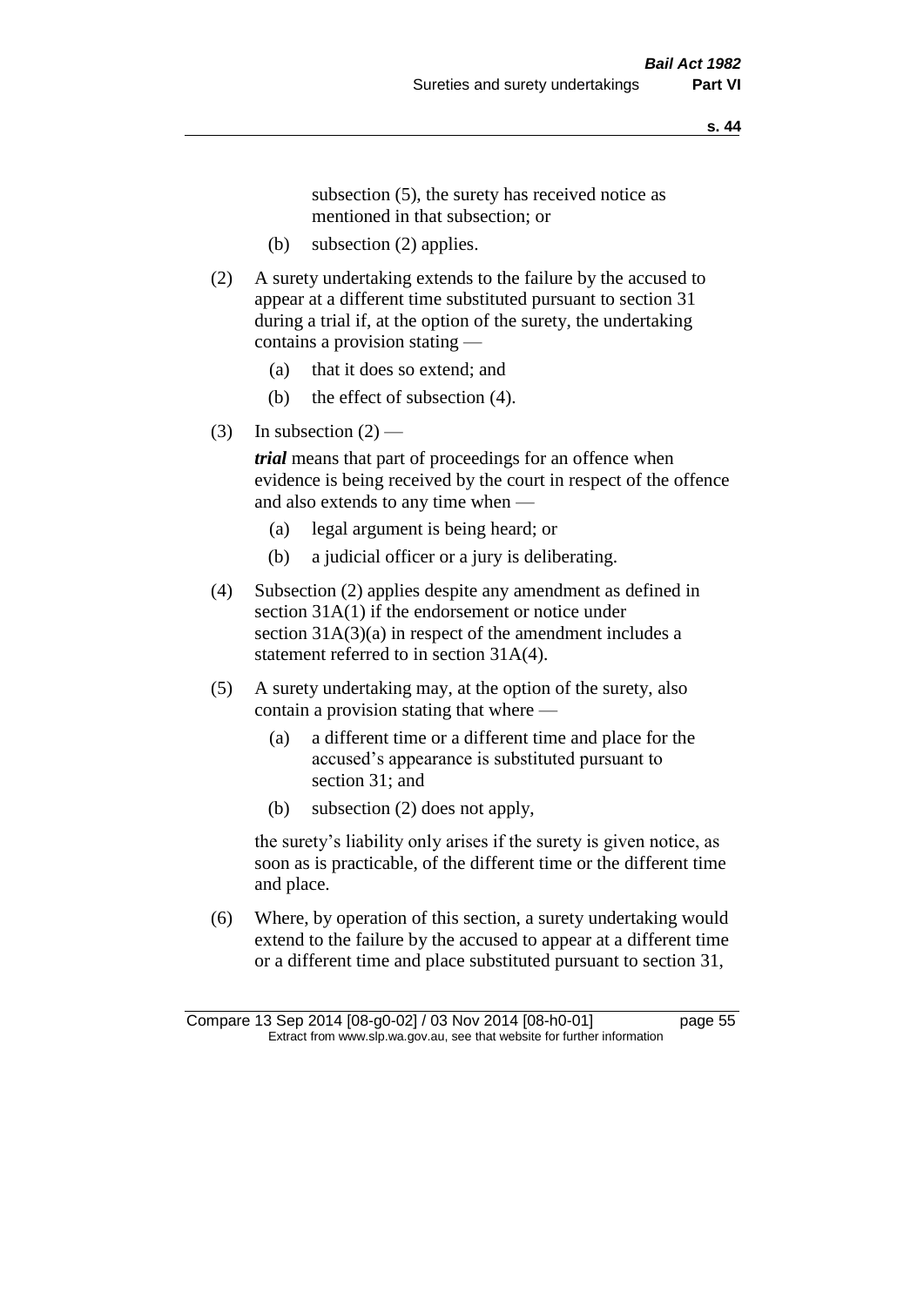subsection (5), the surety has received notice as mentioned in that subsection; or

(b) subsection (2) applies.

(2) A surety undertaking extends to the failure by the accused to appear at a different time substituted pursuant to section 31 during a trial if, at the option of the surety, the undertaking contains a provision stating —

(a) that it does so extend; and

(b) the effect of subsection (4).

(3) In subsection (2) —

***trial*** means that part of proceedings for an offence when evidence is being received by the court in respect of the offence and also extends to any time when —

(a) legal argument is being heard; or

(b) a judicial officer or a jury is deliberating.

(4) Subsection (2) applies despite any amendment as defined in section 31A(1) if the endorsement or notice under section 31A(3)(a) in respect of the amendment includes a statement referred to in section 31A(4).

(5) A surety undertaking may, at the option of the surety, also contain a provision stating that where —

(a) a different time or a different time and place for the accused's appearance is substituted pursuant to section 31; and

(b) subsection (2) does not apply,

the surety's liability only arises if the surety is given notice, as soon as is practicable, of the different time or the different time and place.

(6) Where, by operation of this section, a surety undertaking would extend to the failure by the accused to appear at a different time or a different time and place substituted pursuant to section 31,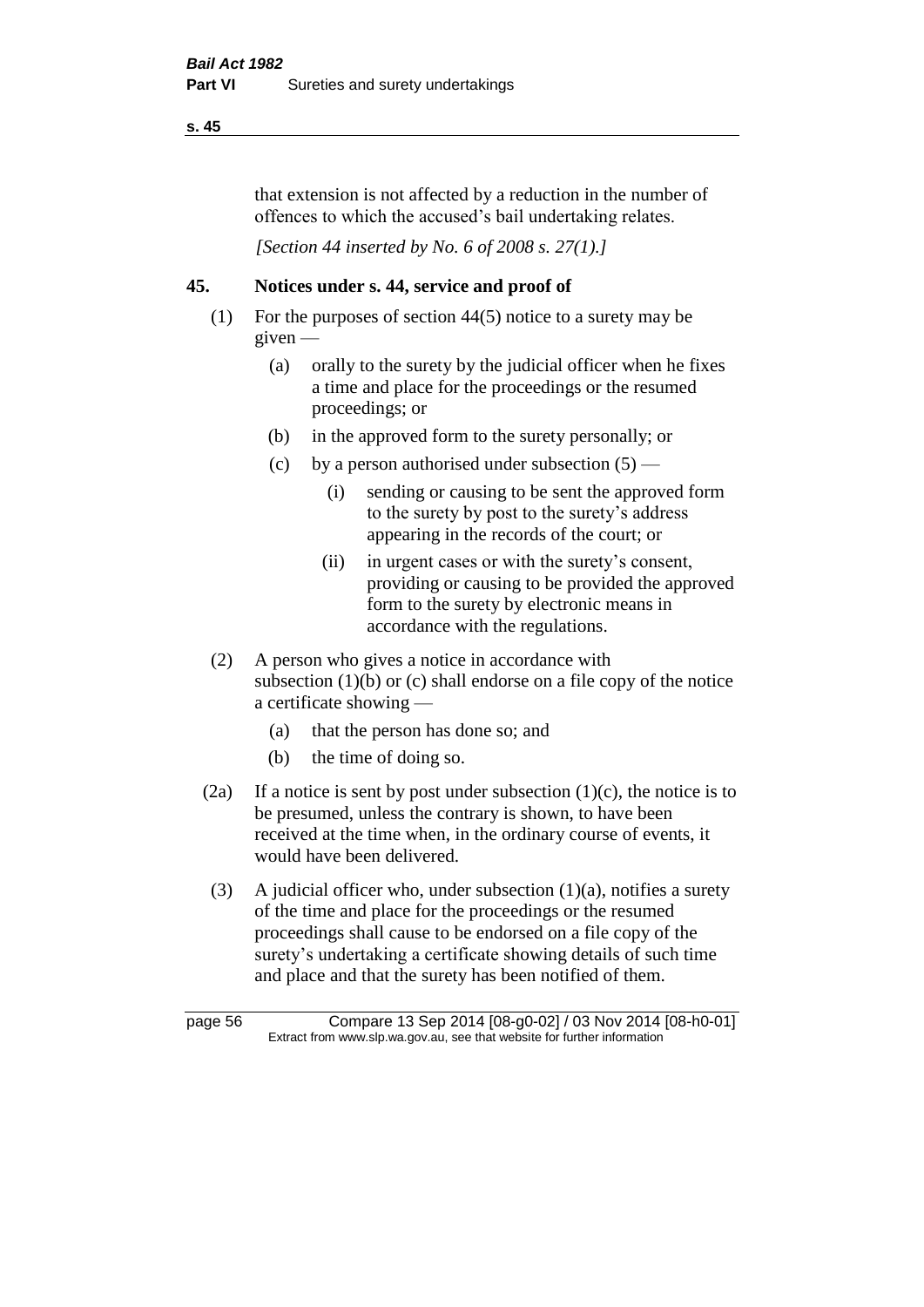that extension is not affected by a reduction in the number of offences to which the accused's bail undertaking relates.

*[Section 44 inserted by No. 6 of 2008 s. 27(1).]*

## 45. Notices under s. 44, service and proof of

(1) For the purposes of section 44(5) notice to a surety may be given —

(a) orally to the surety by the judicial officer when he fixes a time and place for the proceedings or the resumed proceedings; or

(b) in the approved form to the surety personally; or

(c) by a person authorised under subsection (5) —

(i) sending or causing to be sent the approved form to the surety by post to the surety's address appearing in the records of the court; or

(ii) in urgent cases or with the surety's consent, providing or causing to be provided the approved form to the surety by electronic means in accordance with the regulations.

(2) A person who gives a notice in accordance with subsection (1)(b) or (c) shall endorse on a file copy of the notice a certificate showing —

(a) that the person has done so; and

(b) the time of doing so.

(2a) If a notice is sent by post under subsection (1)(c), the notice is to be presumed, unless the contrary is shown, to have been received at the time when, in the ordinary course of events, it would have been delivered.

(3) A judicial officer who, under subsection (1)(a), notifies a surety of the time and place for the proceedings or the resumed proceedings shall cause to be endorsed on a file copy of the surety's undertaking a certificate showing details of such time and place and that the surety has been notified of them.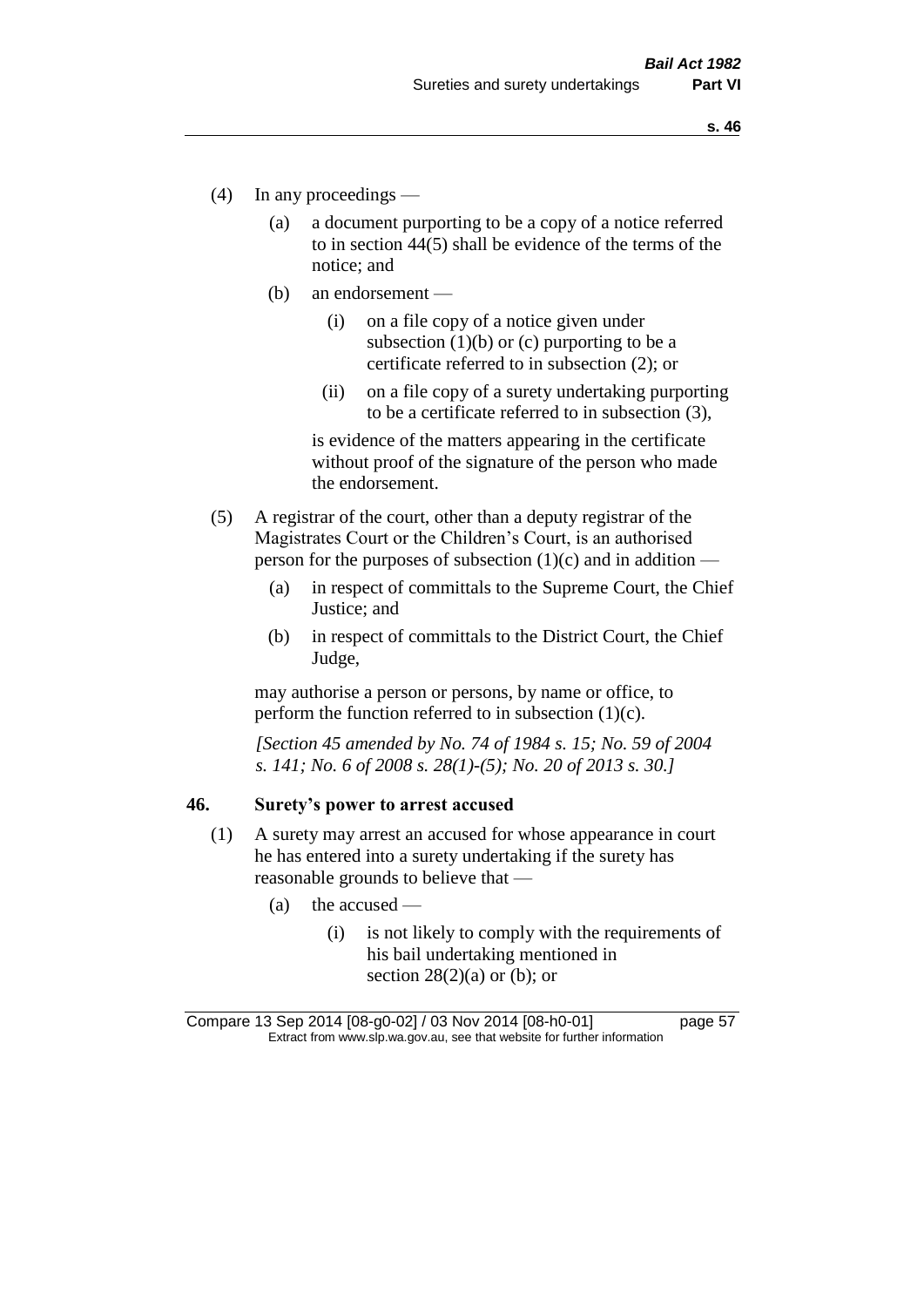(4) In any proceedings —

(a) a document purporting to be a copy of a notice referred to in section 44(5) shall be evidence of the terms of the notice; and

(b) an endorsement —

(i) on a file copy of a notice given under subsection (1)(b) or (c) purporting to be a certificate referred to in subsection (2); or

(ii) on a file copy of a surety undertaking purporting to be a certificate referred to in subsection (3),

is evidence of the matters appearing in the certificate without proof of the signature of the person who made the endorsement.

(5) A registrar of the court, other than a deputy registrar of the Magistrates Court or the Children's Court, is an authorised person for the purposes of subsection (1)(c) and in addition —

(a) in respect of committals to the Supreme Court, the Chief Justice; and

(b) in respect of committals to the District Court, the Chief Judge,

may authorise a person or persons, by name or office, to perform the function referred to in subsection (1)(c).

*[Section 45 amended by No. 74 of 1984 s. 15; No. 59 of 2004 s. 141; No. 6 of 2008 s. 28(1)-(5); No. 20 of 2013 s. 30.]*

**46. Surety's power to arrest accused**

(1) A surety may arrest an accused for whose appearance in court he has entered into a surety undertaking if the surety has reasonable grounds to believe that —

(a) the accused —

(i) is not likely to comply with the requirements of his bail undertaking mentioned in section 28(2)(a) or (b); or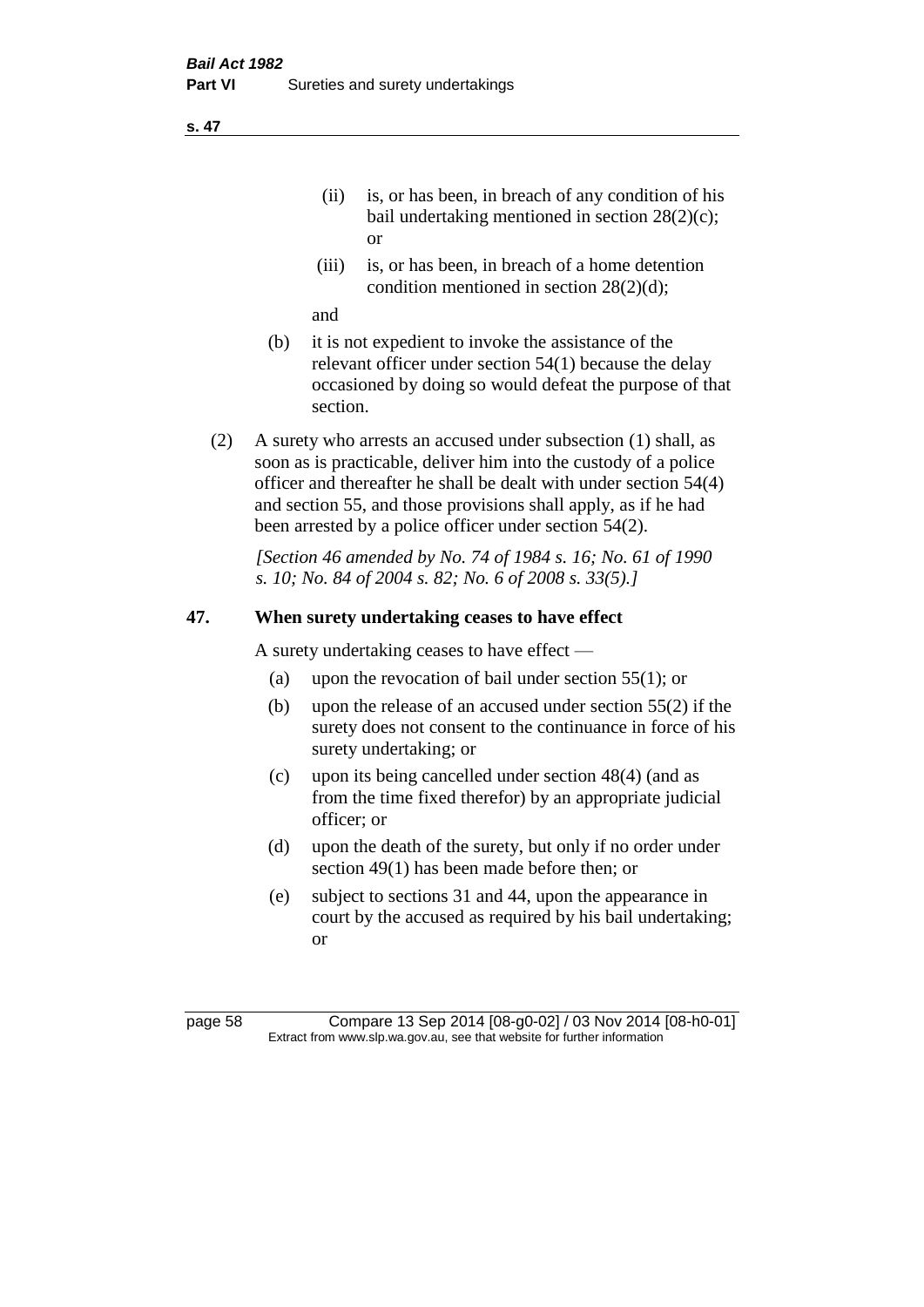(ii) is, or has been, in breach of any condition of his bail undertaking mentioned in section 28(2)(c); or

(iii) is, or has been, in breach of a home detention condition mentioned in section 28(2)(d);

and

(b) it is not expedient to invoke the assistance of the relevant officer under section 54(1) because the delay occasioned by doing so would defeat the purpose of that section.

(2) A surety who arrests an accused under subsection (1) shall, as soon as is practicable, deliver him into the custody of a police officer and thereafter he shall be dealt with under section 54(4) and section 55, and those provisions shall apply, as if he had been arrested by a police officer under section 54(2).

*[Section 46 amended by No. 74 of 1984 s. 16; No. 61 of 1990 s. 10; No. 84 of 2004 s. 82; No. 6 of 2008 s. 33(5).]*

## 47. When surety undertaking ceases to have effect

A surety undertaking ceases to have effect —

(a) upon the revocation of bail under section 55(1); or

(b) upon the release of an accused under section 55(2) if the surety does not consent to the continuance in force of his surety undertaking; or

(c) upon its being cancelled under section 48(4) (and as from the time fixed therefor) by an appropriate judicial officer; or

(d) upon the death of the surety, but only if no order under section 49(1) has been made before then; or

(e) subject to sections 31 and 44, upon the appearance in court by the accused as required by his bail undertaking; or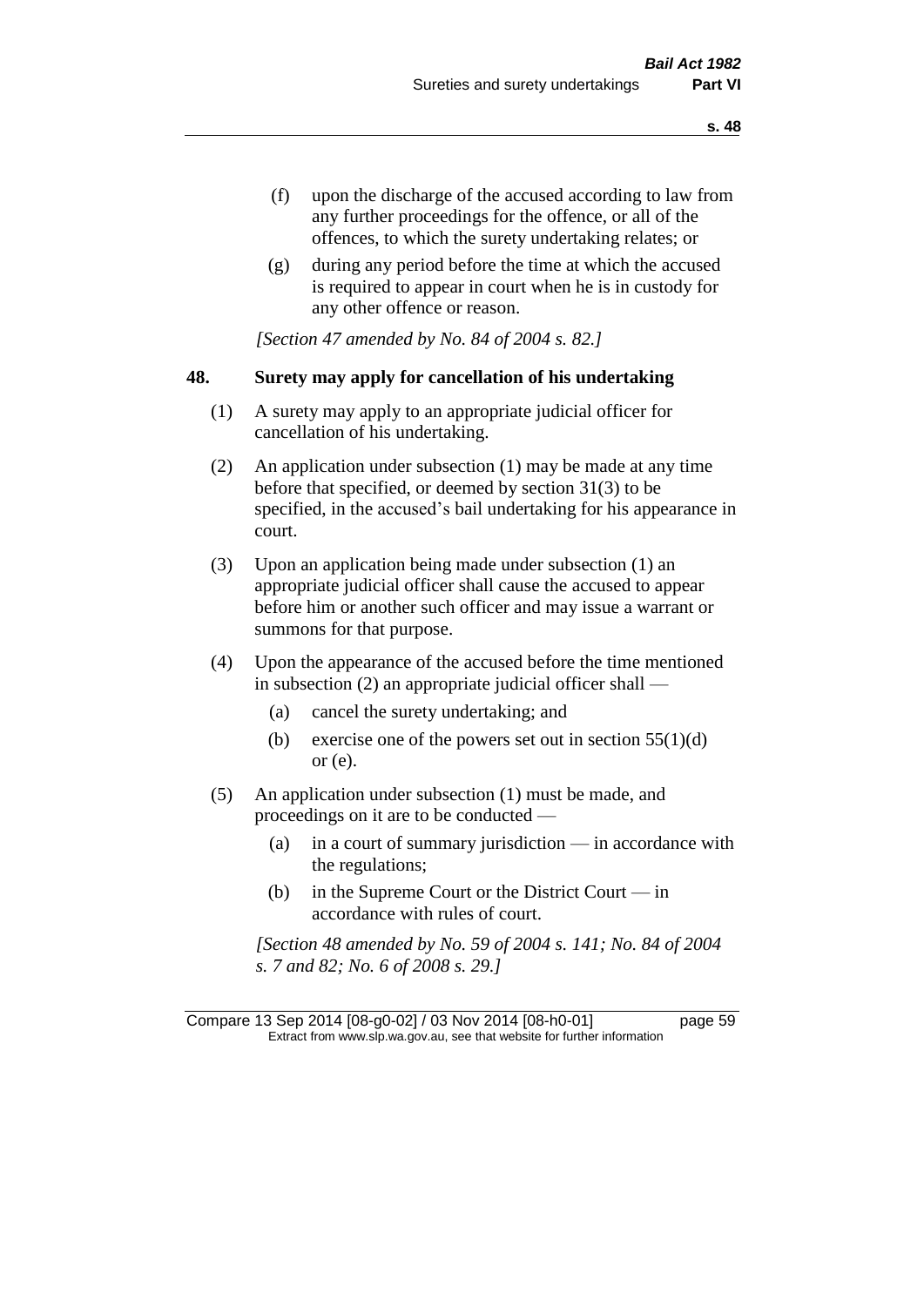(f) upon the discharge of the accused according to law from any further proceedings for the offence, or all of the offences, to which the surety undertaking relates; or

(g) during any period before the time at which the accused is required to appear in court when he is in custody for any other offence or reason.

*[Section 47 amended by No. 84 of 2004 s. 82.]*

## 48. Surety may apply for cancellation of his undertaking

(1) A surety may apply to an appropriate judicial officer for cancellation of his undertaking.

(2) An application under subsection (1) may be made at any time before that specified, or deemed by section 31(3) to be specified, in the accused's bail undertaking for his appearance in court.

(3) Upon an application being made under subsection (1) an appropriate judicial officer shall cause the accused to appear before him or another such officer and may issue a warrant or summons for that purpose.

(4) Upon the appearance of the accused before the time mentioned in subsection (2) an appropriate judicial officer shall —

(a) cancel the surety undertaking; and

(b) exercise one of the powers set out in section 55(1)(d) or (e).

(5) An application under subsection (1) must be made, and proceedings on it are to be conducted —

(a) in a court of summary jurisdiction — in accordance with the regulations;

(b) in the Supreme Court or the District Court — in accordance with rules of court.

*[Section 48 amended by No. 59 of 2004 s. 141; No. 84 of 2004 s. 7 and 82; No. 6 of 2008 s. 29.]*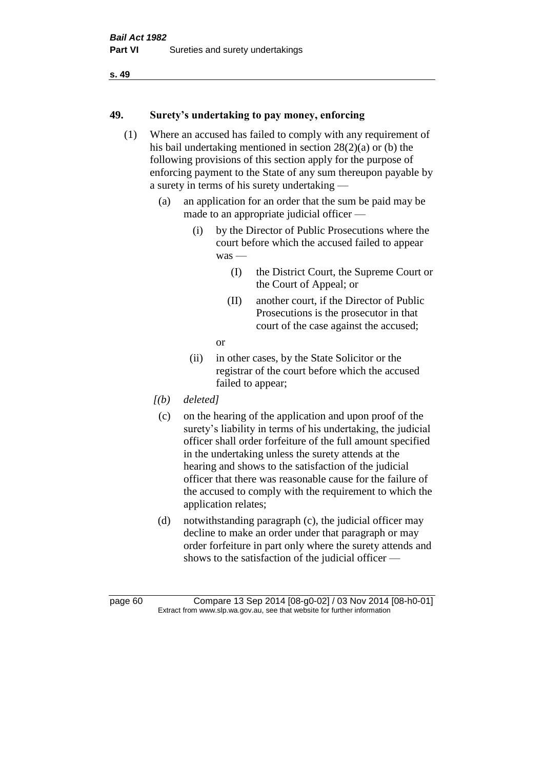## 49. Surety's undertaking to pay money, enforcing

(1) Where an accused has failed to comply with any requirement of his bail undertaking mentioned in section 28(2)(a) or (b) the following provisions of this section apply for the purpose of enforcing payment to the State of any sum thereupon payable by a surety in terms of his surety undertaking —

(a) an application for an order that the sum be paid may be made to an appropriate judicial officer —

(i) by the Director of Public Prosecutions where the court before which the accused failed to appear was —

(I) the District Court, the Supreme Court or the Court of Appeal; or

(II) another court, if the Director of Public Prosecutions is the prosecutor in that court of the case against the accused;

or

(ii) in other cases, by the State Solicitor or the registrar of the court before which the accused failed to appear;

*[(b) deleted]*

(c) on the hearing of the application and upon proof of the surety's liability in terms of his undertaking, the judicial officer shall order forfeiture of the full amount specified in the undertaking unless the surety attends at the hearing and shows to the satisfaction of the judicial officer that there was reasonable cause for the failure of the accused to comply with the requirement to which the application relates;

(d) notwithstanding paragraph (c), the judicial officer may decline to make an order under that paragraph or may order forfeiture in part only where the surety attends and shows to the satisfaction of the judicial officer —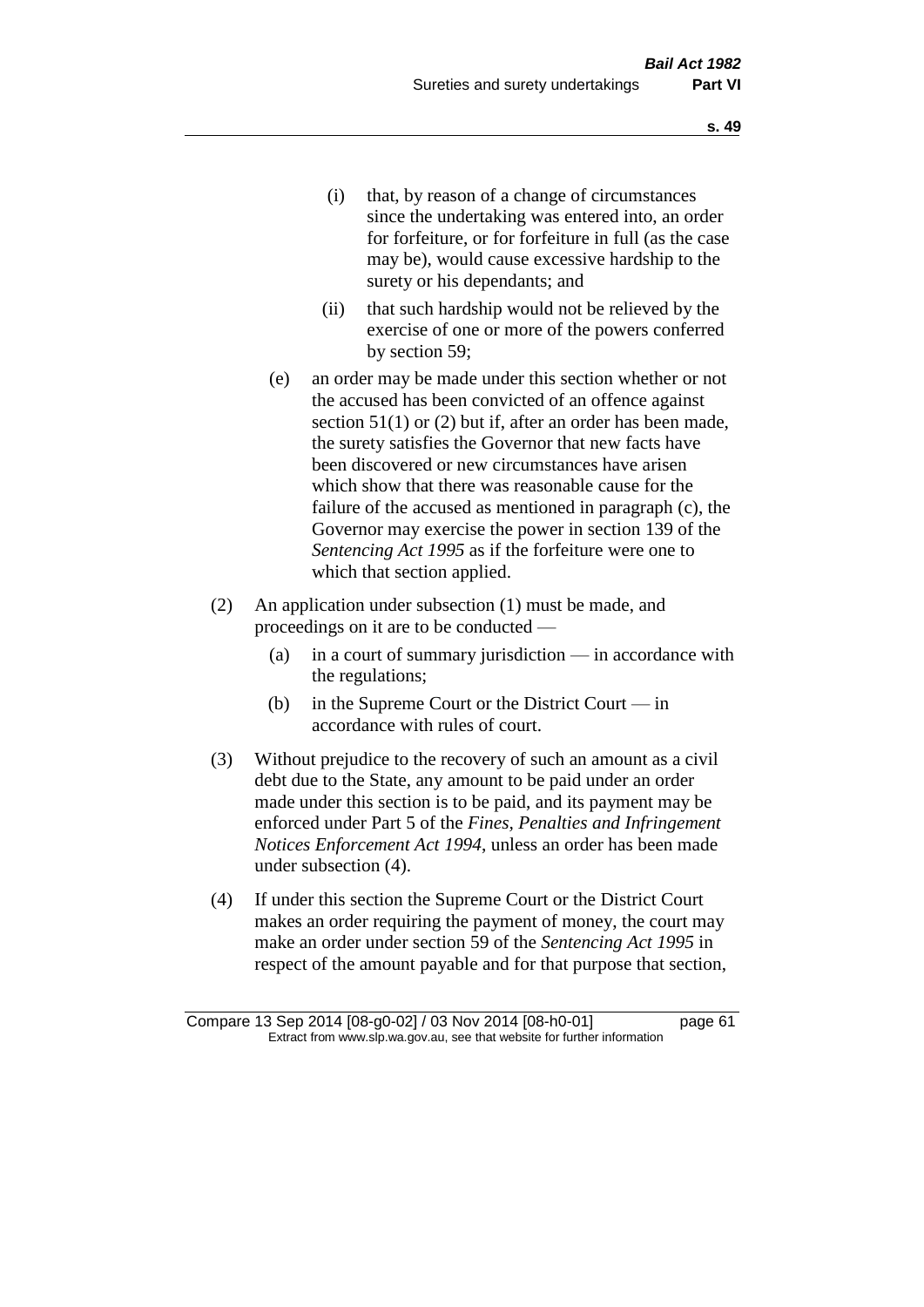(i) that, by reason of a change of circumstances since the undertaking was entered into, an order for forfeiture, or for forfeiture in full (as the case may be), would cause excessive hardship to the surety or his dependants; and

(ii) that such hardship would not be relieved by the exercise of one or more of the powers conferred by section 59;

(e) an order may be made under this section whether or not the accused has been convicted of an offence against section 51(1) or (2) but if, after an order has been made, the surety satisfies the Governor that new facts have been discovered or new circumstances have arisen which show that there was reasonable cause for the failure of the accused as mentioned in paragraph (c), the Governor may exercise the power in section 139 of the *Sentencing Act 1995* as if the forfeiture were one to which that section applied.

(2) An application under subsection (1) must be made, and proceedings on it are to be conducted —

(a) in a court of summary jurisdiction — in accordance with the regulations;

(b) in the Supreme Court or the District Court — in accordance with rules of court.

(3) Without prejudice to the recovery of such an amount as a civil debt due to the State, any amount to be paid under an order made under this section is to be paid, and its payment may be enforced under Part 5 of the *Fines, Penalties and Infringement Notices Enforcement Act 1994*, unless an order has been made under subsection (4).

(4) If under this section the Supreme Court or the District Court makes an order requiring the payment of money, the court may make an order under section 59 of the *Sentencing Act 1995* in respect of the amount payable and for that purpose that section,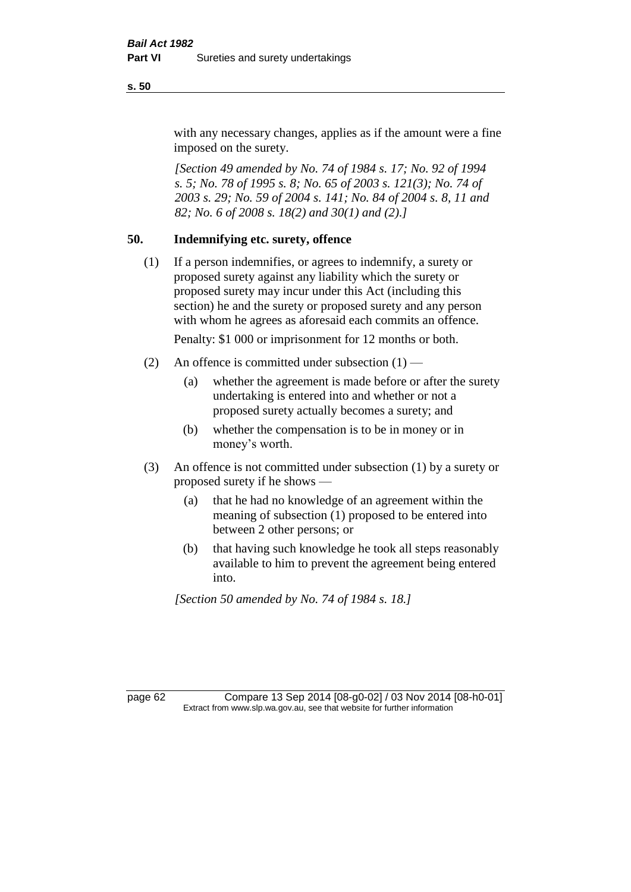with any necessary changes, applies as if the amount were a fine imposed on the surety.

*[Section 49 amended by No. 74 of 1984 s. 17; No. 92 of 1994 s. 5; No. 78 of 1995 s. 8; No. 65 of 2003 s. 121(3); No. 74 of 2003 s. 29; No. 59 of 2004 s. 141; No. 84 of 2004 s. 8, 11 and 82; No. 6 of 2008 s. 18(2) and 30(1) and (2).]*

## 50. Indemnifying etc. surety, offence

(1) If a person indemnifies, or agrees to indemnify, a surety or proposed surety against any liability which the surety or proposed surety may incur under this Act (including this section) he and the surety or proposed surety and any person with whom he agrees as aforesaid each commits an offence.

Penalty: $1 000 or imprisonment for 12 months or both.

(2) An offence is committed under subsection (1) —

(a) whether the agreement is made before or after the surety undertaking is entered into and whether or not a proposed surety actually becomes a surety; and

(b) whether the compensation is to be in money or in money's worth.

(3) An offence is not committed under subsection (1) by a surety or proposed surety if he shows —

(a) that he had no knowledge of an agreement within the meaning of subsection (1) proposed to be entered into between 2 other persons; or

(b) that having such knowledge he took all steps reasonably available to him to prevent the agreement being entered into.

*[Section 50 amended by No. 74 of 1984 s. 18.]*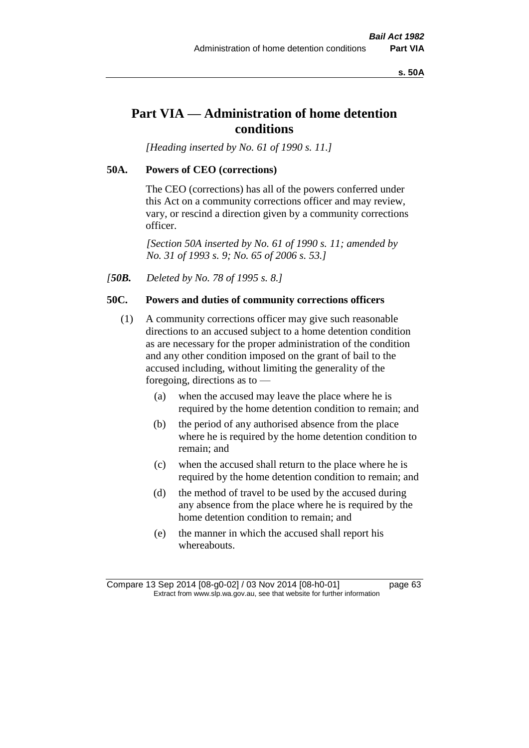# Part VIA — Administration of home detention conditions

*[Heading inserted by No. 61 of 1990 s. 11.]*

## 50A. Powers of CEO (corrections)

The CEO (corrections) has all of the powers conferred under this Act on a community corrections officer and may review, vary, or rescind a direction given by a community corrections officer.

*[Section 50A inserted by No. 61 of 1990 s. 11; amended by No. 31 of 1993 s. 9; No. 65 of 2006 s. 53.]*

*[**50B.** Deleted by No. 78 of 1995 s. 8.]*

## 50C. Powers and duties of community corrections officers

(1) A community corrections officer may give such reasonable directions to an accused subject to a home detention condition as are necessary for the proper administration of the condition and any other condition imposed on the grant of bail to the accused including, without limiting the generality of the foregoing, directions as to —

- (a) when the accused may leave the place where he is required by the home detention condition to remain; and
- (b) the period of any authorised absence from the place where he is required by the home detention condition to remain; and
- (c) when the accused shall return to the place where he is required by the home detention condition to remain; and
- (d) the method of travel to be used by the accused during any absence from the place where he is required by the home detention condition to remain; and
- (e) the manner in which the accused shall report his whereabouts.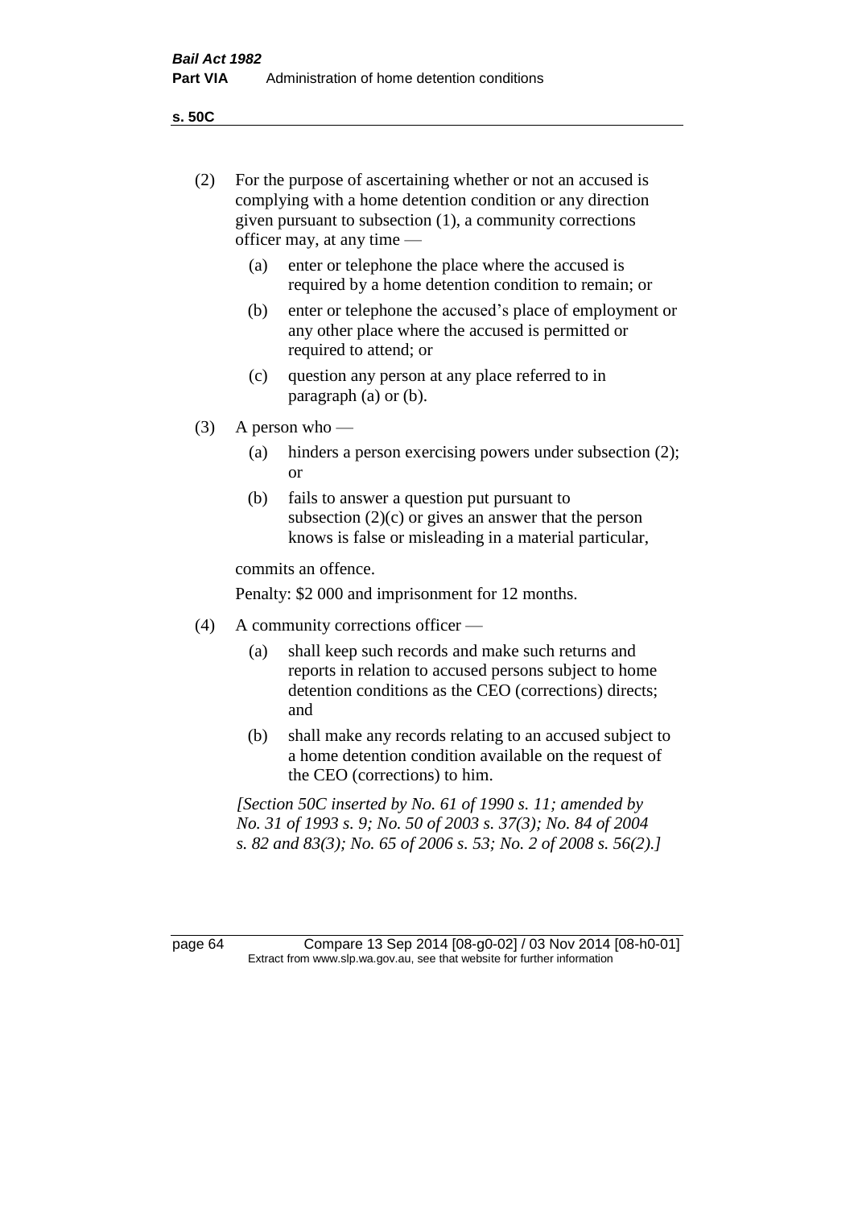(2) For the purpose of ascertaining whether or not an accused is complying with a home detention condition or any direction given pursuant to subsection (1), a community corrections officer may, at any time —

 (a) enter or telephone the place where the accused is required by a home detention condition to remain; or

 (b) enter or telephone the accused's place of employment or any other place where the accused is permitted or required to attend; or

 (c) question any person at any place referred to in paragraph (a) or (b).

(3) A person who —

 (a) hinders a person exercising powers under subsection (2); or

 (b) fails to answer a question put pursuant to subsection (2)(c) or gives an answer that the person knows is false or misleading in a material particular,

 commits an offence.

 Penalty: $2 000 and imprisonment for 12 months.

(4) A community corrections officer —

 (a) shall keep such records and make such returns and reports in relation to accused persons subject to home detention conditions as the CEO (corrections) directs; and

 (b) shall make any records relating to an accused subject to a home detention condition available on the request of the CEO (corrections) to him.

*[Section 50C inserted by No. 61 of 1990 s. 11; amended by No. 31 of 1993 s. 9; No. 50 of 2003 s. 37(3); No. 84 of 2004 s. 82 and 83(3); No. 65 of 2006 s. 53; No. 2 of 2008 s. 56(2).]*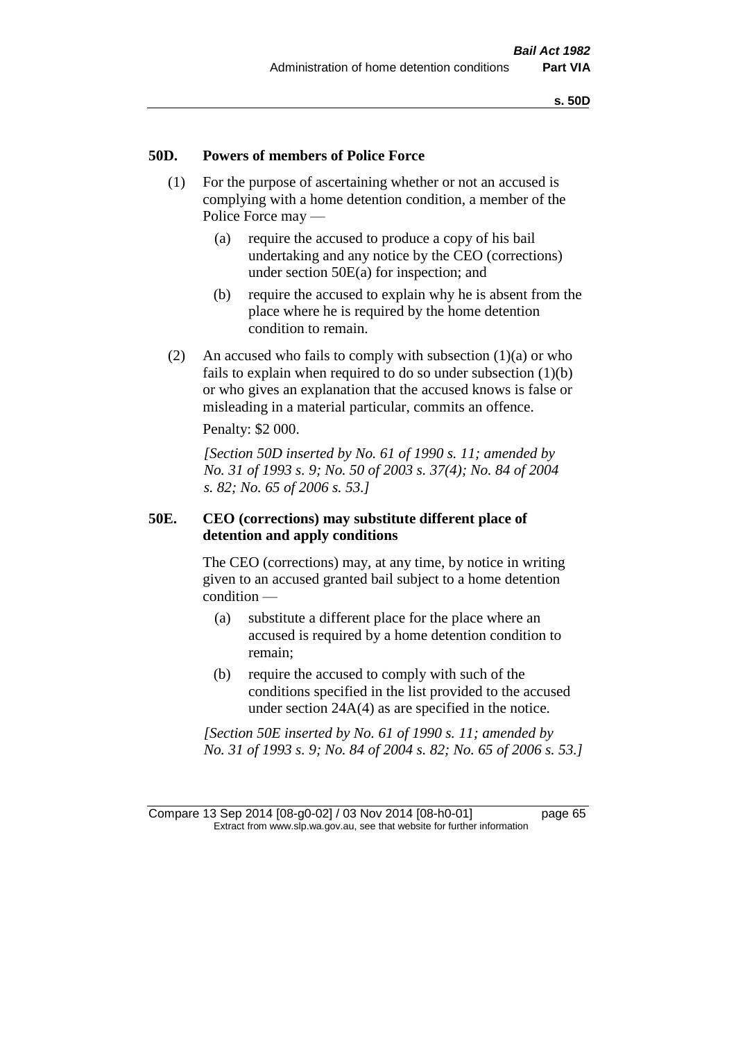## 50D. Powers of members of Police Force

(1) For the purpose of ascertaining whether or not an accused is complying with a home detention condition, a member of the Police Force may —

(a) require the accused to produce a copy of his bail undertaking and any notice by the CEO (corrections) under section 50E(a) for inspection; and

(b) require the accused to explain why he is absent from the place where he is required by the home detention condition to remain.

(2) An accused who fails to comply with subsection (1)(a) or who fails to explain when required to do so under subsection (1)(b) or who gives an explanation that the accused knows is false or misleading in a material particular, commits an offence.

Penalty: $2 000.

*[Section 50D inserted by No. 61 of 1990 s. 11; amended by No. 31 of 1993 s. 9; No. 50 of 2003 s. 37(4); No. 84 of 2004 s. 82; No. 65 of 2006 s. 53.]*

## 50E. CEO (corrections) may substitute different place of detention and apply conditions

The CEO (corrections) may, at any time, by notice in writing given to an accused granted bail subject to a home detention condition —

(a) substitute a different place for the place where an accused is required by a home detention condition to remain;

(b) require the accused to comply with such of the conditions specified in the list provided to the accused under section 24A(4) as are specified in the notice.

*[Section 50E inserted by No. 61 of 1990 s. 11; amended by No. 31 of 1993 s. 9; No. 84 of 2004 s. 82; No. 65 of 2006 s. 53.]*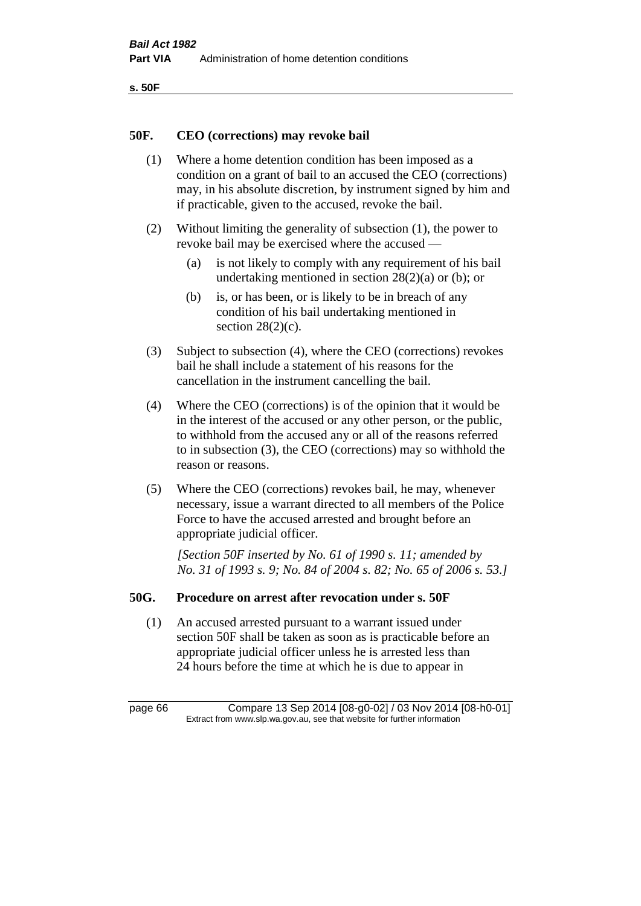## 50F. CEO (corrections) may revoke bail

(1) Where a home detention condition has been imposed as a condition on a grant of bail to an accused the CEO (corrections) may, in his absolute discretion, by instrument signed by him and if practicable, given to the accused, revoke the bail.

(2) Without limiting the generality of subsection (1), the power to revoke bail may be exercised where the accused —

- (a) is not likely to comply with any requirement of his bail undertaking mentioned in section 28(2)(a) or (b); or
- (b) is, or has been, or is likely to be in breach of any condition of his bail undertaking mentioned in section 28(2)(c).

(3) Subject to subsection (4), where the CEO (corrections) revokes bail he shall include a statement of his reasons for the cancellation in the instrument cancelling the bail.

(4) Where the CEO (corrections) is of the opinion that it would be in the interest of the accused or any other person, or the public, to withhold from the accused any or all of the reasons referred to in subsection (3), the CEO (corrections) may so withhold the reason or reasons.

(5) Where the CEO (corrections) revokes bail, he may, whenever necessary, issue a warrant directed to all members of the Police Force to have the accused arrested and brought before an appropriate judicial officer.

*[Section 50F inserted by No. 61 of 1990 s. 11; amended by No. 31 of 1993 s. 9; No. 84 of 2004 s. 82; No. 65 of 2006 s. 53.]*

## 50G. Procedure on arrest after revocation under s. 50F

(1) An accused arrested pursuant to a warrant issued under section 50F shall be taken as soon as is practicable before an appropriate judicial officer unless he is arrested less than 24 hours before the time at which he is due to appear in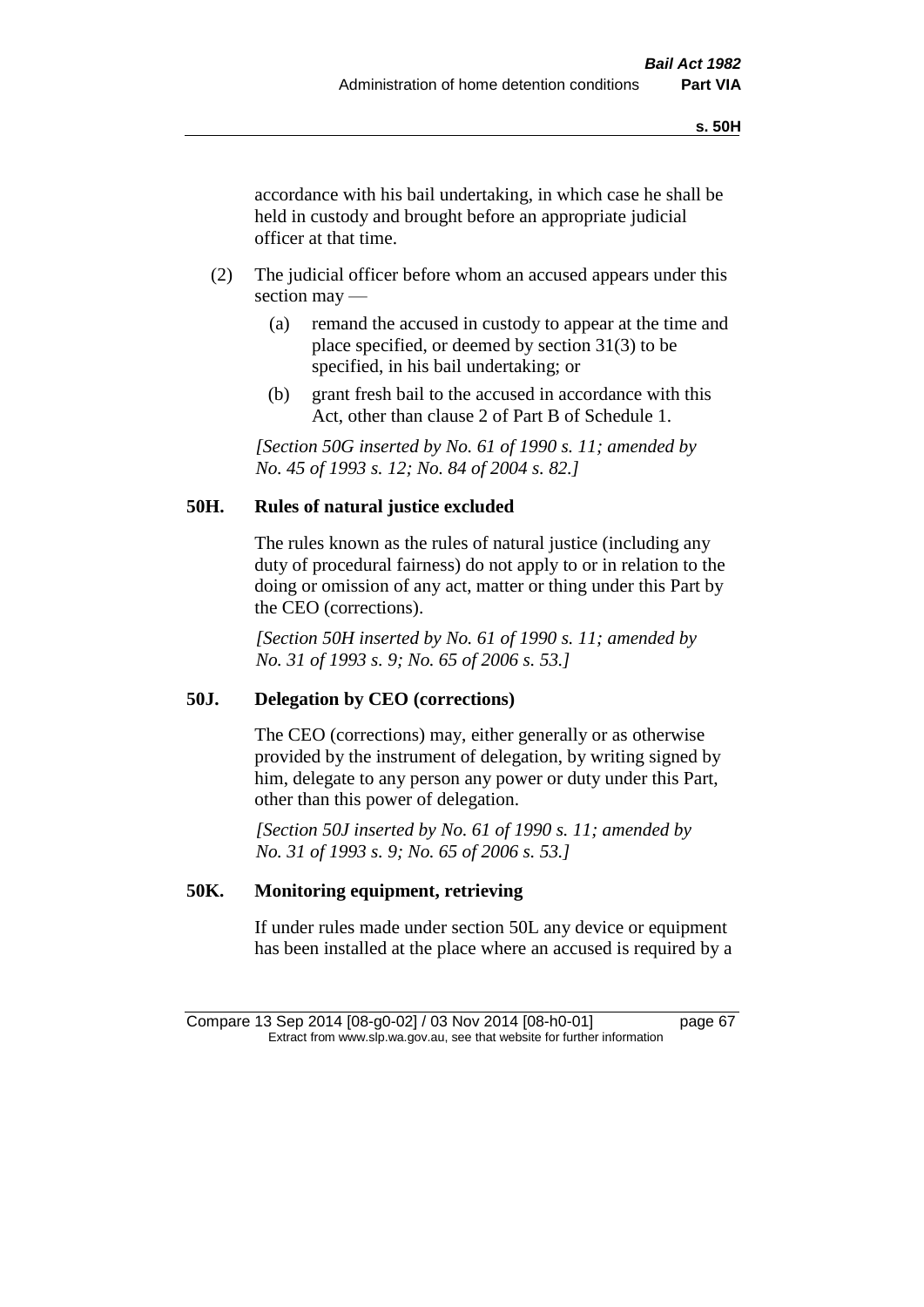accordance with his bail undertaking, in which case he shall be held in custody and brought before an appropriate judicial officer at that time.

(2) The judicial officer before whom an accused appears under this section may —

(a) remand the accused in custody to appear at the time and place specified, or deemed by section 31(3) to be specified, in his bail undertaking; or

(b) grant fresh bail to the accused in accordance with this Act, other than clause 2 of Part B of Schedule 1.

*[Section 50G inserted by No. 61 of 1990 s. 11; amended by No. 45 of 1993 s. 12; No. 84 of 2004 s. 82.]*

### 50H. Rules of natural justice excluded

The rules known as the rules of natural justice (including any duty of procedural fairness) do not apply to or in relation to the doing or omission of any act, matter or thing under this Part by the CEO (corrections).

*[Section 50H inserted by No. 61 of 1990 s. 11; amended by No. 31 of 1993 s. 9; No. 65 of 2006 s. 53.]*

### 50J. Delegation by CEO (corrections)

The CEO (corrections) may, either generally or as otherwise provided by the instrument of delegation, by writing signed by him, delegate to any person any power or duty under this Part, other than this power of delegation.

*[Section 50J inserted by No. 61 of 1990 s. 11; amended by No. 31 of 1993 s. 9; No. 65 of 2006 s. 53.]*

### 50K. Monitoring equipment, retrieving

If under rules made under section 50L any device or equipment has been installed at the place where an accused is required by a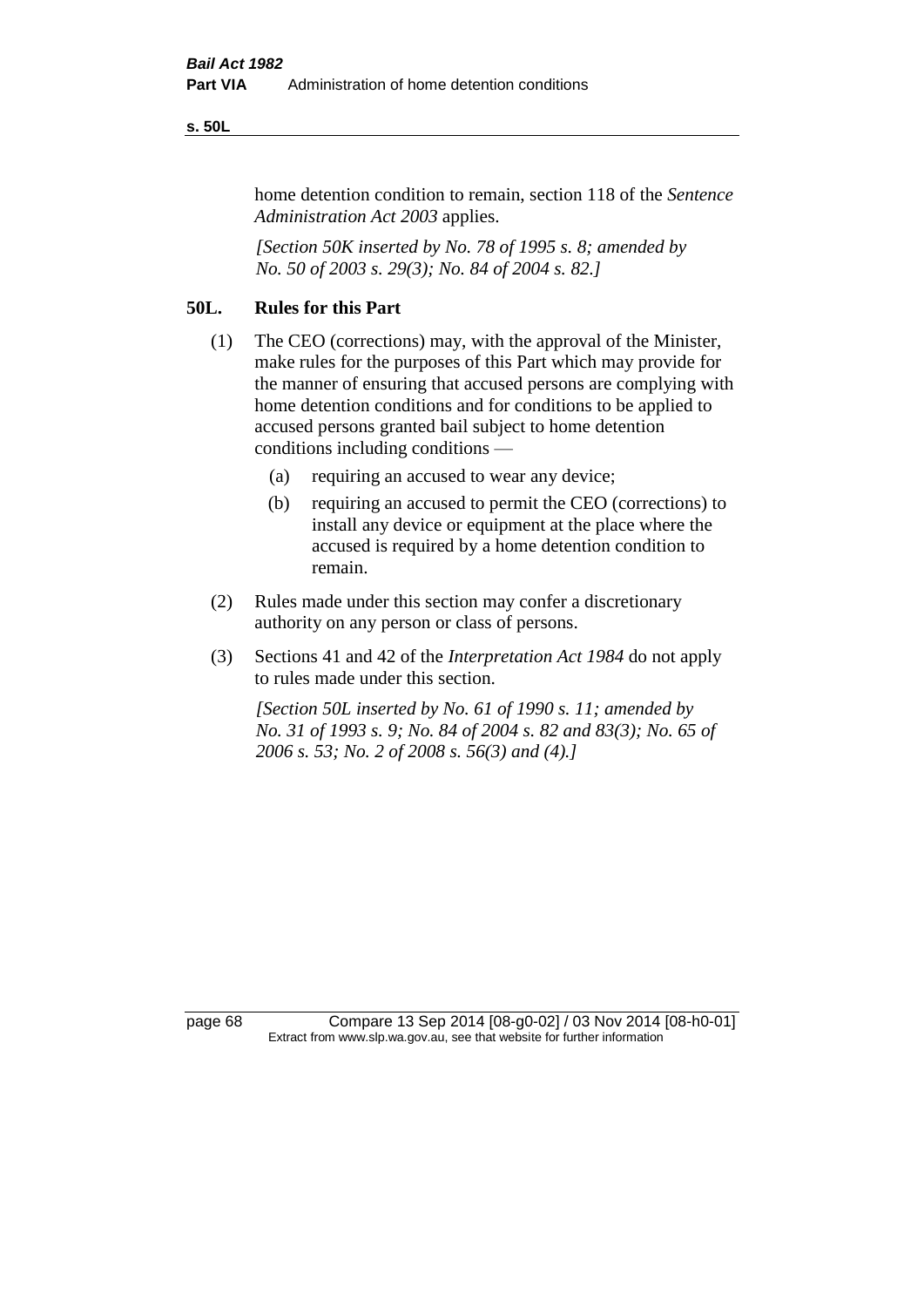home detention condition to remain, section 118 of the *Sentence Administration Act 2003* applies.

*[Section 50K inserted by No. 78 of 1995 s. 8; amended by No. 50 of 2003 s. 29(3); No. 84 of 2004 s. 82.]*

## 50L. Rules for this Part

(1) The CEO (corrections) may, with the approval of the Minister, make rules for the purposes of this Part which may provide for the manner of ensuring that accused persons are complying with home detention conditions and for conditions to be applied to accused persons granted bail subject to home detention conditions including conditions —

  (a) requiring an accused to wear any device;

  (b) requiring an accused to permit the CEO (corrections) to install any device or equipment at the place where the accused is required by a home detention condition to remain.

(2) Rules made under this section may confer a discretionary authority on any person or class of persons.

(3) Sections 41 and 42 of the *Interpretation Act 1984* do not apply to rules made under this section.

*[Section 50L inserted by No. 61 of 1990 s. 11; amended by No. 31 of 1993 s. 9; No. 84 of 2004 s. 82 and 83(3); No. 65 of 2006 s. 53; No. 2 of 2008 s. 56(3) and (4).]*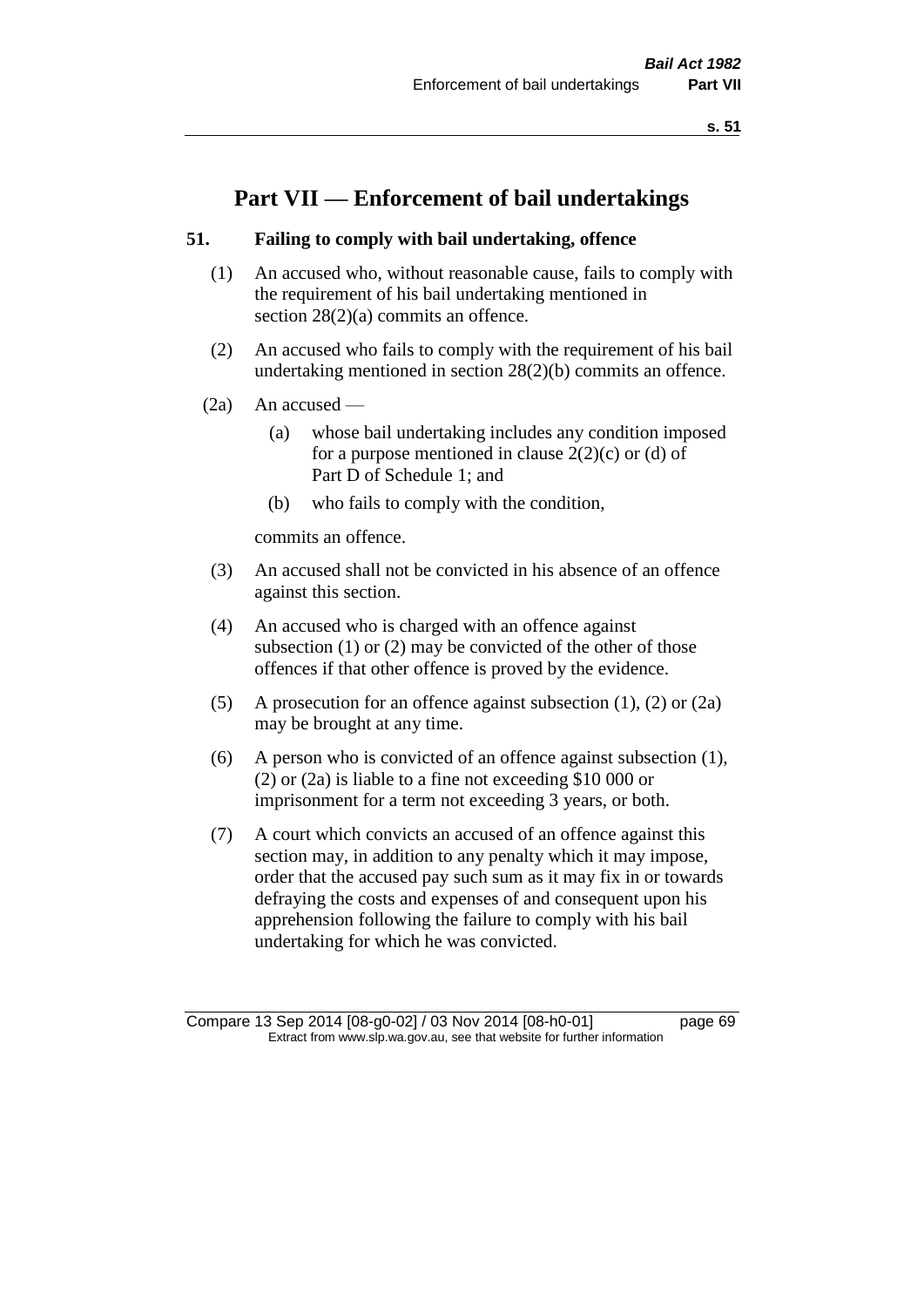# Part VII — Enforcement of bail undertakings

### 51. Failing to comply with bail undertaking, offence

(1) An accused who, without reasonable cause, fails to comply with the requirement of his bail undertaking mentioned in section 28(2)(a) commits an offence.

(2) An accused who fails to comply with the requirement of his bail undertaking mentioned in section 28(2)(b) commits an offence.

(2a) An accused —

(a) whose bail undertaking includes any condition imposed for a purpose mentioned in clause 2(2)(c) or (d) of Part D of Schedule 1; and

(b) who fails to comply with the condition,

commits an offence.

(3) An accused shall not be convicted in his absence of an offence against this section.

(4) An accused who is charged with an offence against subsection (1) or (2) may be convicted of the other of those offences if that other offence is proved by the evidence.

(5) A prosecution for an offence against subsection (1), (2) or (2a) may be brought at any time.

(6) A person who is convicted of an offence against subsection (1), (2) or (2a) is liable to a fine not exceeding $10 000 or imprisonment for a term not exceeding 3 years, or both.

(7) A court which convicts an accused of an offence against this section may, in addition to any penalty which it may impose, order that the accused pay such sum as it may fix in or towards defraying the costs and expenses of and consequent upon his apprehension following the failure to comply with his bail undertaking for which he was convicted.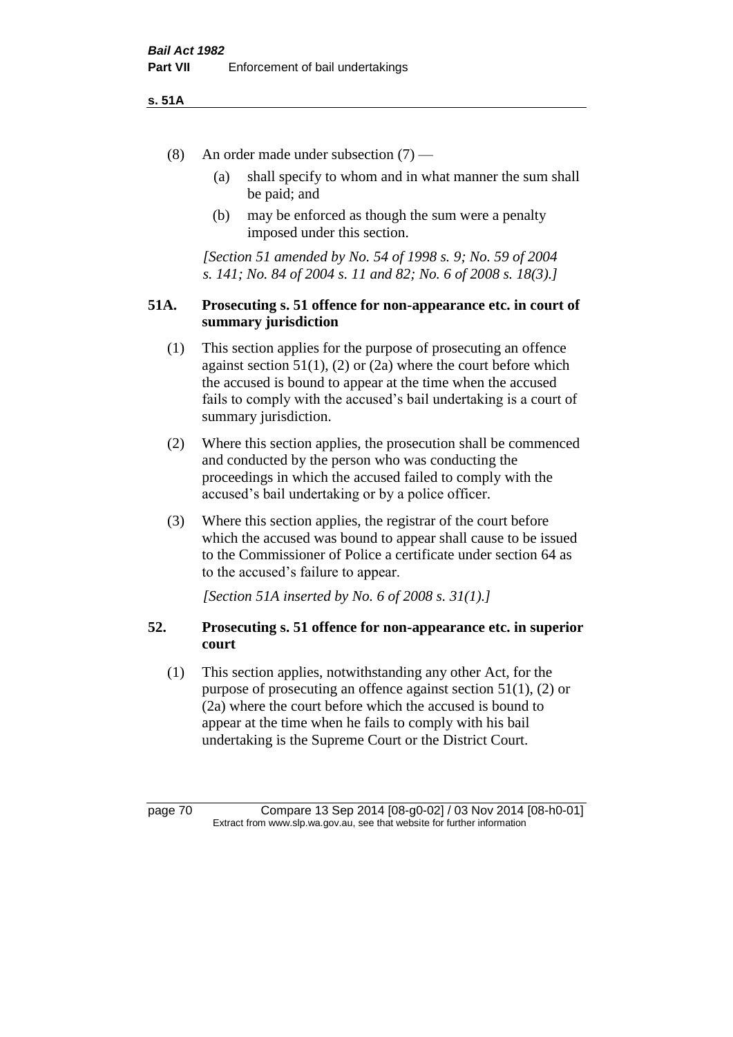(8) An order made under subsection (7) —

  (a) shall specify to whom and in what manner the sum shall be paid; and

  (b) may be enforced as though the sum were a penalty imposed under this section.

*[Section 51 amended by No. 54 of 1998 s. 9; No. 59 of 2004 s. 141; No. 84 of 2004 s. 11 and 82; No. 6 of 2008 s. 18(3).]*

### 51A. Prosecuting s. 51 offence for non-appearance etc. in court of summary jurisdiction

(1) This section applies for the purpose of prosecuting an offence against section 51(1), (2) or (2a) where the court before which the accused is bound to appear at the time when the accused fails to comply with the accused's bail undertaking is a court of summary jurisdiction.

(2) Where this section applies, the prosecution shall be commenced and conducted by the person who was conducting the proceedings in which the accused failed to comply with the accused's bail undertaking or by a police officer.

(3) Where this section applies, the registrar of the court before which the accused was bound to appear shall cause to be issued to the Commissioner of Police a certificate under section 64 as to the accused's failure to appear.

*[Section 51A inserted by No. 6 of 2008 s. 31(1).]*

### 52. Prosecuting s. 51 offence for non-appearance etc. in superior court

(1) This section applies, notwithstanding any other Act, for the purpose of prosecuting an offence against section 51(1), (2) or (2a) where the court before which the accused is bound to appear at the time when he fails to comply with his bail undertaking is the Supreme Court or the District Court.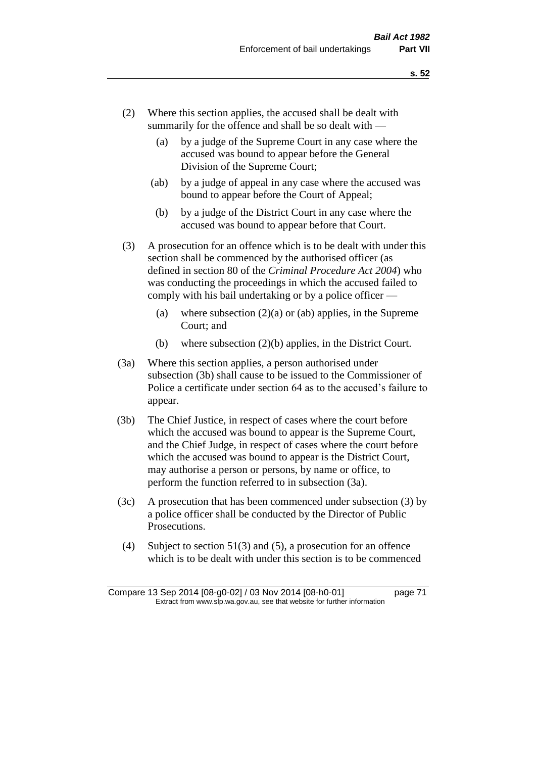(2) Where this section applies, the accused shall be dealt with summarily for the offence and shall be so dealt with —

(a) by a judge of the Supreme Court in any case where the accused was bound to appear before the General Division of the Supreme Court;

(ab) by a judge of appeal in any case where the accused was bound to appear before the Court of Appeal;

(b) by a judge of the District Court in any case where the accused was bound to appear before that Court.

(3) A prosecution for an offence which is to be dealt with under this section shall be commenced by the authorised officer (as defined in section 80 of the *Criminal Procedure Act 2004*) who was conducting the proceedings in which the accused failed to comply with his bail undertaking or by a police officer —

(a) where subsection (2)(a) or (ab) applies, in the Supreme Court; and

(b) where subsection (2)(b) applies, in the District Court.

(3a) Where this section applies, a person authorised under subsection (3b) shall cause to be issued to the Commissioner of Police a certificate under section 64 as to the accused's failure to appear.

(3b) The Chief Justice, in respect of cases where the court before which the accused was bound to appear is the Supreme Court, and the Chief Judge, in respect of cases where the court before which the accused was bound to appear is the District Court, may authorise a person or persons, by name or office, to perform the function referred to in subsection (3a).

(3c) A prosecution that has been commenced under subsection (3) by a police officer shall be conducted by the Director of Public Prosecutions.

(4) Subject to section 51(3) and (5), a prosecution for an offence which is to be dealt with under this section is to be commenced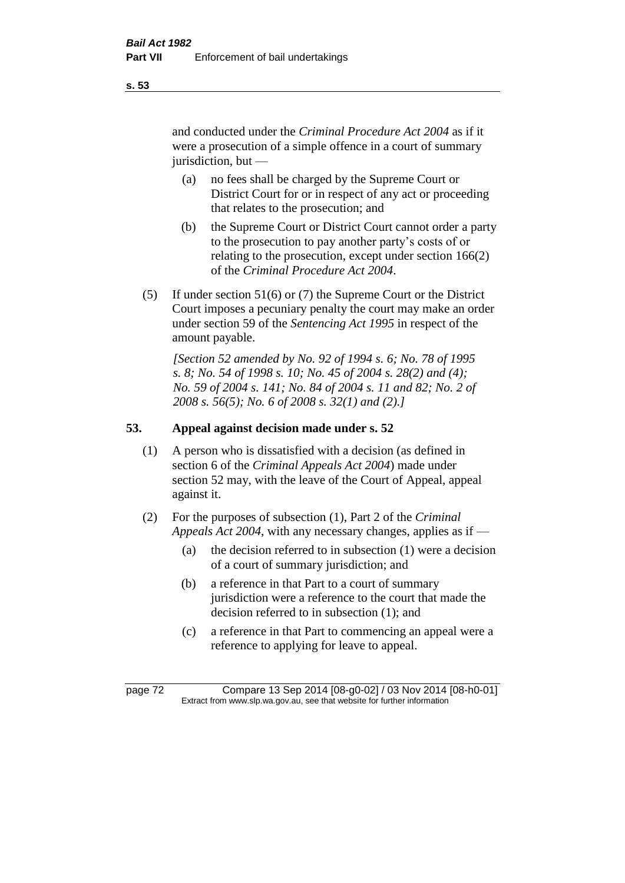and conducted under the *Criminal Procedure Act 2004* as if it were a prosecution of a simple offence in a court of summary jurisdiction, but —

(a) no fees shall be charged by the Supreme Court or District Court for or in respect of any act or proceeding that relates to the prosecution; and

(b) the Supreme Court or District Court cannot order a party to the prosecution to pay another party's costs of or relating to the prosecution, except under section 166(2) of the *Criminal Procedure Act 2004*.

(5) If under section 51(6) or (7) the Supreme Court or the District Court imposes a pecuniary penalty the court may make an order under section 59 of the *Sentencing Act 1995* in respect of the amount payable.

*[Section 52 amended by No. 92 of 1994 s. 6; No. 78 of 1995 s. 8; No. 54 of 1998 s. 10; No. 45 of 2004 s. 28(2) and (4); No. 59 of 2004 s. 141; No. 84 of 2004 s. 11 and 82; No. 2 of 2008 s. 56(5); No. 6 of 2008 s. 32(1) and (2).]*

### 53. Appeal against decision made under s. 52

(1) A person who is dissatisfied with a decision (as defined in section 6 of the *Criminal Appeals Act 2004*) made under section 52 may, with the leave of the Court of Appeal, appeal against it.

(2) For the purposes of subsection (1), Part 2 of the *Criminal Appeals Act 2004*, with any necessary changes, applies as if —

(a) the decision referred to in subsection (1) were a decision of a court of summary jurisdiction; and

(b) a reference in that Part to a court of summary jurisdiction were a reference to the court that made the decision referred to in subsection (1); and

(c) a reference in that Part to commencing an appeal were a reference to applying for leave to appeal.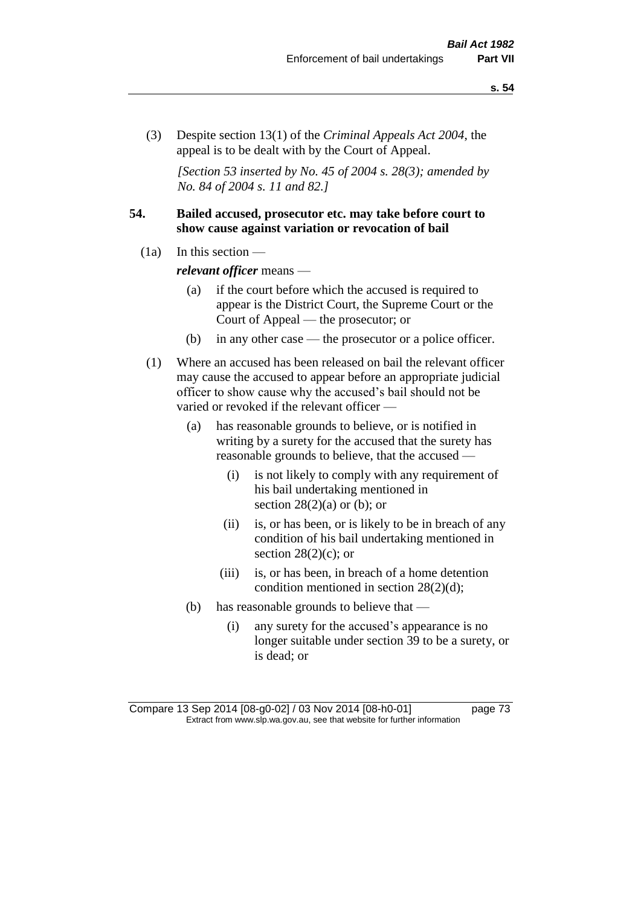(3) Despite section 13(1) of the *Criminal Appeals Act 2004*, the appeal is to be dealt with by the Court of Appeal.

*[Section 53 inserted by No. 45 of 2004 s. 28(3); amended by No. 84 of 2004 s. 11 and 82.]*

**54. Bailed accused, prosecutor etc. may take before court to show cause against variation or revocation of bail**

(1a) In this section —

***relevant officer*** means —

- (a) if the court before which the accused is required to appear is the District Court, the Supreme Court or the Court of Appeal — the prosecutor; or
- (b) in any other case — the prosecutor or a police officer.

(1) Where an accused has been released on bail the relevant officer may cause the accused to appear before an appropriate judicial officer to show cause why the accused's bail should not be varied or revoked if the relevant officer —

- (a) has reasonable grounds to believe, or is notified in writing by a surety for the accused that the surety has reasonable grounds to believe, that the accused —
  - (i) is not likely to comply with any requirement of his bail undertaking mentioned in section 28(2)(a) or (b); or
  - (ii) is, or has been, or is likely to be in breach of any condition of his bail undertaking mentioned in section 28(2)(c); or
  - (iii) is, or has been, in breach of a home detention condition mentioned in section 28(2)(d);
- (b) has reasonable grounds to believe that —
  - (i) any surety for the accused's appearance is no longer suitable under section 39 to be a surety, or is dead; or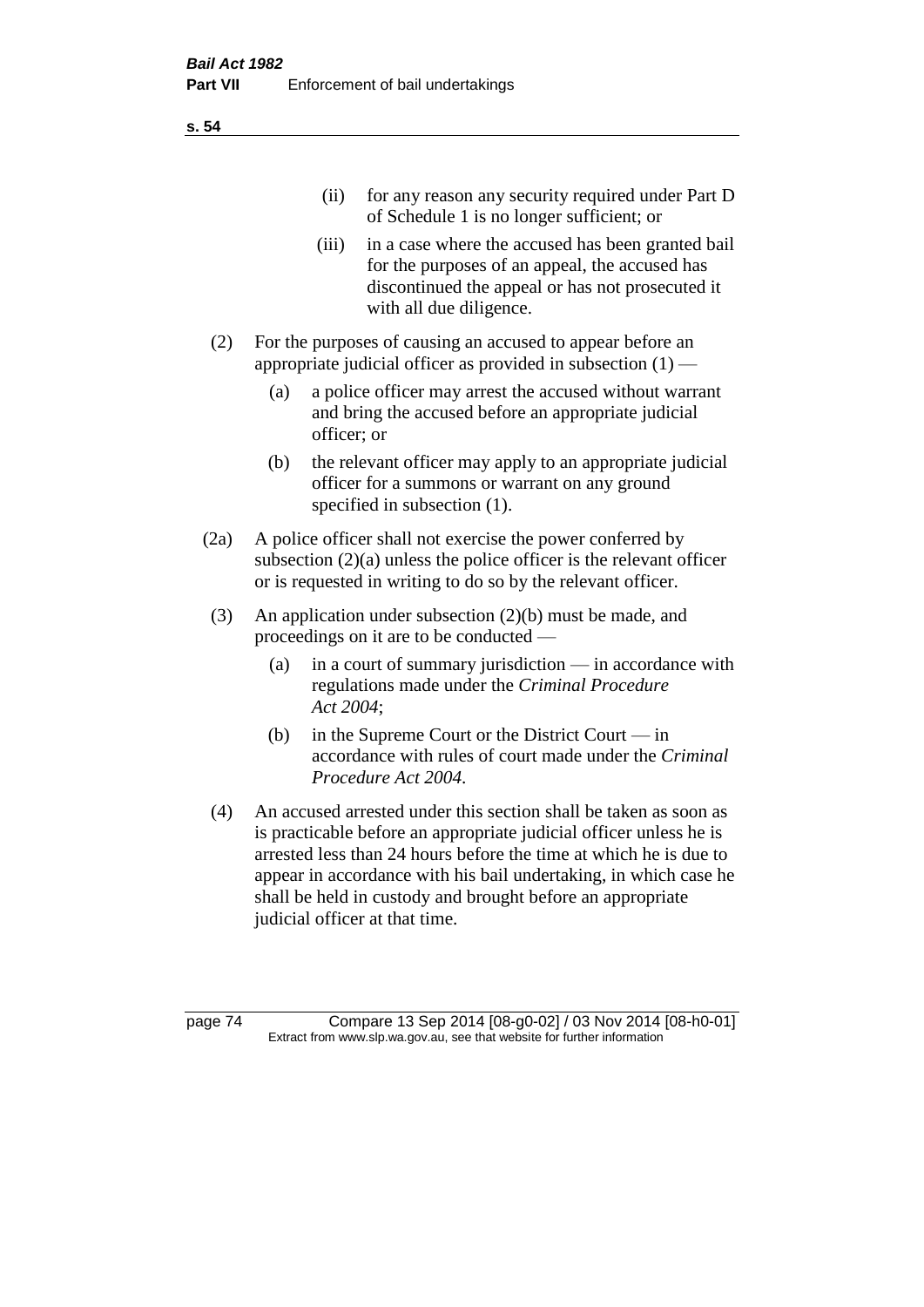(ii) for any reason any security required under Part D of Schedule 1 is no longer sufficient; or

(iii) in a case where the accused has been granted bail for the purposes of an appeal, the accused has discontinued the appeal or has not prosecuted it with all due diligence.

(2) For the purposes of causing an accused to appear before an appropriate judicial officer as provided in subsection (1) —

(a) a police officer may arrest the accused without warrant and bring the accused before an appropriate judicial officer; or

(b) the relevant officer may apply to an appropriate judicial officer for a summons or warrant on any ground specified in subsection (1).

(2a) A police officer shall not exercise the power conferred by subsection (2)(a) unless the police officer is the relevant officer or is requested in writing to do so by the relevant officer.

(3) An application under subsection (2)(b) must be made, and proceedings on it are to be conducted —

(a) in a court of summary jurisdiction — in accordance with regulations made under the *Criminal Procedure Act 2004*;

(b) in the Supreme Court or the District Court — in accordance with rules of court made under the *Criminal Procedure Act 2004*.

(4) An accused arrested under this section shall be taken as soon as is practicable before an appropriate judicial officer unless he is arrested less than 24 hours before the time at which he is due to appear in accordance with his bail undertaking, in which case he shall be held in custody and brought before an appropriate judicial officer at that time.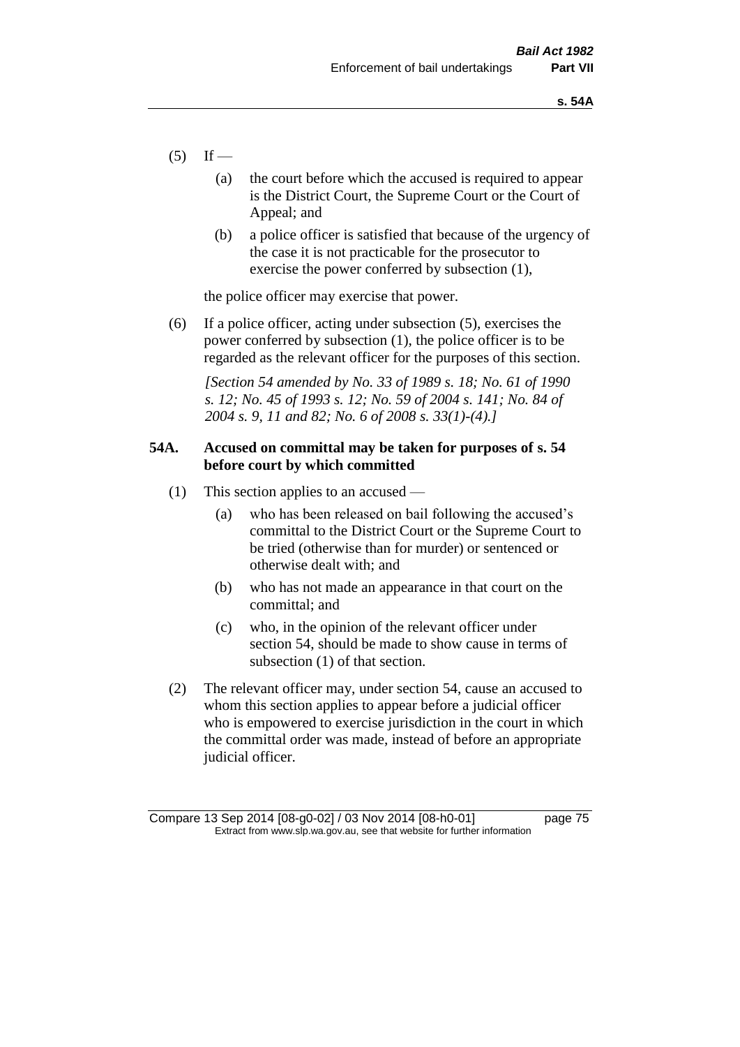(5) If —

(a) the court before which the accused is required to appear is the District Court, the Supreme Court or the Court of Appeal; and

(b) a police officer is satisfied that because of the urgency of the case it is not practicable for the prosecutor to exercise the power conferred by subsection (1),

the police officer may exercise that power.

(6) If a police officer, acting under subsection (5), exercises the power conferred by subsection (1), the police officer is to be regarded as the relevant officer for the purposes of this section.

*[Section 54 amended by No. 33 of 1989 s. 18; No. 61 of 1990 s. 12; No. 45 of 1993 s. 12; No. 59 of 2004 s. 141; No. 84 of 2004 s. 9, 11 and 82; No. 6 of 2008 s. 33(1)-(4).]*

### 54A. Accused on committal may be taken for purposes of s. 54 before court by which committed

(1) This section applies to an accused —

(a) who has been released on bail following the accused's committal to the District Court or the Supreme Court to be tried (otherwise than for murder) or sentenced or otherwise dealt with; and

(b) who has not made an appearance in that court on the committal; and

(c) who, in the opinion of the relevant officer under section 54, should be made to show cause in terms of subsection (1) of that section.

(2) The relevant officer may, under section 54, cause an accused to whom this section applies to appear before a judicial officer who is empowered to exercise jurisdiction in the court in which the committal order was made, instead of before an appropriate judicial officer.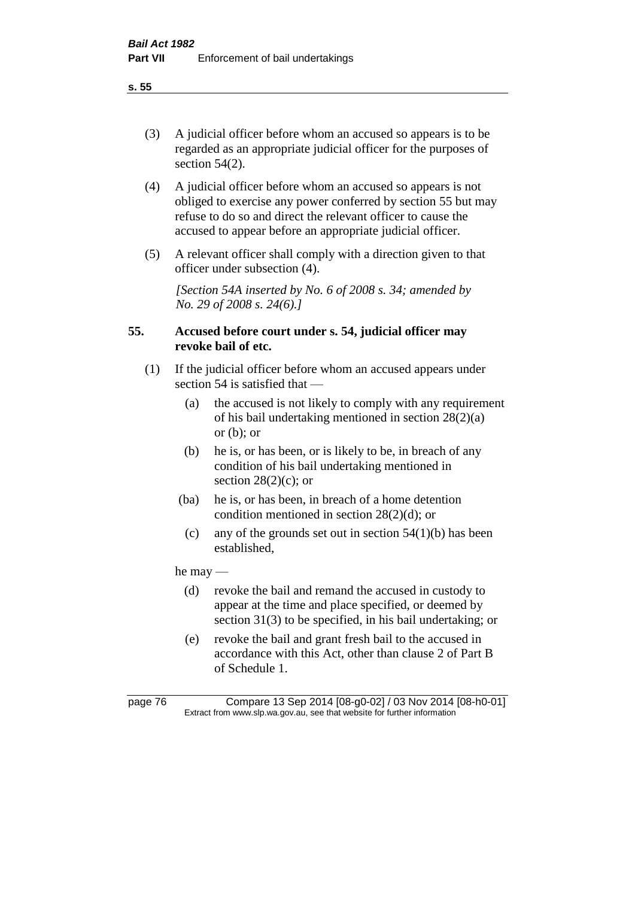(3) A judicial officer before whom an accused so appears is to be regarded as an appropriate judicial officer for the purposes of section 54(2).

(4) A judicial officer before whom an accused so appears is not obliged to exercise any power conferred by section 55 but may refuse to do so and direct the relevant officer to cause the accused to appear before an appropriate judicial officer.

(5) A relevant officer shall comply with a direction given to that officer under subsection (4).

*[Section 54A inserted by No. 6 of 2008 s. 34; amended by No. 29 of 2008 s. 24(6).]*

### 55. Accused before court under s. 54, judicial officer may revoke bail of etc.

(1) If the judicial officer before whom an accused appears under section 54 is satisfied that —

- (a) the accused is not likely to comply with any requirement of his bail undertaking mentioned in section 28(2)(a) or (b); or
- (b) he is, or has been, or is likely to be, in breach of any condition of his bail undertaking mentioned in section 28(2)(c); or
- (ba) he is, or has been, in breach of a home detention condition mentioned in section 28(2)(d); or
- (c) any of the grounds set out in section 54(1)(b) has been established,

he may —

- (d) revoke the bail and remand the accused in custody to appear at the time and place specified, or deemed by section 31(3) to be specified, in his bail undertaking; or
- (e) revoke the bail and grant fresh bail to the accused in accordance with this Act, other than clause 2 of Part B of Schedule 1.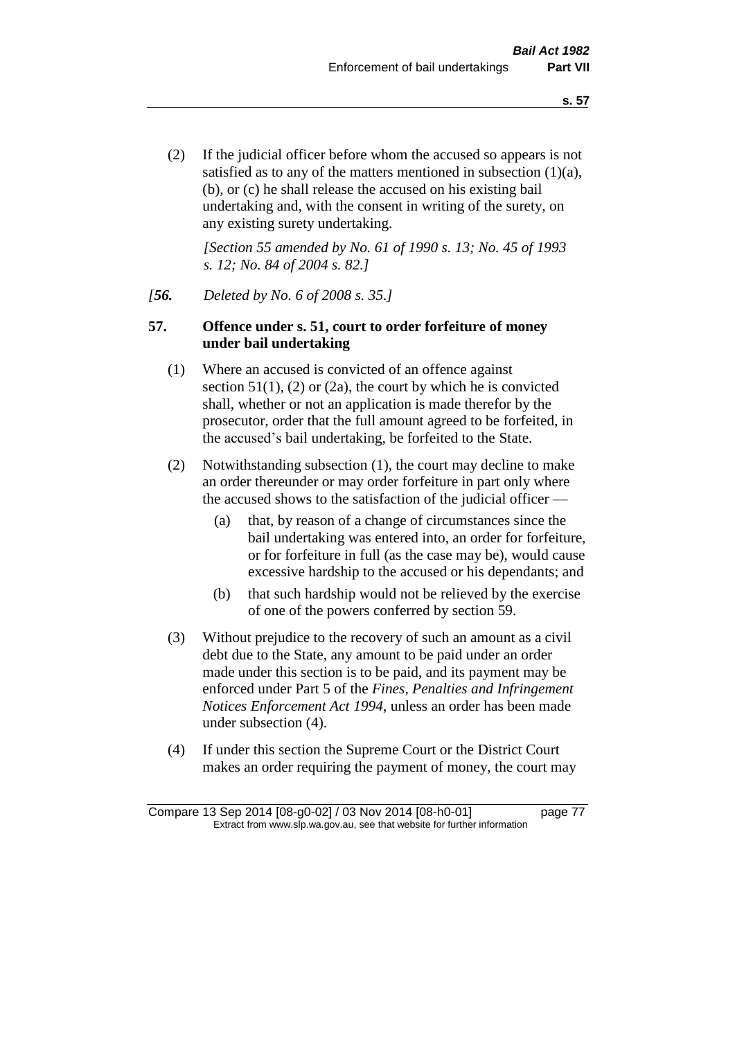(2) If the judicial officer before whom the accused so appears is not satisfied as to any of the matters mentioned in subsection (1)(a), (b), or (c) he shall release the accused on his existing bail undertaking and, with the consent in writing of the surety, on any existing surety undertaking.

*[Section 55 amended by No. 61 of 1990 s. 13; No. 45 of 1993 s. 12; No. 84 of 2004 s. 82.]*

*[**56.** Deleted by No. 6 of 2008 s. 35.]*

**57. Offence under s. 51, court to order forfeiture of money under bail undertaking**

(1) Where an accused is convicted of an offence against section 51(1), (2) or (2a), the court by which he is convicted shall, whether or not an application is made therefor by the prosecutor, order that the full amount agreed to be forfeited, in the accused's bail undertaking, be forfeited to the State.

(2) Notwithstanding subsection (1), the court may decline to make an order thereunder or may order forfeiture in part only where the accused shows to the satisfaction of the judicial officer —

(a) that, by reason of a change of circumstances since the bail undertaking was entered into, an order for forfeiture, or for forfeiture in full (as the case may be), would cause excessive hardship to the accused or his dependants; and

(b) that such hardship would not be relieved by the exercise of one of the powers conferred by section 59.

(3) Without prejudice to the recovery of such an amount as a civil debt due to the State, any amount to be paid under an order made under this section is to be paid, and its payment may be enforced under Part 5 of the *Fines, Penalties and Infringement Notices Enforcement Act 1994*, unless an order has been made under subsection (4).

(4) If under this section the Supreme Court or the District Court makes an order requiring the payment of money, the court may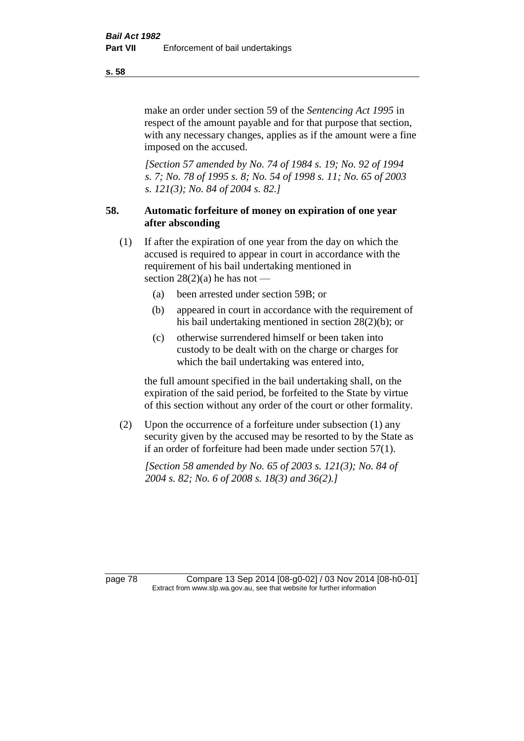make an order under section 59 of the *Sentencing Act 1995* in respect of the amount payable and for that purpose that section, with any necessary changes, applies as if the amount were a fine imposed on the accused.

*[Section 57 amended by No. 74 of 1984 s. 19; No. 92 of 1994 s. 7; No. 78 of 1995 s. 8; No. 54 of 1998 s. 11; No. 65 of 2003 s. 121(3); No. 84 of 2004 s. 82.]*

## 58. Automatic forfeiture of money on expiration of one year after absconding

(1) If after the expiration of one year from the day on which the accused is required to appear in court in accordance with the requirement of his bail undertaking mentioned in section 28(2)(a) he has not —

- (a) been arrested under section 59B; or
- (b) appeared in court in accordance with the requirement of his bail undertaking mentioned in section 28(2)(b); or
- (c) otherwise surrendered himself or been taken into custody to be dealt with on the charge or charges for which the bail undertaking was entered into,

the full amount specified in the bail undertaking shall, on the expiration of the said period, be forfeited to the State by virtue of this section without any order of the court or other formality.

(2) Upon the occurrence of a forfeiture under subsection (1) any security given by the accused may be resorted to by the State as if an order of forfeiture had been made under section 57(1).

*[Section 58 amended by No. 65 of 2003 s. 121(3); No. 84 of 2004 s. 82; No. 6 of 2008 s. 18(3) and 36(2).]*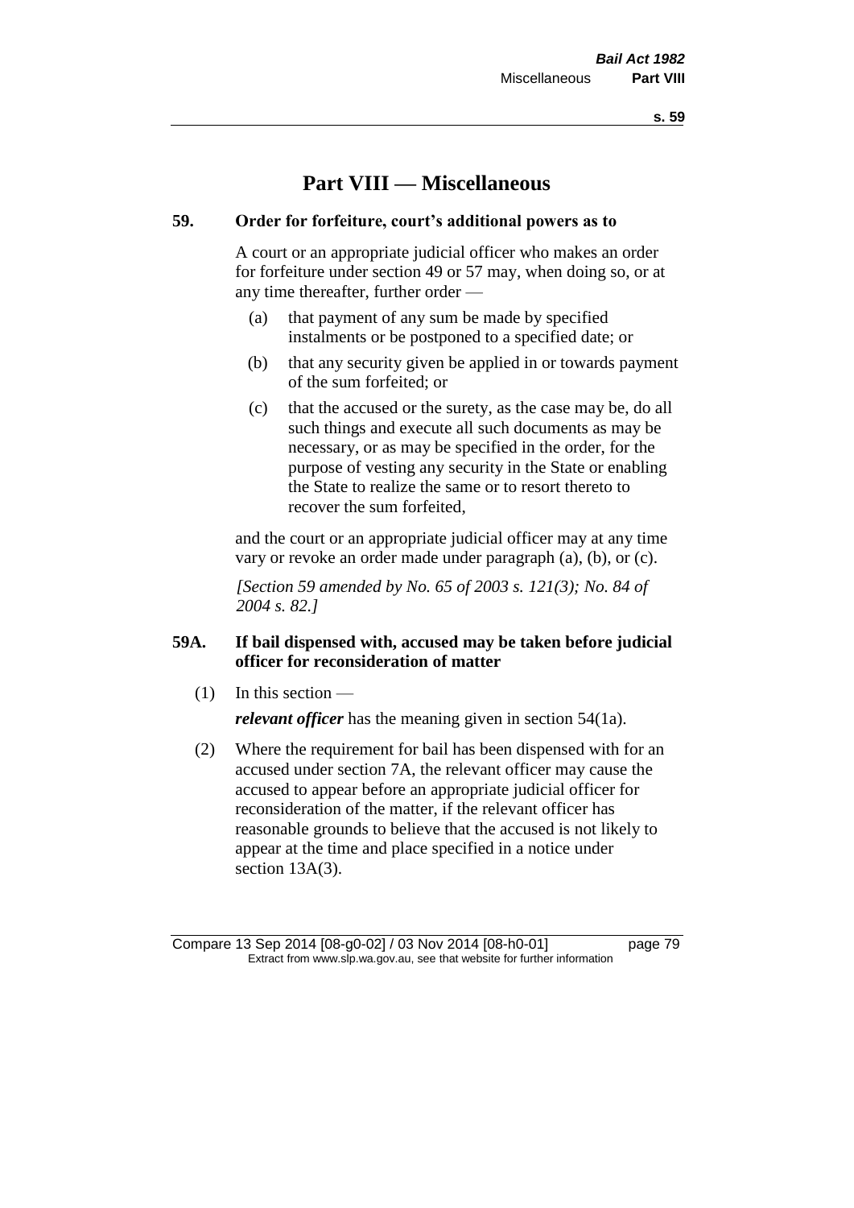# Part VIII — Miscellaneous

**59. Order for forfeiture, court's additional powers as to**

A court or an appropriate judicial officer who makes an order for forfeiture under section 49 or 57 may, when doing so, or at any time thereafter, further order —

(a) that payment of any sum be made by specified instalments or be postponed to a specified date; or

(b) that any security given be applied in or towards payment of the sum forfeited; or

(c) that the accused or the surety, as the case may be, do all such things and execute all such documents as may be necessary, or as may be specified in the order, for the purpose of vesting any security in the State or enabling the State to realize the same or to resort thereto to recover the sum forfeited,

and the court or an appropriate judicial officer may at any time vary or revoke an order made under paragraph (a), (b), or (c).

*[Section 59 amended by No. 65 of 2003 s. 121(3); No. 84 of 2004 s. 82.]*

**59A. If bail dispensed with, accused may be taken before judicial officer for reconsideration of matter**

(1) In this section —

***relevant officer*** has the meaning given in section 54(1a).

(2) Where the requirement for bail has been dispensed with for an accused under section 7A, the relevant officer may cause the accused to appear before an appropriate judicial officer for reconsideration of the matter, if the relevant officer has reasonable grounds to believe that the accused is not likely to appear at the time and place specified in a notice under section 13A(3).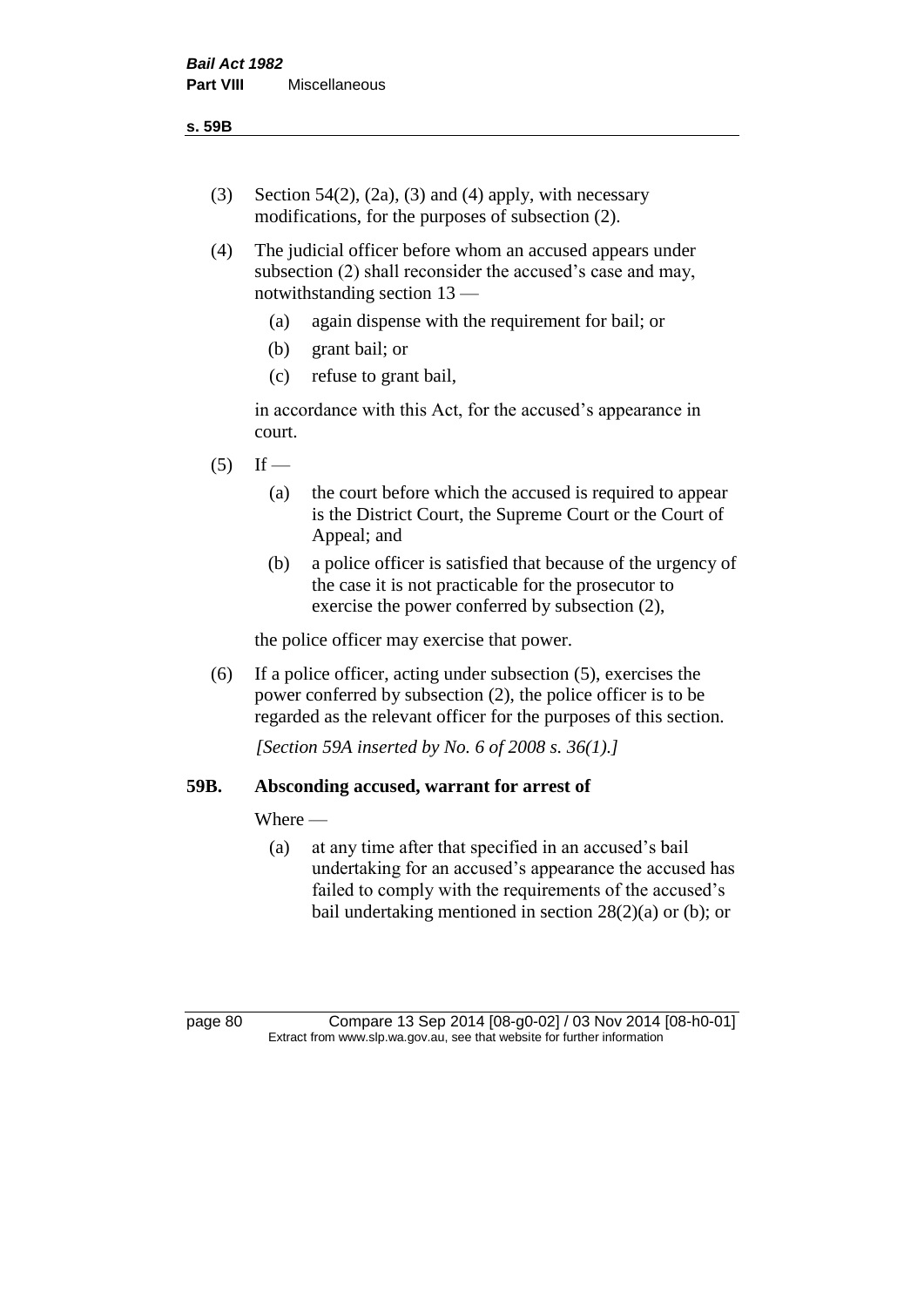(3) Section 54(2), (2a), (3) and (4) apply, with necessary modifications, for the purposes of subsection (2).

(4) The judicial officer before whom an accused appears under subsection (2) shall reconsider the accused's case and may, notwithstanding section 13 —

  (a) again dispense with the requirement for bail; or

  (b) grant bail; or

  (c) refuse to grant bail,

in accordance with this Act, for the accused's appearance in court.

(5) If —

  (a) the court before which the accused is required to appear is the District Court, the Supreme Court or the Court of Appeal; and

  (b) a police officer is satisfied that because of the urgency of the case it is not practicable for the prosecutor to exercise the power conferred by subsection (2),

the police officer may exercise that power.

(6) If a police officer, acting under subsection (5), exercises the power conferred by subsection (2), the police officer is to be regarded as the relevant officer for the purposes of this section.

*[Section 59A inserted by No. 6 of 2008 s. 36(1).]*

**59B. Absconding accused, warrant for arrest of**

Where —

  (a) at any time after that specified in an accused's bail undertaking for an accused's appearance the accused has failed to comply with the requirements of the accused's bail undertaking mentioned in section 28(2)(a) or (b); or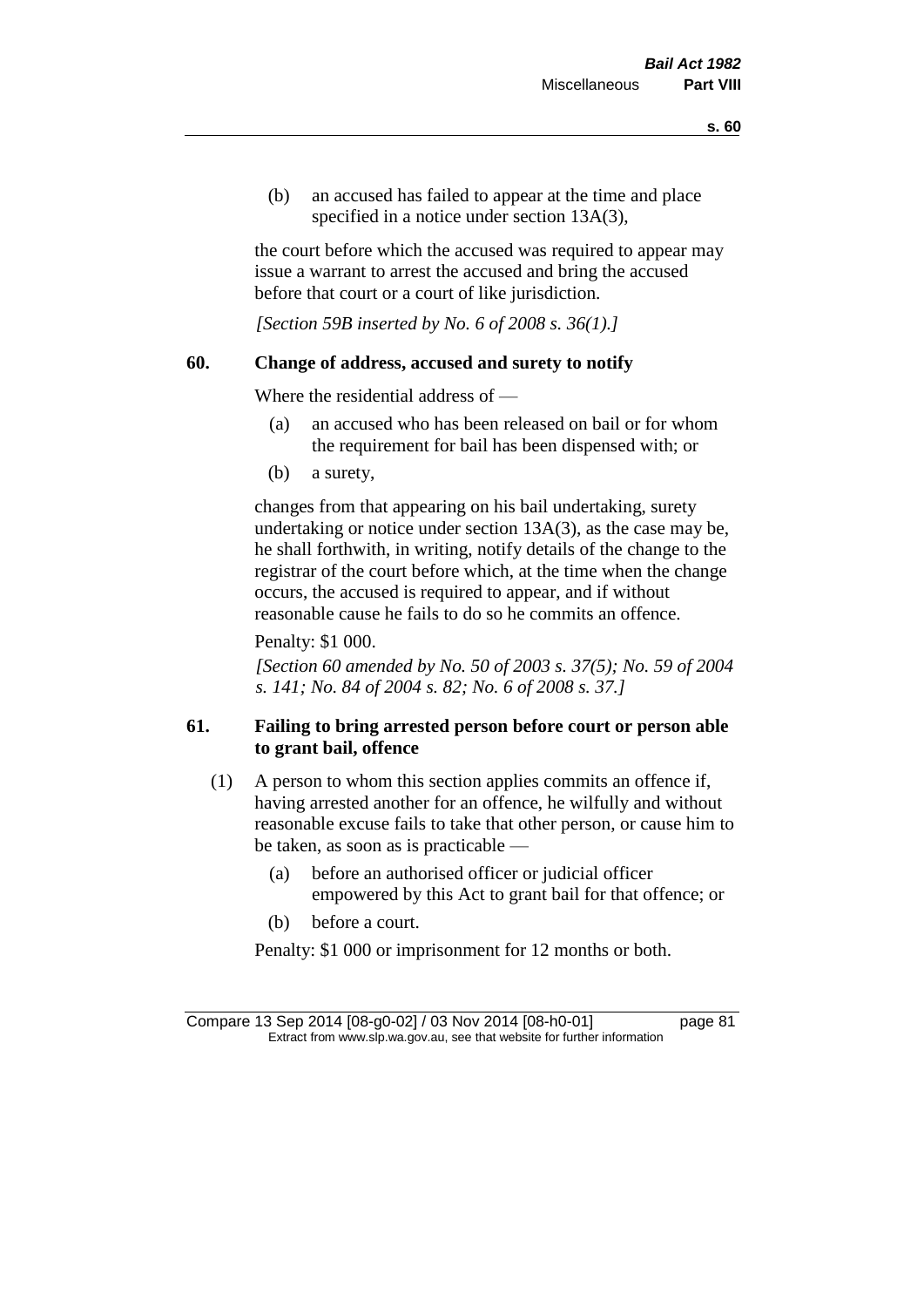(b) an accused has failed to appear at the time and place specified in a notice under section 13A(3),

the court before which the accused was required to appear may issue a warrant to arrest the accused and bring the accused before that court or a court of like jurisdiction.

*[Section 59B inserted by No. 6 of 2008 s. 36(1).]*

## 60. Change of address, accused and surety to notify

Where the residential address of —

(a) an accused who has been released on bail or for whom the requirement for bail has been dispensed with; or

(b) a surety,

changes from that appearing on his bail undertaking, surety undertaking or notice under section 13A(3), as the case may be, he shall forthwith, in writing, notify details of the change to the registrar of the court before which, at the time when the change occurs, the accused is required to appear, and if without reasonable cause he fails to do so he commits an offence.

Penalty: $1 000.

*[Section 60 amended by No. 50 of 2003 s. 37(5); No. 59 of 2004 s. 141; No. 84 of 2004 s. 82; No. 6 of 2008 s. 37.]*

## 61. Failing to bring arrested person before court or person able to grant bail, offence

(1) A person to whom this section applies commits an offence if, having arrested another for an offence, he wilfully and without reasonable excuse fails to take that other person, or cause him to be taken, as soon as is practicable —

(a) before an authorised officer or judicial officer empowered by this Act to grant bail for that offence; or

(b) before a court.

Penalty: $1 000 or imprisonment for 12 months or both.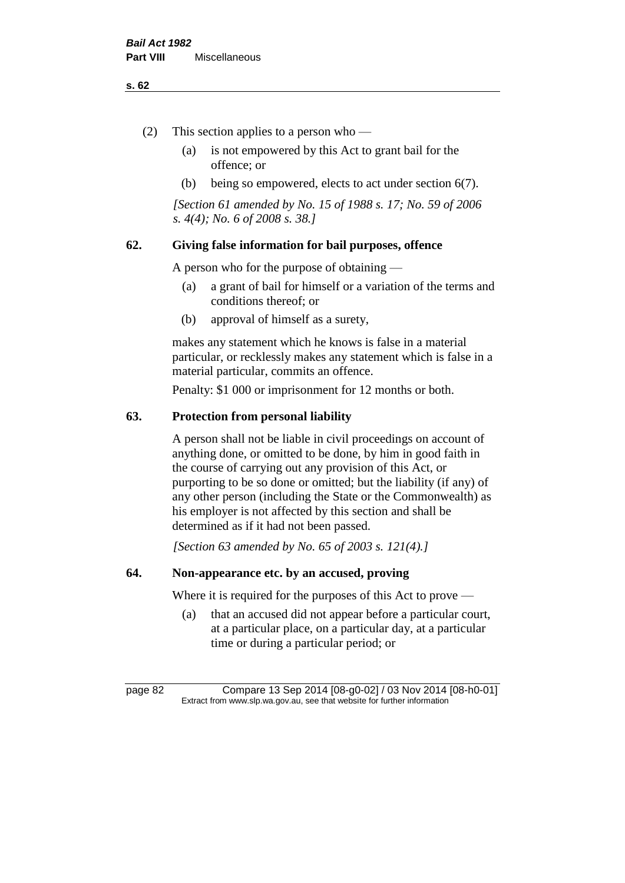(2) This section applies to a person who —

   (a) is not empowered by this Act to grant bail for the offence; or

   (b) being so empowered, elects to act under section 6(7).

*[Section 61 amended by No. 15 of 1988 s. 17; No. 59 of 2006 s. 4(4); No. 6 of 2008 s. 38.]*

### 62. Giving false information for bail purposes, offence

A person who for the purpose of obtaining —

   (a) a grant of bail for himself or a variation of the terms and conditions thereof; or

   (b) approval of himself as a surety,

makes any statement which he knows is false in a material particular, or recklessly makes any statement which is false in a material particular, commits an offence.

Penalty: $1 000 or imprisonment for 12 months or both.

### 63. Protection from personal liability

A person shall not be liable in civil proceedings on account of anything done, or omitted to be done, by him in good faith in the course of carrying out any provision of this Act, or purporting to be so done or omitted; but the liability (if any) of any other person (including the State or the Commonwealth) as his employer is not affected by this section and shall be determined as if it had not been passed.

*[Section 63 amended by No. 65 of 2003 s. 121(4).]*

### 64. Non-appearance etc. by an accused, proving

Where it is required for the purposes of this Act to prove —

   (a) that an accused did not appear before a particular court, at a particular place, on a particular day, at a particular time or during a particular period; or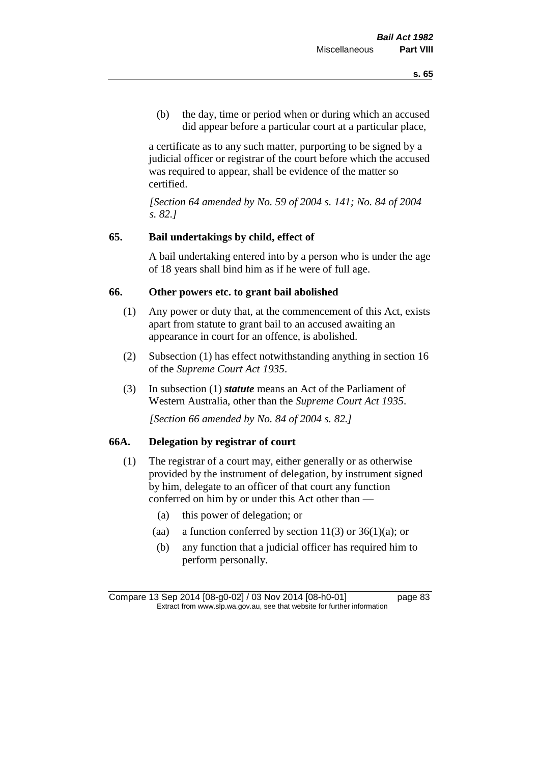(b) the day, time or period when or during which an accused did appear before a particular court at a particular place,

a certificate as to any such matter, purporting to be signed by a judicial officer or registrar of the court before which the accused was required to appear, shall be evidence of the matter so certified.

*[Section 64 amended by No. 59 of 2004 s. 141; No. 84 of 2004 s. 82.]*

## 65. Bail undertakings by child, effect of

A bail undertaking entered into by a person who is under the age of 18 years shall bind him as if he were of full age.

## 66. Other powers etc. to grant bail abolished

(1) Any power or duty that, at the commencement of this Act, exists apart from statute to grant bail to an accused awaiting an appearance in court for an offence, is abolished.

(2) Subsection (1) has effect notwithstanding anything in section 16 of the *Supreme Court Act 1935*.

(3) In subsection (1) ***statute*** means an Act of the Parliament of Western Australia, other than the *Supreme Court Act 1935*.

*[Section 66 amended by No. 84 of 2004 s. 82.]*

## 66A. Delegation by registrar of court

(1) The registrar of a court may, either generally or as otherwise provided by the instrument of delegation, by instrument signed by him, delegate to an officer of that court any function conferred on him by or under this Act other than —

- (a) this power of delegation; or
- (aa) a function conferred by section 11(3) or 36(1)(a); or
- (b) any function that a judicial officer has required him to perform personally.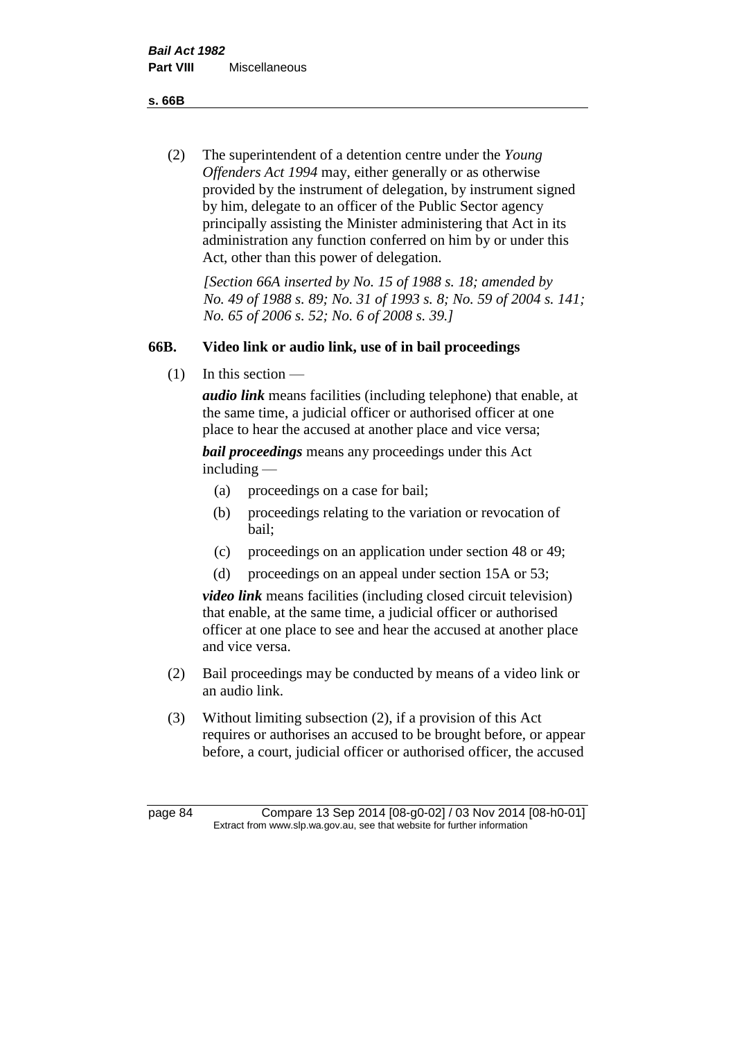(2) The superintendent of a detention centre under the *Young Offenders Act 1994* may, either generally or as otherwise provided by the instrument of delegation, by instrument signed by him, delegate to an officer of the Public Sector agency principally assisting the Minister administering that Act in its administration any function conferred on him by or under this Act, other than this power of delegation.

*[Section 66A inserted by No. 15 of 1988 s. 18; amended by No. 49 of 1988 s. 89; No. 31 of 1993 s. 8; No. 59 of 2004 s. 141; No. 65 of 2006 s. 52; No. 6 of 2008 s. 39.]*

## 66B. Video link or audio link, use of in bail proceedings

(1) In this section —

***audio link*** means facilities (including telephone) that enable, at the same time, a judicial officer or authorised officer at one place to hear the accused at another place and vice versa;

***bail proceedings*** means any proceedings under this Act including —

- (a) proceedings on a case for bail;
- (b) proceedings relating to the variation or revocation of bail;
- (c) proceedings on an application under section 48 or 49;
- (d) proceedings on an appeal under section 15A or 53;

***video link*** means facilities (including closed circuit television) that enable, at the same time, a judicial officer or authorised officer at one place to see and hear the accused at another place and vice versa.

(2) Bail proceedings may be conducted by means of a video link or an audio link.

(3) Without limiting subsection (2), if a provision of this Act requires or authorises an accused to be brought before, or appear before, a court, judicial officer or authorised officer, the accused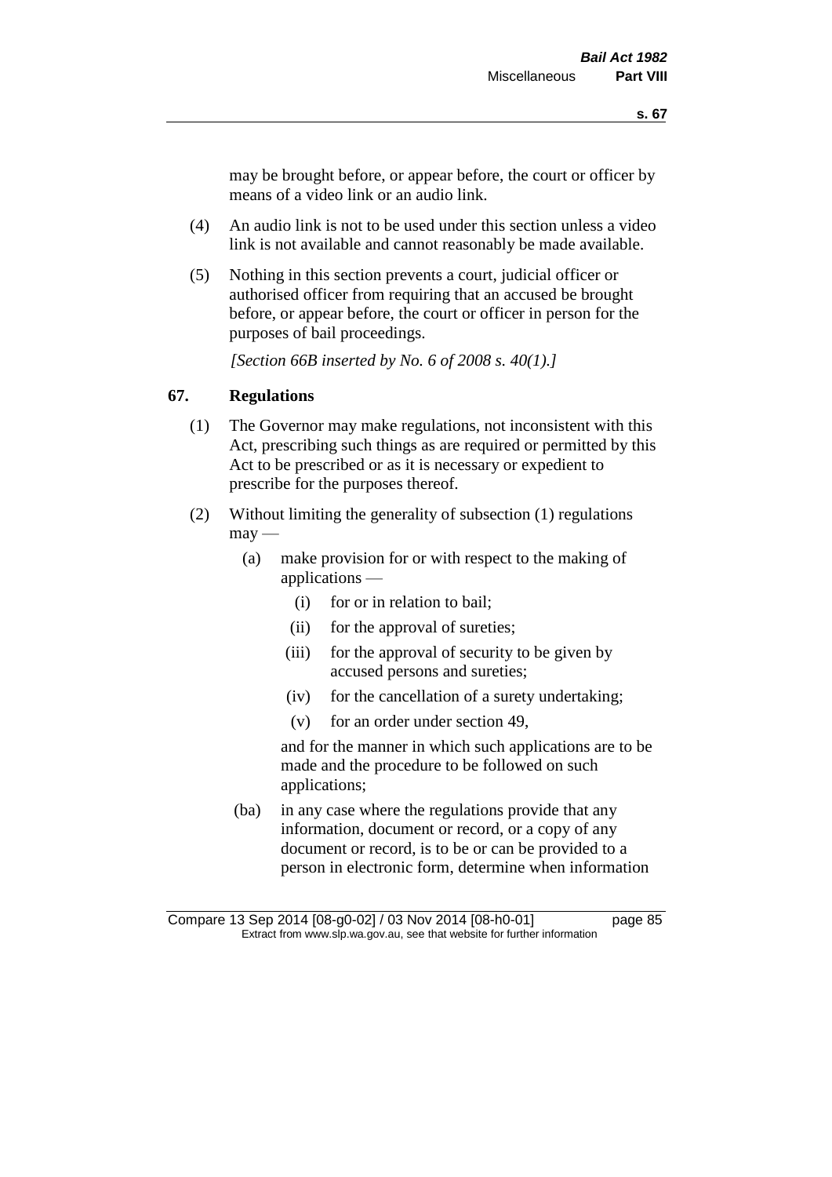may be brought before, or appear before, the court or officer by means of a video link or an audio link.

(4) An audio link is not to be used under this section unless a video link is not available and cannot reasonably be made available.

(5) Nothing in this section prevents a court, judicial officer or authorised officer from requiring that an accused be brought before, or appear before, the court or officer in person for the purposes of bail proceedings.

*[Section 66B inserted by No. 6 of 2008 s. 40(1).]*

### 67. Regulations

(1) The Governor may make regulations, not inconsistent with this Act, prescribing such things as are required or permitted by this Act to be prescribed or as it is necessary or expedient to prescribe for the purposes thereof.

(2) Without limiting the generality of subsection (1) regulations may —

(a) make provision for or with respect to the making of applications —

(i) for or in relation to bail;

(ii) for the approval of sureties;

(iii) for the approval of security to be given by accused persons and sureties;

(iv) for the cancellation of a surety undertaking;

(v) for an order under section 49,

and for the manner in which such applications are to be made and the procedure to be followed on such applications;

(ba) in any case where the regulations provide that any information, document or record, or a copy of any document or record, is to be or can be provided to a person in electronic form, determine when information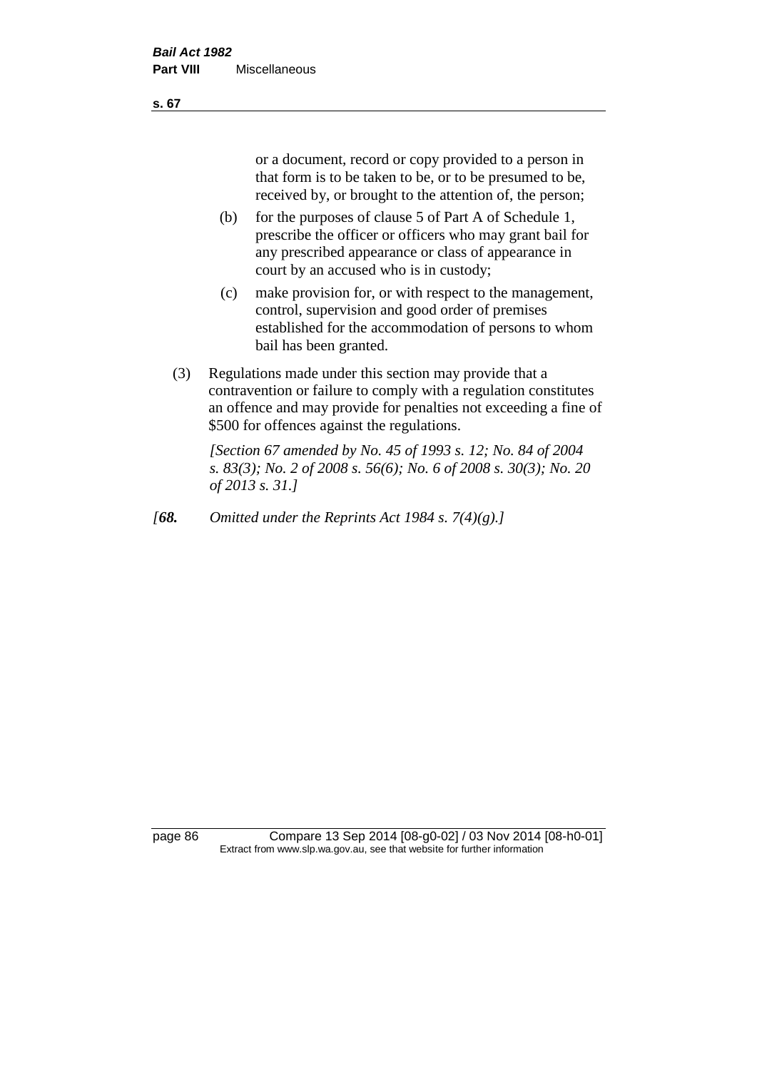or a document, record or copy provided to a person in that form is to be taken to be, or to be presumed to be, received by, or brought to the attention of, the person;

(b) for the purposes of clause 5 of Part A of Schedule 1, prescribe the officer or officers who may grant bail for any prescribed appearance or class of appearance in court by an accused who is in custody;

(c) make provision for, or with respect to the management, control, supervision and good order of premises established for the accommodation of persons to whom bail has been granted.

(3) Regulations made under this section may provide that a contravention or failure to comply with a regulation constitutes an offence and may provide for penalties not exceeding a fine of $500 for offences against the regulations.

*[Section 67 amended by No. 45 of 1993 s. 12; No. 84 of 2004 s. 83(3); No. 2 of 2008 s. 56(6); No. 6 of 2008 s. 30(3); No. 20 of 2013 s. 31.]*

*[**68.** Omitted under the Reprints Act 1984 s. 7(4)(g).]*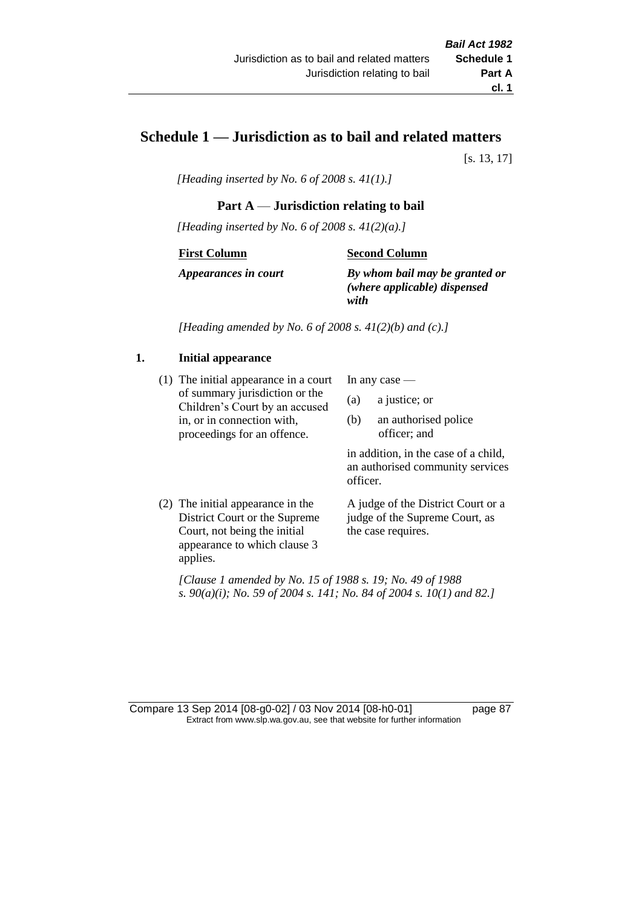# Schedule 1 — Jurisdiction as to bail and related matters

[s. 13, 17]

*[Heading inserted by No. 6 of 2008 s. 41(1).]*

## Part A — Jurisdiction relating to bail

*[Heading inserted by No. 6 of 2008 s. 41(2)(a).]*

| **First Column** | **Second Column** |
|---|---|
| ***Appearances in court*** | ***By whom bail may be granted or (where applicable) dispensed with*** |

*[Heading amended by No. 6 of 2008 s. 41(2)(b) and (c).]*

### 1. Initial appearance

| | |
|---|---|
| (1) The initial appearance in a court of summary jurisdiction or the Children's Court by an accused in, or in connection with, proceedings for an offence. | In any case — (a) a justice; or (b) an authorised police officer; and in addition, in the case of a child, an authorised community services officer. |
| (2) The initial appearance in the District Court or the Supreme Court, not being the initial appearance to which clause 3 applies. | A judge of the District Court or a judge of the Supreme Court, as the case requires. |

*[Clause 1 amended by No. 15 of 1988 s. 19; No. 49 of 1988 s. 90(a)(i); No. 59 of 2004 s. 141; No. 84 of 2004 s. 10(1) and 82.]*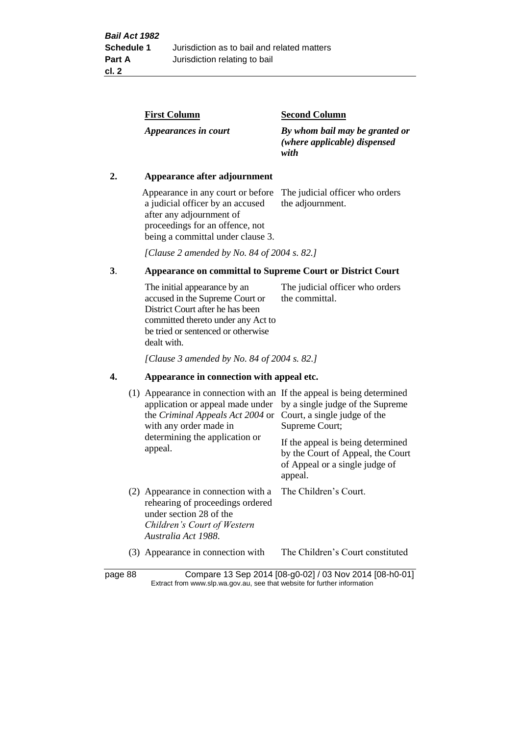| First Column | Second Column |
|---|---|
| *Appearances in court* | *By whom bail may be granted or (where applicable) dispensed with* |

**2. Appearance after adjournment**

| | |
|---|---|
| Appearance in any court or before a judicial officer by an accused after any adjournment of proceedings for an offence, not being a committal under clause 3. | The judicial officer who orders the adjournment. |

*[Clause 2 amended by No. 84 of 2004 s. 82.]*

**3. Appearance on committal to Supreme Court or District Court**

| | |
|---|---|
| The initial appearance by an accused in the Supreme Court or District Court after he has been committed thereto under any Act to be tried or sentenced or otherwise dealt with. | The judicial officer who orders the committal. |

*[Clause 3 amended by No. 84 of 2004 s. 82.]*

**4. Appearance in connection with appeal etc.**

| | |
|---|---|
| (1) Appearance in connection with an application or appeal made under the *Criminal Appeals Act 2004* or with any order made in determining the application or appeal. | If the appeal is being determined by a single judge of the Supreme Court, a single judge of the Supreme Court;<br><br>If the appeal is being determined by the Court of Appeal, the Court of Appeal or a single judge of appeal. |
| (2) Appearance in connection with a rehearing of proceedings ordered under section 28 of the *Children's Court of Western Australia Act 1988*. | The Children's Court. |
| (3) Appearance in connection with | The Children's Court constituted |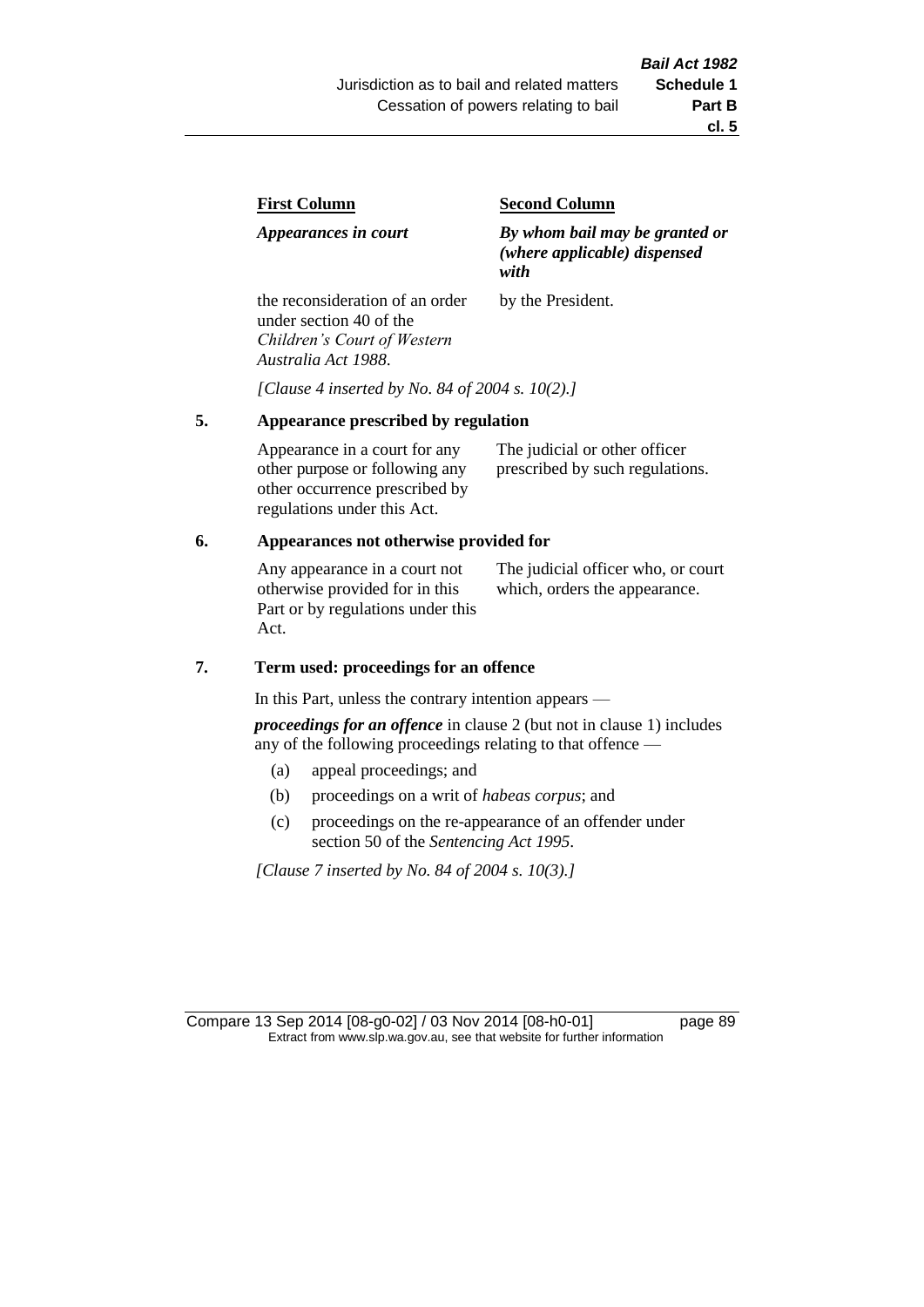| First Column | Second Column |
| --- | --- |
| *Appearances in court* | *By whom bail may be granted or (where applicable) dispensed with* |
| the reconsideration of an order under section 40 of the *Children's Court of Western Australia Act 1988*. | by the President. |

*[Clause 4 inserted by No. 84 of 2004 s. 10(2).]*

### 5. Appearance prescribed by regulation

| | |
| --- | --- |
| Appearance in a court for any other purpose or following any other occurrence prescribed by regulations under this Act. | The judicial or other officer prescribed by such regulations. |

### 6. Appearances not otherwise provided for

| | |
| --- | --- |
| Any appearance in a court not otherwise provided for in this Part or by regulations under this Act. | The judicial officer who, or court which, orders the appearance. |

### 7. Term used: proceedings for an offence

In this Part, unless the contrary intention appears —

***proceedings for an offence*** in clause 2 (but not in clause 1) includes any of the following proceedings relating to that offence —

- (a) appeal proceedings; and
- (b) proceedings on a writ of *habeas corpus*; and
- (c) proceedings on the re-appearance of an offender under section 50 of the *Sentencing Act 1995*.

*[Clause 7 inserted by No. 84 of 2004 s. 10(3).]*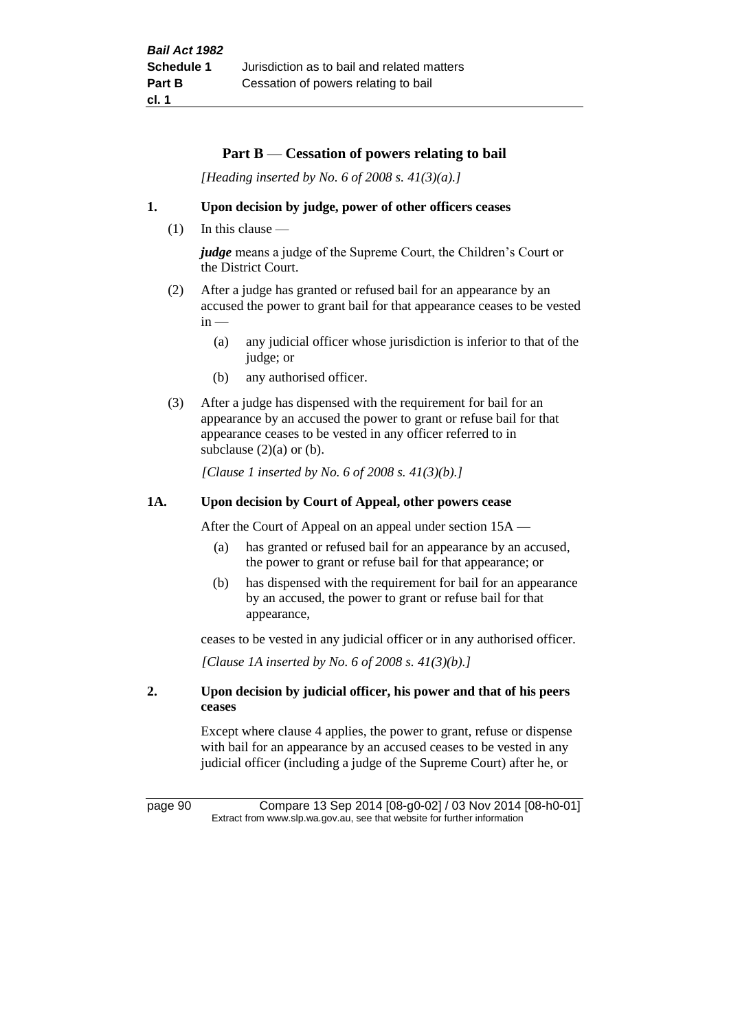## Part B — Cessation of powers relating to bail

*[Heading inserted by No. 6 of 2008 s. 41(3)(a).]*

### 1. Upon decision by judge, power of other officers ceases

(1) In this clause —

***judge*** means a judge of the Supreme Court, the Children's Court or the District Court.

(2) After a judge has granted or refused bail for an appearance by an accused the power to grant bail for that appearance ceases to be vested in —

- (a) any judicial officer whose jurisdiction is inferior to that of the judge; or
- (b) any authorised officer.

(3) After a judge has dispensed with the requirement for bail for an appearance by an accused the power to grant or refuse bail for that appearance ceases to be vested in any officer referred to in subclause (2)(a) or (b).

*[Clause 1 inserted by No. 6 of 2008 s. 41(3)(b).]*

### 1A. Upon decision by Court of Appeal, other powers cease

After the Court of Appeal on an appeal under section 15A —

- (a) has granted or refused bail for an appearance by an accused, the power to grant or refuse bail for that appearance; or
- (b) has dispensed with the requirement for bail for an appearance by an accused, the power to grant or refuse bail for that appearance,

ceases to be vested in any judicial officer or in any authorised officer.

*[Clause 1A inserted by No. 6 of 2008 s. 41(3)(b).]*

### 2. Upon decision by judicial officer, his power and that of his peers ceases

Except where clause 4 applies, the power to grant, refuse or dispense with bail for an appearance by an accused ceases to be vested in any judicial officer (including a judge of the Supreme Court) after he, or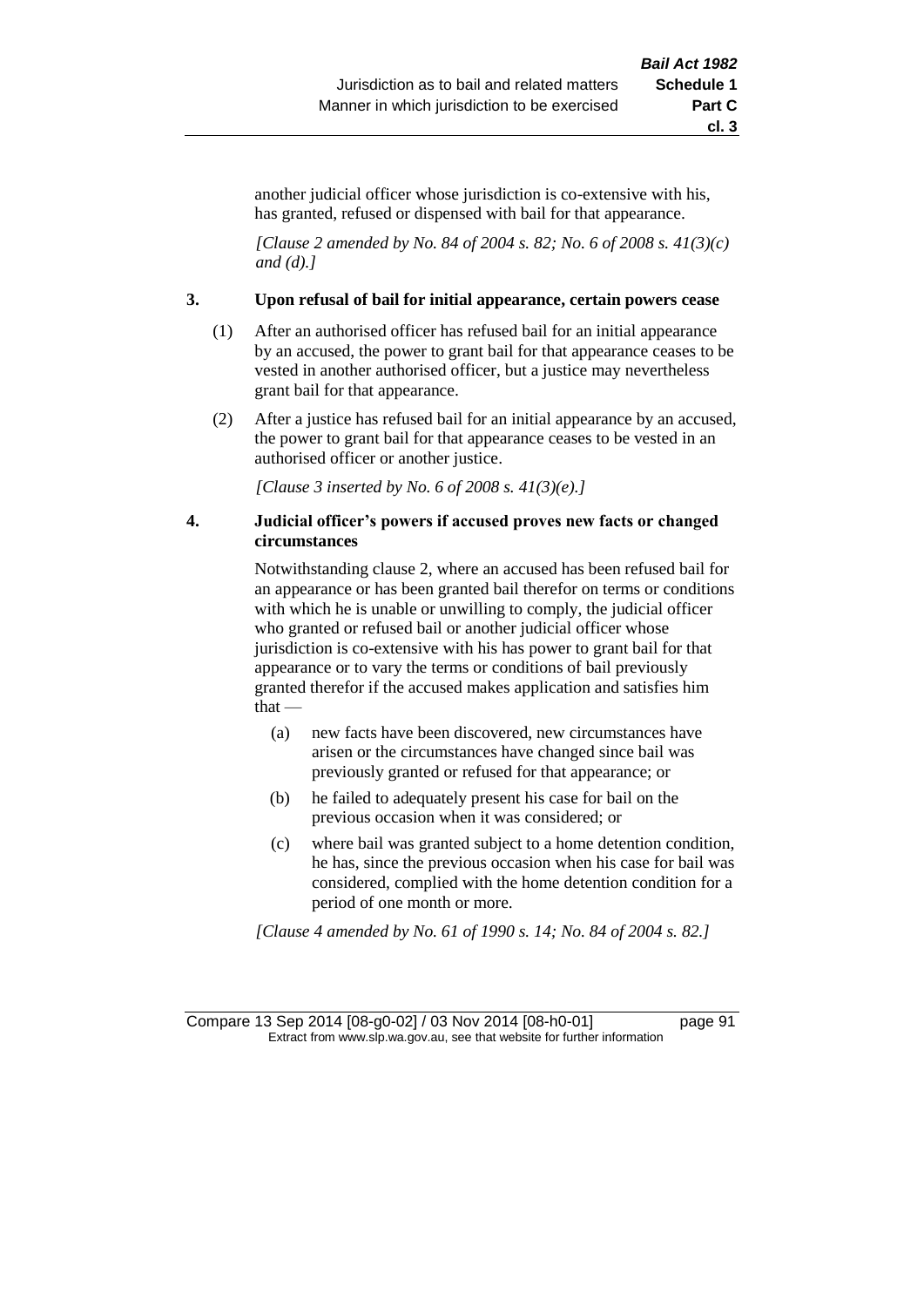another judicial officer whose jurisdiction is co-extensive with his, has granted, refused or dispensed with bail for that appearance.

*[Clause 2 amended by No. 84 of 2004 s. 82; No. 6 of 2008 s. 41(3)(c) and (d).]*

### 3. Upon refusal of bail for initial appearance, certain powers cease

(1) After an authorised officer has refused bail for an initial appearance by an accused, the power to grant bail for that appearance ceases to be vested in another authorised officer, but a justice may nevertheless grant bail for that appearance.

(2) After a justice has refused bail for an initial appearance by an accused, the power to grant bail for that appearance ceases to be vested in an authorised officer or another justice.

*[Clause 3 inserted by No. 6 of 2008 s. 41(3)(e).]*

### 4. Judicial officer's powers if accused proves new facts or changed circumstances

Notwithstanding clause 2, where an accused has been refused bail for an appearance or has been granted bail therefor on terms or conditions with which he is unable or unwilling to comply, the judicial officer who granted or refused bail or another judicial officer whose jurisdiction is co-extensive with his has power to grant bail for that appearance or to vary the terms or conditions of bail previously granted therefor if the accused makes application and satisfies him that —

(a) new facts have been discovered, new circumstances have arisen or the circumstances have changed since bail was previously granted or refused for that appearance; or

(b) he failed to adequately present his case for bail on the previous occasion when it was considered; or

(c) where bail was granted subject to a home detention condition, he has, since the previous occasion when his case for bail was considered, complied with the home detention condition for a period of one month or more.

*[Clause 4 amended by No. 61 of 1990 s. 14; No. 84 of 2004 s. 82.]*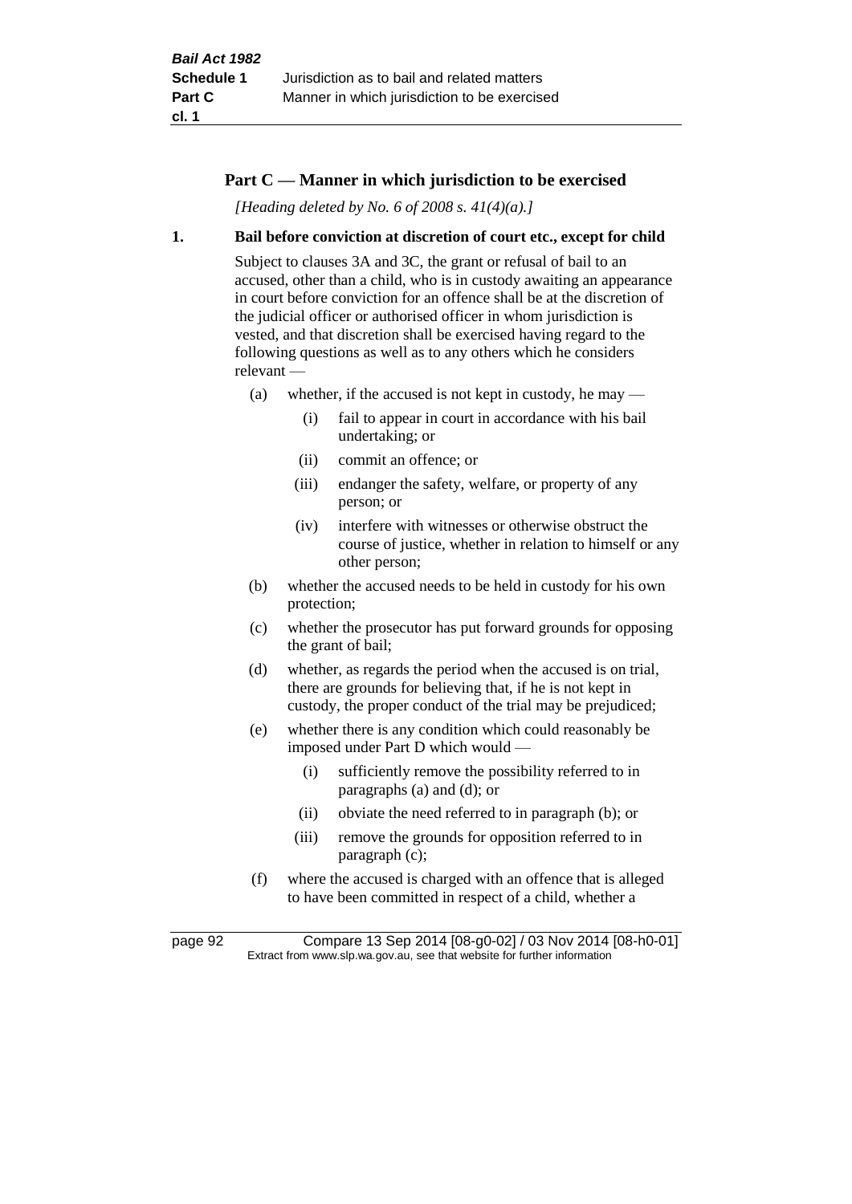## Part C — Manner in which jurisdiction to be exercised

*[Heading deleted by No. 6 of 2008 s. 41(4)(a).]*

### 1. Bail before conviction at discretion of court etc., except for child

Subject to clauses 3A and 3C, the grant or refusal of bail to an accused, other than a child, who is in custody awaiting an appearance in court before conviction for an offence shall be at the discretion of the judicial officer or authorised officer in whom jurisdiction is vested, and that discretion shall be exercised having regard to the following questions as well as to any others which he considers relevant —

- (a) whether, if the accused is not kept in custody, he may —
  - (i) fail to appear in court in accordance with his bail undertaking; or
  - (ii) commit an offence; or
  - (iii) endanger the safety, welfare, or property of any person; or
  - (iv) interfere with witnesses or otherwise obstruct the course of justice, whether in relation to himself or any other person;
- (b) whether the accused needs to be held in custody for his own protection;
- (c) whether the prosecutor has put forward grounds for opposing the grant of bail;
- (d) whether, as regards the period when the accused is on trial, there are grounds for believing that, if he is not kept in custody, the proper conduct of the trial may be prejudiced;
- (e) whether there is any condition which could reasonably be imposed under Part D which would —
  - (i) sufficiently remove the possibility referred to in paragraphs (a) and (d); or
  - (ii) obviate the need referred to in paragraph (b); or
  - (iii) remove the grounds for opposition referred to in paragraph (c);
- (f) where the accused is charged with an offence that is alleged to have been committed in respect of a child, whether a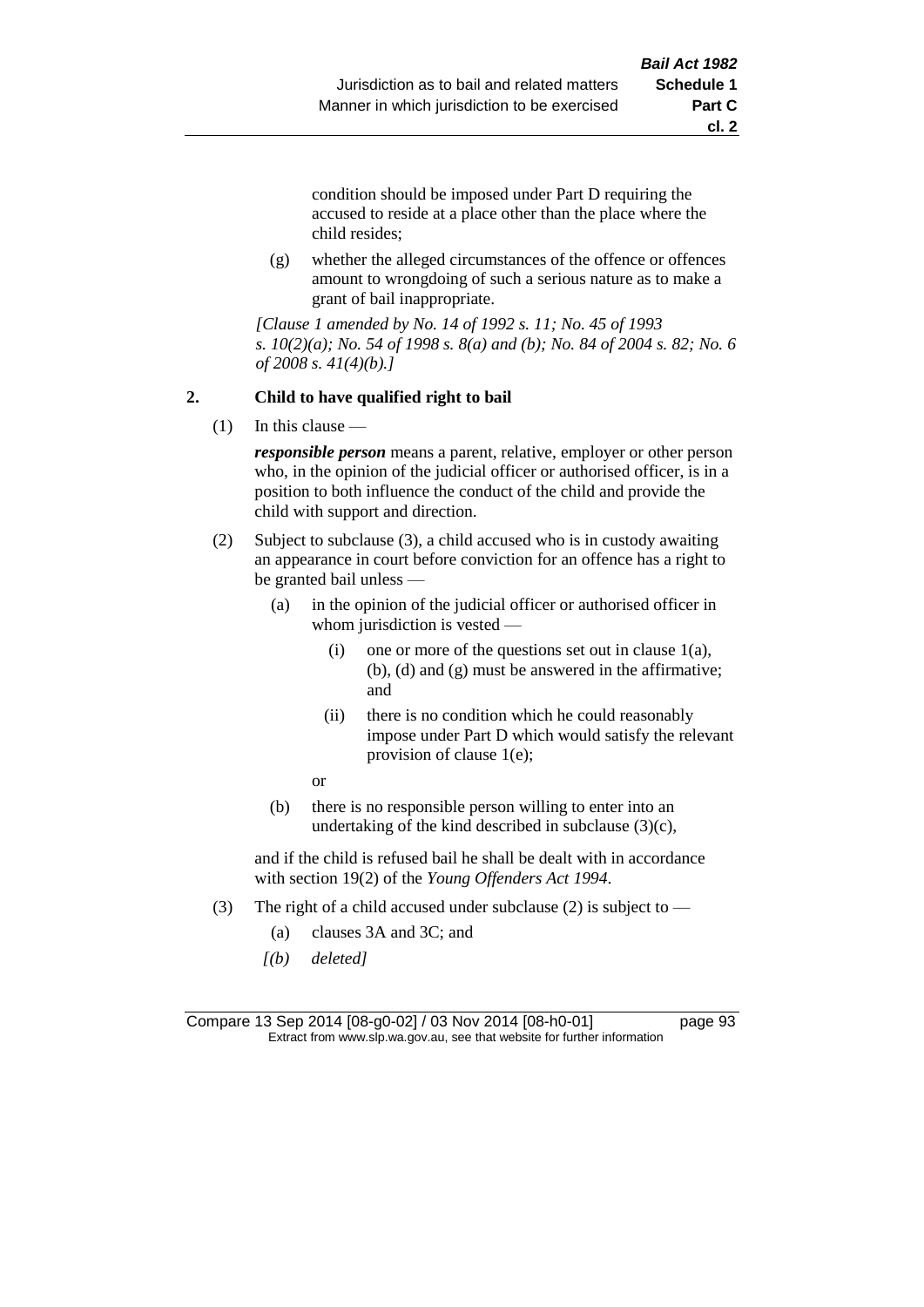condition should be imposed under Part D requiring the accused to reside at a place other than the place where the child resides;

(g) whether the alleged circumstances of the offence or offences amount to wrongdoing of such a serious nature as to make a grant of bail inappropriate.

*[Clause 1 amended by No. 14 of 1992 s. 11; No. 45 of 1993 s. 10(2)(a); No. 54 of 1998 s. 8(a) and (b); No. 84 of 2004 s. 82; No. 6 of 2008 s. 41(4)(b).]*

**2. Child to have qualified right to bail**

(1) In this clause —

***responsible person*** means a parent, relative, employer or other person who, in the opinion of the judicial officer or authorised officer, is in a position to both influence the conduct of the child and provide the child with support and direction.

(2) Subject to subclause (3), a child accused who is in custody awaiting an appearance in court before conviction for an offence has a right to be granted bail unless —

(a) in the opinion of the judicial officer or authorised officer in whom jurisdiction is vested —

(i) one or more of the questions set out in clause 1(a), (b), (d) and (g) must be answered in the affirmative; and

(ii) there is no condition which he could reasonably impose under Part D which would satisfy the relevant provision of clause 1(e);

or

(b) there is no responsible person willing to enter into an undertaking of the kind described in subclause (3)(c),

and if the child is refused bail he shall be dealt with in accordance with section 19(2) of the *Young Offenders Act 1994*.

(3) The right of a child accused under subclause (2) is subject to —

(a) clauses 3A and 3C; and

*[(b) deleted]*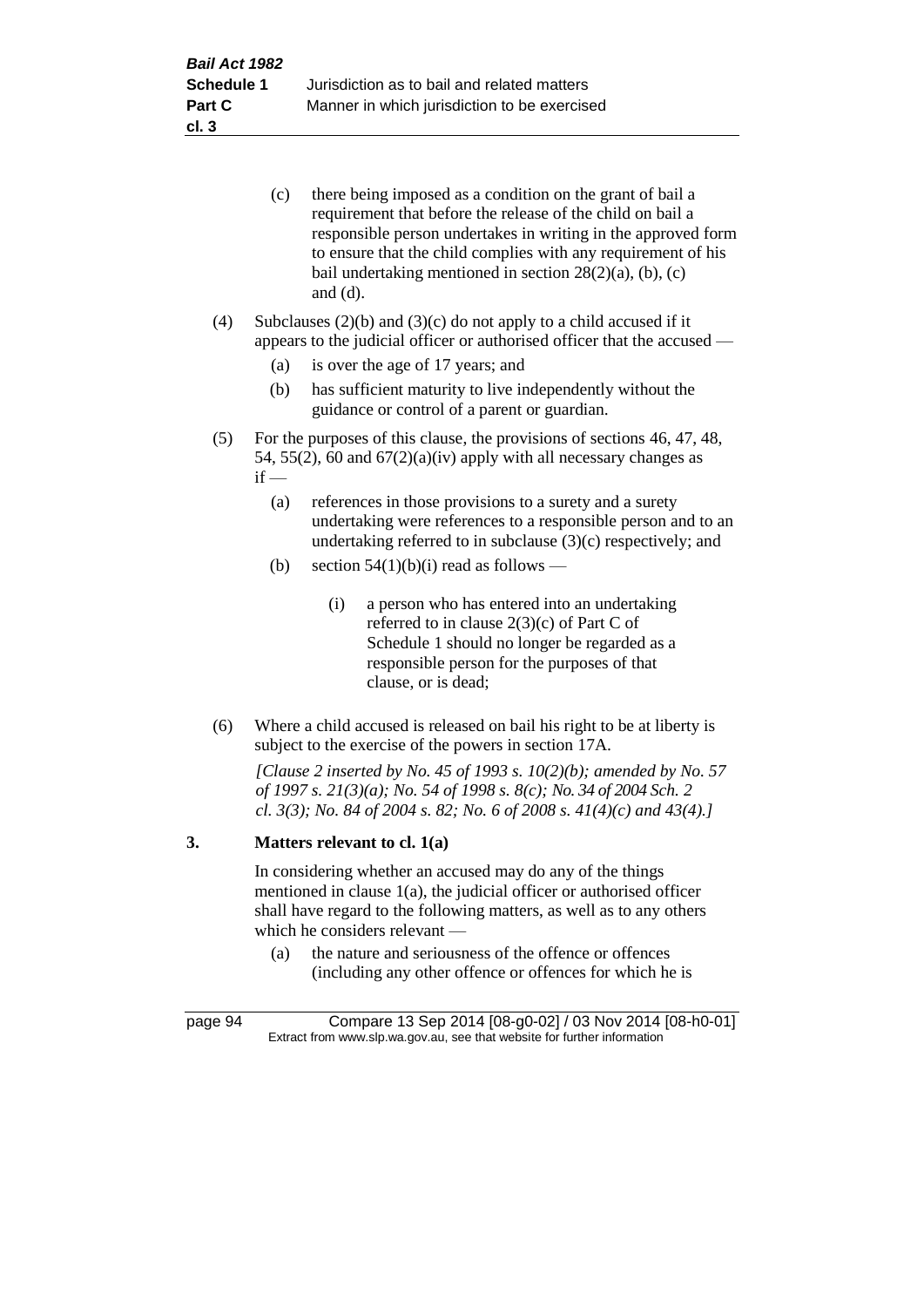(c) there being imposed as a condition on the grant of bail a requirement that before the release of the child on bail a responsible person undertakes in writing in the approved form to ensure that the child complies with any requirement of his bail undertaking mentioned in section 28(2)(a), (b), (c) and (d).

(4) Subclauses (2)(b) and (3)(c) do not apply to a child accused if it appears to the judicial officer or authorised officer that the accused —

(a) is over the age of 17 years; and

(b) has sufficient maturity to live independently without the guidance or control of a parent or guardian.

(5) For the purposes of this clause, the provisions of sections 46, 47, 48, 54, 55(2), 60 and 67(2)(a)(iv) apply with all necessary changes as if —

(a) references in those provisions to a surety and a surety undertaking were references to a responsible person and to an undertaking referred to in subclause (3)(c) respectively; and

(b) section 54(1)(b)(i) read as follows —

(i) a person who has entered into an undertaking referred to in clause 2(3)(c) of Part C of Schedule 1 should no longer be regarded as a responsible person for the purposes of that clause, or is dead;

(6) Where a child accused is released on bail his right to be at liberty is subject to the exercise of the powers in section 17A.

*[Clause 2 inserted by No. 45 of 1993 s. 10(2)(b); amended by No. 57 of 1997 s. 21(3)(a); No. 54 of 1998 s. 8(c); No. 34 of 2004 Sch. 2 cl. 3(3); No. 84 of 2004 s. 82; No. 6 of 2008 s. 41(4)(c) and 43(4).]*

### 3. Matters relevant to cl. 1(a)

In considering whether an accused may do any of the things mentioned in clause 1(a), the judicial officer or authorised officer shall have regard to the following matters, as well as to any others which he considers relevant —

(a) the nature and seriousness of the offence or offences (including any other offence or offences for which he is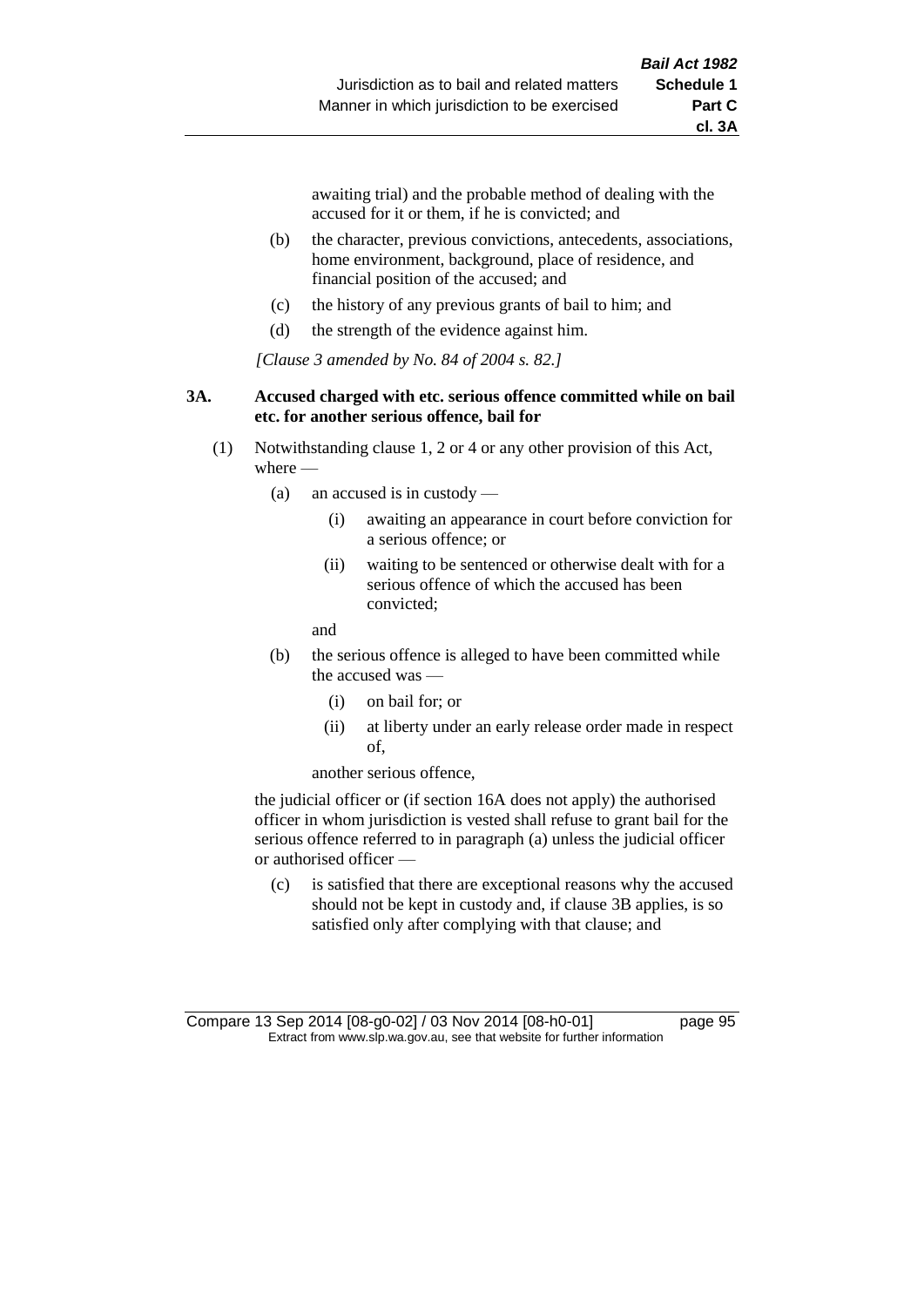awaiting trial) and the probable method of dealing with the accused for it or them, if he is convicted; and

(b) the character, previous convictions, antecedents, associations, home environment, background, place of residence, and financial position of the accused; and

(c) the history of any previous grants of bail to him; and

(d) the strength of the evidence against him.

*[Clause 3 amended by No. 84 of 2004 s. 82.]*

**3A. Accused charged with etc. serious offence committed while on bail etc. for another serious offence, bail for**

(1) Notwithstanding clause 1, 2 or 4 or any other provision of this Act, where —

(a) an accused is in custody —

(i) awaiting an appearance in court before conviction for a serious offence; or

(ii) waiting to be sentenced or otherwise dealt with for a serious offence of which the accused has been convicted;

and

(b) the serious offence is alleged to have been committed while the accused was —

(i) on bail for; or

(ii) at liberty under an early release order made in respect of,

another serious offence,

the judicial officer or (if section 16A does not apply) the authorised officer in whom jurisdiction is vested shall refuse to grant bail for the serious offence referred to in paragraph (a) unless the judicial officer or authorised officer —

(c) is satisfied that there are exceptional reasons why the accused should not be kept in custody and, if clause 3B applies, is so satisfied only after complying with that clause; and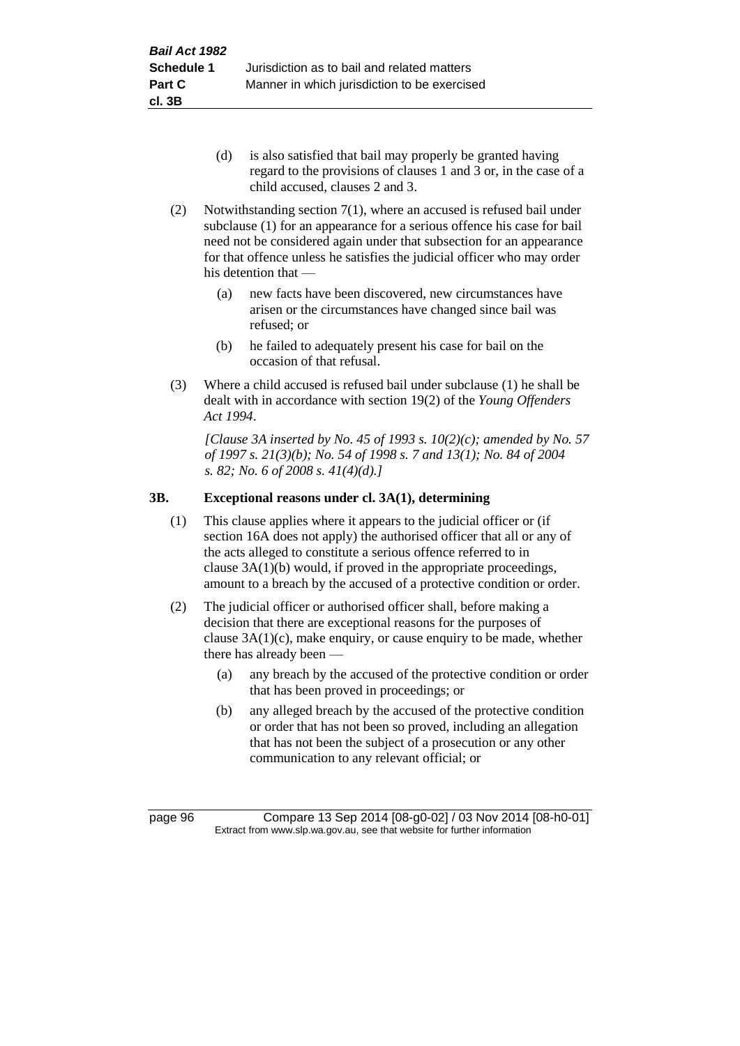(d) is also satisfied that bail may properly be granted having regard to the provisions of clauses 1 and 3 or, in the case of a child accused, clauses 2 and 3.

(2) Notwithstanding section 7(1), where an accused is refused bail under subclause (1) for an appearance for a serious offence his case for bail need not be considered again under that subsection for an appearance for that offence unless he satisfies the judicial officer who may order his detention that —

(a) new facts have been discovered, new circumstances have arisen or the circumstances have changed since bail was refused; or

(b) he failed to adequately present his case for bail on the occasion of that refusal.

(3) Where a child accused is refused bail under subclause (1) he shall be dealt with in accordance with section 19(2) of the *Young Offenders Act 1994*.

*[Clause 3A inserted by No. 45 of 1993 s. 10(2)(c); amended by No. 57 of 1997 s. 21(3)(b); No. 54 of 1998 s. 7 and 13(1); No. 84 of 2004 s. 82; No. 6 of 2008 s. 41(4)(d).]*

### 3B. Exceptional reasons under cl. 3A(1), determining

(1) This clause applies where it appears to the judicial officer or (if section 16A does not apply) the authorised officer that all or any of the acts alleged to constitute a serious offence referred to in clause 3A(1)(b) would, if proved in the appropriate proceedings, amount to a breach by the accused of a protective condition or order.

(2) The judicial officer or authorised officer shall, before making a decision that there are exceptional reasons for the purposes of clause 3A(1)(c), make enquiry, or cause enquiry to be made, whether there has already been —

(a) any breach by the accused of the protective condition or order that has been proved in proceedings; or

(b) any alleged breach by the accused of the protective condition or order that has not been so proved, including an allegation that has not been the subject of a prosecution or any other communication to any relevant official; or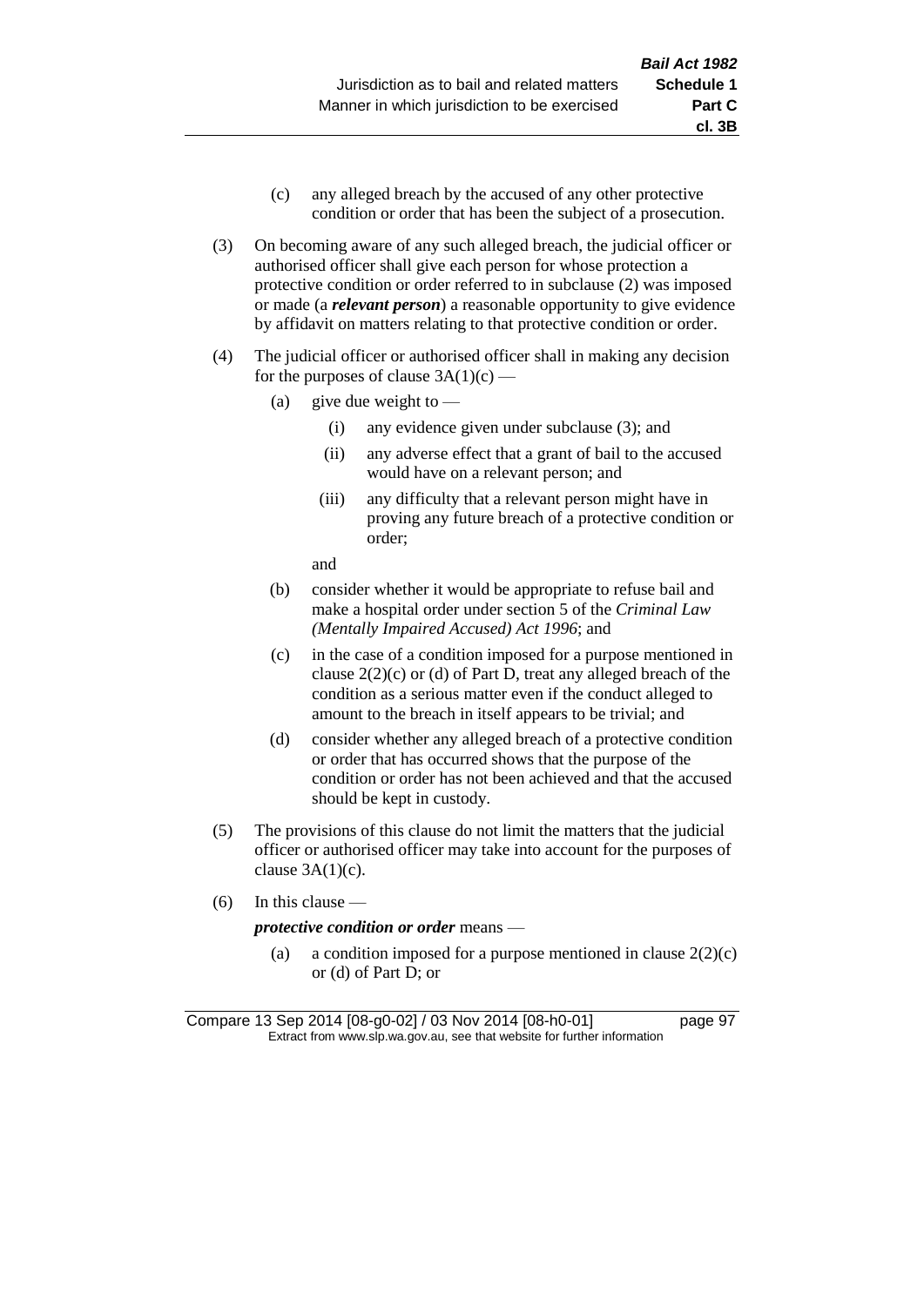(c) any alleged breach by the accused of any other protective condition or order that has been the subject of a prosecution.

(3) On becoming aware of any such alleged breach, the judicial officer or authorised officer shall give each person for whose protection a protective condition or order referred to in subclause (2) was imposed or made (a ***relevant person***) a reasonable opportunity to give evidence by affidavit on matters relating to that protective condition or order.

(4) The judicial officer or authorised officer shall in making any decision for the purposes of clause 3A(1)(c) —

  (a) give due weight to —

    (i) any evidence given under subclause (3); and

    (ii) any adverse effect that a grant of bail to the accused would have on a relevant person; and

    (iii) any difficulty that a relevant person might have in proving any future breach of a protective condition or order;

    and

  (b) consider whether it would be appropriate to refuse bail and make a hospital order under section 5 of the *Criminal Law (Mentally Impaired Accused) Act 1996*; and

  (c) in the case of a condition imposed for a purpose mentioned in clause 2(2)(c) or (d) of Part D, treat any alleged breach of the condition as a serious matter even if the conduct alleged to amount to the breach in itself appears to be trivial; and

  (d) consider whether any alleged breach of a protective condition or order that has occurred shows that the purpose of the condition or order has not been achieved and that the accused should be kept in custody.

(5) The provisions of this clause do not limit the matters that the judicial officer or authorised officer may take into account for the purposes of clause 3A(1)(c).

(6) In this clause —

***protective condition or order*** means —

  (a) a condition imposed for a purpose mentioned in clause 2(2)(c) or (d) of Part D; or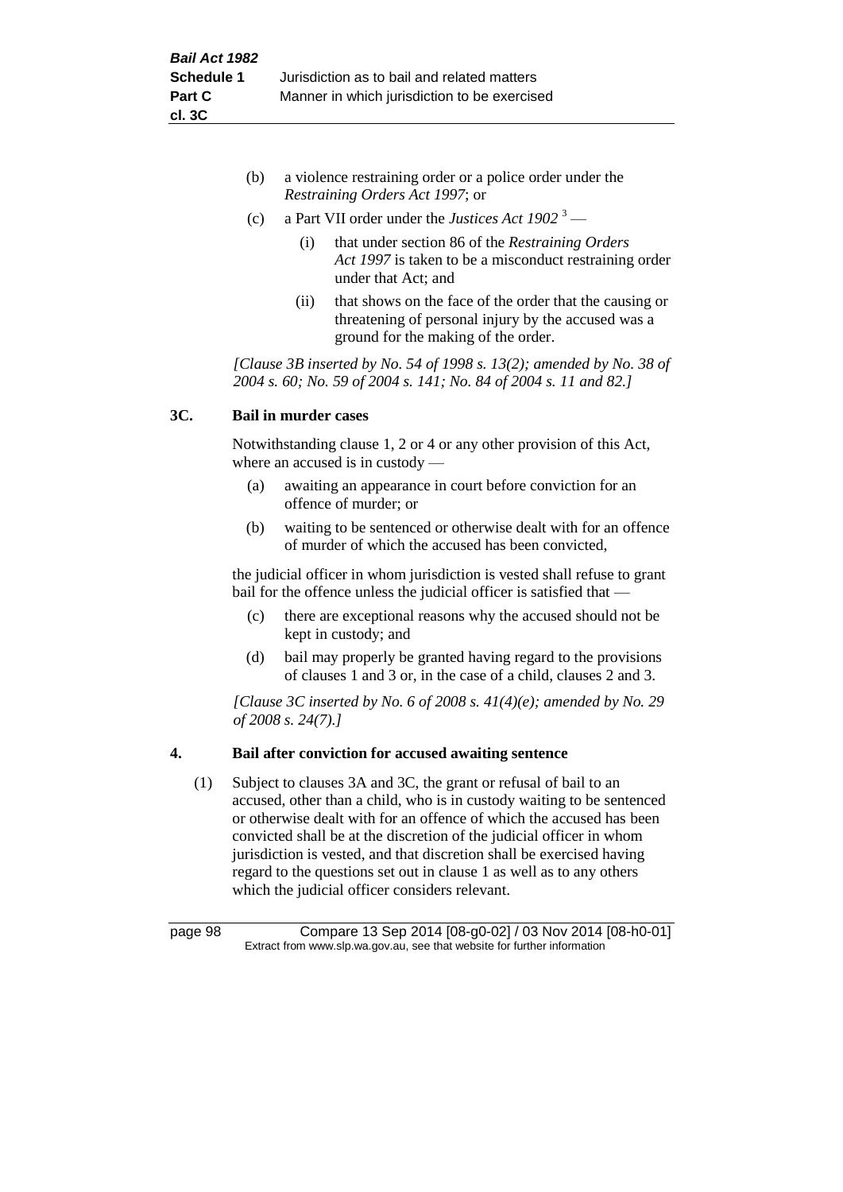(b) a violence restraining order or a police order under the *Restraining Orders Act 1997*; or

(c) a Part VII order under the *Justices Act 1902* [3] —

(i) that under section 86 of the *Restraining Orders Act 1997* is taken to be a misconduct restraining order under that Act; and

(ii) that shows on the face of the order that the causing or threatening of personal injury by the accused was a ground for the making of the order.

*[Clause 3B inserted by No. 54 of 1998 s. 13(2); amended by No. 38 of 2004 s. 60; No. 59 of 2004 s. 141; No. 84 of 2004 s. 11 and 82.]*

### 3C. Bail in murder cases

Notwithstanding clause 1, 2 or 4 or any other provision of this Act, where an accused is in custody —

(a) awaiting an appearance in court before conviction for an offence of murder; or

(b) waiting to be sentenced or otherwise dealt with for an offence of murder of which the accused has been convicted,

the judicial officer in whom jurisdiction is vested shall refuse to grant bail for the offence unless the judicial officer is satisfied that —

(c) there are exceptional reasons why the accused should not be kept in custody; and

(d) bail may properly be granted having regard to the provisions of clauses 1 and 3 or, in the case of a child, clauses 2 and 3.

*[Clause 3C inserted by No. 6 of 2008 s. 41(4)(e); amended by No. 29 of 2008 s. 24(7).]*

### 4. Bail after conviction for accused awaiting sentence

(1) Subject to clauses 3A and 3C, the grant or refusal of bail to an accused, other than a child, who is in custody waiting to be sentenced or otherwise dealt with for an offence of which the accused has been convicted shall be at the discretion of the judicial officer in whom jurisdiction is vested, and that discretion shall be exercised having regard to the questions set out in clause 1 as well as to any others which the judicial officer considers relevant.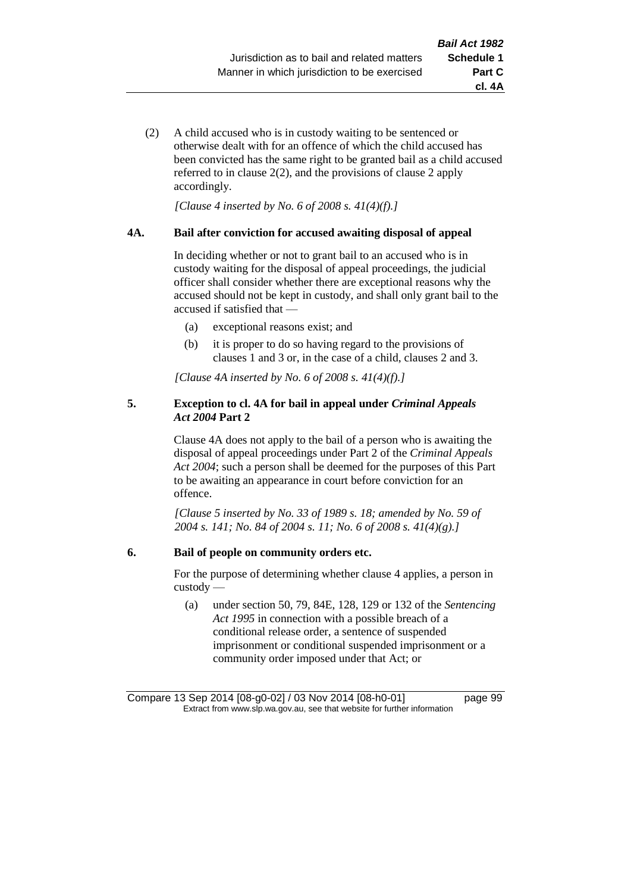(2) A child accused who is in custody waiting to be sentenced or otherwise dealt with for an offence of which the child accused has been convicted has the same right to be granted bail as a child accused referred to in clause 2(2), and the provisions of clause 2 apply accordingly.

*[Clause 4 inserted by No. 6 of 2008 s. 41(4)(f).]*

### 4A. Bail after conviction for accused awaiting disposal of appeal

In deciding whether or not to grant bail to an accused who is in custody waiting for the disposal of appeal proceedings, the judicial officer shall consider whether there are exceptional reasons why the accused should not be kept in custody, and shall only grant bail to the accused if satisfied that —

(a) exceptional reasons exist; and

(b) it is proper to do so having regard to the provisions of clauses 1 and 3 or, in the case of a child, clauses 2 and 3.

*[Clause 4A inserted by No. 6 of 2008 s. 41(4)(f).]*

### 5. Exception to cl. 4A for bail in appeal under *Criminal Appeals Act 2004* Part 2

Clause 4A does not apply to the bail of a person who is awaiting the disposal of appeal proceedings under Part 2 of the *Criminal Appeals Act 2004*; such a person shall be deemed for the purposes of this Part to be awaiting an appearance in court before conviction for an offence.

*[Clause 5 inserted by No. 33 of 1989 s. 18; amended by No. 59 of 2004 s. 141; No. 84 of 2004 s. 11; No. 6 of 2008 s. 41(4)(g).]*

### 6. Bail of people on community orders etc.

For the purpose of determining whether clause 4 applies, a person in custody —

(a) under section 50, 79, 84E, 128, 129 or 132 of the *Sentencing Act 1995* in connection with a possible breach of a conditional release order, a sentence of suspended imprisonment or conditional suspended imprisonment or a community order imposed under that Act; or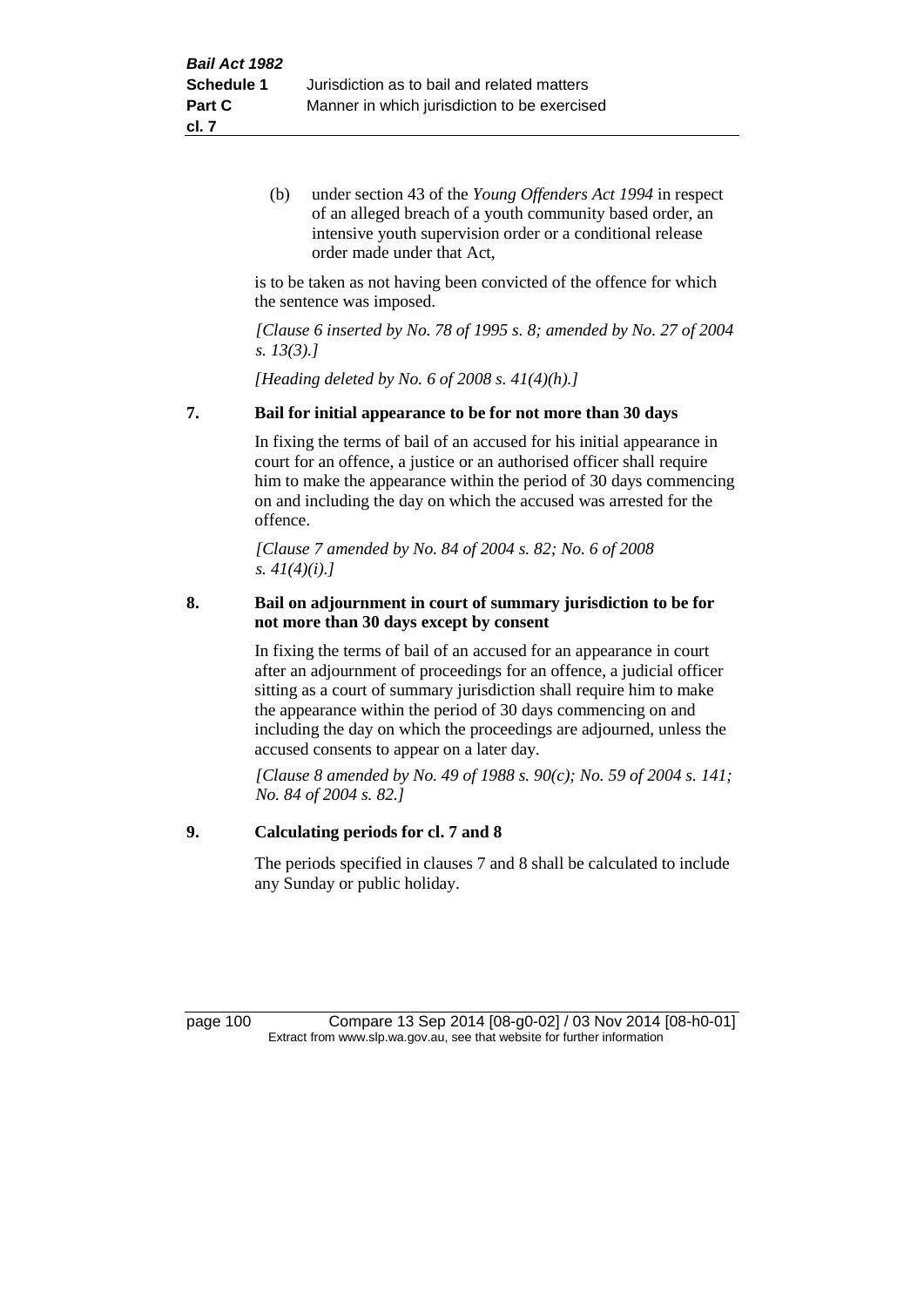(b) under section 43 of the *Young Offenders Act 1994* in respect of an alleged breach of a youth community based order, an intensive youth supervision order or a conditional release order made under that Act,

is to be taken as not having been convicted of the offence for which the sentence was imposed.

*[Clause 6 inserted by No. 78 of 1995 s. 8; amended by No. 27 of 2004 s. 13(3).]*

*[Heading deleted by No. 6 of 2008 s. 41(4)(h).]*

**7. Bail for initial appearance to be for not more than 30 days**

In fixing the terms of bail of an accused for his initial appearance in court for an offence, a justice or an authorised officer shall require him to make the appearance within the period of 30 days commencing on and including the day on which the accused was arrested for the offence.

*[Clause 7 amended by No. 84 of 2004 s. 82; No. 6 of 2008 s. 41(4)(i).]*

**8. Bail on adjournment in court of summary jurisdiction to be for not more than 30 days except by consent**

In fixing the terms of bail of an accused for an appearance in court after an adjournment of proceedings for an offence, a judicial officer sitting as a court of summary jurisdiction shall require him to make the appearance within the period of 30 days commencing on and including the day on which the proceedings are adjourned, unless the accused consents to appear on a later day.

*[Clause 8 amended by No. 49 of 1988 s. 90(c); No. 59 of 2004 s. 141; No. 84 of 2004 s. 82.]*

**9. Calculating periods for cl. 7 and 8**

The periods specified in clauses 7 and 8 shall be calculated to include any Sunday or public holiday.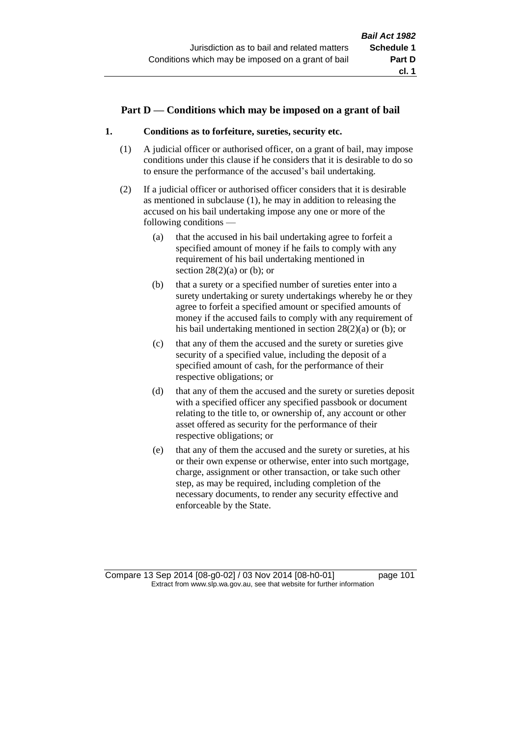## Part D — Conditions which may be imposed on a grant of bail

### 1. Conditions as to forfeiture, sureties, security etc.

(1) A judicial officer or authorised officer, on a grant of bail, may impose conditions under this clause if he considers that it is desirable to do so to ensure the performance of the accused's bail undertaking.

(2) If a judicial officer or authorised officer considers that it is desirable as mentioned in subclause (1), he may in addition to releasing the accused on his bail undertaking impose any one or more of the following conditions —

(a) that the accused in his bail undertaking agree to forfeit a specified amount of money if he fails to comply with any requirement of his bail undertaking mentioned in section 28(2)(a) or (b); or

(b) that a surety or a specified number of sureties enter into a surety undertaking or surety undertakings whereby he or they agree to forfeit a specified amount or specified amounts of money if the accused fails to comply with any requirement of his bail undertaking mentioned in section 28(2)(a) or (b); or

(c) that any of them the accused and the surety or sureties give security of a specified value, including the deposit of a specified amount of cash, for the performance of their respective obligations; or

(d) that any of them the accused and the surety or sureties deposit with a specified officer any specified passbook or document relating to the title to, or ownership of, any account or other asset offered as security for the performance of their respective obligations; or

(e) that any of them the accused and the surety or sureties, at his or their own expense or otherwise, enter into such mortgage, charge, assignment or other transaction, or take such other step, as may be required, including completion of the necessary documents, to render any security effective and enforceable by the State.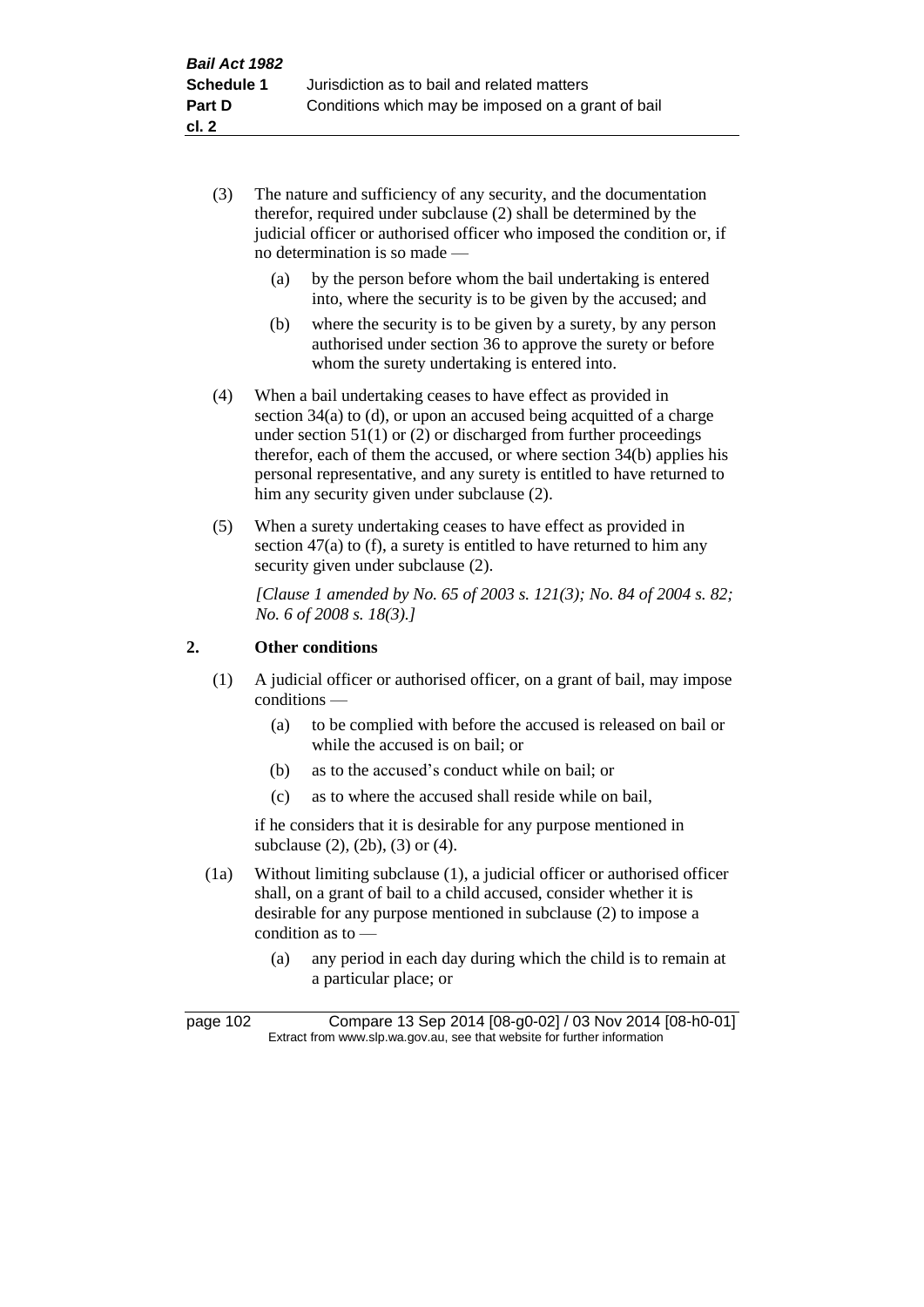(3) The nature and sufficiency of any security, and the documentation therefor, required under subclause (2) shall be determined by the judicial officer or authorised officer who imposed the condition or, if no determination is so made —

(a) by the person before whom the bail undertaking is entered into, where the security is to be given by the accused; and

(b) where the security is to be given by a surety, by any person authorised under section 36 to approve the surety or before whom the surety undertaking is entered into.

(4) When a bail undertaking ceases to have effect as provided in section 34(a) to (d), or upon an accused being acquitted of a charge under section 51(1) or (2) or discharged from further proceedings therefor, each of them the accused, or where section 34(b) applies his personal representative, and any surety is entitled to have returned to him any security given under subclause (2).

(5) When a surety undertaking ceases to have effect as provided in section 47(a) to (f), a surety is entitled to have returned to him any security given under subclause (2).

*[Clause 1 amended by No. 65 of 2003 s. 121(3); No. 84 of 2004 s. 82; No. 6 of 2008 s. 18(3).]*

## 2. Other conditions

(1) A judicial officer or authorised officer, on a grant of bail, may impose conditions —

(a) to be complied with before the accused is released on bail or while the accused is on bail; or

(b) as to the accused's conduct while on bail; or

(c) as to where the accused shall reside while on bail,

if he considers that it is desirable for any purpose mentioned in subclause (2), (2b), (3) or (4).

(1a) Without limiting subclause (1), a judicial officer or authorised officer shall, on a grant of bail to a child accused, consider whether it is desirable for any purpose mentioned in subclause (2) to impose a condition as to —

(a) any period in each day during which the child is to remain at a particular place; or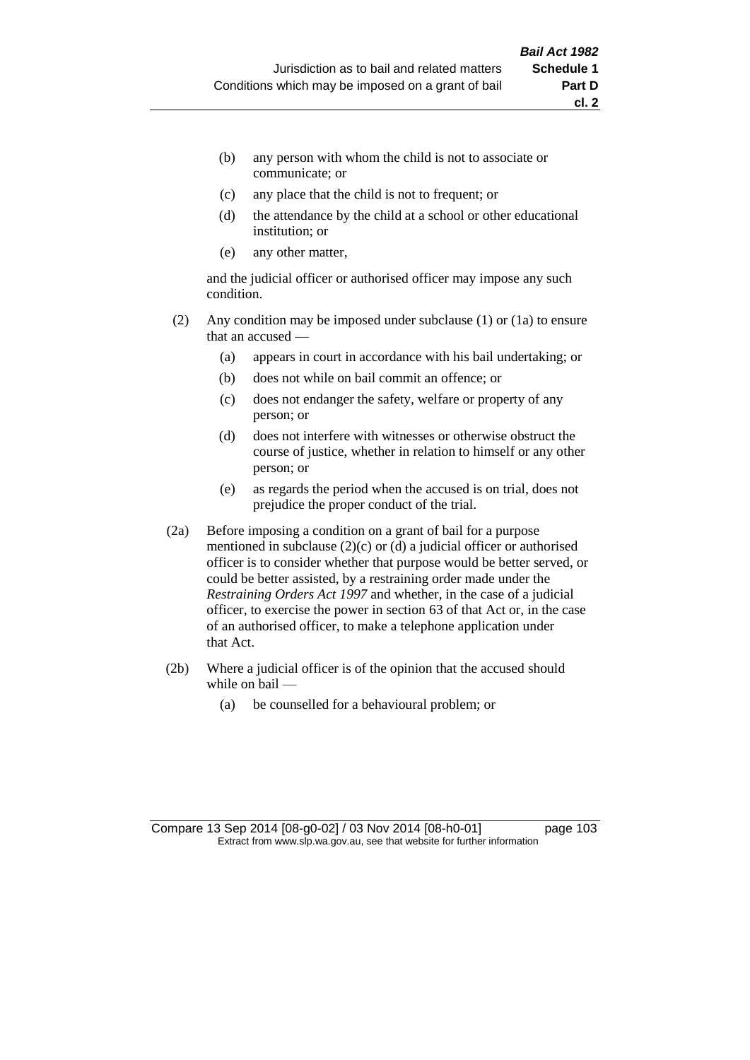(b) any person with whom the child is not to associate or communicate; or

(c) any place that the child is not to frequent; or

(d) the attendance by the child at a school or other educational institution; or

(e) any other matter,

and the judicial officer or authorised officer may impose any such condition.

(2) Any condition may be imposed under subclause (1) or (1a) to ensure that an accused —

(a) appears in court in accordance with his bail undertaking; or

(b) does not while on bail commit an offence; or

(c) does not endanger the safety, welfare or property of any person; or

(d) does not interfere with witnesses or otherwise obstruct the course of justice, whether in relation to himself or any other person; or

(e) as regards the period when the accused is on trial, does not prejudice the proper conduct of the trial.

(2a) Before imposing a condition on a grant of bail for a purpose mentioned in subclause (2)(c) or (d) a judicial officer or authorised officer is to consider whether that purpose would be better served, or could be better assisted, by a restraining order made under the *Restraining Orders Act 1997* and whether, in the case of a judicial officer, to exercise the power in section 63 of that Act or, in the case of an authorised officer, to make a telephone application under that Act.

(2b) Where a judicial officer is of the opinion that the accused should while on bail —

(a) be counselled for a behavioural problem; or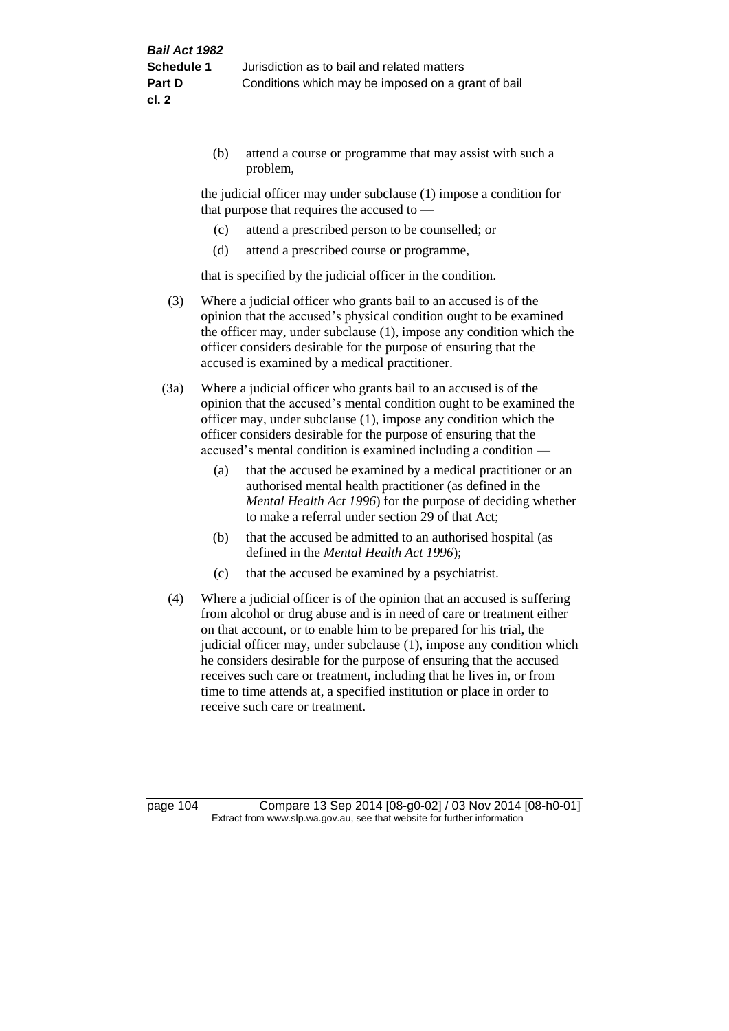(b) attend a course or programme that may assist with such a problem,

the judicial officer may under subclause (1) impose a condition for that purpose that requires the accused to —

(c) attend a prescribed person to be counselled; or

(d) attend a prescribed course or programme,

that is specified by the judicial officer in the condition.

(3) Where a judicial officer who grants bail to an accused is of the opinion that the accused's physical condition ought to be examined the officer may, under subclause (1), impose any condition which the officer considers desirable for the purpose of ensuring that the accused is examined by a medical practitioner.

(3a) Where a judicial officer who grants bail to an accused is of the opinion that the accused's mental condition ought to be examined the officer may, under subclause (1), impose any condition which the officer considers desirable for the purpose of ensuring that the accused's mental condition is examined including a condition —

(a) that the accused be examined by a medical practitioner or an authorised mental health practitioner (as defined in the *Mental Health Act 1996*) for the purpose of deciding whether to make a referral under section 29 of that Act;

(b) that the accused be admitted to an authorised hospital (as defined in the *Mental Health Act 1996*);

(c) that the accused be examined by a psychiatrist.

(4) Where a judicial officer is of the opinion that an accused is suffering from alcohol or drug abuse and is in need of care or treatment either on that account, or to enable him to be prepared for his trial, the judicial officer may, under subclause (1), impose any condition which he considers desirable for the purpose of ensuring that the accused receives such care or treatment, including that he lives in, or from time to time attends at, a specified institution or place in order to receive such care or treatment.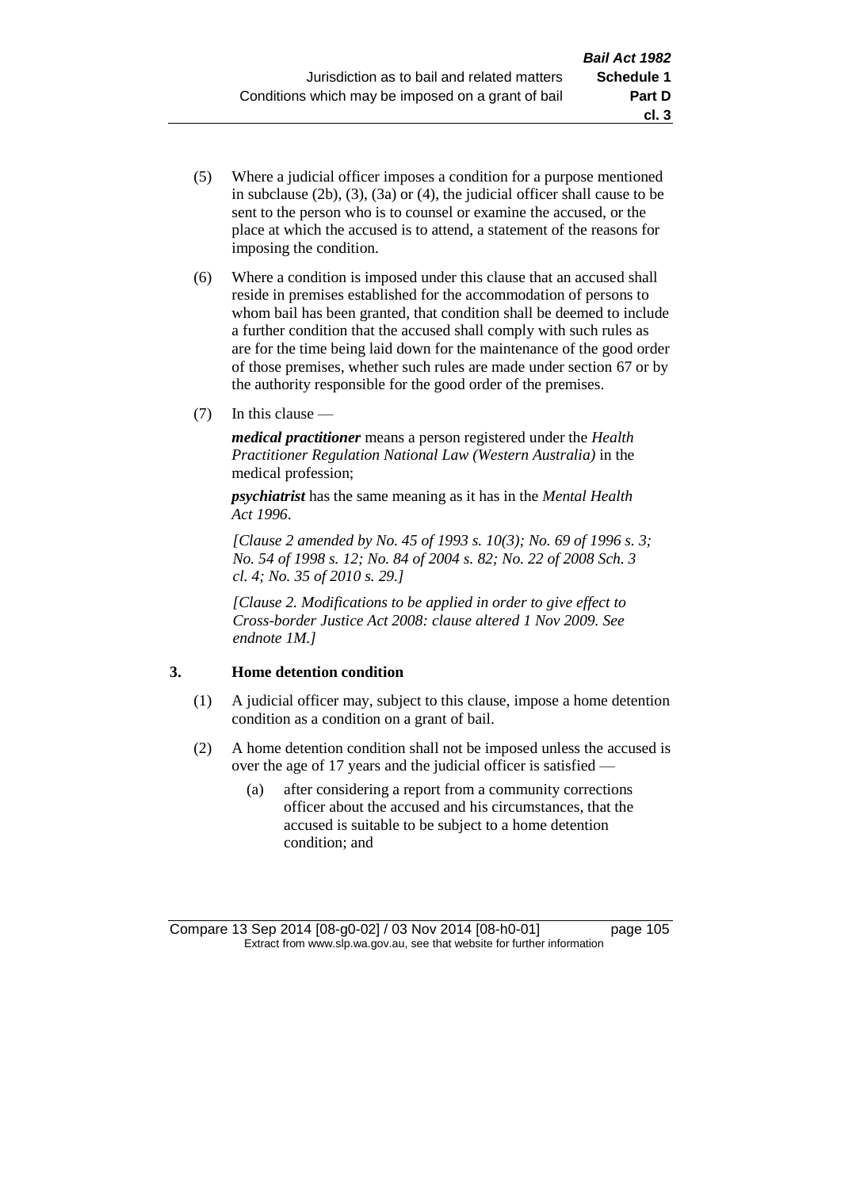(5) Where a judicial officer imposes a condition for a purpose mentioned in subclause (2b), (3), (3a) or (4), the judicial officer shall cause to be sent to the person who is to counsel or examine the accused, or the place at which the accused is to attend, a statement of the reasons for imposing the condition.

(6) Where a condition is imposed under this clause that an accused shall reside in premises established for the accommodation of persons to whom bail has been granted, that condition shall be deemed to include a further condition that the accused shall comply with such rules as are for the time being laid down for the maintenance of the good order of those premises, whether such rules are made under section 67 or by the authority responsible for the good order of the premises.

(7) In this clause —

***medical practitioner*** means a person registered under the *Health Practitioner Regulation National Law (Western Australia)* in the medical profession;

***psychiatrist*** has the same meaning as it has in the *Mental Health Act 1996*.

*[Clause 2 amended by No. 45 of 1993 s. 10(3); No. 69 of 1996 s. 3; No. 54 of 1998 s. 12; No. 84 of 2004 s. 82; No. 22 of 2008 Sch. 3 cl. 4; No. 35 of 2010 s. 29.]*

*[Clause 2. Modifications to be applied in order to give effect to Cross-border Justice Act 2008: clause altered 1 Nov 2009. See endnote 1M.]*

### 3. Home detention condition

(1) A judicial officer may, subject to this clause, impose a home detention condition as a condition on a grant of bail.

(2) A home detention condition shall not be imposed unless the accused is over the age of 17 years and the judicial officer is satisfied —

  (a) after considering a report from a community corrections officer about the accused and his circumstances, that the accused is suitable to be subject to a home detention condition; and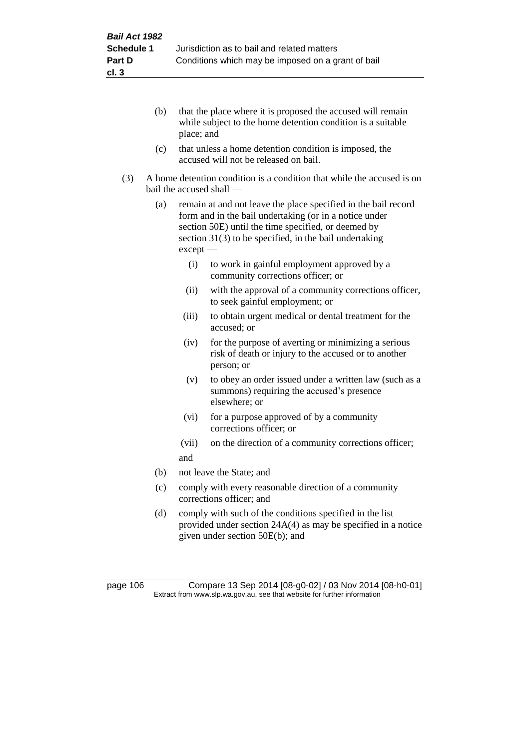(b) that the place where it is proposed the accused will remain while subject to the home detention condition is a suitable place; and

(c) that unless a home detention condition is imposed, the accused will not be released on bail.

(3) A home detention condition is a condition that while the accused is on bail the accused shall —

(a) remain at and not leave the place specified in the bail record form and in the bail undertaking (or in a notice under section 50E) until the time specified, or deemed by section 31(3) to be specified, in the bail undertaking except —

(i) to work in gainful employment approved by a community corrections officer; or

(ii) with the approval of a community corrections officer, to seek gainful employment; or

(iii) to obtain urgent medical or dental treatment for the accused; or

(iv) for the purpose of averting or minimizing a serious risk of death or injury to the accused or to another person; or

(v) to obey an order issued under a written law (such as a summons) requiring the accused's presence elsewhere; or

(vi) for a purpose approved of by a community corrections officer; or

(vii) on the direction of a community corrections officer;

and

(b) not leave the State; and

(c) comply with every reasonable direction of a community corrections officer; and

(d) comply with such of the conditions specified in the list provided under section 24A(4) as may be specified in a notice given under section 50E(b); and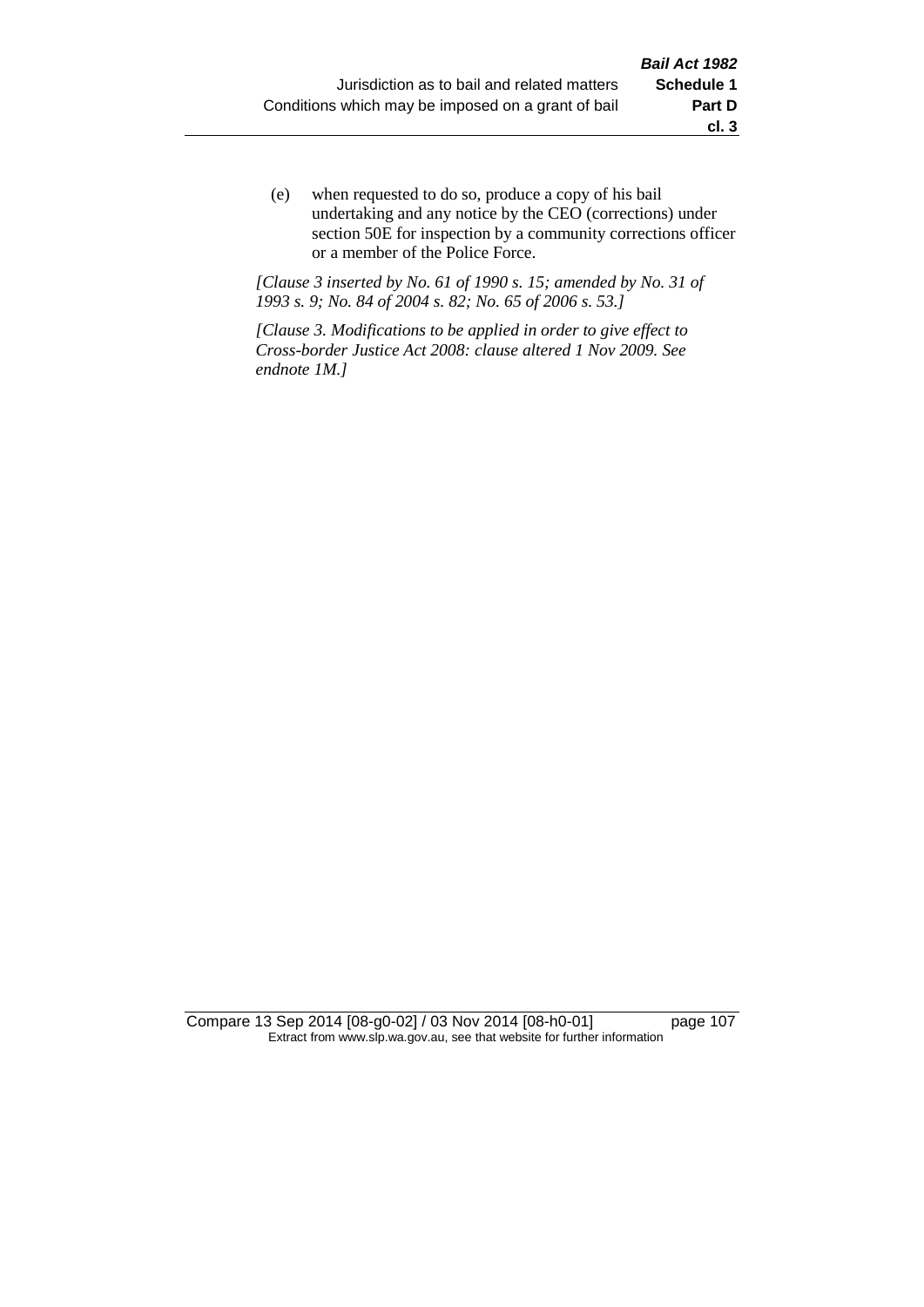(e) when requested to do so, produce a copy of his bail undertaking and any notice by the CEO (corrections) under section 50E for inspection by a community corrections officer or a member of the Police Force.

*[Clause 3 inserted by No. 61 of 1990 s. 15; amended by No. 31 of 1993 s. 9; No. 84 of 2004 s. 82; No. 65 of 2006 s. 53.]*

*[Clause 3. Modifications to be applied in order to give effect to Cross-border Justice Act 2008: clause altered 1 Nov 2009. See endnote 1M.]*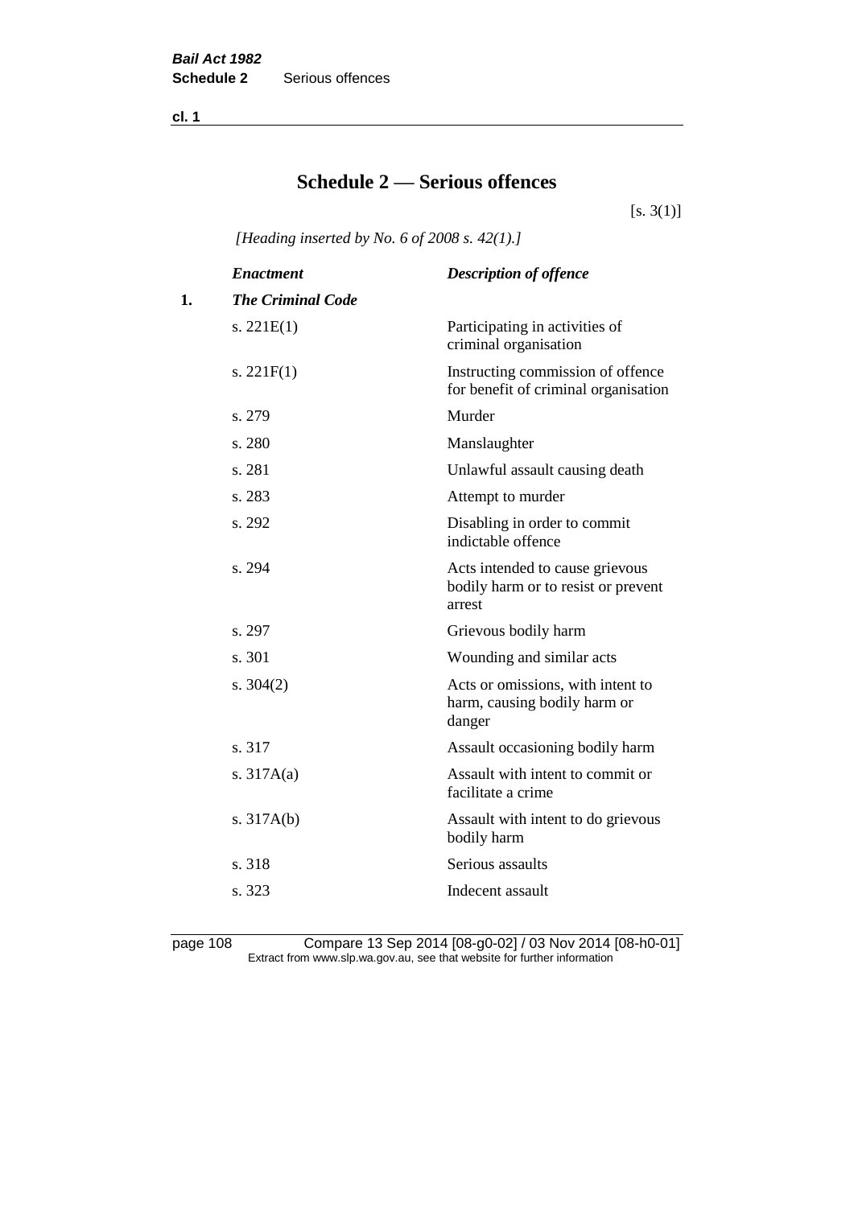# Schedule 2 — Serious offences

[s. 3(1)]

*[Heading inserted by No. 6 of 2008 s. 42(1).]*

| | *Enactment* | *Description of offence* |
|---|---|---|
| **1.** | ***The Criminal Code*** | |
| | s. 221E(1) | Participating in activities of criminal organisation |
| | s. 221F(1) | Instructing commission of offence for benefit of criminal organisation |
| | s. 279 | Murder |
| | s. 280 | Manslaughter |
| | s. 281 | Unlawful assault causing death |
| | s. 283 | Attempt to murder |
| | s. 292 | Disabling in order to commit indictable offence |
| | s. 294 | Acts intended to cause grievous bodily harm or to resist or prevent arrest |
| | s. 297 | Grievous bodily harm |
| | s. 301 | Wounding and similar acts |
| | s. 304(2) | Acts or omissions, with intent to harm, causing bodily harm or danger |
| | s. 317 | Assault occasioning bodily harm |
| | s. 317A(a) | Assault with intent to commit or facilitate a crime |
| | s. 317A(b) | Assault with intent to do grievous bodily harm |
| | s. 318 | Serious assaults |
| | s. 323 | Indecent assault |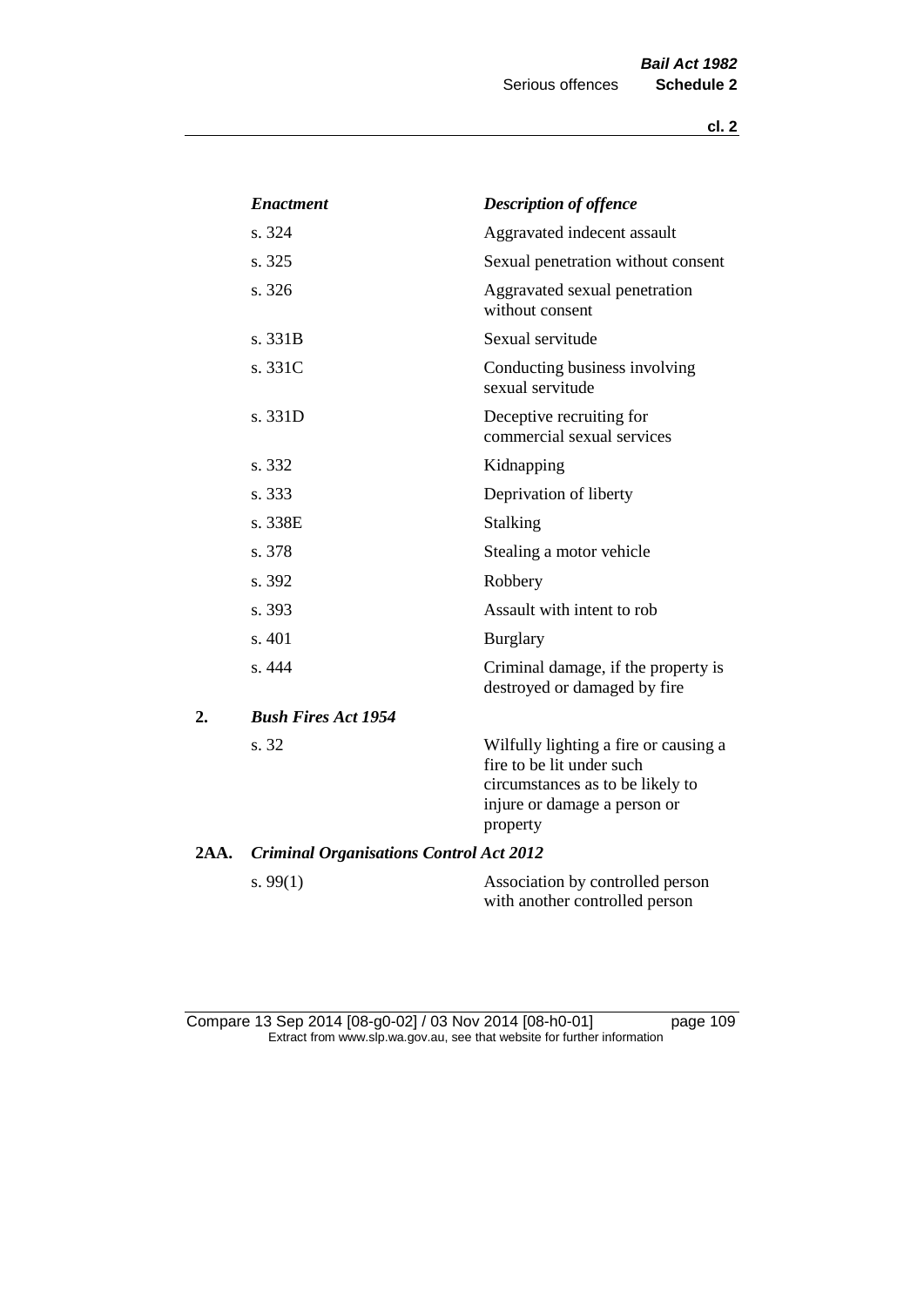| *Enactment* | *Description of offence* |
|---|---|
| s. 324 | Aggravated indecent assault |
| s. 325 | Sexual penetration without consent |
| s. 326 | Aggravated sexual penetration without consent |
| s. 331B | Sexual servitude |
| s. 331C | Conducting business involving sexual servitude |
| s. 331D | Deceptive recruiting for commercial sexual services |
| s. 332 | Kidnapping |
| s. 333 | Deprivation of liberty |
| s. 338E | Stalking |
| s. 378 | Stealing a motor vehicle |
| s. 392 | Robbery |
| s. 393 | Assault with intent to rob |
| s. 401 | Burglary |
| s. 444 | Criminal damage, if the property is destroyed or damaged by fire |

**2.** ***Bush Fires Act 1954***

| | |
|---|---|
| s. 32 | Wilfully lighting a fire or causing a fire to be lit under such circumstances as to be likely to injure or damage a person or property |

**2AA.** ***Criminal Organisations Control Act 2012***

| | |
|---|---|
| s. 99(1) | Association by controlled person with another controlled person |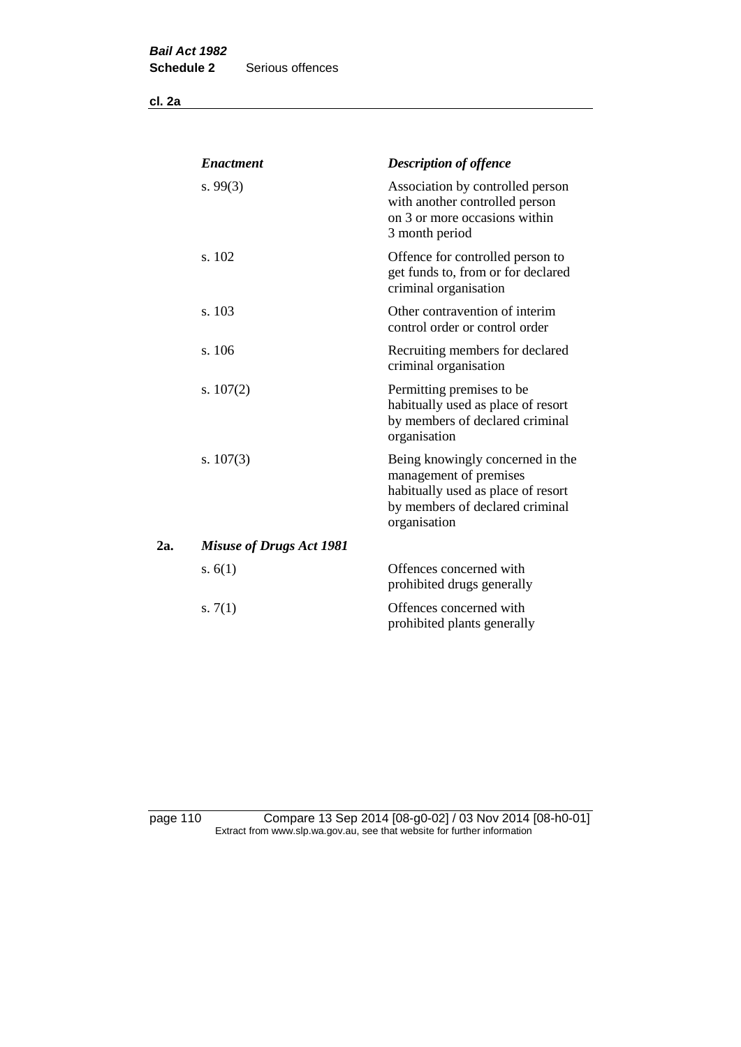| | *Enactment* | *Description of offence* |
|---|---|---|
| | s. 99(3) | Association by controlled person with another controlled person on 3 or more occasions within 3 month period |
| | s. 102 | Offence for controlled person to get funds to, from or for declared criminal organisation |
| | s. 103 | Other contravention of interim control order or control order |
| | s. 106 | Recruiting members for declared criminal organisation |
| | s. 107(2) | Permitting premises to be habitually used as place of resort by members of declared criminal organisation |
| | s. 107(3) | Being knowingly concerned in the management of premises habitually used as place of resort by members of declared criminal organisation |
| **2a.** | ***Misuse of Drugs Act 1981*** | |
| | s. 6(1) | Offences concerned with prohibited drugs generally |
| | s. 7(1) | Offences concerned with prohibited plants generally |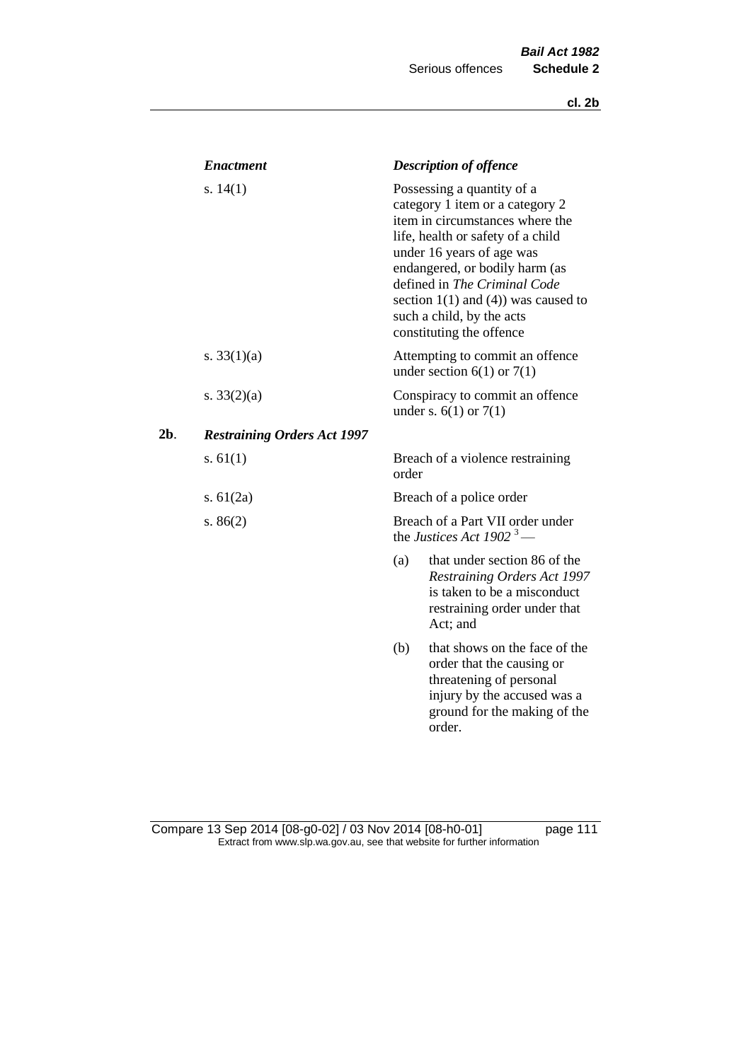| *Enactment* | *Description of offence* |
|---|---|
| s. 14(1) | Possessing a quantity of a category 1 item or a category 2 item in circumstances where the life, health or safety of a child under 16 years of age was endangered, or bodily harm (as defined in *The Criminal Code* section 1(1) and (4)) was caused to such a child, by the acts constituting the offence |
| s. 33(1)(a) | Attempting to commit an offence under section 6(1) or 7(1) |
| s. 33(2)(a) | Conspiracy to commit an offence under s. 6(1) or 7(1) |

**2b**. ***Restraining Orders Act 1997***

| | |
|---|---|
| s. 61(1) | Breach of a violence restraining order |
| s. 61(2a) | Breach of a police order |
| s. 86(2) | Breach of a Part VII order under the *Justices Act 1902* [3] — (a) that under section 86 of the *Restraining Orders Act 1997* is taken to be a misconduct restraining order under that Act; and (b) that shows on the face of the order that the causing or threatening of personal injury by the accused was a ground for the making of the order. |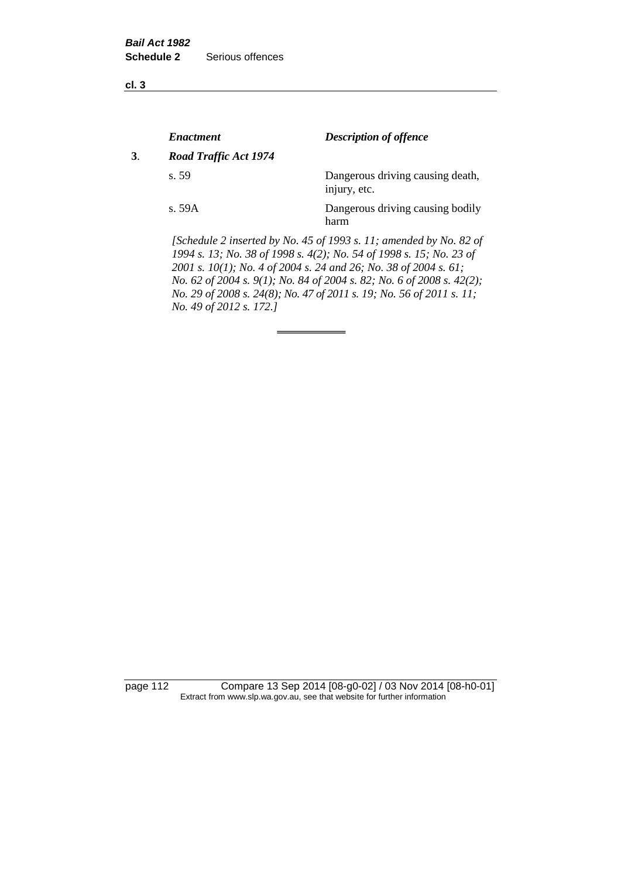| | *Enactment* | *Description of offence* |
|---|---|---|
| **3**. | ***Road Traffic Act 1974*** | |
| | s. 59 | Dangerous driving causing death, injury, etc. |
| | s. 59A | Dangerous driving causing bodily harm |

*[Schedule 2 inserted by No. 45 of 1993 s. 11; amended by No. 82 of 1994 s. 13; No. 38 of 1998 s. 4(2); No. 54 of 1998 s. 15; No. 23 of 2001 s. 10(1); No. 4 of 2004 s. 24 and 26; No. 38 of 2004 s. 61; No. 62 of 2004 s. 9(1); No. 84 of 2004 s. 82; No. 6 of 2008 s. 42(2); No. 29 of 2008 s. 24(8); No. 47 of 2011 s. 19; No. 56 of 2011 s. 11; No. 49 of 2012 s. 172.]*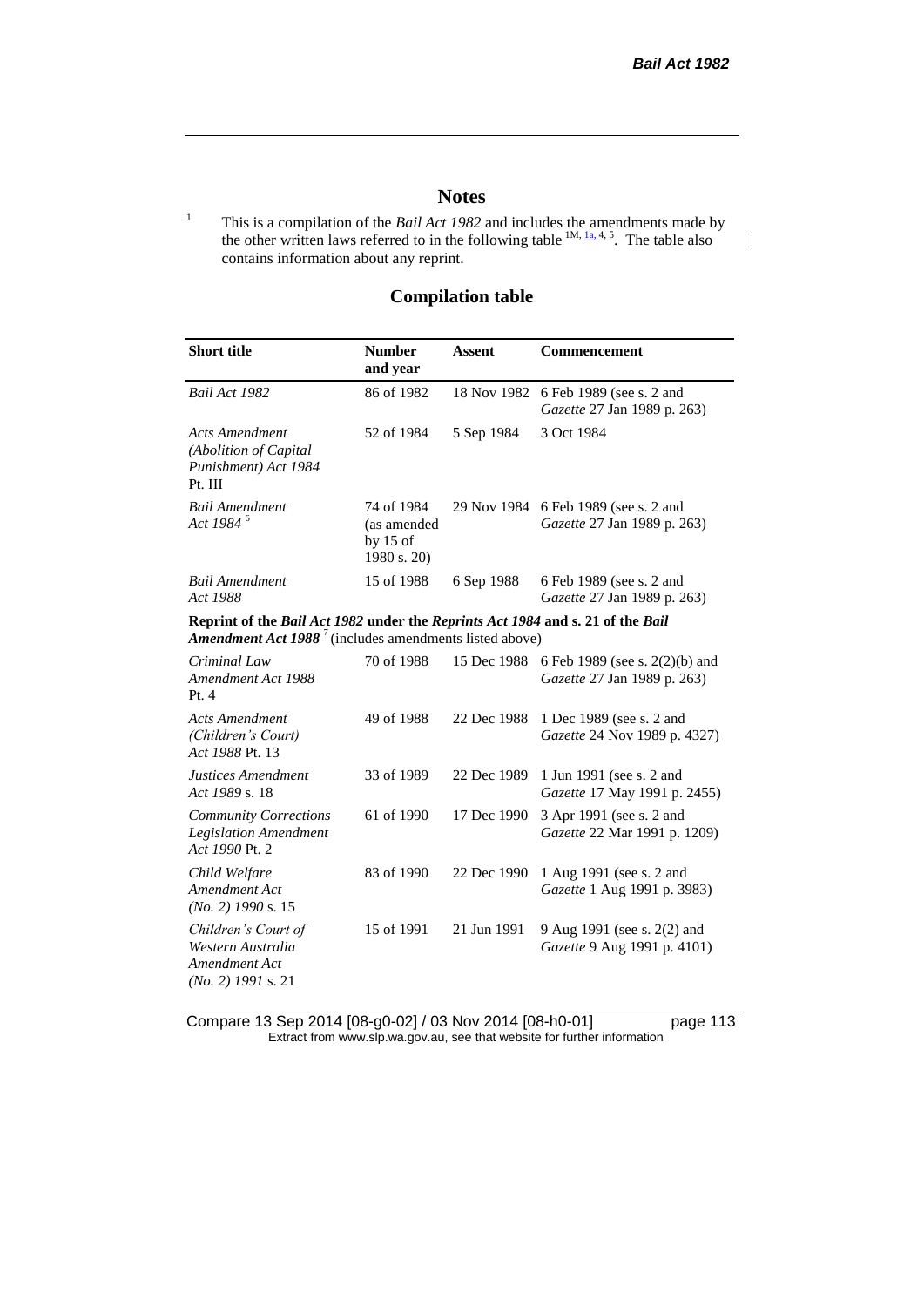# Notes

[1] This is a compilation of the *Bail Act 1982* and includes the amendments made by the other written laws referred to in the following table [1M, 1a, 4, 5]. The table also contains information about any reprint.

## Compilation table

| Short title | Number and year | Assent | Commencement |
|---|---|---|---|
| *Bail Act 1982* | 86 of 1982 | 18 Nov 1982 | 6 Feb 1989 (see s. 2 and *Gazette* 27 Jan 1989 p. 263) |
| *Acts Amendment (Abolition of Capital Punishment) Act 1984* Pt. III | 52 of 1984 | 5 Sep 1984 | 3 Oct 1984 |
| *Bail Amendment Act 1984* [6] | 74 of 1984 (as amended by 15 of 1980 s. 20) | 29 Nov 1984 | 6 Feb 1989 (see s. 2 and *Gazette* 27 Jan 1989 p. 263) |
| *Bail Amendment Act 1988* | 15 of 1988 | 6 Sep 1988 | 6 Feb 1989 (see s. 2 and *Gazette* 27 Jan 1989 p. 263) |
| **Reprint of the *Bail Act 1982* under the *Reprints Act 1984* and s. 21 of the *Bail Amendment Act 1988* [7] (includes amendments listed above)** | | | |
| *Criminal Law Amendment Act 1988* Pt. 4 | 70 of 1988 | 15 Dec 1988 | 6 Feb 1989 (see s. 2(2)(b) and *Gazette* 27 Jan 1989 p. 263) |
| *Acts Amendment (Children's Court) Act 1988* Pt. 13 | 49 of 1988 | 22 Dec 1988 | 1 Dec 1989 (see s. 2 and *Gazette* 24 Nov 1989 p. 4327) |
| *Justices Amendment Act 1989* s. 18 | 33 of 1989 | 22 Dec 1989 | 1 Jun 1991 (see s. 2 and *Gazette* 17 May 1991 p. 2455) |
| *Community Corrections Legislation Amendment Act 1990* Pt. 2 | 61 of 1990 | 17 Dec 1990 | 3 Apr 1991 (see s. 2 and *Gazette* 22 Mar 1991 p. 1209) |
| *Child Welfare Amendment Act (No. 2) 1990* s. 15 | 83 of 1990 | 22 Dec 1990 | 1 Aug 1991 (see s. 2 and *Gazette* 1 Aug 1991 p. 3983) |
| *Children's Court of Western Australia Amendment Act (No. 2) 1991* s. 21 | 15 of 1991 | 21 Jun 1991 | 9 Aug 1991 (see s. 2(2) and *Gazette* 9 Aug 1991 p. 4101) |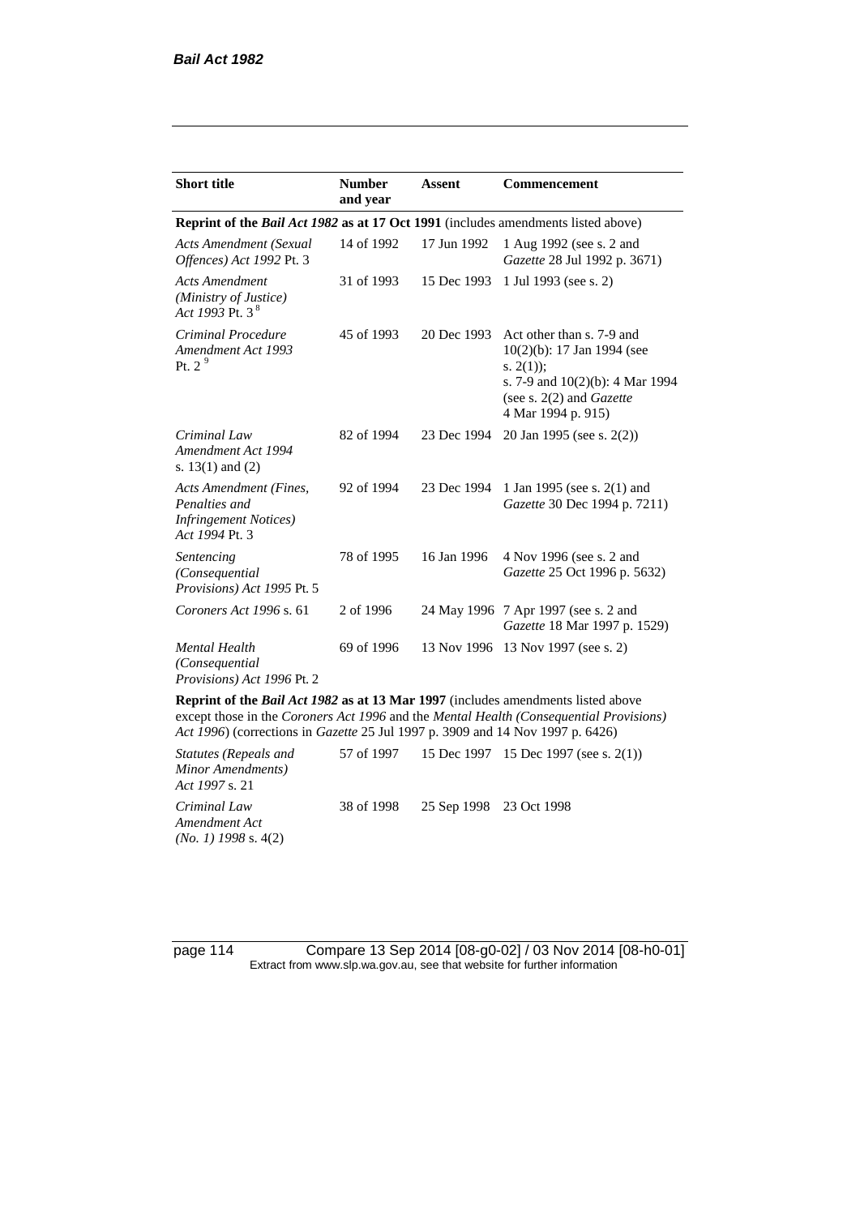| Short title | Number and year | Assent | Commencement |
|---|---|---|---|
| **Reprint of the *Bail Act 1982* as at 17 Oct 1991** (includes amendments listed above) | | | |
| *Acts Amendment (Sexual Offences) Act 1992* Pt. 3 | 14 of 1992 | 17 Jun 1992 | 1 Aug 1992 (see s. 2 and *Gazette* 28 Jul 1992 p. 3671) |
| *Acts Amendment (Ministry of Justice) Act 1993* Pt. 3 [8] | 31 of 1993 | 15 Dec 1993 | 1 Jul 1993 (see s. 2) |
| *Criminal Procedure Amendment Act 1993* Pt. 2 [9] | 45 of 1993 | 20 Dec 1993 | Act other than s. 7-9 and 10(2)(b): 17 Jan 1994 (see s. 2(1));<br>s. 7-9 and 10(2)(b): 4 Mar 1994 (see s. 2(2) and *Gazette* 4 Mar 1994 p. 915) |
| *Criminal Law Amendment Act 1994* s. 13(1) and (2) | 82 of 1994 | 23 Dec 1994 | 20 Jan 1995 (see s. 2(2)) |
| *Acts Amendment (Fines, Penalties and Infringement Notices) Act 1994* Pt. 3 | 92 of 1994 | 23 Dec 1994 | 1 Jan 1995 (see s. 2(1) and *Gazette* 30 Dec 1994 p. 7211) |
| *Sentencing (Consequential Provisions) Act 1995* Pt. 5 | 78 of 1995 | 16 Jan 1996 | 4 Nov 1996 (see s. 2 and *Gazette* 25 Oct 1996 p. 5632) |
| *Coroners Act 1996* s. 61 | 2 of 1996 | 24 May 1996 | 7 Apr 1997 (see s. 2 and *Gazette* 18 Mar 1997 p. 1529) |
| *Mental Health (Consequential Provisions) Act 1996* Pt. 2 | 69 of 1996 | 13 Nov 1996 | 13 Nov 1997 (see s. 2) |
| **Reprint of the *Bail Act 1982* as at 13 Mar 1997** (includes amendments listed above except those in the *Coroners Act 1996* and the *Mental Health (Consequential Provisions) Act 1996*) (corrections in *Gazette* 25 Jul 1997 p. 3909 and 14 Nov 1997 p. 6426) | | | |
| *Statutes (Repeals and Minor Amendments) Act 1997* s. 21 | 57 of 1997 | 15 Dec 1997 | 15 Dec 1997 (see s. 2(1)) |
| *Criminal Law Amendment Act (No. 1) 1998* s. 4(2) | 38 of 1998 | 25 Sep 1998 | 23 Oct 1998 |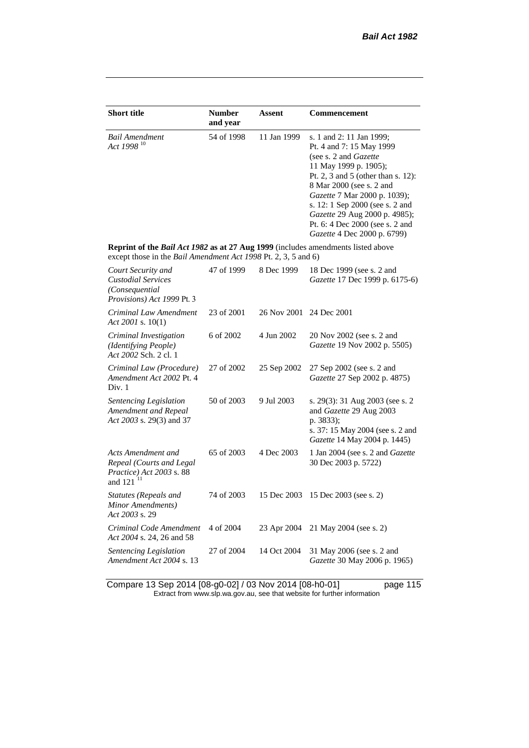| Short title | Number and year | Assent | Commencement |
|---|---|---|---|
| *Bail Amendment Act 1998* [10] | 54 of 1998 | 11 Jan 1999 | s. 1 and 2: 11 Jan 1999; Pt. 4 and 7: 15 May 1999 (see s. 2 and *Gazette* 11 May 1999 p. 1905); Pt. 2, 3 and 5 (other than s. 12): 8 Mar 2000 (see s. 2 and *Gazette* 7 Mar 2000 p. 1039); s. 12: 1 Sep 2000 (see s. 2 and *Gazette* 29 Aug 2000 p. 4985); Pt. 6: 4 Dec 2000 (see s. 2 and *Gazette* 4 Dec 2000 p. 6799) |
| **Reprint of the *Bail Act 1982* as at 27 Aug 1999** (includes amendments listed above except those in the *Bail Amendment Act 1998* Pt. 2, 3, 5 and 6) | | | |
| *Court Security and Custodial Services (Consequential Provisions) Act 1999* Pt. 3 | 47 of 1999 | 8 Dec 1999 | 18 Dec 1999 (see s. 2 and *Gazette* 17 Dec 1999 p. 6175-6) |
| *Criminal Law Amendment Act 2001* s. 10(1) | 23 of 2001 | 26 Nov 2001 | 24 Dec 2001 |
| *Criminal Investigation (Identifying People) Act 2002* Sch. 2 cl. 1 | 6 of 2002 | 4 Jun 2002 | 20 Nov 2002 (see s. 2 and *Gazette* 19 Nov 2002 p. 5505) |
| *Criminal Law (Procedure) Amendment Act 2002* Pt. 4 Div. 1 | 27 of 2002 | 25 Sep 2002 | 27 Sep 2002 (see s. 2 and *Gazette* 27 Sep 2002 p. 4875) |
| *Sentencing Legislation Amendment and Repeal Act 2003* s. 29(3) and 37 | 50 of 2003 | 9 Jul 2003 | s. 29(3): 31 Aug 2003 (see s. 2 and *Gazette* 29 Aug 2003 p. 3833); s. 37: 15 May 2004 (see s. 2 and *Gazette* 14 May 2004 p. 1445) |
| *Acts Amendment and Repeal (Courts and Legal Practice) Act 2003* s. 88 and 121 [11] | 65 of 2003 | 4 Dec 2003 | 1 Jan 2004 (see s. 2 and *Gazette* 30 Dec 2003 p. 5722) |
| *Statutes (Repeals and Minor Amendments) Act 2003* s. 29 | 74 of 2003 | 15 Dec 2003 | 15 Dec 2003 (see s. 2) |
| *Criminal Code Amendment Act 2004* s. 24, 26 and 58 | 4 of 2004 | 23 Apr 2004 | 21 May 2004 (see s. 2) |
| *Sentencing Legislation Amendment Act 2004* s. 13 | 27 of 2004 | 14 Oct 2004 | 31 May 2006 (see s. 2 and *Gazette* 30 May 2006 p. 1965) |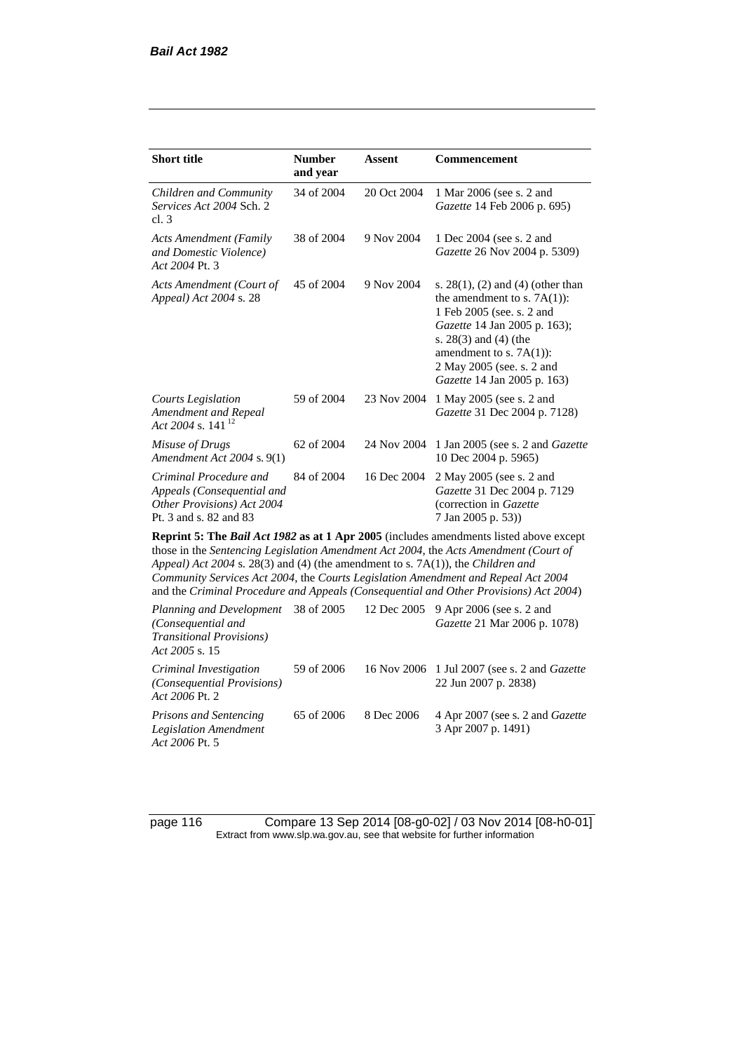| Short title | Number and year | Assent | Commencement |
|---|---|---|---|
| *Children and Community Services Act 2004* Sch. 2 cl. 3 | 34 of 2004 | 20 Oct 2004 | 1 Mar 2006 (see s. 2 and *Gazette* 14 Feb 2006 p. 695) |
| *Acts Amendment (Family and Domestic Violence) Act 2004* Pt. 3 | 38 of 2004 | 9 Nov 2004 | 1 Dec 2004 (see s. 2 and *Gazette* 26 Nov 2004 p. 5309) |
| *Acts Amendment (Court of Appeal) Act 2004* s. 28 | 45 of 2004 | 9 Nov 2004 | s. 28(1), (2) and (4) (other than the amendment to s. 7A(1)): 1 Feb 2005 (see. s. 2 and *Gazette* 14 Jan 2005 p. 163); s. 28(3) and (4) (the amendment to s. 7A(1)): 2 May 2005 (see. s. 2 and *Gazette* 14 Jan 2005 p. 163) |
| *Courts Legislation Amendment and Repeal Act 2004* s. 141 [12] | 59 of 2004 | 23 Nov 2004 | 1 May 2005 (see s. 2 and *Gazette* 31 Dec 2004 p. 7128) |
| *Misuse of Drugs Amendment Act 2004* s. 9(1) | 62 of 2004 | 24 Nov 2004 | 1 Jan 2005 (see s. 2 and *Gazette* 10 Dec 2004 p. 5965) |
| *Criminal Procedure and Appeals (Consequential and Other Provisions) Act 2004* Pt. 3 and s. 82 and 83 | 84 of 2004 | 16 Dec 2004 | 2 May 2005 (see s. 2 and *Gazette* 31 Dec 2004 p. 7129 (correction in *Gazette* 7 Jan 2005 p. 53)) |
| **Reprint 5: The *Bail Act 1982* as at 1 Apr 2005** (includes amendments listed above except those in the *Sentencing Legislation Amendment Act 2004*, the *Acts Amendment (Court of Appeal) Act 2004* s. 28(3) and (4) (the amendment to s. 7A(1)), the *Children and Community Services Act 2004*, the *Courts Legislation Amendment and Repeal Act 2004* and the *Criminal Procedure and Appeals (Consequential and Other Provisions) Act 2004*) | | | |
| *Planning and Development (Consequential and Transitional Provisions) Act 2005* s. 15 | 38 of 2005 | 12 Dec 2005 | 9 Apr 2006 (see s. 2 and *Gazette* 21 Mar 2006 p. 1078) |
| *Criminal Investigation (Consequential Provisions) Act 2006* Pt. 2 | 59 of 2006 | 16 Nov 2006 | 1 Jul 2007 (see s. 2 and *Gazette* 22 Jun 2007 p. 2838) |
| *Prisons and Sentencing Legislation Amendment Act 2006* Pt. 5 | 65 of 2006 | 8 Dec 2006 | 4 Apr 2007 (see s. 2 and *Gazette* 3 Apr 2007 p. 1491) |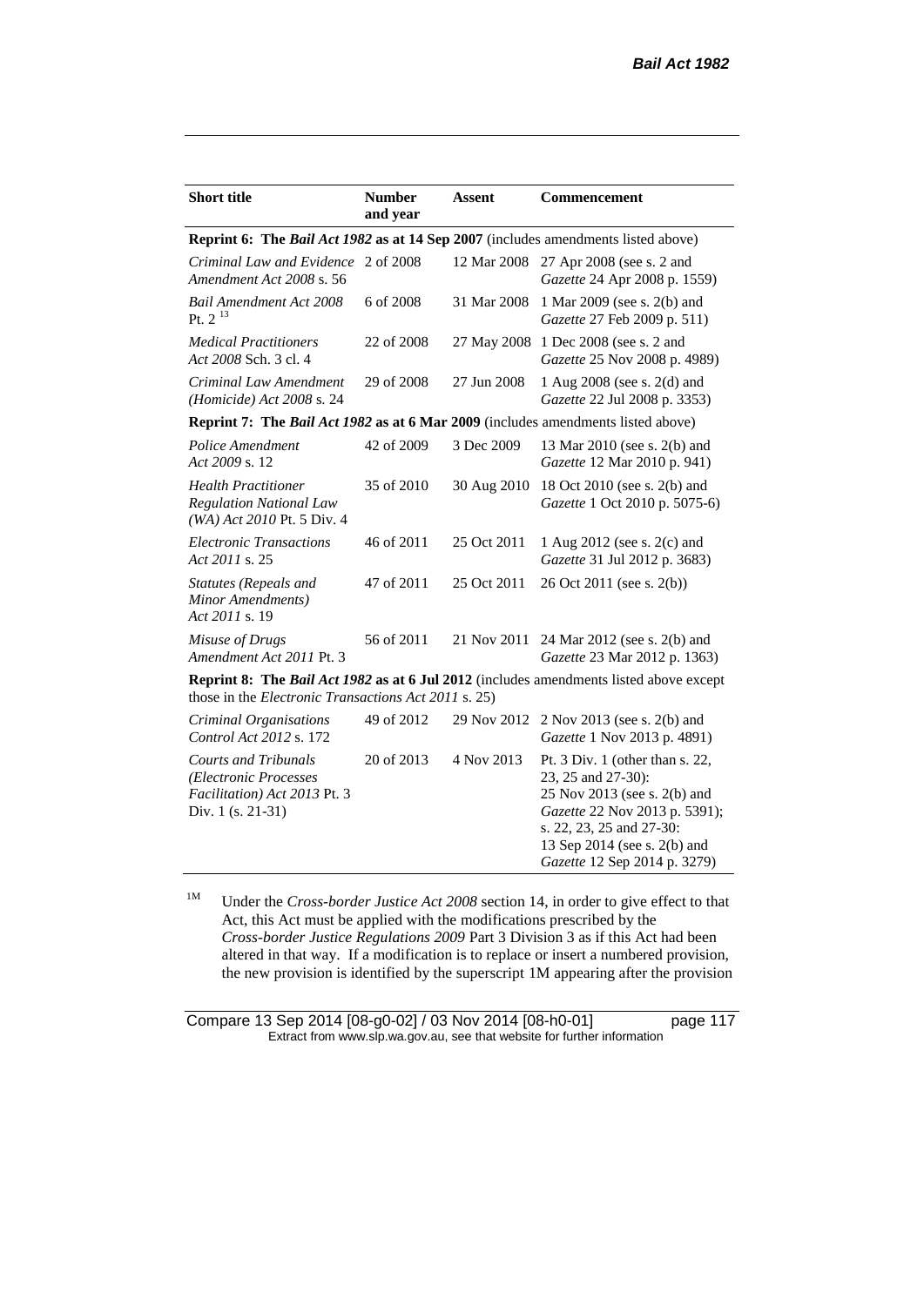| **Short title** | **Number and year** | **Assent** | **Commencement** |
|---|---|---|---|
| **Reprint 6: The *Bail Act 1982* as at 14 Sep 2007** (includes amendments listed above) | | | |
| *Criminal Law and Evidence Amendment Act 2008* s. 56 | 2 of 2008 | 12 Mar 2008 | 27 Apr 2008 (see s. 2 and *Gazette* 24 Apr 2008 p. 1559) |
| *Bail Amendment Act 2008* Pt. 2 [13] | 6 of 2008 | 31 Mar 2008 | 1 Mar 2009 (see s. 2(b) and *Gazette* 27 Feb 2009 p. 511) |
| *Medical Practitioners Act 2008* Sch. 3 cl. 4 | 22 of 2008 | 27 May 2008 | 1 Dec 2008 (see s. 2 and *Gazette* 25 Nov 2008 p. 4989) |
| *Criminal Law Amendment (Homicide) Act 2008* s. 24 | 29 of 2008 | 27 Jun 2008 | 1 Aug 2008 (see s. 2(d) and *Gazette* 22 Jul 2008 p. 3353) |
| **Reprint 7: The *Bail Act 1982* as at 6 Mar 2009** (includes amendments listed above) | | | |
| *Police Amendment Act 2009* s. 12 | 42 of 2009 | 3 Dec 2009 | 13 Mar 2010 (see s. 2(b) and *Gazette* 12 Mar 2010 p. 941) |
| *Health Practitioner Regulation National Law (WA) Act 2010* Pt. 5 Div. 4 | 35 of 2010 | 30 Aug 2010 | 18 Oct 2010 (see s. 2(b) and *Gazette* 1 Oct 2010 p. 5075-6) |
| *Electronic Transactions Act 2011* s. 25 | 46 of 2011 | 25 Oct 2011 | 1 Aug 2012 (see s. 2(c) and *Gazette* 31 Jul 2012 p. 3683) |
| *Statutes (Repeals and Minor Amendments) Act 2011* s. 19 | 47 of 2011 | 25 Oct 2011 | 26 Oct 2011 (see s. 2(b)) |
| *Misuse of Drugs Amendment Act 2011* Pt. 3 | 56 of 2011 | 21 Nov 2011 | 24 Mar 2012 (see s. 2(b) and *Gazette* 23 Mar 2012 p. 1363) |
| **Reprint 8: The *Bail Act 1982* as at 6 Jul 2012** (includes amendments listed above except those in the *Electronic Transactions Act 2011* s. 25) | | | |
| *Criminal Organisations Control Act 2012* s. 172 | 49 of 2012 | 29 Nov 2012 | 2 Nov 2013 (see s. 2(b) and *Gazette* 1 Nov 2013 p. 4891) |
| *Courts and Tribunals (Electronic Processes Facilitation) Act 2013* Pt. 3 Div. 1 (s. 21-31) | 20 of 2013 | 4 Nov 2013 | Pt. 3 Div. 1 (other than s. 22, 23, 25 and 27-30): 25 Nov 2013 (see s. 2(b) and *Gazette* 22 Nov 2013 p. 5391); s. 22, 23, 25 and 27-30: 13 Sep 2014 (see s. 2(b) and *Gazette* 12 Sep 2014 p. 3279) |

[1M] Under the *Cross-border Justice Act 2008* section 14, in order to give effect to that Act, this Act must be applied with the modifications prescribed by the *Cross-border Justice Regulations 2009* Part 3 Division 3 as if this Act had been altered in that way. If a modification is to replace or insert a numbered provision, the new provision is identified by the superscript 1M appearing after the provision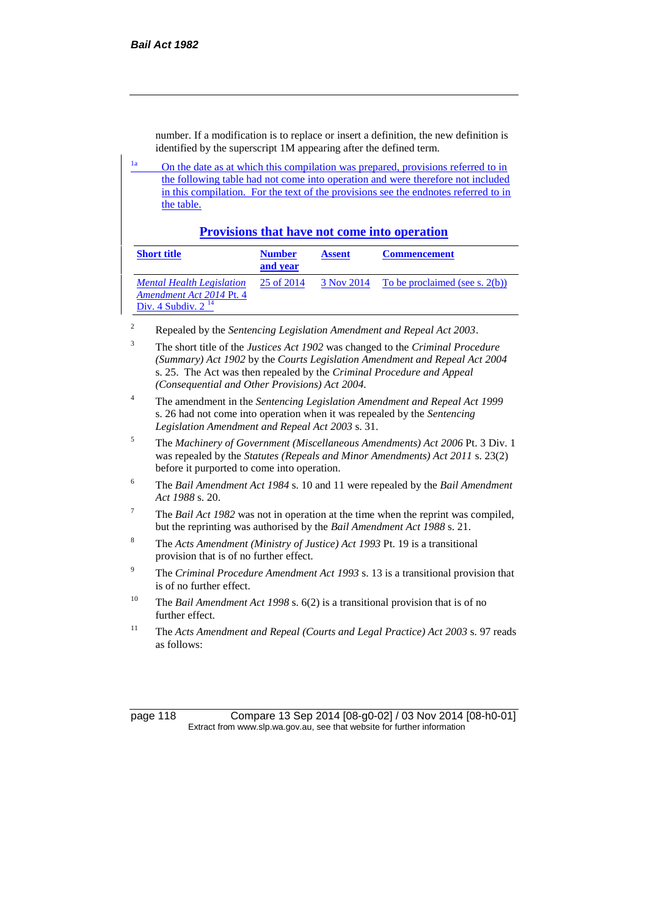number. If a modification is to replace or insert a definition, the new definition is identified by the superscript 1M appearing after the defined term.

[1a] On the date as at which this compilation was prepared, provisions referred to in the following table had not come into operation and were therefore not included in this compilation. For the text of the provisions see the endnotes referred to in the table.

## Provisions that have not come into operation

| Short title | Number and year | Assent | Commencement |
|---|---|---|---|
| *Mental Health Legislation Amendment Act 2014* Pt. 4 Div. 4 Subdiv. 2 [14] | 25 of 2014 | 3 Nov 2014 | To be proclaimed (see s. 2(b)) |

[2] Repealed by the *Sentencing Legislation Amendment and Repeal Act 2003*.

[3] The short title of the *Justices Act 1902* was changed to the *Criminal Procedure (Summary) Act 1902* by the *Courts Legislation Amendment and Repeal Act 2004* s. 25. The Act was then repealed by the *Criminal Procedure and Appeal (Consequential and Other Provisions) Act 2004.*

[4] The amendment in the *Sentencing Legislation Amendment and Repeal Act 1999* s. 26 had not come into operation when it was repealed by the *Sentencing Legislation Amendment and Repeal Act 2003* s. 31.

[5] The *Machinery of Government (Miscellaneous Amendments) Act 2006* Pt. 3 Div. 1 was repealed by the *Statutes (Repeals and Minor Amendments) Act 2011* s. 23(2) before it purported to come into operation.

[6] The *Bail Amendment Act 1984* s. 10 and 11 were repealed by the *Bail Amendment Act 1988* s. 20.

[7] The *Bail Act 1982* was not in operation at the time when the reprint was compiled, but the reprinting was authorised by the *Bail Amendment Act 1988* s. 21.

[8] The *Acts Amendment (Ministry of Justice) Act 1993* Pt. 19 is a transitional provision that is of no further effect.

[9] The *Criminal Procedure Amendment Act 1993* s. 13 is a transitional provision that is of no further effect.

[10] The *Bail Amendment Act 1998* s. 6(2) is a transitional provision that is of no further effect.

[11] The *Acts Amendment and Repeal (Courts and Legal Practice) Act 2003* s. 97 reads as follows: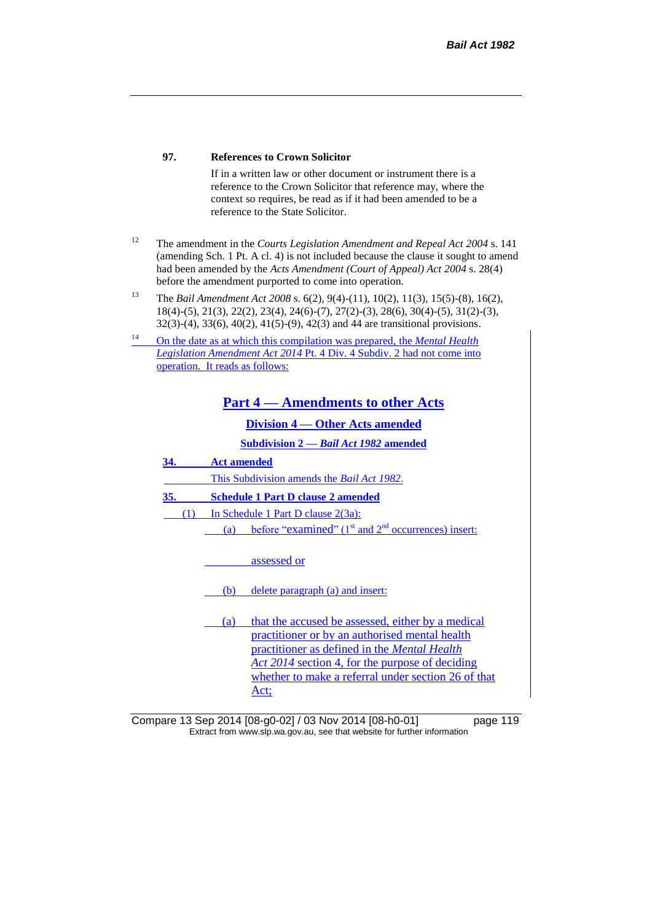**97. References to Crown Solicitor**

If in a written law or other document or instrument there is a reference to the Crown Solicitor that reference may, where the context so requires, be read as if it had been amended to be a reference to the State Solicitor.

[12] The amendment in the *Courts Legislation Amendment and Repeal Act 2004* s. 141 (amending Sch. 1 Pt. A cl. 4) is not included because the clause it sought to amend had been amended by the *Acts Amendment (Court of Appeal) Act 2004* s. 28(4) before the amendment purported to come into operation.

[13] The *Bail Amendment Act 2008* s. 6(2), 9(4)-(11), 10(2), 11(3), 15(5)-(8), 16(2), 18(4)-(5), 21(3), 22(2), 23(4), 24(6)-(7), 27(2)-(3), 28(6), 30(4)-(5), 31(2)-(3), 32(3)-(4), 33(6), 40(2), 41(5)-(9), 42(3) and 44 are transitional provisions.

[14] On the date as at which this compilation was prepared, the *Mental Health Legislation Amendment Act 2014* Pt. 4 Div. 4 Subdiv. 2 had not come into operation. It reads as follows:

## Part 4 — Amendments to other Acts

### Division 4 — Other Acts amended

#### Subdivision 2 — *Bail Act 1982* amended

**34. Act amended**

This Subdivision amends the *Bail Act 1982*.

**35. Schedule 1 Part D clause 2 amended**

(1) In Schedule 1 Part D clause 2(3a):

(a) before "examined" (1st and 2nd occurrences) insert:

assessed or

(b) delete paragraph (a) and insert:

(a) that the accused be assessed, either by a medical practitioner or by an authorised mental health practitioner as defined in the *Mental Health Act 2014* section 4, for the purpose of deciding whether to make a referral under section 26 of that Act;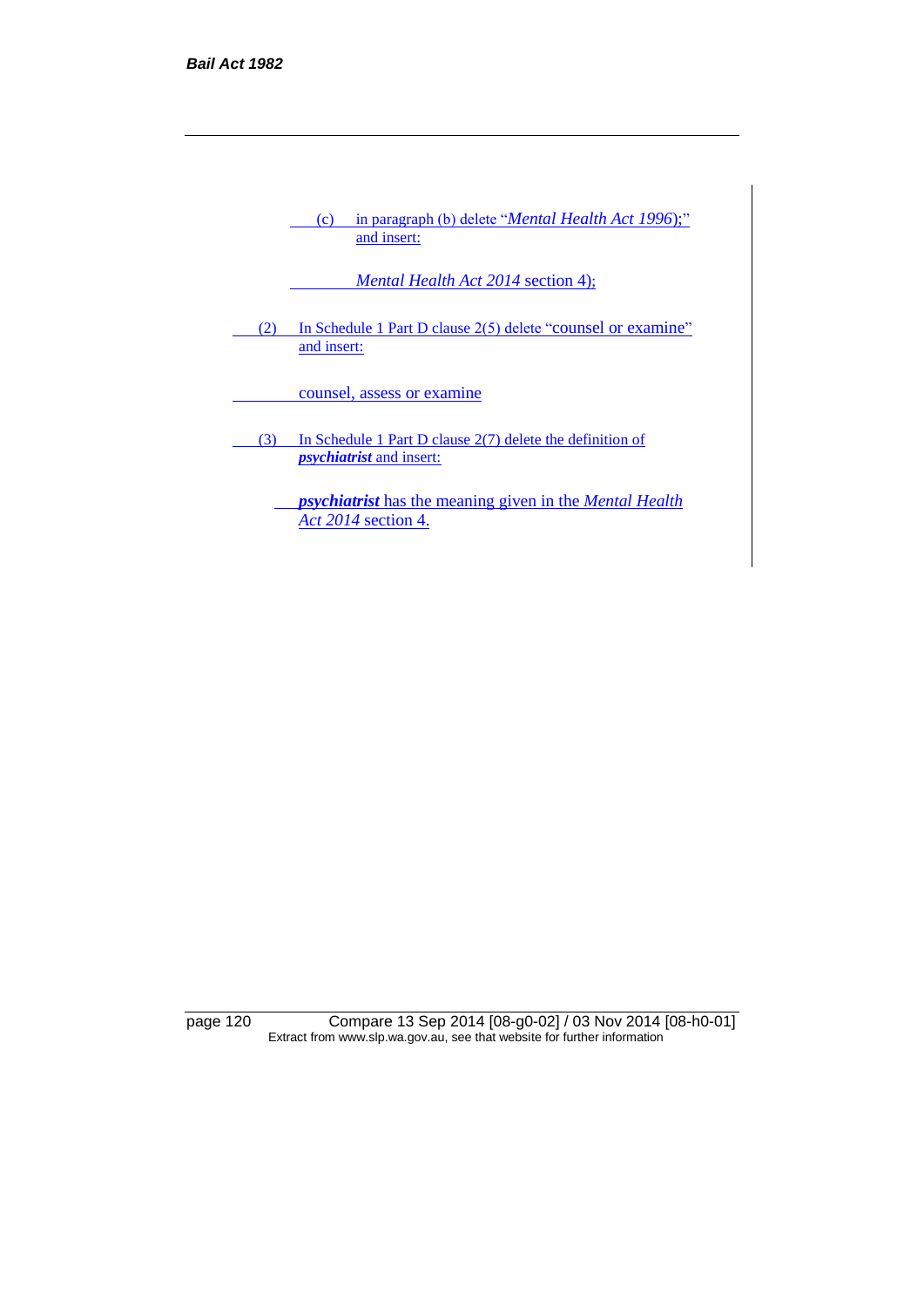(c) in paragraph (b) delete "*Mental Health Act 1996*);" and insert:

*Mental Health Act 2014* section 4);

(2) In Schedule 1 Part D clause 2(5) delete "counsel or examine" and insert:

counsel, assess or examine

(3) In Schedule 1 Part D clause 2(7) delete the definition of ***psychiatrist*** and insert:

***psychiatrist*** has the meaning given in the *Mental Health Act 2014* section 4.